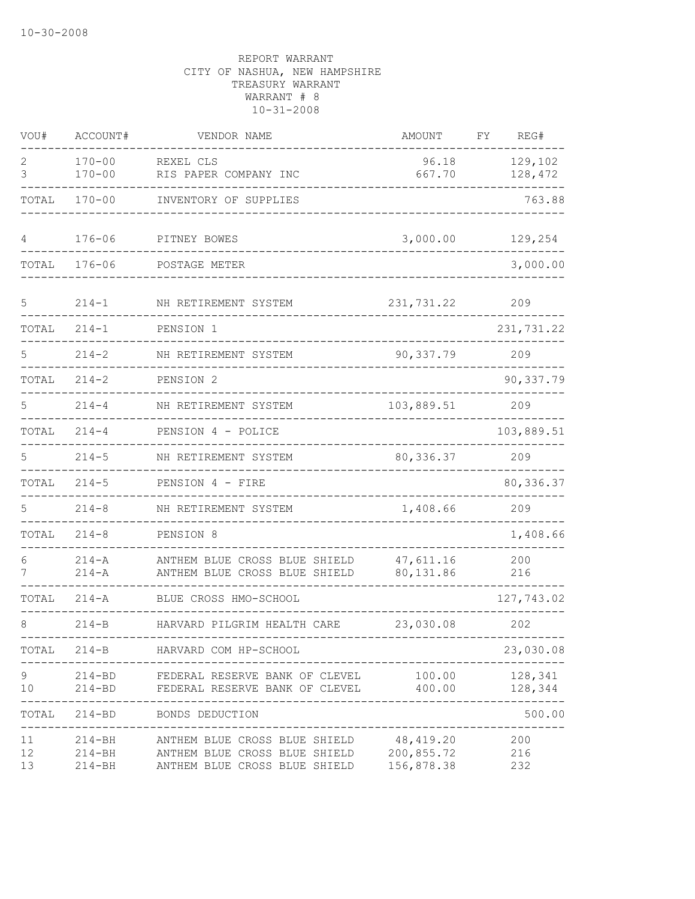10-30-2008

REPORT WARRANT
CITY OF NASHUA, NEW HAMPSHIRE
TREASURY WARRANT
WARRANT # 8
10-31-2008

| VOU# | ACCOUNT# | VENDOR NAME | AMOUNT | FY | REG# |
|---|---|---|---|---|---|
| 2 | 170-00 | REXEL CLS | 96.18 | | 129,102 |
| 3 | 170-00 | RIS PAPER COMPANY INC | 667.70 | | 128,472 |
| TOTAL | 170-00 | INVENTORY OF SUPPLIES | | | 763.88 |
| 4 | 176-06 | PITNEY BOWES | 3,000.00 | | 129,254 |
| TOTAL | 176-06 | POSTAGE METER | | | 3,000.00 |
| 5 | 214-1 | NH RETIREMENT SYSTEM | 231,731.22 | | 209 |
| TOTAL | 214-1 | PENSION 1 | | | 231,731.22 |
| 5 | 214-2 | NH RETIREMENT SYSTEM | 90,337.79 | | 209 |
| TOTAL | 214-2 | PENSION 2 | | | 90,337.79 |
| 5 | 214-4 | NH RETIREMENT SYSTEM | 103,889.51 | | 209 |
| TOTAL | 214-4 | PENSION 4 - POLICE | | | 103,889.51 |
| 5 | 214-5 | NH RETIREMENT SYSTEM | 80,336.37 | | 209 |
| TOTAL | 214-5 | PENSION 4 - FIRE | | | 80,336.37 |
| 5 | 214-8 | NH RETIREMENT SYSTEM | 1,408.66 | | 209 |
| TOTAL | 214-8 | PENSION 8 | | | 1,408.66 |
| 6 | 214-A | ANTHEM BLUE CROSS BLUE SHIELD | 47,611.16 | | 200 |
| 7 | 214-A | ANTHEM BLUE CROSS BLUE SHIELD | 80,131.86 | | 216 |
| TOTAL | 214-A | BLUE CROSS HMO-SCHOOL | | | 127,743.02 |
| 8 | 214-B | HARVARD PILGRIM HEALTH CARE | 23,030.08 | | 202 |
| TOTAL | 214-B | HARVARD COM HP-SCHOOL | | | 23,030.08 |
| 9 | 214-BD | FEDERAL RESERVE BANK OF CLEVEL | 100.00 | | 128,341 |
| 10 | 214-BD | FEDERAL RESERVE BANK OF CLEVEL | 400.00 | | 128,344 |
| TOTAL | 214-BD | BONDS DEDUCTION | | | 500.00 |
| 11 | 214-BH | ANTHEM BLUE CROSS BLUE SHIELD | 48,419.20 | | 200 |
| 12 | 214-BH | ANTHEM BLUE CROSS BLUE SHIELD | 200,855.72 | | 216 |
| 13 | 214-BH | ANTHEM BLUE CROSS BLUE SHIELD | 156,878.38 | | 232 |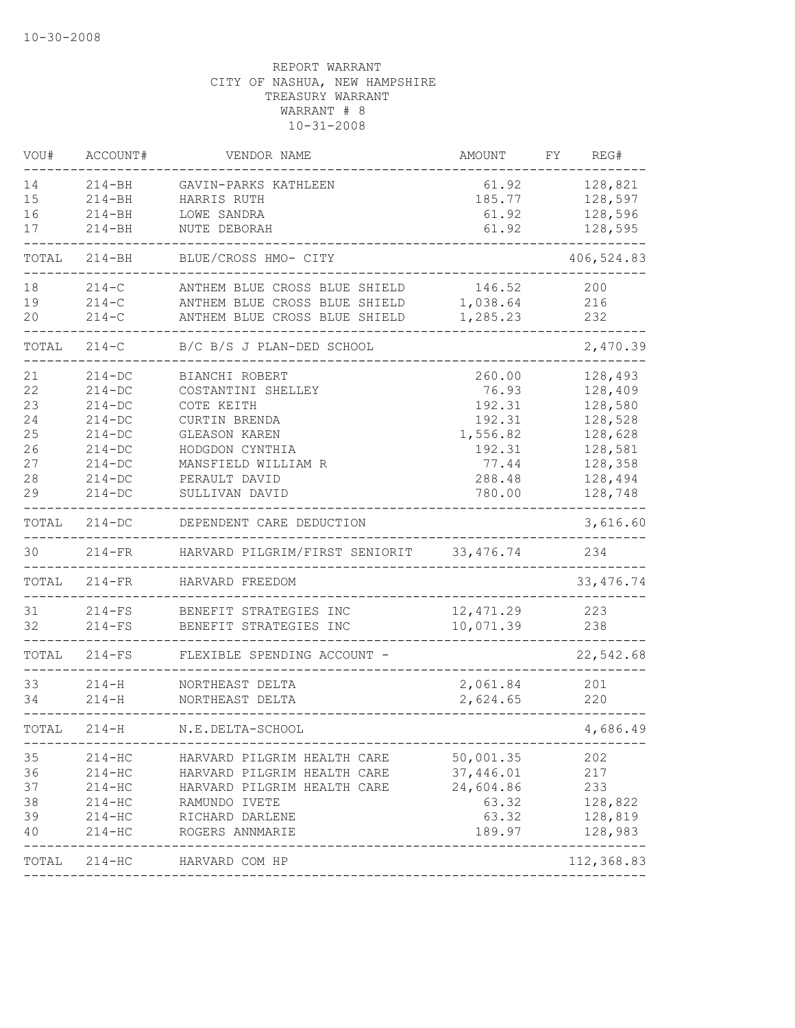10-30-2008

REPORT WARRANT
CITY OF NASHUA, NEW HAMPSHIRE
TREASURY WARRANT
WARRANT # 8
10-31-2008

| VOU# | ACCOUNT# | VENDOR NAME | AMOUNT | FY | REG# |
|---|---|---|---|---|---|
| 14 | 214-BH | GAVIN-PARKS KATHLEEN | 61.92 | | 128,821 |
| 15 | 214-BH | HARRIS RUTH | 185.77 | | 128,597 |
| 16 | 214-BH | LOWE SANDRA | 61.92 | | 128,596 |
| 17 | 214-BH | NUTE DEBORAH | 61.92 | | 128,595 |
| TOTAL | 214-BH | BLUE/CROSS HMO- CITY | | | 406,524.83 |
| 18 | 214-C | ANTHEM BLUE CROSS BLUE SHIELD | 146.52 | | 200 |
| 19 | 214-C | ANTHEM BLUE CROSS BLUE SHIELD | 1,038.64 | | 216 |
| 20 | 214-C | ANTHEM BLUE CROSS BLUE SHIELD | 1,285.23 | | 232 |
| TOTAL | 214-C | B/C B/S J PLAN-DED SCHOOL | | | 2,470.39 |
| 21 | 214-DC | BIANCHI ROBERT | 260.00 | | 128,493 |
| 22 | 214-DC | COSTANTINI SHELLEY | 76.93 | | 128,409 |
| 23 | 214-DC | COTE KEITH | 192.31 | | 128,580 |
| 24 | 214-DC | CURTIN BRENDA | 192.31 | | 128,528 |
| 25 | 214-DC | GLEASON KAREN | 1,556.82 | | 128,628 |
| 26 | 214-DC | HODGDON CYNTHIA | 192.31 | | 128,581 |
| 27 | 214-DC | MANSFIELD WILLIAM R | 77.44 | | 128,358 |
| 28 | 214-DC | PERAULT DAVID | 288.48 | | 128,494 |
| 29 | 214-DC | SULLIVAN DAVID | 780.00 | | 128,748 |
| TOTAL | 214-DC | DEPENDENT CARE DEDUCTION | | | 3,616.60 |
| 30 | 214-FR | HARVARD PILGRIM/FIRST SENIORIT | 33,476.74 | | 234 |
| TOTAL | 214-FR | HARVARD FREEDOM | | | 33,476.74 |
| 31 | 214-FS | BENEFIT STRATEGIES INC | 12,471.29 | | 223 |
| 32 | 214-FS | BENEFIT STRATEGIES INC | 10,071.39 | | 238 |
| TOTAL | 214-FS | FLEXIBLE SPENDING ACCOUNT - | | | 22,542.68 |
| 33 | 214-H | NORTHEAST DELTA | 2,061.84 | | 201 |
| 34 | 214-H | NORTHEAST DELTA | 2,624.65 | | 220 |
| TOTAL | 214-H | N.E.DELTA-SCHOOL | | | 4,686.49 |
| 35 | 214-HC | HARVARD PILGRIM HEALTH CARE | 50,001.35 | | 202 |
| 36 | 214-HC | HARVARD PILGRIM HEALTH CARE | 37,446.01 | | 217 |
| 37 | 214-HC | HARVARD PILGRIM HEALTH CARE | 24,604.86 | | 233 |
| 38 | 214-HC | RAMUNDO IVETE | 63.32 | | 128,822 |
| 39 | 214-HC | RICHARD DARLENE | 63.32 | | 128,819 |
| 40 | 214-HC | ROGERS ANNMARIE | 189.97 | | 128,983 |
| TOTAL | 214-HC | HARVARD COM HP | | | 112,368.83 |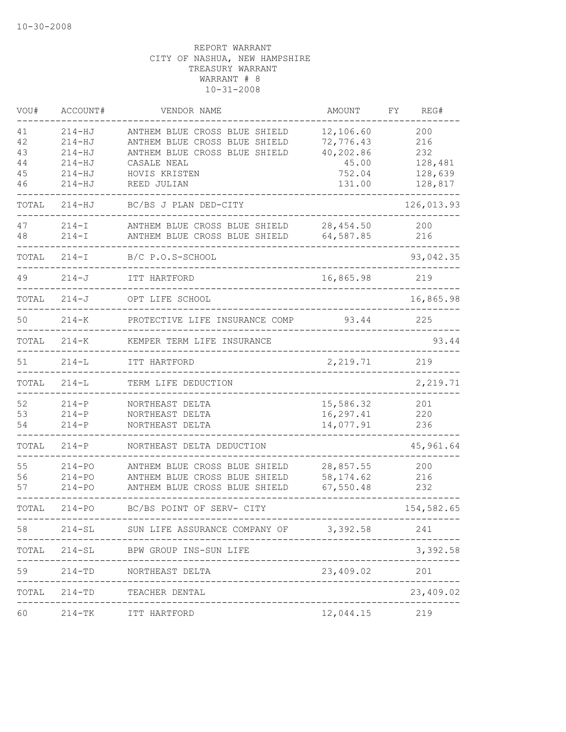10-30-2008

REPORT WARRANT
CITY OF NASHUA, NEW HAMPSHIRE
TREASURY WARRANT
WARRANT # 8
10-31-2008

| VOU# | ACCOUNT# | VENDOR NAME | AMOUNT | FY | REG# |
|---|---|---|---|---|---|
| 41 | 214-HJ | ANTHEM BLUE CROSS BLUE SHIELD | 12,106.60 | | 200 |
| 42 | 214-HJ | ANTHEM BLUE CROSS BLUE SHIELD | 72,776.43 | | 216 |
| 43 | 214-HJ | ANTHEM BLUE CROSS BLUE SHIELD | 40,202.86 | | 232 |
| 44 | 214-HJ | CASALE NEAL | 45.00 | | 128,481 |
| 45 | 214-HJ | HOVIS KRISTEN | 752.04 | | 128,639 |
| 46 | 214-HJ | REED JULIAN | 131.00 | | 128,817 |
| TOTAL | 214-HJ | BC/BS J PLAN DED-CITY | | | 126,013.93 |
| 47 | 214-I | ANTHEM BLUE CROSS BLUE SHIELD | 28,454.50 | | 200 |
| 48 | 214-I | ANTHEM BLUE CROSS BLUE SHIELD | 64,587.85 | | 216 |
| TOTAL | 214-I | B/C P.O.S-SCHOOL | | | 93,042.35 |
| 49 | 214-J | ITT HARTFORD | 16,865.98 | | 219 |
| TOTAL | 214-J | OPT LIFE SCHOOL | | | 16,865.98 |
| 50 | 214-K | PROTECTIVE LIFE INSURANCE COMP | 93.44 | | 225 |
| TOTAL | 214-K | KEMPER TERM LIFE INSURANCE | | | 93.44 |
| 51 | 214-L | ITT HARTFORD | 2,219.71 | | 219 |
| TOTAL | 214-L | TERM LIFE DEDUCTION | | | 2,219.71 |
| 52 | 214-P | NORTHEAST DELTA | 15,586.32 | | 201 |
| 53 | 214-P | NORTHEAST DELTA | 16,297.41 | | 220 |
| 54 | 214-P | NORTHEAST DELTA | 14,077.91 | | 236 |
| TOTAL | 214-P | NORTHEAST DELTA DEDUCTION | | | 45,961.64 |
| 55 | 214-PO | ANTHEM BLUE CROSS BLUE SHIELD | 28,857.55 | | 200 |
| 56 | 214-PO | ANTHEM BLUE CROSS BLUE SHIELD | 58,174.62 | | 216 |
| 57 | 214-PO | ANTHEM BLUE CROSS BLUE SHIELD | 67,550.48 | | 232 |
| TOTAL | 214-PO | BC/BS POINT OF SERV- CITY | | | 154,582.65 |
| 58 | 214-SL | SUN LIFE ASSURANCE COMPANY OF | 3,392.58 | | 241 |
| TOTAL | 214-SL | BPW GROUP INS-SUN LIFE | | | 3,392.58 |
| 59 | 214-TD | NORTHEAST DELTA | 23,409.02 | | 201 |
| TOTAL | 214-TD | TEACHER DENTAL | | | 23,409.02 |
| 60 | 214-TK | ITT HARTFORD | 12,044.15 | | 219 |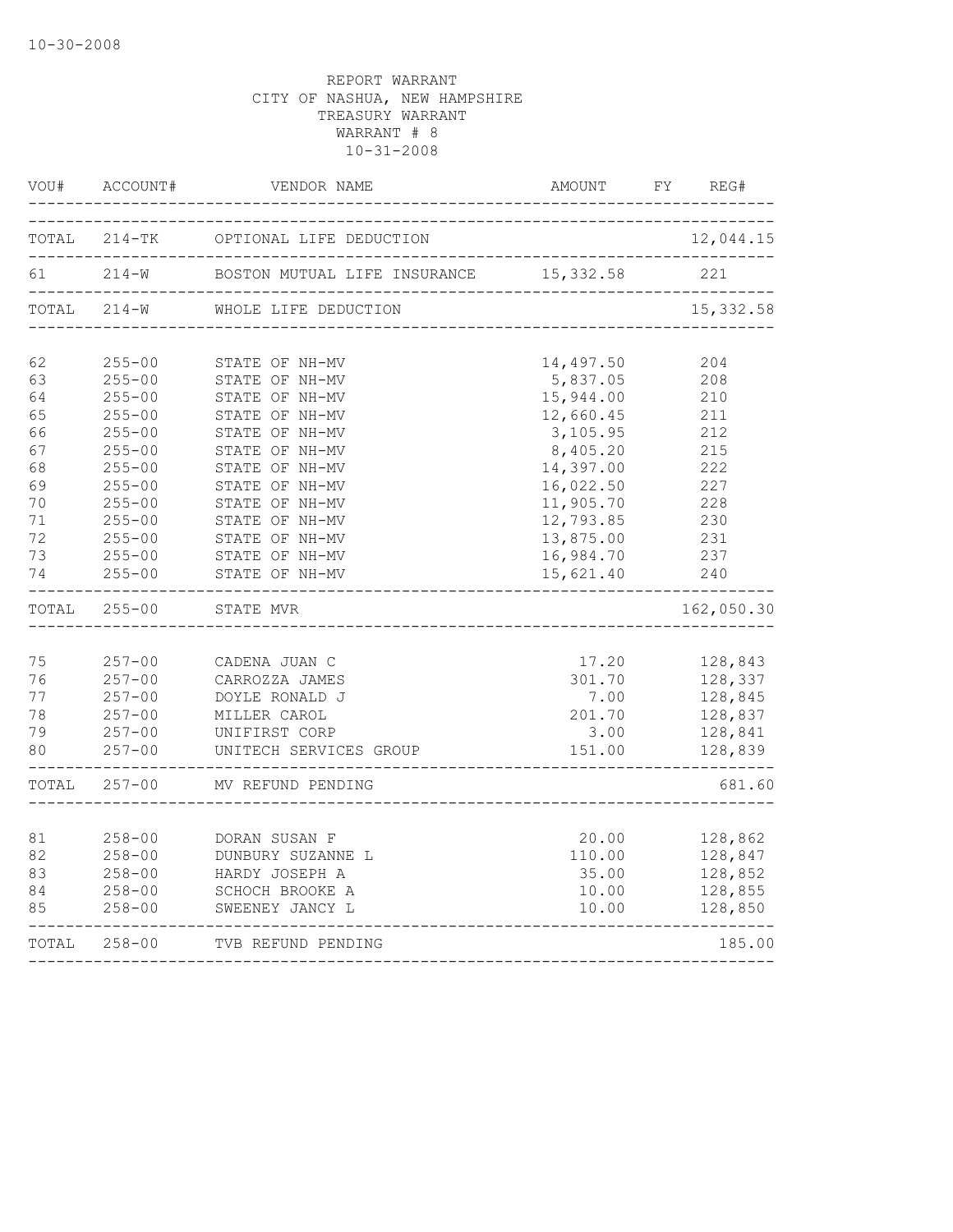10-30-2008

REPORT WARRANT
CITY OF NASHUA, NEW HAMPSHIRE
TREASURY WARRANT
WARRANT # 8
10-31-2008

| VOU# | ACCOUNT# | VENDOR NAME | AMOUNT | FY | REG# |
|---|---|---|---|---|---|
| TOTAL | 214-TK | OPTIONAL LIFE DEDUCTION | | | 12,044.15 |
| 61 | 214-W | BOSTON MUTUAL LIFE INSURANCE | 15,332.58 | | 221 |
| TOTAL | 214-W | WHOLE LIFE DEDUCTION | | | 15,332.58 |
| 62 | 255-00 | STATE OF NH-MV | 14,497.50 | | 204 |
| 63 | 255-00 | STATE OF NH-MV | 5,837.05 | | 208 |
| 64 | 255-00 | STATE OF NH-MV | 15,944.00 | | 210 |
| 65 | 255-00 | STATE OF NH-MV | 12,660.45 | | 211 |
| 66 | 255-00 | STATE OF NH-MV | 3,105.95 | | 212 |
| 67 | 255-00 | STATE OF NH-MV | 8,405.20 | | 215 |
| 68 | 255-00 | STATE OF NH-MV | 14,397.00 | | 222 |
| 69 | 255-00 | STATE OF NH-MV | 16,022.50 | | 227 |
| 70 | 255-00 | STATE OF NH-MV | 11,905.70 | | 228 |
| 71 | 255-00 | STATE OF NH-MV | 12,793.85 | | 230 |
| 72 | 255-00 | STATE OF NH-MV | 13,875.00 | | 231 |
| 73 | 255-00 | STATE OF NH-MV | 16,984.70 | | 237 |
| 74 | 255-00 | STATE OF NH-MV | 15,621.40 | | 240 |
| TOTAL | 255-00 | STATE MVR | | | 162,050.30 |
| 75 | 257-00 | CADENA JUAN C | 17.20 | | 128,843 |
| 76 | 257-00 | CARROZZA JAMES | 301.70 | | 128,337 |
| 77 | 257-00 | DOYLE RONALD J | 7.00 | | 128,845 |
| 78 | 257-00 | MILLER CAROL | 201.70 | | 128,837 |
| 79 | 257-00 | UNIFIRST CORP | 3.00 | | 128,841 |
| 80 | 257-00 | UNITECH SERVICES GROUP | 151.00 | | 128,839 |
| TOTAL | 257-00 | MV REFUND PENDING | | | 681.60 |
| 81 | 258-00 | DORAN SUSAN F | 20.00 | | 128,862 |
| 82 | 258-00 | DUNBURY SUZANNE L | 110.00 | | 128,847 |
| 83 | 258-00 | HARDY JOSEPH A | 35.00 | | 128,852 |
| 84 | 258-00 | SCHOCH BROOKE A | 10.00 | | 128,855 |
| 85 | 258-00 | SWEENEY JANCY L | 10.00 | | 128,850 |
| TOTAL | 258-00 | TVB REFUND PENDING | | | 185.00 |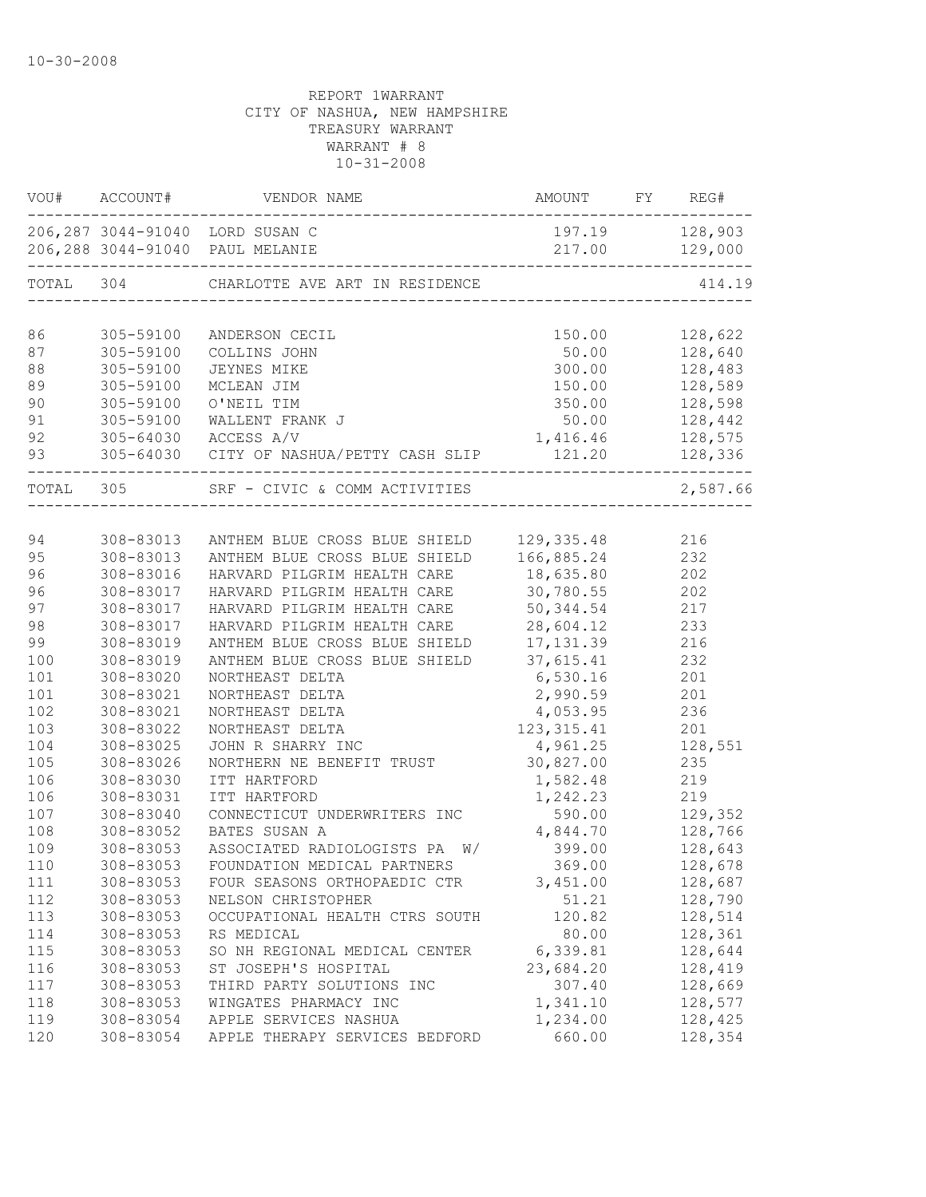10-30-2008

REPORT 1WARRANT
CITY OF NASHUA, NEW HAMPSHIRE
TREASURY WARRANT
WARRANT # 8
10-31-2008

| VOU# | ACCOUNT# | VENDOR NAME | AMOUNT | FY | REG# |
|---|---|---|---|---|---|
| 206,287 | 3044-91040 | LORD SUSAN C | 197.19 | | 128,903 |
| 206,288 | 3044-91040 | PAUL MELANIE | 217.00 | | 129,000 |
| TOTAL | 304 | CHARLOTTE AVE ART IN RESIDENCE | | | 414.19 |
| 86 | 305-59100 | ANDERSON CECIL | 150.00 | | 128,622 |
| 87 | 305-59100 | COLLINS JOHN | 50.00 | | 128,640 |
| 88 | 305-59100 | JEYNES MIKE | 300.00 | | 128,483 |
| 89 | 305-59100 | MCLEAN JIM | 150.00 | | 128,589 |
| 90 | 305-59100 | O'NEIL TIM | 350.00 | | 128,598 |
| 91 | 305-59100 | WALLENT FRANK J | 50.00 | | 128,442 |
| 92 | 305-64030 | ACCESS A/V | 1,416.46 | | 128,575 |
| 93 | 305-64030 | CITY OF NASHUA/PETTY CASH SLIP | 121.20 | | 128,336 |
| TOTAL | 305 | SRF - CIVIC & COMM ACTIVITIES | | | 2,587.66 |
| 94 | 308-83013 | ANTHEM BLUE CROSS BLUE SHIELD | 129,335.48 | | 216 |
| 95 | 308-83013 | ANTHEM BLUE CROSS BLUE SHIELD | 166,885.24 | | 232 |
| 96 | 308-83016 | HARVARD PILGRIM HEALTH CARE | 18,635.80 | | 202 |
| 96 | 308-83017 | HARVARD PILGRIM HEALTH CARE | 30,780.55 | | 202 |
| 97 | 308-83017 | HARVARD PILGRIM HEALTH CARE | 50,344.54 | | 217 |
| 98 | 308-83017 | HARVARD PILGRIM HEALTH CARE | 28,604.12 | | 233 |
| 99 | 308-83019 | ANTHEM BLUE CROSS BLUE SHIELD | 17,131.39 | | 216 |
| 100 | 308-83019 | ANTHEM BLUE CROSS BLUE SHIELD | 37,615.41 | | 232 |
| 101 | 308-83020 | NORTHEAST DELTA | 6,530.16 | | 201 |
| 101 | 308-83021 | NORTHEAST DELTA | 2,990.59 | | 201 |
| 102 | 308-83021 | NORTHEAST DELTA | 4,053.95 | | 236 |
| 103 | 308-83022 | NORTHEAST DELTA | 123,315.41 | | 201 |
| 104 | 308-83025 | JOHN R SHARRY INC | 4,961.25 | | 128,551 |
| 105 | 308-83026 | NORTHERN NE BENEFIT TRUST | 30,827.00 | | 235 |
| 106 | 308-83030 | ITT HARTFORD | 1,582.48 | | 219 |
| 106 | 308-83031 | ITT HARTFORD | 1,242.23 | | 219 |
| 107 | 308-83040 | CONNECTICUT UNDERWRITERS INC | 590.00 | | 129,352 |
| 108 | 308-83052 | BATES SUSAN A | 4,844.70 | | 128,766 |
| 109 | 308-83053 | ASSOCIATED RADIOLOGISTS PA W/ | 399.00 | | 128,643 |
| 110 | 308-83053 | FOUNDATION MEDICAL PARTNERS | 369.00 | | 128,678 |
| 111 | 308-83053 | FOUR SEASONS ORTHOPAEDIC CTR | 3,451.00 | | 128,687 |
| 112 | 308-83053 | NELSON CHRISTOPHER | 51.21 | | 128,790 |
| 113 | 308-83053 | OCCUPATIONAL HEALTH CTRS SOUTH | 120.82 | | 128,514 |
| 114 | 308-83053 | RS MEDICAL | 80.00 | | 128,361 |
| 115 | 308-83053 | SO NH REGIONAL MEDICAL CENTER | 6,339.81 | | 128,644 |
| 116 | 308-83053 | ST JOSEPH'S HOSPITAL | 23,684.20 | | 128,419 |
| 117 | 308-83053 | THIRD PARTY SOLUTIONS INC | 307.40 | | 128,669 |
| 118 | 308-83053 | WINGATES PHARMACY INC | 1,341.10 | | 128,577 |
| 119 | 308-83054 | APPLE SERVICES NASHUA | 1,234.00 | | 128,425 |
| 120 | 308-83054 | APPLE THERAPY SERVICES BEDFORD | 660.00 | | 128,354 |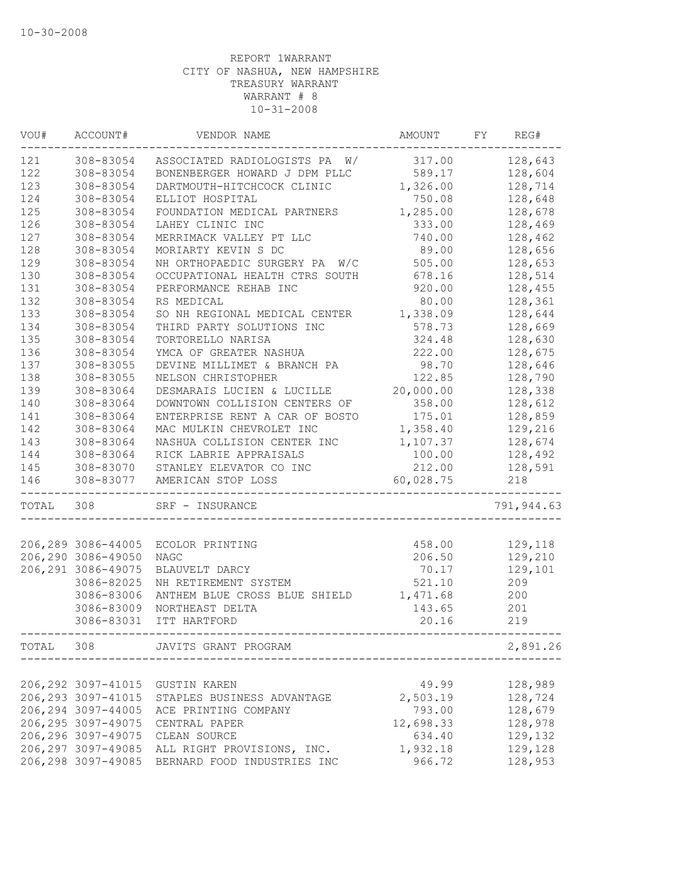10-30-2008

REPORT 1WARRANT
CITY OF NASHUA, NEW HAMPSHIRE
TREASURY WARRANT
WARRANT # 8
10-31-2008

| VOU# | ACCOUNT# | VENDOR NAME | AMOUNT | FY | REG# |
|---|---|---|---|---|---|
| 121 | 308-83054 | ASSOCIATED RADIOLOGISTS PA W/ | 317.00 | | 128,643 |
| 122 | 308-83054 | BONENBERGER HOWARD J DPM PLLC | 589.17 | | 128,604 |
| 123 | 308-83054 | DARTMOUTH-HITCHCOCK CLINIC | 1,326.00 | | 128,714 |
| 124 | 308-83054 | ELLIOT HOSPITAL | 750.08 | | 128,648 |
| 125 | 308-83054 | FOUNDATION MEDICAL PARTNERS | 1,285.00 | | 128,678 |
| 126 | 308-83054 | LAHEY CLINIC INC | 333.00 | | 128,469 |
| 127 | 308-83054 | MERRIMACK VALLEY PT LLC | 740.00 | | 128,462 |
| 128 | 308-83054 | MORIARTY KEVIN S DC | 89.00 | | 128,656 |
| 129 | 308-83054 | NH ORTHOPAEDIC SURGERY PA W/C | 505.00 | | 128,653 |
| 130 | 308-83054 | OCCUPATIONAL HEALTH CTRS SOUTH | 678.16 | | 128,514 |
| 131 | 308-83054 | PERFORMANCE REHAB INC | 920.00 | | 128,455 |
| 132 | 308-83054 | RS MEDICAL | 80.00 | | 128,361 |
| 133 | 308-83054 | SO NH REGIONAL MEDICAL CENTER | 1,338.09 | | 128,644 |
| 134 | 308-83054 | THIRD PARTY SOLUTIONS INC | 578.73 | | 128,669 |
| 135 | 308-83054 | TORTORELLO NARISA | 324.48 | | 128,630 |
| 136 | 308-83054 | YMCA OF GREATER NASHUA | 222.00 | | 128,675 |
| 137 | 308-83055 | DEVINE MILLIMET & BRANCH PA | 98.70 | | 128,646 |
| 138 | 308-83055 | NELSON CHRISTOPHER | 122.85 | | 128,790 |
| 139 | 308-83064 | DESMARAIS LUCIEN & LUCILLE | 20,000.00 | | 128,338 |
| 140 | 308-83064 | DOWNTOWN COLLISION CENTERS OF | 358.00 | | 128,612 |
| 141 | 308-83064 | ENTERPRISE RENT A CAR OF BOSTO | 175.01 | | 128,859 |
| 142 | 308-83064 | MAC MULKIN CHEVROLET INC | 1,358.40 | | 129,216 |
| 143 | 308-83064 | NASHUA COLLISION CENTER INC | 1,107.37 | | 128,674 |
| 144 | 308-83064 | RICK LABRIE APPRAISALS | 100.00 | | 128,492 |
| 145 | 308-83070 | STANLEY ELEVATOR CO INC | 212.00 | | 128,591 |
| 146 | 308-83077 | AMERICAN STOP LOSS | 60,028.75 | | 218 |
| TOTAL | 308 | SRF - INSURANCE | | | 791,944.63 |
| 206,289 | 3086-44005 | ECOLOR PRINTING | 458.00 | | 129,118 |
| 206,290 | 3086-49050 | NAGC | 206.50 | | 129,210 |
| 206,291 | 3086-49075 | BLAUVELT DARCY | 70.17 | | 129,101 |
| | 3086-82025 | NH RETIREMENT SYSTEM | 521.10 | | 209 |
| | 3086-83006 | ANTHEM BLUE CROSS BLUE SHIELD | 1,471.68 | | 200 |
| | 3086-83009 | NORTHEAST DELTA | 143.65 | | 201 |
| | 3086-83031 | ITT HARTFORD | 20.16 | | 219 |
| TOTAL | 308 | JAVITS GRANT PROGRAM | | | 2,891.26 |
| 206,292 | 3097-41015 | GUSTIN KAREN | 49.99 | | 128,989 |
| 206,293 | 3097-41015 | STAPLES BUSINESS ADVANTAGE | 2,503.19 | | 128,724 |
| 206,294 | 3097-44005 | ACE PRINTING COMPANY | 793.00 | | 128,679 |
| 206,295 | 3097-49075 | CENTRAL PAPER | 12,698.33 | | 128,978 |
| 206,296 | 3097-49075 | CLEAN SOURCE | 634.40 | | 129,132 |
| 206,297 | 3097-49085 | ALL RIGHT PROVISIONS, INC. | 1,932.18 | | 129,128 |
| 206,298 | 3097-49085 | BERNARD FOOD INDUSTRIES INC | 966.72 | | 128,953 |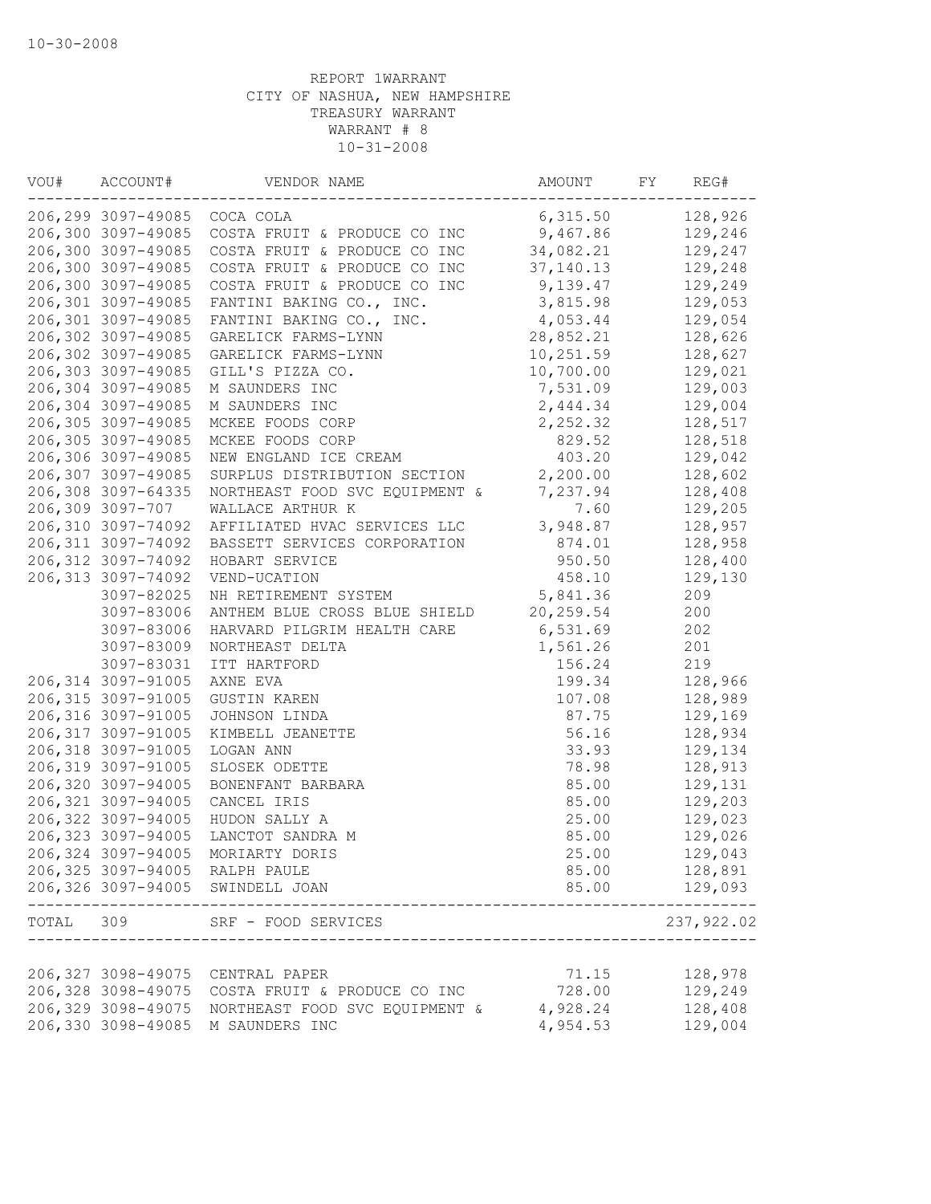10-30-2008

REPORT 1WARRANT
CITY OF NASHUA, NEW HAMPSHIRE
TREASURY WARRANT
WARRANT # 8
10-31-2008

| VOU# | ACCOUNT# | VENDOR NAME | AMOUNT | FY | REG# |
|---|---|---|---|---|---|
| 206,299 | 3097-49085 | COCA COLA | 6,315.50 | | 128,926 |
| 206,300 | 3097-49085 | COSTA FRUIT & PRODUCE CO INC | 9,467.86 | | 129,246 |
| 206,300 | 3097-49085 | COSTA FRUIT & PRODUCE CO INC | 34,082.21 | | 129,247 |
| 206,300 | 3097-49085 | COSTA FRUIT & PRODUCE CO INC | 37,140.13 | | 129,248 |
| 206,300 | 3097-49085 | COSTA FRUIT & PRODUCE CO INC | 9,139.47 | | 129,249 |
| 206,301 | 3097-49085 | FANTINI BAKING CO., INC. | 3,815.98 | | 129,053 |
| 206,301 | 3097-49085 | FANTINI BAKING CO., INC. | 4,053.44 | | 129,054 |
| 206,302 | 3097-49085 | GARELICK FARMS-LYNN | 28,852.21 | | 128,626 |
| 206,302 | 3097-49085 | GARELICK FARMS-LYNN | 10,251.59 | | 128,627 |
| 206,303 | 3097-49085 | GILL'S PIZZA CO. | 10,700.00 | | 129,021 |
| 206,304 | 3097-49085 | M SAUNDERS INC | 7,531.09 | | 129,003 |
| 206,304 | 3097-49085 | M SAUNDERS INC | 2,444.34 | | 129,004 |
| 206,305 | 3097-49085 | MCKEE FOODS CORP | 2,252.32 | | 128,517 |
| 206,305 | 3097-49085 | MCKEE FOODS CORP | 829.52 | | 128,518 |
| 206,306 | 3097-49085 | NEW ENGLAND ICE CREAM | 403.20 | | 129,042 |
| 206,307 | 3097-49085 | SURPLUS DISTRIBUTION SECTION | 2,200.00 | | 128,602 |
| 206,308 | 3097-64335 | NORTHEAST FOOD SVC EQUIPMENT & | 7,237.94 | | 128,408 |
| 206,309 | 3097-707 | WALLACE ARTHUR K | 7.60 | | 129,205 |
| 206,310 | 3097-74092 | AFFILIATED HVAC SERVICES LLC | 3,948.87 | | 128,957 |
| 206,311 | 3097-74092 | BASSETT SERVICES CORPORATION | 874.01 | | 128,958 |
| 206,312 | 3097-74092 | HOBART SERVICE | 950.50 | | 128,400 |
| 206,313 | 3097-74092 | VEND-UCATION | 458.10 | | 129,130 |
| | 3097-82025 | NH RETIREMENT SYSTEM | 5,841.36 | | 209 |
| | 3097-83006 | ANTHEM BLUE CROSS BLUE SHIELD | 20,259.54 | | 200 |
| | 3097-83006 | HARVARD PILGRIM HEALTH CARE | 6,531.69 | | 202 |
| | 3097-83009 | NORTHEAST DELTA | 1,561.26 | | 201 |
| | 3097-83031 | ITT HARTFORD | 156.24 | | 219 |
| 206,314 | 3097-91005 | AXNE EVA | 199.34 | | 128,966 |
| 206,315 | 3097-91005 | GUSTIN KAREN | 107.08 | | 128,989 |
| 206,316 | 3097-91005 | JOHNSON LINDA | 87.75 | | 129,169 |
| 206,317 | 3097-91005 | KIMBELL JEANETTE | 56.16 | | 128,934 |
| 206,318 | 3097-91005 | LOGAN ANN | 33.93 | | 129,134 |
| 206,319 | 3097-91005 | SLOSEK ODETTE | 78.98 | | 128,913 |
| 206,320 | 3097-94005 | BONENFANT BARBARA | 85.00 | | 129,131 |
| 206,321 | 3097-94005 | CANCEL IRIS | 85.00 | | 129,203 |
| 206,322 | 3097-94005 | HUDON SALLY A | 25.00 | | 129,023 |
| 206,323 | 3097-94005 | LANCTOT SANDRA M | 85.00 | | 129,026 |
| 206,324 | 3097-94005 | MORIARTY DORIS | 25.00 | | 129,043 |
| 206,325 | 3097-94005 | RALPH PAULE | 85.00 | | 128,891 |
| 206,326 | 3097-94005 | SWINDELL JOAN | 85.00 | | 129,093 |
| TOTAL | 309 | SRF - FOOD SERVICES | | | 237,922.02 |
| 206,327 | 3098-49075 | CENTRAL PAPER | 71.15 | | 128,978 |
| 206,328 | 3098-49075 | COSTA FRUIT & PRODUCE CO INC | 728.00 | | 129,249 |
| 206,329 | 3098-49075 | NORTHEAST FOOD SVC EQUIPMENT & | 4,928.24 | | 128,408 |
| 206,330 | 3098-49085 | M SAUNDERS INC | 4,954.53 | | 129,004 |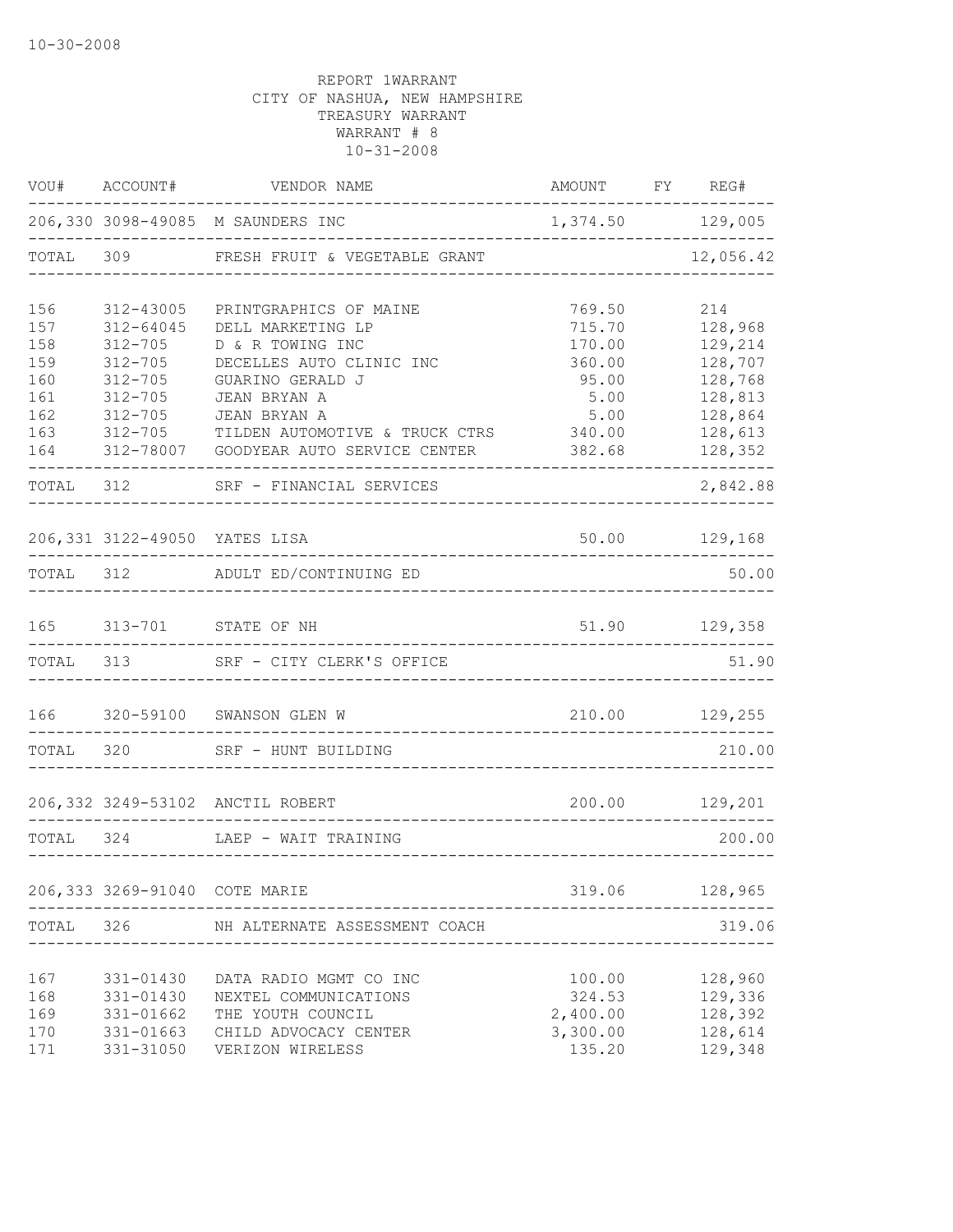10-30-2008

REPORT 1WARRANT
CITY OF NASHUA, NEW HAMPSHIRE
TREASURY WARRANT
WARRANT # 8
10-31-2008

| VOU# | ACCOUNT# | VENDOR NAME | AMOUNT | FY | REG# |
|---|---|---|---|---|---|
| 206,330 | 3098-49085 | M SAUNDERS INC | 1,374.50 | | 129,005 |
| TOTAL | 309 | FRESH FRUIT & VEGETABLE GRANT | | | 12,056.42 |
| 156 | 312-43005 | PRINTGRAPHICS OF MAINE | 769.50 | | 214 |
| 157 | 312-64045 | DELL MARKETING LP | 715.70 | | 128,968 |
| 158 | 312-705 | D & R TOWING INC | 170.00 | | 129,214 |
| 159 | 312-705 | DECELLES AUTO CLINIC INC | 360.00 | | 128,707 |
| 160 | 312-705 | GUARINO GERALD J | 95.00 | | 128,768 |
| 161 | 312-705 | JEAN BRYAN A | 5.00 | | 128,813 |
| 162 | 312-705 | JEAN BRYAN A | 5.00 | | 128,864 |
| 163 | 312-705 | TILDEN AUTOMOTIVE & TRUCK CTRS | 340.00 | | 128,613 |
| 164 | 312-78007 | GOODYEAR AUTO SERVICE CENTER | 382.68 | | 128,352 |
| TOTAL | 312 | SRF - FINANCIAL SERVICES | | | 2,842.88 |
| 206,331 | 3122-49050 | YATES LISA | 50.00 | | 129,168 |
| TOTAL | 312 | ADULT ED/CONTINUING ED | | | 50.00 |
| 165 | 313-701 | STATE OF NH | 51.90 | | 129,358 |
| TOTAL | 313 | SRF - CITY CLERK'S OFFICE | | | 51.90 |
| 166 | 320-59100 | SWANSON GLEN W | 210.00 | | 129,255 |
| TOTAL | 320 | SRF - HUNT BUILDING | | | 210.00 |
| 206,332 | 3249-53102 | ANCTIL ROBERT | 200.00 | | 129,201 |
| TOTAL | 324 | LAEP - WAIT TRAINING | | | 200.00 |
| 206,333 | 3269-91040 | COTE MARIE | 319.06 | | 128,965 |
| TOTAL | 326 | NH ALTERNATE ASSESSMENT COACH | | | 319.06 |
| 167 | 331-01430 | DATA RADIO MGMT CO INC | 100.00 | | 128,960 |
| 168 | 331-01430 | NEXTEL COMMUNICATIONS | 324.53 | | 129,336 |
| 169 | 331-01662 | THE YOUTH COUNCIL | 2,400.00 | | 128,392 |
| 170 | 331-01663 | CHILD ADVOCACY CENTER | 3,300.00 | | 128,614 |
| 171 | 331-31050 | VERIZON WIRELESS | 135.20 | | 129,348 |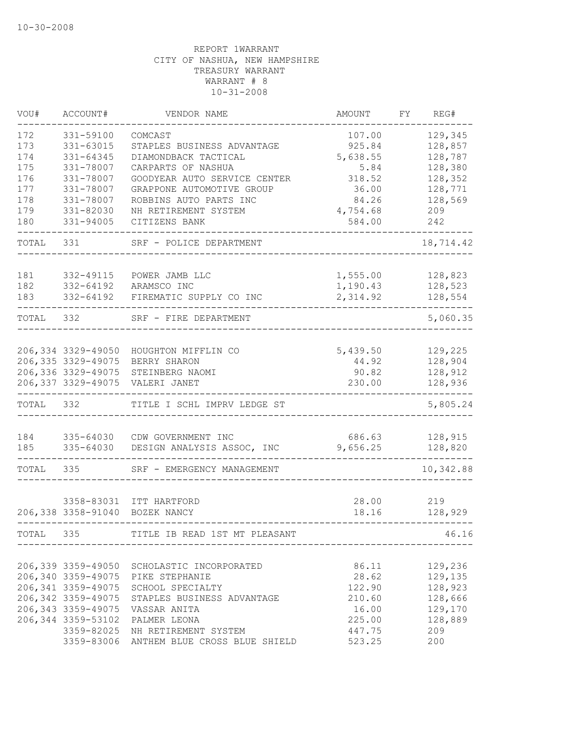10-30-2008

REPORT 1WARRANT
CITY OF NASHUA, NEW HAMPSHIRE
TREASURY WARRANT
WARRANT # 8
10-31-2008

| VOU# | ACCOUNT# | VENDOR NAME | AMOUNT | FY | REG# |
|---|---|---|---|---|---|
| 172 | 331-59100 | COMCAST | 107.00 | | 129,345 |
| 173 | 331-63015 | STAPLES BUSINESS ADVANTAGE | 925.84 | | 128,857 |
| 174 | 331-64345 | DIAMONDBACK TACTICAL | 5,638.55 | | 128,787 |
| 175 | 331-78007 | CARPARTS OF NASHUA | 5.84 | | 128,380 |
| 176 | 331-78007 | GOODYEAR AUTO SERVICE CENTER | 318.52 | | 128,352 |
| 177 | 331-78007 | GRAPPONE AUTOMOTIVE GROUP | 36.00 | | 128,771 |
| 178 | 331-78007 | ROBBINS AUTO PARTS INC | 84.26 | | 128,569 |
| 179 | 331-82030 | NH RETIREMENT SYSTEM | 4,754.68 | | 209 |
| 180 | 331-94005 | CITIZENS BANK | 584.00 | | 242 |
| TOTAL | 331 | SRF - POLICE DEPARTMENT | | | 18,714.42 |
| 181 | 332-49115 | POWER JAMB LLC | 1,555.00 | | 128,823 |
| 182 | 332-64192 | ARAMSCO INC | 1,190.43 | | 128,523 |
| 183 | 332-64192 | FIREMATIC SUPPLY CO INC | 2,314.92 | | 128,554 |
| TOTAL | 332 | SRF - FIRE DEPARTMENT | | | 5,060.35 |
| 206,334 | 3329-49050 | HOUGHTON MIFFLIN CO | 5,439.50 | | 129,225 |
| 206,335 | 3329-49075 | BERRY SHARON | 44.92 | | 128,904 |
| 206,336 | 3329-49075 | STEINBERG NAOMI | 90.82 | | 128,912 |
| 206,337 | 3329-49075 | VALERI JANET | 230.00 | | 128,936 |
| TOTAL | 332 | TITLE I SCHL IMPRV LEDGE ST | | | 5,805.24 |
| 184 | 335-64030 | CDW GOVERNMENT INC | 686.63 | | 128,915 |
| 185 | 335-64030 | DESIGN ANALYSIS ASSOC, INC | 9,656.25 | | 128,820 |
| TOTAL | 335 | SRF - EMERGENCY MANAGEMENT | | | 10,342.88 |
| | 3358-83031 | ITT HARTFORD | 28.00 | | 219 |
| 206,338 | 3358-91040 | BOZEK NANCY | 18.16 | | 128,929 |
| TOTAL | 335 | TITLE IB READ 1ST MT PLEASANT | | | 46.16 |
| 206,339 | 3359-49050 | SCHOLASTIC INCORPORATED | 86.11 | | 129,236 |
| 206,340 | 3359-49075 | PIKE STEPHANIE | 28.62 | | 129,135 |
| 206,341 | 3359-49075 | SCHOOL SPECIALTY | 122.90 | | 128,923 |
| 206,342 | 3359-49075 | STAPLES BUSINESS ADVANTAGE | 210.60 | | 128,666 |
| 206,343 | 3359-49075 | VASSAR ANITA | 16.00 | | 129,170 |
| 206,344 | 3359-53102 | PALMER LEONA | 225.00 | | 128,889 |
| | 3359-82025 | NH RETIREMENT SYSTEM | 447.75 | | 209 |
| | 3359-83006 | ANTHEM BLUE CROSS BLUE SHIELD | 523.25 | | 200 |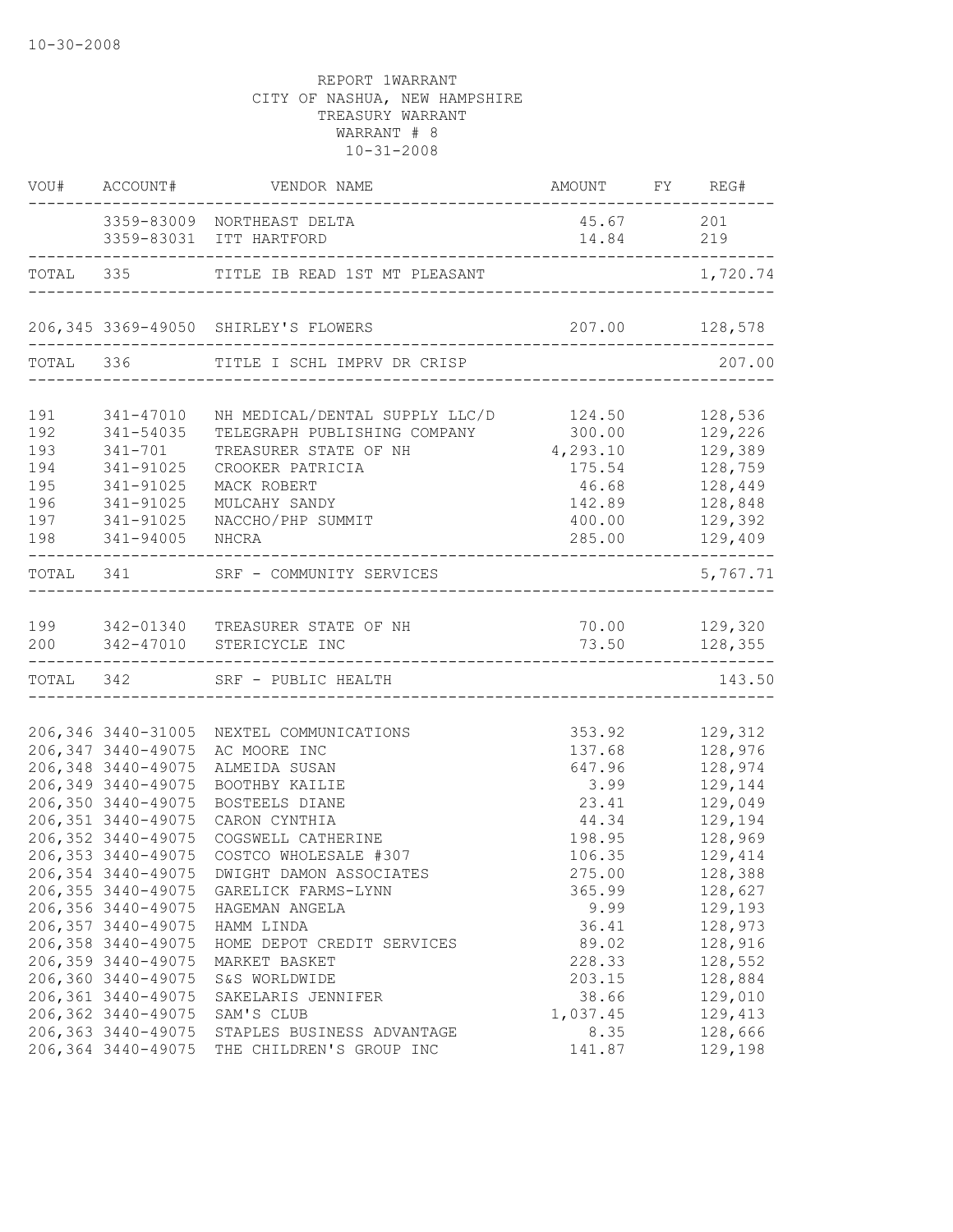10-30-2008

REPORT 1WARRANT
CITY OF NASHUA, NEW HAMPSHIRE
TREASURY WARRANT
WARRANT # 8
10-31-2008

| VOU# | ACCOUNT# | VENDOR NAME | AMOUNT | FY | REG# |
|---|---|---|---|---|---|
| | 3359-83009 | NORTHEAST DELTA | 45.67 | | 201 |
| | 3359-83031 | ITT HARTFORD | 14.84 | | 219 |
| TOTAL | 335 | TITLE IB READ 1ST MT PLEASANT | | | 1,720.74 |
| 206,345 | 3369-49050 | SHIRLEY'S FLOWERS | 207.00 | | 128,578 |
| TOTAL | 336 | TITLE I SCHL IMPRV DR CRISP | | | 207.00 |
| 191 | 341-47010 | NH MEDICAL/DENTAL SUPPLY LLC/D | 124.50 | | 128,536 |
| 192 | 341-54035 | TELEGRAPH PUBLISHING COMPANY | 300.00 | | 129,226 |
| 193 | 341-701 | TREASURER STATE OF NH | 4,293.10 | | 129,389 |
| 194 | 341-91025 | CROOKER PATRICIA | 175.54 | | 128,759 |
| 195 | 341-91025 | MACK ROBERT | 46.68 | | 128,449 |
| 196 | 341-91025 | MULCAHY SANDY | 142.89 | | 128,848 |
| 197 | 341-91025 | NACCHO/PHP SUMMIT | 400.00 | | 129,392 |
| 198 | 341-94005 | NHCRA | 285.00 | | 129,409 |
| TOTAL | 341 | SRF - COMMUNITY SERVICES | | | 5,767.71 |
| 199 | 342-01340 | TREASURER STATE OF NH | 70.00 | | 129,320 |
| 200 | 342-47010 | STERICYCLE INC | 73.50 | | 128,355 |
| TOTAL | 342 | SRF - PUBLIC HEALTH | | | 143.50 |
| 206,346 | 3440-31005 | NEXTEL COMMUNICATIONS | 353.92 | | 129,312 |
| 206,347 | 3440-49075 | AC MOORE INC | 137.68 | | 128,976 |
| 206,348 | 3440-49075 | ALMEIDA SUSAN | 647.96 | | 128,974 |
| 206,349 | 3440-49075 | BOOTHBY KAILIE | 3.99 | | 129,144 |
| 206,350 | 3440-49075 | BOSTEELS DIANE | 23.41 | | 129,049 |
| 206,351 | 3440-49075 | CARON CYNTHIA | 44.34 | | 129,194 |
| 206,352 | 3440-49075 | COGSWELL CATHERINE | 198.95 | | 128,969 |
| 206,353 | 3440-49075 | COSTCO WHOLESALE #307 | 106.35 | | 129,414 |
| 206,354 | 3440-49075 | DWIGHT DAMON ASSOCIATES | 275.00 | | 128,388 |
| 206,355 | 3440-49075 | GARELICK FARMS-LYNN | 365.99 | | 128,627 |
| 206,356 | 3440-49075 | HAGEMAN ANGELA | 9.99 | | 129,193 |
| 206,357 | 3440-49075 | HAMM LINDA | 36.41 | | 128,973 |
| 206,358 | 3440-49075 | HOME DEPOT CREDIT SERVICES | 89.02 | | 128,916 |
| 206,359 | 3440-49075 | MARKET BASKET | 228.33 | | 128,552 |
| 206,360 | 3440-49075 | S&S WORLDWIDE | 203.15 | | 128,884 |
| 206,361 | 3440-49075 | SAKELARIS JENNIFER | 38.66 | | 129,010 |
| 206,362 | 3440-49075 | SAM'S CLUB | 1,037.45 | | 129,413 |
| 206,363 | 3440-49075 | STAPLES BUSINESS ADVANTAGE | 8.35 | | 128,666 |
| 206,364 | 3440-49075 | THE CHILDREN'S GROUP INC | 141.87 | | 129,198 |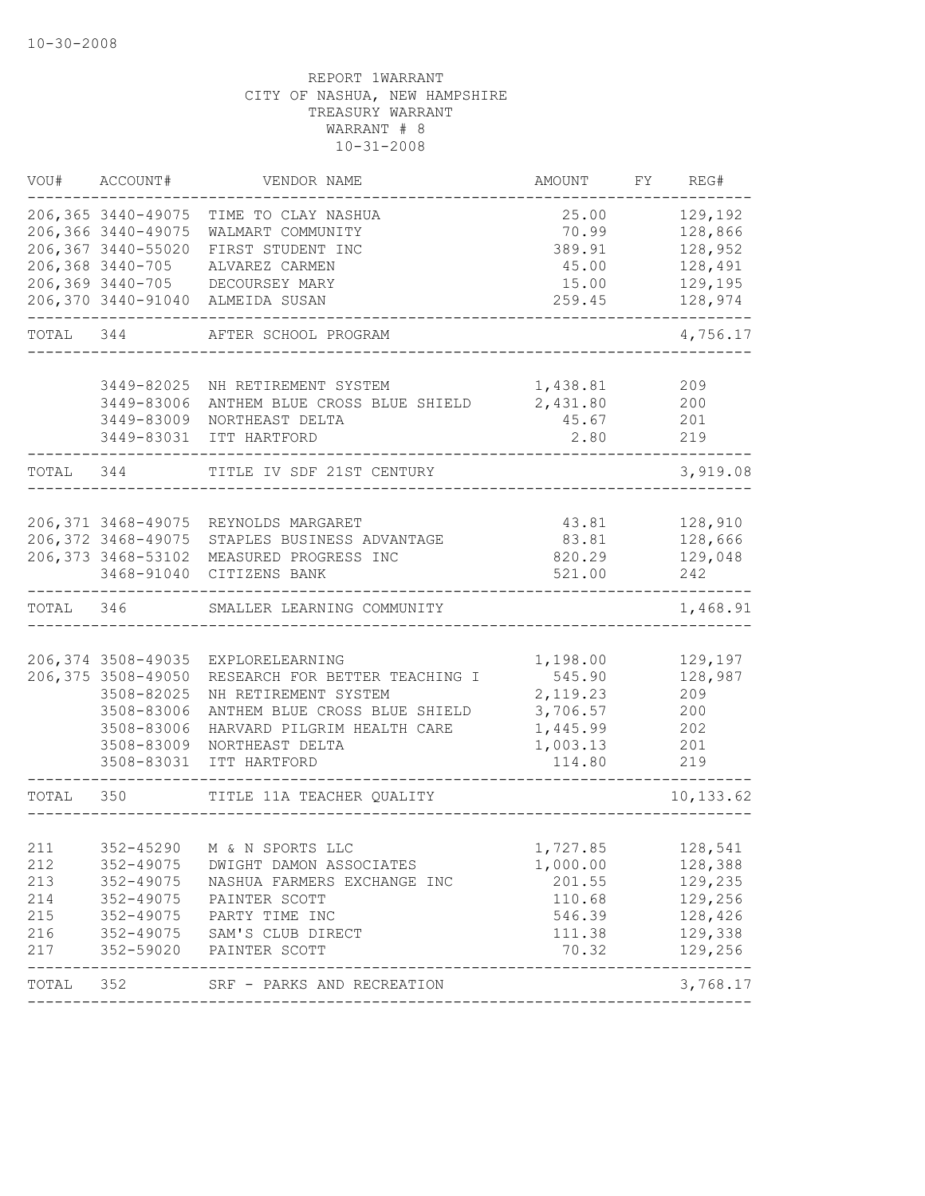10-30-2008

REPORT 1WARRANT
CITY OF NASHUA, NEW HAMPSHIRE
TREASURY WARRANT
WARRANT # 8
10-31-2008

| VOU# | ACCOUNT# | VENDOR NAME | AMOUNT | FY | REG# |
|---|---|---|---|---|---|
| 206,365 | 3440-49075 | TIME TO CLAY NASHUA | 25.00 | | 129,192 |
| 206,366 | 3440-49075 | WALMART COMMUNITY | 70.99 | | 128,866 |
| 206,367 | 3440-55020 | FIRST STUDENT INC | 389.91 | | 128,952 |
| 206,368 | 3440-705 | ALVAREZ CARMEN | 45.00 | | 128,491 |
| 206,369 | 3440-705 | DECOURSEY MARY | 15.00 | | 129,195 |
| 206,370 | 3440-91040 | ALMEIDA SUSAN | 259.45 | | 128,974 |
| TOTAL | 344 | AFTER SCHOOL PROGRAM | | | 4,756.17 |
| | 3449-82025 | NH RETIREMENT SYSTEM | 1,438.81 | | 209 |
| | 3449-83006 | ANTHEM BLUE CROSS BLUE SHIELD | 2,431.80 | | 200 |
| | 3449-83009 | NORTHEAST DELTA | 45.67 | | 201 |
| | 3449-83031 | ITT HARTFORD | 2.80 | | 219 |
| TOTAL | 344 | TITLE IV SDF 21ST CENTURY | | | 3,919.08 |
| 206,371 | 3468-49075 | REYNOLDS MARGARET | 43.81 | | 128,910 |
| 206,372 | 3468-49075 | STAPLES BUSINESS ADVANTAGE | 83.81 | | 128,666 |
| 206,373 | 3468-53102 | MEASURED PROGRESS INC | 820.29 | | 129,048 |
| | 3468-91040 | CITIZENS BANK | 521.00 | | 242 |
| TOTAL | 346 | SMALLER LEARNING COMMUNITY | | | 1,468.91 |
| 206,374 | 3508-49035 | EXPLORELEARNING | 1,198.00 | | 129,197 |
| 206,375 | 3508-49050 | RESEARCH FOR BETTER TEACHING I | 545.90 | | 128,987 |
| | 3508-82025 | NH RETIREMENT SYSTEM | 2,119.23 | | 209 |
| | 3508-83006 | ANTHEM BLUE CROSS BLUE SHIELD | 3,706.57 | | 200 |
| | 3508-83006 | HARVARD PILGRIM HEALTH CARE | 1,445.99 | | 202 |
| | 3508-83009 | NORTHEAST DELTA | 1,003.13 | | 201 |
| | 3508-83031 | ITT HARTFORD | 114.80 | | 219 |
| TOTAL | 350 | TITLE 11A TEACHER QUALITY | | | 10,133.62 |
| 211 | 352-45290 | M & N SPORTS LLC | 1,727.85 | | 128,541 |
| 212 | 352-49075 | DWIGHT DAMON ASSOCIATES | 1,000.00 | | 128,388 |
| 213 | 352-49075 | NASHUA FARMERS EXCHANGE INC | 201.55 | | 129,235 |
| 214 | 352-49075 | PAINTER SCOTT | 110.68 | | 129,256 |
| 215 | 352-49075 | PARTY TIME INC | 546.39 | | 128,426 |
| 216 | 352-49075 | SAM'S CLUB DIRECT | 111.38 | | 129,338 |
| 217 | 352-59020 | PAINTER SCOTT | 70.32 | | 129,256 |
| TOTAL | 352 | SRF - PARKS AND RECREATION | | | 3,768.17 |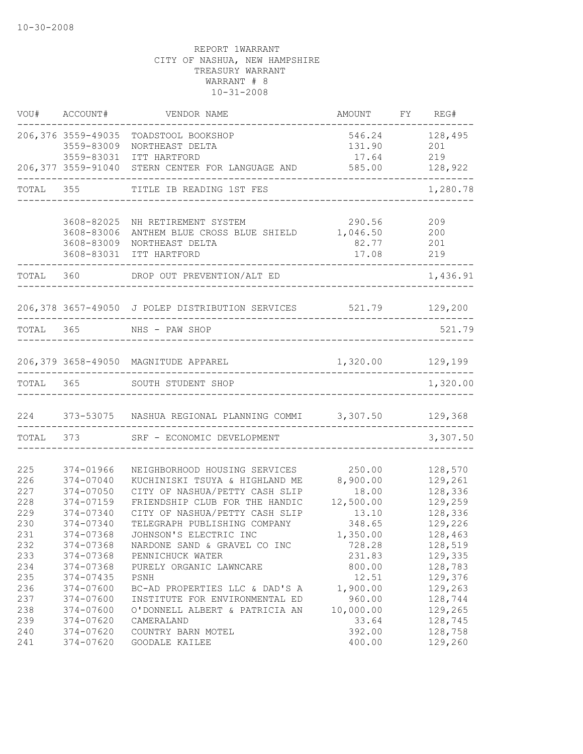10-30-2008

REPORT 1WARRANT
CITY OF NASHUA, NEW HAMPSHIRE
TREASURY WARRANT
WARRANT # 8
10-31-2008

| VOU# | ACCOUNT# | VENDOR NAME | AMOUNT | FY | REG# |
|---|---|---|---|---|---|
| 206,376 | 3559-49035 | TOADSTOOL BOOKSHOP | 546.24 | | 128,495 |
| | 3559-83009 | NORTHEAST DELTA | 131.90 | | 201 |
| | 3559-83031 | ITT HARTFORD | 17.64 | | 219 |
| 206,377 | 3559-91040 | STERN CENTER FOR LANGUAGE AND | 585.00 | | 128,922 |
| TOTAL | 355 | TITLE IB READING 1ST FES | | | 1,280.78 |
| | 3608-82025 | NH RETIREMENT SYSTEM | 290.56 | | 209 |
| | 3608-83006 | ANTHEM BLUE CROSS BLUE SHIELD | 1,046.50 | | 200 |
| | 3608-83009 | NORTHEAST DELTA | 82.77 | | 201 |
| | 3608-83031 | ITT HARTFORD | 17.08 | | 219 |
| TOTAL | 360 | DROP OUT PREVENTION/ALT ED | | | 1,436.91 |
| 206,378 | 3657-49050 | J POLEP DISTRIBUTION SERVICES | 521.79 | | 129,200 |
| TOTAL | 365 | NHS - PAW SHOP | | | 521.79 |
| 206,379 | 3658-49050 | MAGNITUDE APPAREL | 1,320.00 | | 129,199 |
| TOTAL | 365 | SOUTH STUDENT SHOP | | | 1,320.00 |
| 224 | 373-53075 | NASHUA REGIONAL PLANNING COMMI | 3,307.50 | | 129,368 |
| TOTAL | 373 | SRF - ECONOMIC DEVELOPMENT | | | 3,307.50 |
| 225 | 374-01966 | NEIGHBORHOOD HOUSING SERVICES | 250.00 | | 128,570 |
| 226 | 374-07040 | KUCHINISKI TSUYA & HIGHLAND ME | 8,900.00 | | 129,261 |
| 227 | 374-07050 | CITY OF NASHUA/PETTY CASH SLIP | 18.00 | | 128,336 |
| 228 | 374-07159 | FRIENDSHIP CLUB FOR THE HANDIC | 12,500.00 | | 129,259 |
| 229 | 374-07340 | CITY OF NASHUA/PETTY CASH SLIP | 13.10 | | 128,336 |
| 230 | 374-07340 | TELEGRAPH PUBLISHING COMPANY | 348.65 | | 129,226 |
| 231 | 374-07368 | JOHNSON'S ELECTRIC INC | 1,350.00 | | 128,463 |
| 232 | 374-07368 | NARDONE SAND & GRAVEL CO INC | 728.28 | | 128,519 |
| 233 | 374-07368 | PENNICHUCK WATER | 231.83 | | 129,335 |
| 234 | 374-07368 | PURELY ORGANIC LAWNCARE | 800.00 | | 128,783 |
| 235 | 374-07435 | PSNH | 12.51 | | 129,376 |
| 236 | 374-07600 | BC-AD PROPERTIES LLC & DAD'S A | 1,900.00 | | 129,263 |
| 237 | 374-07600 | INSTITUTE FOR ENVIRONMENTAL ED | 960.00 | | 128,744 |
| 238 | 374-07600 | O'DONNELL ALBERT & PATRICIA AN | 10,000.00 | | 129,265 |
| 239 | 374-07620 | CAMERALAND | 33.64 | | 128,745 |
| 240 | 374-07620 | COUNTRY BARN MOTEL | 392.00 | | 128,758 |
| 241 | 374-07620 | GOODALE KAILEE | 400.00 | | 129,260 |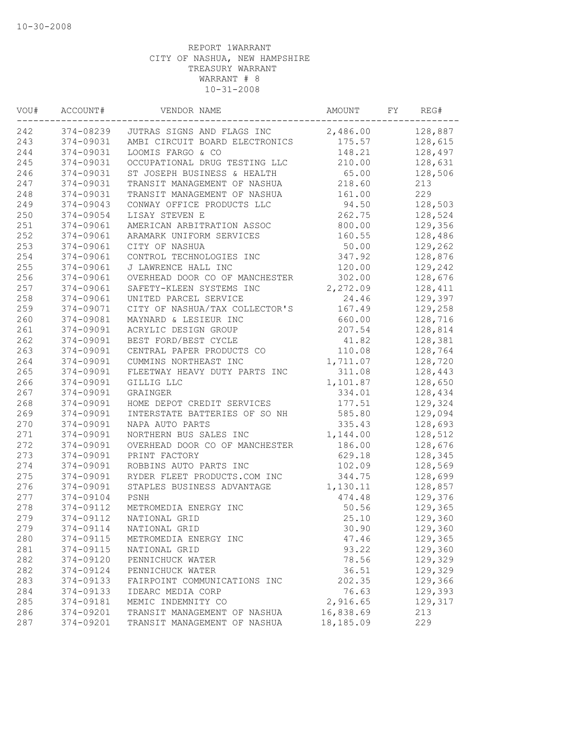10-30-2008

REPORT 1WARRANT
CITY OF NASHUA, NEW HAMPSHIRE
TREASURY WARRANT
WARRANT # 8
10-31-2008

| VOU# | ACCOUNT# | VENDOR NAME | AMOUNT | FY | REG# |
|---|---|---|---|---|---|
| 242 | 374-08239 | JUTRAS SIGNS AND FLAGS INC | 2,486.00 | | 128,887 |
| 243 | 374-09031 | AMBI CIRCUIT BOARD ELECTRONICS | 175.57 | | 128,615 |
| 244 | 374-09031 | LOOMIS FARGO & CO | 148.21 | | 128,497 |
| 245 | 374-09031 | OCCUPATIONAL DRUG TESTING LLC | 210.00 | | 128,631 |
| 246 | 374-09031 | ST JOSEPH BUSINESS & HEALTH | 65.00 | | 128,506 |
| 247 | 374-09031 | TRANSIT MANAGEMENT OF NASHUA | 218.60 | | 213 |
| 248 | 374-09031 | TRANSIT MANAGEMENT OF NASHUA | 161.00 | | 229 |
| 249 | 374-09043 | CONWAY OFFICE PRODUCTS LLC | 94.50 | | 128,503 |
| 250 | 374-09054 | LISAY STEVEN E | 262.75 | | 128,524 |
| 251 | 374-09061 | AMERICAN ARBITRATION ASSOC | 800.00 | | 129,356 |
| 252 | 374-09061 | ARAMARK UNIFORM SERVICES | 160.55 | | 128,486 |
| 253 | 374-09061 | CITY OF NASHUA | 50.00 | | 129,262 |
| 254 | 374-09061 | CONTROL TECHNOLOGIES INC | 347.92 | | 128,876 |
| 255 | 374-09061 | J LAWRENCE HALL INC | 120.00 | | 129,242 |
| 256 | 374-09061 | OVERHEAD DOOR CO OF MANCHESTER | 302.00 | | 128,676 |
| 257 | 374-09061 | SAFETY-KLEEN SYSTEMS INC | 2,272.09 | | 128,411 |
| 258 | 374-09061 | UNITED PARCEL SERVICE | 24.46 | | 129,397 |
| 259 | 374-09071 | CITY OF NASHUA/TAX COLLECTOR'S | 167.49 | | 129,258 |
| 260 | 374-09081 | MAYNARD & LESIEUR INC | 660.00 | | 128,716 |
| 261 | 374-09091 | ACRYLIC DESIGN GROUP | 207.54 | | 128,814 |
| 262 | 374-09091 | BEST FORD/BEST CYCLE | 41.82 | | 128,381 |
| 263 | 374-09091 | CENTRAL PAPER PRODUCTS CO | 110.08 | | 128,764 |
| 264 | 374-09091 | CUMMINS NORTHEAST INC | 1,711.07 | | 128,720 |
| 265 | 374-09091 | FLEETWAY HEAVY DUTY PARTS INC | 311.08 | | 128,443 |
| 266 | 374-09091 | GILLIG LLC | 1,101.87 | | 128,650 |
| 267 | 374-09091 | GRAINGER | 334.01 | | 128,434 |
| 268 | 374-09091 | HOME DEPOT CREDIT SERVICES | 177.51 | | 129,324 |
| 269 | 374-09091 | INTERSTATE BATTERIES OF SO NH | 585.80 | | 129,094 |
| 270 | 374-09091 | NAPA AUTO PARTS | 335.43 | | 128,693 |
| 271 | 374-09091 | NORTHERN BUS SALES INC | 1,144.00 | | 128,512 |
| 272 | 374-09091 | OVERHEAD DOOR CO OF MANCHESTER | 186.00 | | 128,676 |
| 273 | 374-09091 | PRINT FACTORY | 629.18 | | 128,345 |
| 274 | 374-09091 | ROBBINS AUTO PARTS INC | 102.09 | | 128,569 |
| 275 | 374-09091 | RYDER FLEET PRODUCTS.COM INC | 344.75 | | 128,699 |
| 276 | 374-09091 | STAPLES BUSINESS ADVANTAGE | 1,130.11 | | 128,857 |
| 277 | 374-09104 | PSNH | 474.48 | | 129,376 |
| 278 | 374-09112 | METROMEDIA ENERGY INC | 50.56 | | 129,365 |
| 279 | 374-09112 | NATIONAL GRID | 25.10 | | 129,360 |
| 279 | 374-09114 | NATIONAL GRID | 30.90 | | 129,360 |
| 280 | 374-09115 | METROMEDIA ENERGY INC | 47.46 | | 129,365 |
| 281 | 374-09115 | NATIONAL GRID | 93.22 | | 129,360 |
| 282 | 374-09120 | PENNICHUCK WATER | 78.56 | | 129,329 |
| 282 | 374-09124 | PENNICHUCK WATER | 36.51 | | 129,329 |
| 283 | 374-09133 | FAIRPOINT COMMUNICATIONS INC | 202.35 | | 129,366 |
| 284 | 374-09133 | IDEARC MEDIA CORP | 76.63 | | 129,393 |
| 285 | 374-09181 | MEMIC INDEMNITY CO | 2,916.65 | | 129,317 |
| 286 | 374-09201 | TRANSIT MANAGEMENT OF NASHUA | 16,838.69 | | 213 |
| 287 | 374-09201 | TRANSIT MANAGEMENT OF NASHUA | 18,185.09 | | 229 |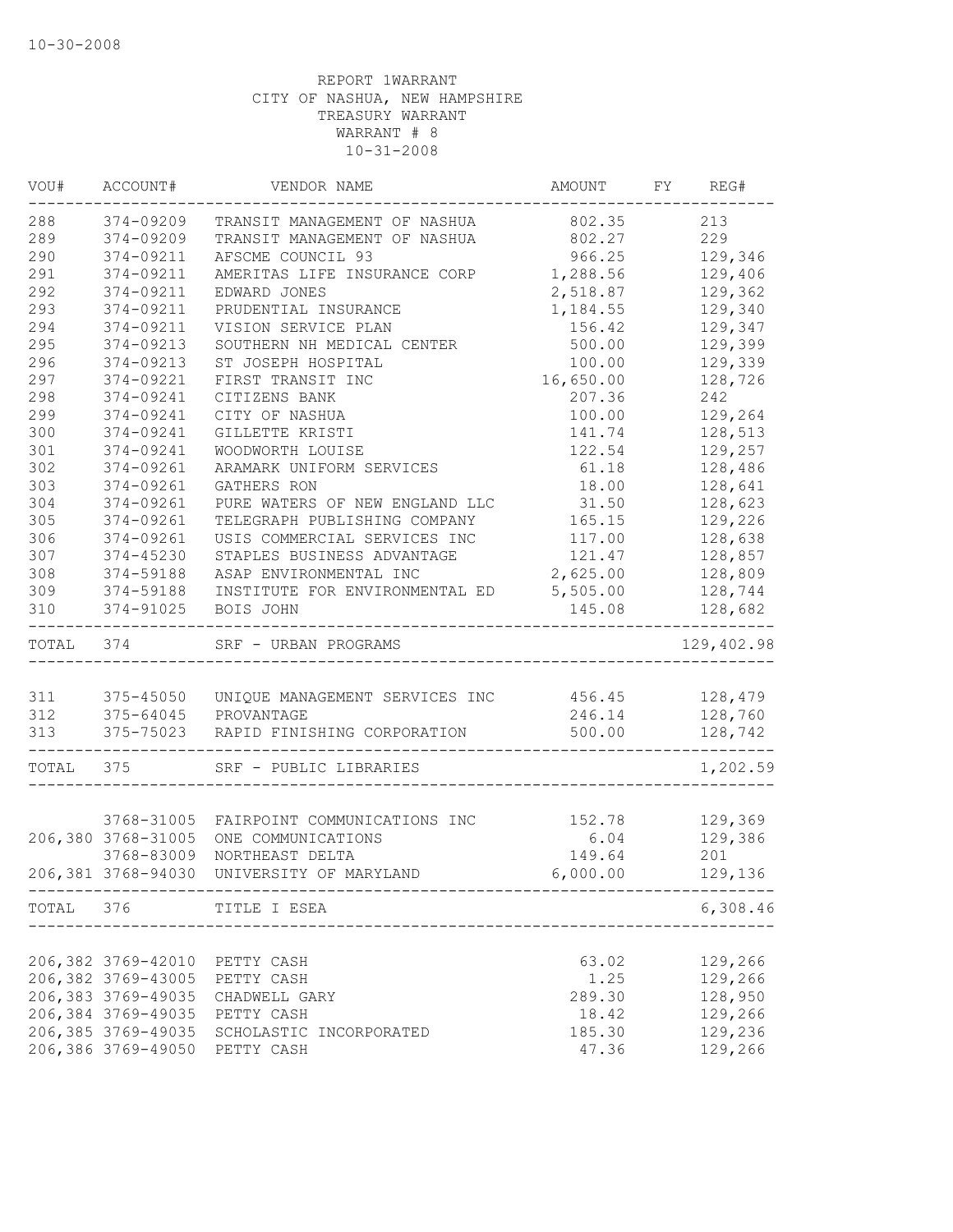10-30-2008

REPORT 1WARRANT
CITY OF NASHUA, NEW HAMPSHIRE
TREASURY WARRANT
WARRANT # 8
10-31-2008

| VOU# | ACCOUNT# | VENDOR NAME | AMOUNT | FY | REG# |
|---|---|---|---|---|---|
| 288 | 374-09209 | TRANSIT MANAGEMENT OF NASHUA | 802.35 | | 213 |
| 289 | 374-09209 | TRANSIT MANAGEMENT OF NASHUA | 802.27 | | 229 |
| 290 | 374-09211 | AFSCME COUNCIL 93 | 966.25 | | 129,346 |
| 291 | 374-09211 | AMERITAS LIFE INSURANCE CORP | 1,288.56 | | 129,406 |
| 292 | 374-09211 | EDWARD JONES | 2,518.87 | | 129,362 |
| 293 | 374-09211 | PRUDENTIAL INSURANCE | 1,184.55 | | 129,340 |
| 294 | 374-09211 | VISION SERVICE PLAN | 156.42 | | 129,347 |
| 295 | 374-09213 | SOUTHERN NH MEDICAL CENTER | 500.00 | | 129,399 |
| 296 | 374-09213 | ST JOSEPH HOSPITAL | 100.00 | | 129,339 |
| 297 | 374-09221 | FIRST TRANSIT INC | 16,650.00 | | 128,726 |
| 298 | 374-09241 | CITIZENS BANK | 207.36 | | 242 |
| 299 | 374-09241 | CITY OF NASHUA | 100.00 | | 129,264 |
| 300 | 374-09241 | GILLETTE KRISTI | 141.74 | | 128,513 |
| 301 | 374-09241 | WOODWORTH LOUISE | 122.54 | | 129,257 |
| 302 | 374-09261 | ARAMARK UNIFORM SERVICES | 61.18 | | 128,486 |
| 303 | 374-09261 | GATHERS RON | 18.00 | | 128,641 |
| 304 | 374-09261 | PURE WATERS OF NEW ENGLAND LLC | 31.50 | | 128,623 |
| 305 | 374-09261 | TELEGRAPH PUBLISHING COMPANY | 165.15 | | 129,226 |
| 306 | 374-09261 | USIS COMMERCIAL SERVICES INC | 117.00 | | 128,638 |
| 307 | 374-45230 | STAPLES BUSINESS ADVANTAGE | 121.47 | | 128,857 |
| 308 | 374-59188 | ASAP ENVIRONMENTAL INC | 2,625.00 | | 128,809 |
| 309 | 374-59188 | INSTITUTE FOR ENVIRONMENTAL ED | 5,505.00 | | 128,744 |
| 310 | 374-91025 | BOIS JOHN | 145.08 | | 128,682 |
| TOTAL | 374 | SRF - URBAN PROGRAMS | | | 129,402.98 |
| 311 | 375-45050 | UNIQUE MANAGEMENT SERVICES INC | 456.45 | | 128,479 |
| 312 | 375-64045 | PROVANTAGE | 246.14 | | 128,760 |
| 313 | 375-75023 | RAPID FINISHING CORPORATION | 500.00 | | 128,742 |
| TOTAL | 375 | SRF - PUBLIC LIBRARIES | | | 1,202.59 |
| | 3768-31005 | FAIRPOINT COMMUNICATIONS INC | 152.78 | | 129,369 |
| 206,380 | 3768-31005 | ONE COMMUNICATIONS | 6.04 | | 129,386 |
| | 3768-83009 | NORTHEAST DELTA | 149.64 | | 201 |
| 206,381 | 3768-94030 | UNIVERSITY OF MARYLAND | 6,000.00 | | 129,136 |
| TOTAL | 376 | TITLE I ESEA | | | 6,308.46 |
| 206,382 | 3769-42010 | PETTY CASH | 63.02 | | 129,266 |
| 206,382 | 3769-43005 | PETTY CASH | 1.25 | | 129,266 |
| 206,383 | 3769-49035 | CHADWELL GARY | 289.30 | | 128,950 |
| 206,384 | 3769-49035 | PETTY CASH | 18.42 | | 129,266 |
| 206,385 | 3769-49035 | SCHOLASTIC INCORPORATED | 185.30 | | 129,236 |
| 206,386 | 3769-49050 | PETTY CASH | 47.36 | | 129,266 |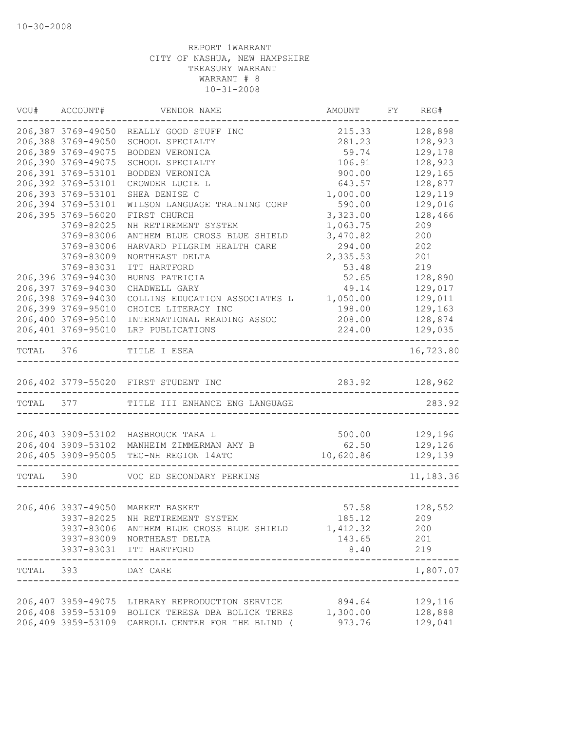10-30-2008

REPORT 1WARRANT
CITY OF NASHUA, NEW HAMPSHIRE
TREASURY WARRANT
WARRANT # 8
10-31-2008

| VOU# | ACCOUNT# | VENDOR NAME | AMOUNT | FY | REG# |
|---|---|---|---|---|---|
| 206,387 | 3769-49050 | REALLY GOOD STUFF INC | 215.33 | | 128,898 |
| 206,388 | 3769-49050 | SCHOOL SPECIALTY | 281.23 | | 128,923 |
| 206,389 | 3769-49075 | BODDEN VERONICA | 59.74 | | 129,178 |
| 206,390 | 3769-49075 | SCHOOL SPECIALTY | 106.91 | | 128,923 |
| 206,391 | 3769-53101 | BODDEN VERONICA | 900.00 | | 129,165 |
| 206,392 | 3769-53101 | CROWDER LUCIE L | 643.57 | | 128,877 |
| 206,393 | 3769-53101 | SHEA DENISE C | 1,000.00 | | 129,119 |
| 206,394 | 3769-53101 | WILSON LANGUAGE TRAINING CORP | 590.00 | | 129,016 |
| 206,395 | 3769-56020 | FIRST CHURCH | 3,323.00 | | 128,466 |
| | 3769-82025 | NH RETIREMENT SYSTEM | 1,063.75 | | 209 |
| | 3769-83006 | ANTHEM BLUE CROSS BLUE SHIELD | 3,470.82 | | 200 |
| | 3769-83006 | HARVARD PILGRIM HEALTH CARE | 294.00 | | 202 |
| | 3769-83009 | NORTHEAST DELTA | 2,335.53 | | 201 |
| | 3769-83031 | ITT HARTFORD | 53.48 | | 219 |
| 206,396 | 3769-94030 | BURNS PATRICIA | 52.65 | | 128,890 |
| 206,397 | 3769-94030 | CHADWELL GARY | 49.14 | | 129,017 |
| 206,398 | 3769-94030 | COLLINS EDUCATION ASSOCIATES L | 1,050.00 | | 129,011 |
| 206,399 | 3769-95010 | CHOICE LITERACY INC | 198.00 | | 129,163 |
| 206,400 | 3769-95010 | INTERNATIONAL READING ASSOC | 208.00 | | 128,874 |
| 206,401 | 3769-95010 | LRP PUBLICATIONS | 224.00 | | 129,035 |
| TOTAL | 376 | TITLE I ESEA | | | 16,723.80 |
| 206,402 | 3779-55020 | FIRST STUDENT INC | 283.92 | | 128,962 |
| TOTAL | 377 | TITLE III ENHANCE ENG LANGUAGE | | | 283.92 |
| 206,403 | 3909-53102 | HASBROUCK TARA L | 500.00 | | 129,196 |
| 206,404 | 3909-53102 | MANHEIM ZIMMERMAN AMY B | 62.50 | | 129,126 |
| 206,405 | 3909-95005 | TEC-NH REGION 14ATC | 10,620.86 | | 129,139 |
| TOTAL | 390 | VOC ED SECONDARY PERKINS | | | 11,183.36 |
| 206,406 | 3937-49050 | MARKET BASKET | 57.58 | | 128,552 |
| | 3937-82025 | NH RETIREMENT SYSTEM | 185.12 | | 209 |
| | 3937-83006 | ANTHEM BLUE CROSS BLUE SHIELD | 1,412.32 | | 200 |
| | 3937-83009 | NORTHEAST DELTA | 143.65 | | 201 |
| | 3937-83031 | ITT HARTFORD | 8.40 | | 219 |
| TOTAL | 393 | DAY CARE | | | 1,807.07 |
| 206,407 | 3959-49075 | LIBRARY REPRODUCTION SERVICE | 894.64 | | 129,116 |
| 206,408 | 3959-53109 | BOLICK TERESA DBA BOLICK TERES | 1,300.00 | | 128,888 |
| 206,409 | 3959-53109 | CARROLL CENTER FOR THE BLIND ( | 973.76 | | 129,041 |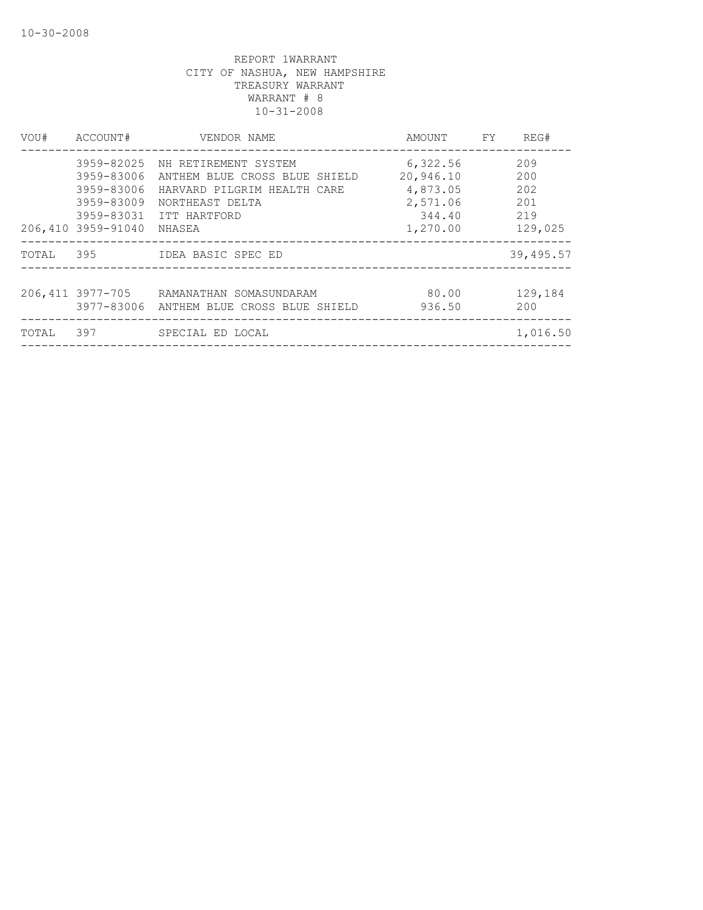REPORT 1WARRANT
CITY OF NASHUA, NEW HAMPSHIRE
TREASURY WARRANT
WARRANT # 8
10-31-2008

| VOU# | ACCOUNT# | VENDOR NAME | AMOUNT | FY | REG# |
|---|---|---|---|---|---|
| | 3959-82025 | NH RETIREMENT SYSTEM | 6,322.56 | | 209 |
| | 3959-83006 | ANTHEM BLUE CROSS BLUE SHIELD | 20,946.10 | | 200 |
| | 3959-83006 | HARVARD PILGRIM HEALTH CARE | 4,873.05 | | 202 |
| | 3959-83009 | NORTHEAST DELTA | 2,571.06 | | 201 |
| | 3959-83031 | ITT HARTFORD | 344.40 | | 219 |
| 206,410 | 3959-91040 | NHASEA | 1,270.00 | | 129,025 |
| TOTAL | 395 | IDEA BASIC SPEC ED | | | 39,495.57 |
| 206,411 | 3977-705 | RAMANATHAN SOMASUNDARAM | 80.00 | | 129,184 |
| | 3977-83006 | ANTHEM BLUE CROSS BLUE SHIELD | 936.50 | | 200 |
| TOTAL | 397 | SPECIAL ED LOCAL | | | 1,016.50 |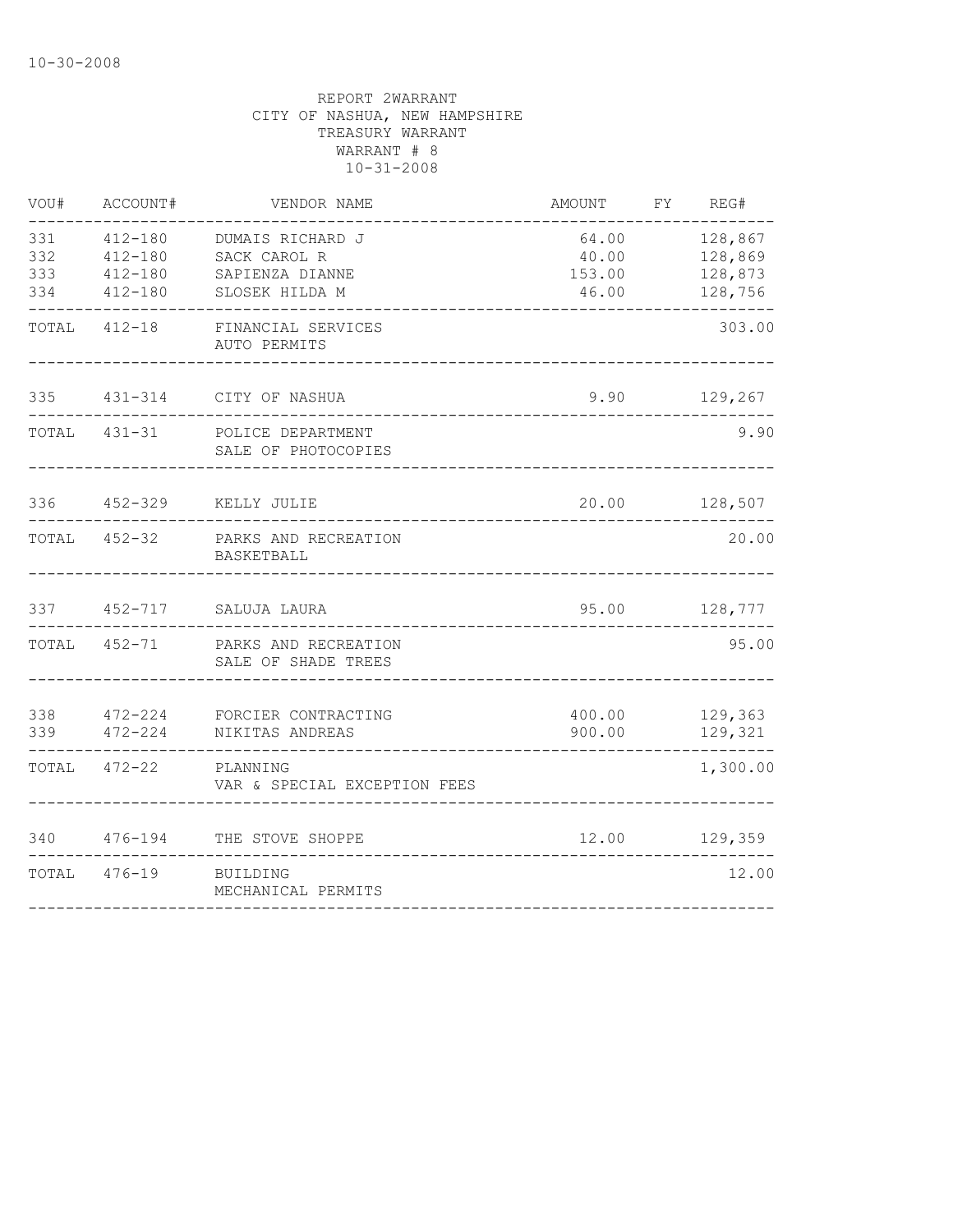10-30-2008

REPORT 2WARRANT
CITY OF NASHUA, NEW HAMPSHIRE
TREASURY WARRANT
WARRANT # 8
10-31-2008

| VOU# | ACCOUNT# | VENDOR NAME | AMOUNT | FY | REG# |
|---|---|---|---|---|---|
| 331 | 412-180 | DUMAIS RICHARD J | 64.00 | | 128,867 |
| 332 | 412-180 | SACK CAROL R | 40.00 | | 128,869 |
| 333 | 412-180 | SAPIENZA DIANNE | 153.00 | | 128,873 |
| 334 | 412-180 | SLOSEK HILDA M | 46.00 | | 128,756 |
| TOTAL | 412-18 | FINANCIAL SERVICES AUTO PERMITS | | | 303.00 |
| 335 | 431-314 | CITY OF NASHUA | 9.90 | | 129,267 |
| TOTAL | 431-31 | POLICE DEPARTMENT SALE OF PHOTOCOPIES | | | 9.90 |
| 336 | 452-329 | KELLY JULIE | 20.00 | | 128,507 |
| TOTAL | 452-32 | PARKS AND RECREATION BASKETBALL | | | 20.00 |
| 337 | 452-717 | SALUJA LAURA | 95.00 | | 128,777 |
| TOTAL | 452-71 | PARKS AND RECREATION SALE OF SHADE TREES | | | 95.00 |
| 338 | 472-224 | FORCIER CONTRACTING | 400.00 | | 129,363 |
| 339 | 472-224 | NIKITAS ANDREAS | 900.00 | | 129,321 |
| TOTAL | 472-22 | PLANNING VAR & SPECIAL EXCEPTION FEES | | | 1,300.00 |
| 340 | 476-194 | THE STOVE SHOPPE | 12.00 | | 129,359 |
| TOTAL | 476-19 | BUILDING MECHANICAL PERMITS | | | 12.00 |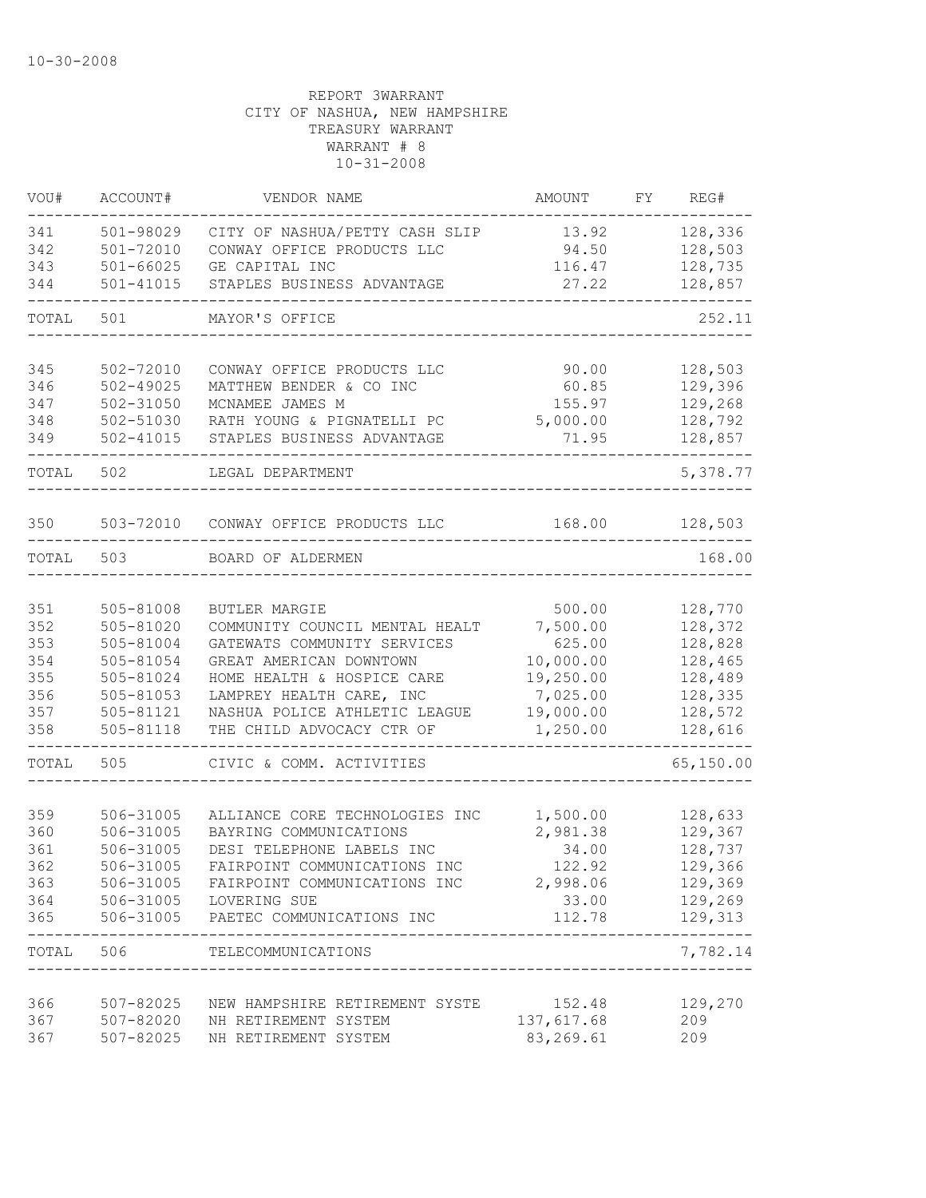10-30-2008

REPORT 3WARRANT
CITY OF NASHUA, NEW HAMPSHIRE
TREASURY WARRANT
WARRANT # 8
10-31-2008

| VOU# | ACCOUNT# | VENDOR NAME | AMOUNT | FY | REG# |
|---|---|---|---|---|---|
| 341 | 501-98029 | CITY OF NASHUA/PETTY CASH SLIP | 13.92 | | 128,336 |
| 342 | 501-72010 | CONWAY OFFICE PRODUCTS LLC | 94.50 | | 128,503 |
| 343 | 501-66025 | GE CAPITAL INC | 116.47 | | 128,735 |
| 344 | 501-41015 | STAPLES BUSINESS ADVANTAGE | 27.22 | | 128,857 |
| TOTAL | 501 | MAYOR'S OFFICE | | | 252.11 |
| 345 | 502-72010 | CONWAY OFFICE PRODUCTS LLC | 90.00 | | 128,503 |
| 346 | 502-49025 | MATTHEW BENDER & CO INC | 60.85 | | 129,396 |
| 347 | 502-31050 | MCNAMEE JAMES M | 155.97 | | 129,268 |
| 348 | 502-51030 | RATH YOUNG & PIGNATELLI PC | 5,000.00 | | 128,792 |
| 349 | 502-41015 | STAPLES BUSINESS ADVANTAGE | 71.95 | | 128,857 |
| TOTAL | 502 | LEGAL DEPARTMENT | | | 5,378.77 |
| 350 | 503-72010 | CONWAY OFFICE PRODUCTS LLC | 168.00 | | 128,503 |
| TOTAL | 503 | BOARD OF ALDERMEN | | | 168.00 |
| 351 | 505-81008 | BUTLER MARGIE | 500.00 | | 128,770 |
| 352 | 505-81020 | COMMUNITY COUNCIL MENTAL HEALT | 7,500.00 | | 128,372 |
| 353 | 505-81004 | GATEWATS COMMUNITY SERVICES | 625.00 | | 128,828 |
| 354 | 505-81054 | GREAT AMERICAN DOWNTOWN | 10,000.00 | | 128,465 |
| 355 | 505-81024 | HOME HEALTH & HOSPICE CARE | 19,250.00 | | 128,489 |
| 356 | 505-81053 | LAMPREY HEALTH CARE, INC | 7,025.00 | | 128,335 |
| 357 | 505-81121 | NASHUA POLICE ATHLETIC LEAGUE | 19,000.00 | | 128,572 |
| 358 | 505-81118 | THE CHILD ADVOCACY CTR OF | 1,250.00 | | 128,616 |
| TOTAL | 505 | CIVIC & COMM. ACTIVITIES | | | 65,150.00 |
| 359 | 506-31005 | ALLIANCE CORE TECHNOLOGIES INC | 1,500.00 | | 128,633 |
| 360 | 506-31005 | BAYRING COMMUNICATIONS | 2,981.38 | | 129,367 |
| 361 | 506-31005 | DESI TELEPHONE LABELS INC | 34.00 | | 128,737 |
| 362 | 506-31005 | FAIRPOINT COMMUNICATIONS INC | 122.92 | | 129,366 |
| 363 | 506-31005 | FAIRPOINT COMMUNICATIONS INC | 2,998.06 | | 129,369 |
| 364 | 506-31005 | LOVERING SUE | 33.00 | | 129,269 |
| 365 | 506-31005 | PAETEC COMMUNICATIONS INC | 112.78 | | 129,313 |
| TOTAL | 506 | TELECOMMUNICATIONS | | | 7,782.14 |
| 366 | 507-82025 | NEW HAMPSHIRE RETIREMENT SYSTE | 152.48 | | 129,270 |
| 367 | 507-82020 | NH RETIREMENT SYSTEM | 137,617.68 | | 209 |
| 367 | 507-82025 | NH RETIREMENT SYSTEM | 83,269.61 | | 209 |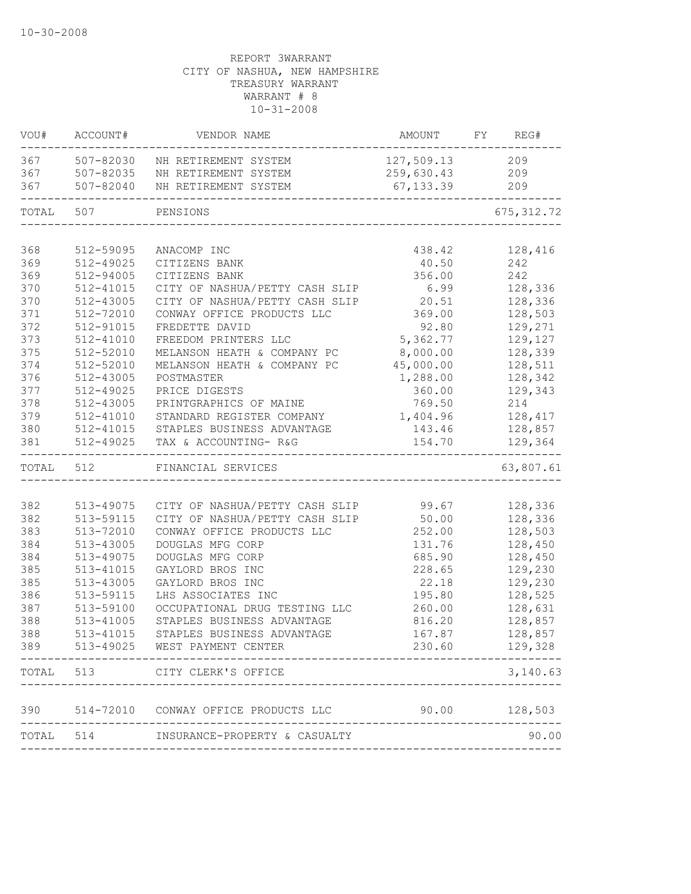10-30-2008

REPORT 3WARRANT
CITY OF NASHUA, NEW HAMPSHIRE
TREASURY WARRANT
WARRANT # 8
10-31-2008

| VOU# | ACCOUNT# | VENDOR NAME | AMOUNT | FY | REG# |
|---|---|---|---|---|---|
| 367 | 507-82030 | NH RETIREMENT SYSTEM | 127,509.13 | | 209 |
| 367 | 507-82035 | NH RETIREMENT SYSTEM | 259,630.43 | | 209 |
| 367 | 507-82040 | NH RETIREMENT SYSTEM | 67,133.39 | | 209 |
| TOTAL | 507 | PENSIONS | | | 675,312.72 |
| 368 | 512-59095 | ANACOMP INC | 438.42 | | 128,416 |
| 369 | 512-49025 | CITIZENS BANK | 40.50 | | 242 |
| 369 | 512-94005 | CITIZENS BANK | 356.00 | | 242 |
| 370 | 512-41015 | CITY OF NASHUA/PETTY CASH SLIP | 6.99 | | 128,336 |
| 370 | 512-43005 | CITY OF NASHUA/PETTY CASH SLIP | 20.51 | | 128,336 |
| 371 | 512-72010 | CONWAY OFFICE PRODUCTS LLC | 369.00 | | 128,503 |
| 372 | 512-91015 | FREDETTE DAVID | 92.80 | | 129,271 |
| 373 | 512-41010 | FREEDOM PRINTERS LLC | 5,362.77 | | 129,127 |
| 375 | 512-52010 | MELANSON HEATH & COMPANY PC | 8,000.00 | | 128,339 |
| 374 | 512-52010 | MELANSON HEATH & COMPANY PC | 45,000.00 | | 128,511 |
| 376 | 512-43005 | POSTMASTER | 1,288.00 | | 128,342 |
| 377 | 512-49025 | PRICE DIGESTS | 360.00 | | 129,343 |
| 378 | 512-43005 | PRINTGRAPHICS OF MAINE | 769.50 | | 214 |
| 379 | 512-41010 | STANDARD REGISTER COMPANY | 1,404.96 | | 128,417 |
| 380 | 512-41015 | STAPLES BUSINESS ADVANTAGE | 143.46 | | 128,857 |
| 381 | 512-49025 | TAX & ACCOUNTING- R&G | 154.70 | | 129,364 |
| TOTAL | 512 | FINANCIAL SERVICES | | | 63,807.61 |
| 382 | 513-49075 | CITY OF NASHUA/PETTY CASH SLIP | 99.67 | | 128,336 |
| 382 | 513-59115 | CITY OF NASHUA/PETTY CASH SLIP | 50.00 | | 128,336 |
| 383 | 513-72010 | CONWAY OFFICE PRODUCTS LLC | 252.00 | | 128,503 |
| 384 | 513-43005 | DOUGLAS MFG CORP | 131.76 | | 128,450 |
| 384 | 513-49075 | DOUGLAS MFG CORP | 685.90 | | 128,450 |
| 385 | 513-41015 | GAYLORD BROS INC | 228.65 | | 129,230 |
| 385 | 513-43005 | GAYLORD BROS INC | 22.18 | | 129,230 |
| 386 | 513-59115 | LHS ASSOCIATES INC | 195.80 | | 128,525 |
| 387 | 513-59100 | OCCUPATIONAL DRUG TESTING LLC | 260.00 | | 128,631 |
| 388 | 513-41005 | STAPLES BUSINESS ADVANTAGE | 816.20 | | 128,857 |
| 388 | 513-41015 | STAPLES BUSINESS ADVANTAGE | 167.87 | | 128,857 |
| 389 | 513-49025 | WEST PAYMENT CENTER | 230.60 | | 129,328 |
| TOTAL | 513 | CITY CLERK'S OFFICE | | | 3,140.63 |
| 390 | 514-72010 | CONWAY OFFICE PRODUCTS LLC | 90.00 | | 128,503 |
| TOTAL | 514 | INSURANCE-PROPERTY & CASUALTY | | | 90.00 |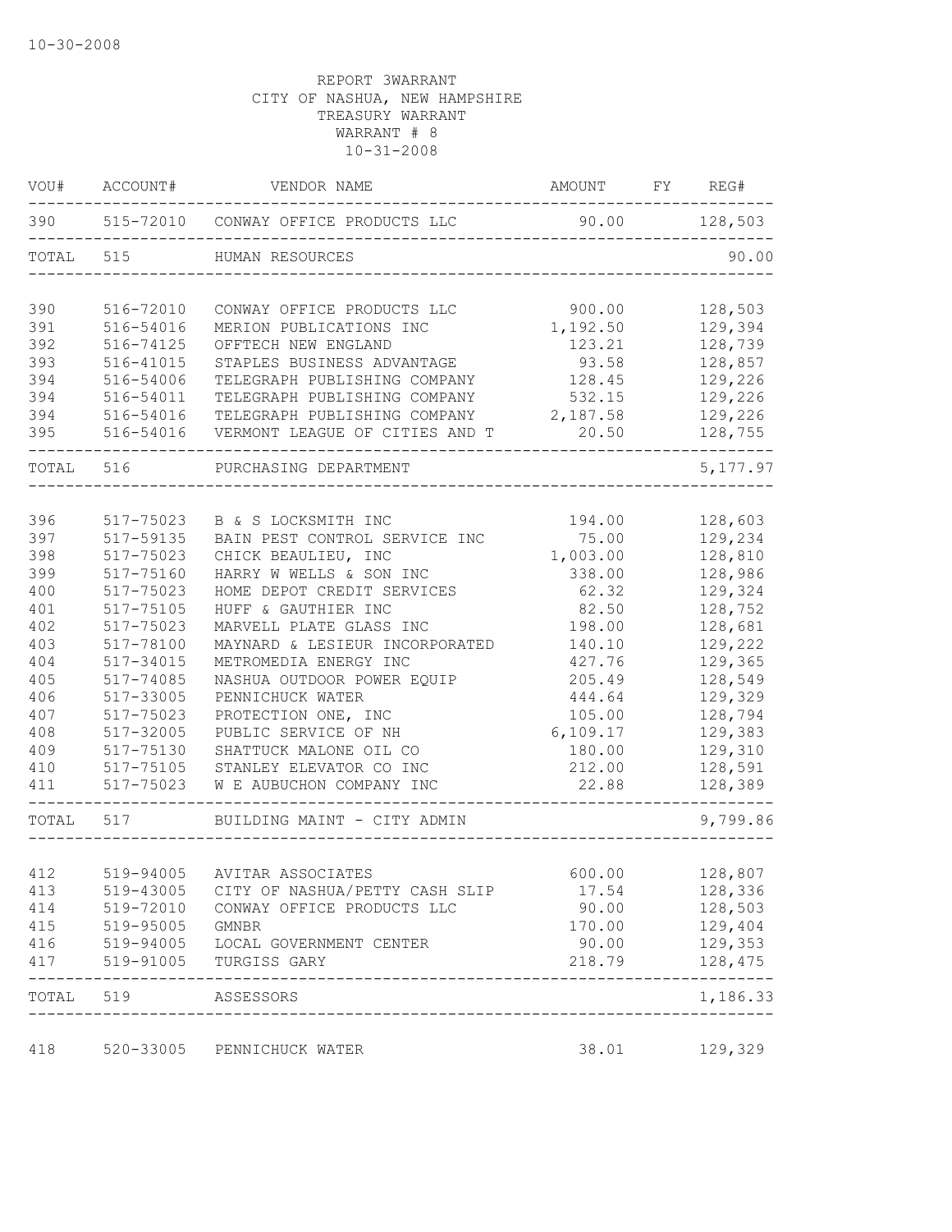10-30-2008

REPORT 3WARRANT
CITY OF NASHUA, NEW HAMPSHIRE
TREASURY WARRANT
WARRANT # 8
10-31-2008

| VOU# | ACCOUNT# | VENDOR NAME | AMOUNT | FY | REG# |
|---|---|---|---|---|---|
| 390 | 515-72010 | CONWAY OFFICE PRODUCTS LLC | 90.00 | | 128,503 |
| TOTAL | 515 | HUMAN RESOURCES | | | 90.00 |
| 390 | 516-72010 | CONWAY OFFICE PRODUCTS LLC | 900.00 | | 128,503 |
| 391 | 516-54016 | MERION PUBLICATIONS INC | 1,192.50 | | 129,394 |
| 392 | 516-74125 | OFFTECH NEW ENGLAND | 123.21 | | 128,739 |
| 393 | 516-41015 | STAPLES BUSINESS ADVANTAGE | 93.58 | | 128,857 |
| 394 | 516-54006 | TELEGRAPH PUBLISHING COMPANY | 128.45 | | 129,226 |
| 394 | 516-54011 | TELEGRAPH PUBLISHING COMPANY | 532.15 | | 129,226 |
| 394 | 516-54016 | TELEGRAPH PUBLISHING COMPANY | 2,187.58 | | 129,226 |
| 395 | 516-54016 | VERMONT LEAGUE OF CITIES AND T | 20.50 | | 128,755 |
| TOTAL | 516 | PURCHASING DEPARTMENT | | | 5,177.97 |
| 396 | 517-75023 | B & S LOCKSMITH INC | 194.00 | | 128,603 |
| 397 | 517-59135 | BAIN PEST CONTROL SERVICE INC | 75.00 | | 129,234 |
| 398 | 517-75023 | CHICK BEAULIEU, INC | 1,003.00 | | 128,810 |
| 399 | 517-75160 | HARRY W WELLS & SON INC | 338.00 | | 128,986 |
| 400 | 517-75023 | HOME DEPOT CREDIT SERVICES | 62.32 | | 129,324 |
| 401 | 517-75105 | HUFF & GAUTHIER INC | 82.50 | | 128,752 |
| 402 | 517-75023 | MARVELL PLATE GLASS INC | 198.00 | | 128,681 |
| 403 | 517-78100 | MAYNARD & LESIEUR INCORPORATED | 140.10 | | 129,222 |
| 404 | 517-34015 | METROMEDIA ENERGY INC | 427.76 | | 129,365 |
| 405 | 517-74085 | NASHUA OUTDOOR POWER EQUIP | 205.49 | | 128,549 |
| 406 | 517-33005 | PENNICHUCK WATER | 444.64 | | 129,329 |
| 407 | 517-75023 | PROTECTION ONE, INC | 105.00 | | 128,794 |
| 408 | 517-32005 | PUBLIC SERVICE OF NH | 6,109.17 | | 129,383 |
| 409 | 517-75130 | SHATTUCK MALONE OIL CO | 180.00 | | 129,310 |
| 410 | 517-75105 | STANLEY ELEVATOR CO INC | 212.00 | | 128,591 |
| 411 | 517-75023 | W E AUBUCHON COMPANY INC | 22.88 | | 128,389 |
| TOTAL | 517 | BUILDING MAINT - CITY ADMIN | | | 9,799.86 |
| 412 | 519-94005 | AVITAR ASSOCIATES | 600.00 | | 128,807 |
| 413 | 519-43005 | CITY OF NASHUA/PETTY CASH SLIP | 17.54 | | 128,336 |
| 414 | 519-72010 | CONWAY OFFICE PRODUCTS LLC | 90.00 | | 128,503 |
| 415 | 519-95005 | GMNBR | 170.00 | | 129,404 |
| 416 | 519-94005 | LOCAL GOVERNMENT CENTER | 90.00 | | 129,353 |
| 417 | 519-91005 | TURGISS GARY | 218.79 | | 128,475 |
| TOTAL | 519 | ASSESSORS | | | 1,186.33 |
| 418 | 520-33005 | PENNICHUCK WATER | 38.01 | | 129,329 |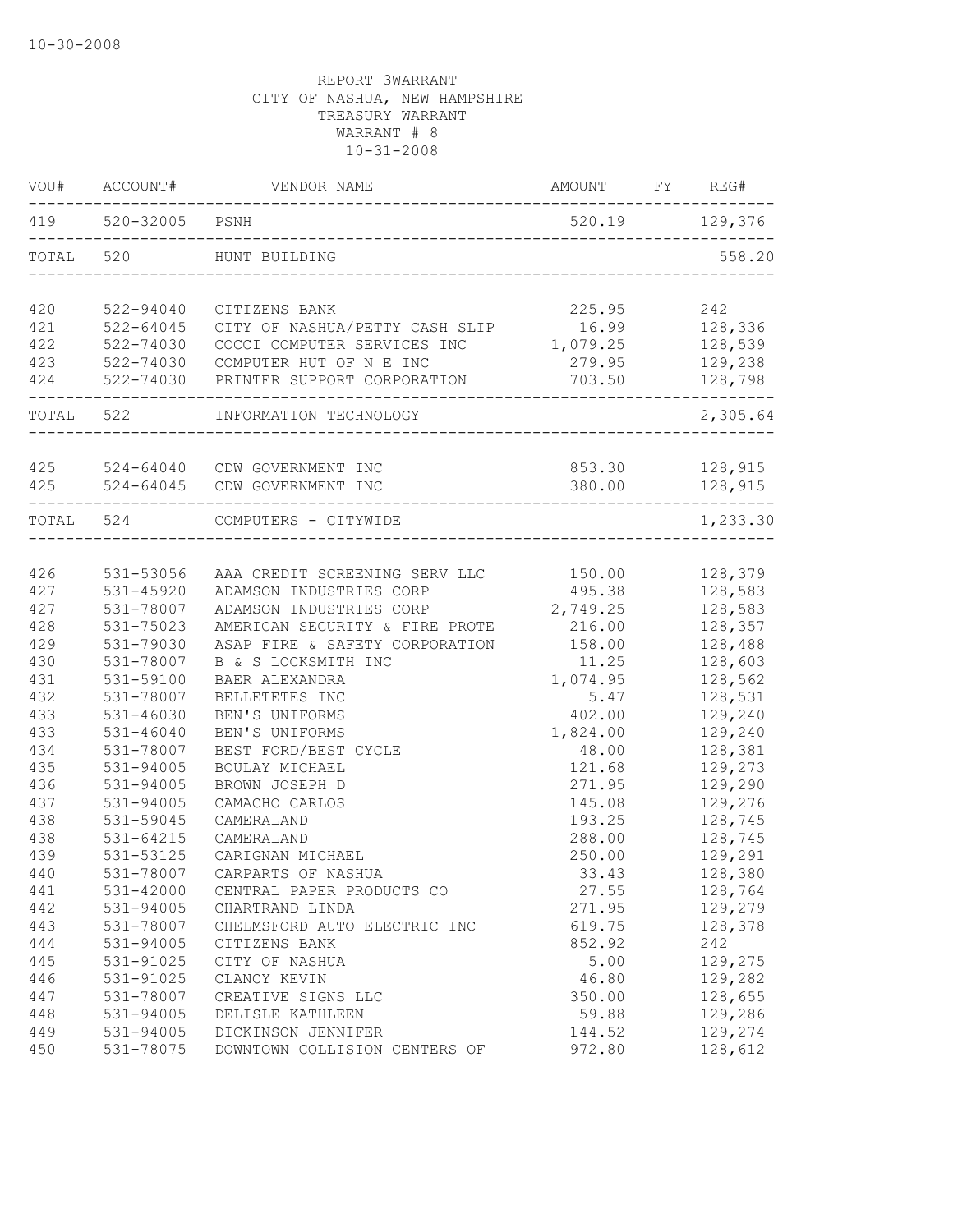10-30-2008

REPORT 3WARRANT
CITY OF NASHUA, NEW HAMPSHIRE
TREASURY WARRANT
WARRANT # 8
10-31-2008

| VOU# | ACCOUNT# | VENDOR NAME | AMOUNT | FY | REG# |
|---|---|---|---|---|---|
| 419 | 520-32005 | PSNH | 520.19 | | 129,376 |
| TOTAL | 520 | HUNT BUILDING | | | 558.20 |
| 420 | 522-94040 | CITIZENS BANK | 225.95 | | 242 |
| 421 | 522-64045 | CITY OF NASHUA/PETTY CASH SLIP | 16.99 | | 128,336 |
| 422 | 522-74030 | COCCI COMPUTER SERVICES INC | 1,079.25 | | 128,539 |
| 423 | 522-74030 | COMPUTER HUT OF N E INC | 279.95 | | 129,238 |
| 424 | 522-74030 | PRINTER SUPPORT CORPORATION | 703.50 | | 128,798 |
| TOTAL | 522 | INFORMATION TECHNOLOGY | | | 2,305.64 |
| 425 | 524-64040 | CDW GOVERNMENT INC | 853.30 | | 128,915 |
| 425 | 524-64045 | CDW GOVERNMENT INC | 380.00 | | 128,915 |
| TOTAL | 524 | COMPUTERS - CITYWIDE | | | 1,233.30 |
| 426 | 531-53056 | AAA CREDIT SCREENING SERV LLC | 150.00 | | 128,379 |
| 427 | 531-45920 | ADAMSON INDUSTRIES CORP | 495.38 | | 128,583 |
| 427 | 531-78007 | ADAMSON INDUSTRIES CORP | 2,749.25 | | 128,583 |
| 428 | 531-75023 | AMERICAN SECURITY & FIRE PROTE | 216.00 | | 128,357 |
| 429 | 531-79030 | ASAP FIRE & SAFETY CORPORATION | 158.00 | | 128,488 |
| 430 | 531-78007 | B & S LOCKSMITH INC | 11.25 | | 128,603 |
| 431 | 531-59100 | BAER ALEXANDRA | 1,074.95 | | 128,562 |
| 432 | 531-78007 | BELLETETES INC | 5.47 | | 128,531 |
| 433 | 531-46030 | BEN'S UNIFORMS | 402.00 | | 129,240 |
| 433 | 531-46040 | BEN'S UNIFORMS | 1,824.00 | | 129,240 |
| 434 | 531-78007 | BEST FORD/BEST CYCLE | 48.00 | | 128,381 |
| 435 | 531-94005 | BOULAY MICHAEL | 121.68 | | 129,273 |
| 436 | 531-94005 | BROWN JOSEPH D | 271.95 | | 129,290 |
| 437 | 531-94005 | CAMACHO CARLOS | 145.08 | | 129,276 |
| 438 | 531-59045 | CAMERALAND | 193.25 | | 128,745 |
| 438 | 531-64215 | CAMERALAND | 288.00 | | 128,745 |
| 439 | 531-53125 | CARIGNAN MICHAEL | 250.00 | | 129,291 |
| 440 | 531-78007 | CARPARTS OF NASHUA | 33.43 | | 128,380 |
| 441 | 531-42000 | CENTRAL PAPER PRODUCTS CO | 27.55 | | 128,764 |
| 442 | 531-94005 | CHARTRAND LINDA | 271.95 | | 129,279 |
| 443 | 531-78007 | CHELMSFORD AUTO ELECTRIC INC | 619.75 | | 128,378 |
| 444 | 531-94005 | CITIZENS BANK | 852.92 | | 242 |
| 445 | 531-91025 | CITY OF NASHUA | 5.00 | | 129,275 |
| 446 | 531-91025 | CLANCY KEVIN | 46.80 | | 129,282 |
| 447 | 531-78007 | CREATIVE SIGNS LLC | 350.00 | | 128,655 |
| 448 | 531-94005 | DELISLE KATHLEEN | 59.88 | | 129,286 |
| 449 | 531-94005 | DICKINSON JENNIFER | 144.52 | | 129,274 |
| 450 | 531-78075 | DOWNTOWN COLLISION CENTERS OF | 972.80 | | 128,612 |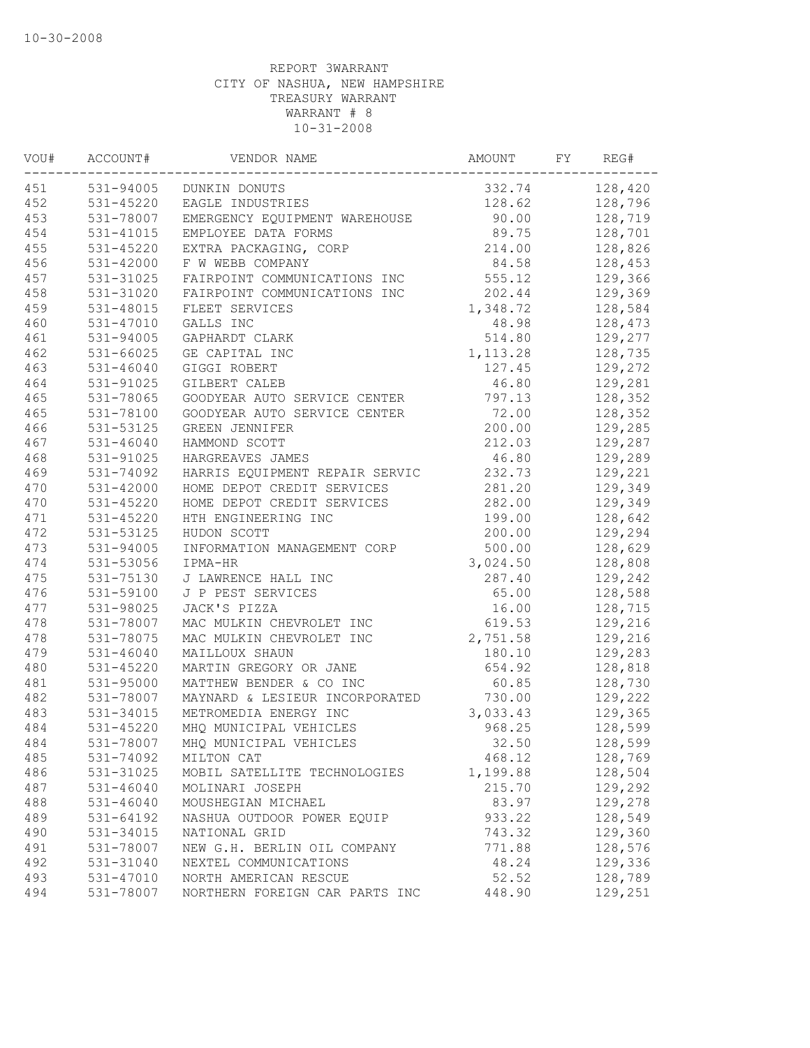10-30-2008

REPORT 3WARRANT
CITY OF NASHUA, NEW HAMPSHIRE
TREASURY WARRANT
WARRANT # 8
10-31-2008

| VOU# | ACCOUNT# | VENDOR NAME | AMOUNT | FY | REG# |
|---|---|---|---|---|---|
| 451 | 531-94005 | DUNKIN DONUTS | 332.74 | | 128,420 |
| 452 | 531-45220 | EAGLE INDUSTRIES | 128.62 | | 128,796 |
| 453 | 531-78007 | EMERGENCY EQUIPMENT WAREHOUSE | 90.00 | | 128,719 |
| 454 | 531-41015 | EMPLOYEE DATA FORMS | 89.75 | | 128,701 |
| 455 | 531-45220 | EXTRA PACKAGING, CORP | 214.00 | | 128,826 |
| 456 | 531-42000 | F W WEBB COMPANY | 84.58 | | 128,453 |
| 457 | 531-31025 | FAIRPOINT COMMUNICATIONS INC | 555.12 | | 129,366 |
| 458 | 531-31020 | FAIRPOINT COMMUNICATIONS INC | 202.44 | | 129,369 |
| 459 | 531-48015 | FLEET SERVICES | 1,348.72 | | 128,584 |
| 460 | 531-47010 | GALLS INC | 48.98 | | 128,473 |
| 461 | 531-94005 | GAPHARDT CLARK | 514.80 | | 129,277 |
| 462 | 531-66025 | GE CAPITAL INC | 1,113.28 | | 128,735 |
| 463 | 531-46040 | GIGGI ROBERT | 127.45 | | 129,272 |
| 464 | 531-91025 | GILBERT CALEB | 46.80 | | 129,281 |
| 465 | 531-78065 | GOODYEAR AUTO SERVICE CENTER | 797.13 | | 128,352 |
| 465 | 531-78100 | GOODYEAR AUTO SERVICE CENTER | 72.00 | | 128,352 |
| 466 | 531-53125 | GREEN JENNIFER | 200.00 | | 129,285 |
| 467 | 531-46040 | HAMMOND SCOTT | 212.03 | | 129,287 |
| 468 | 531-91025 | HARGREAVES JAMES | 46.80 | | 129,289 |
| 469 | 531-74092 | HARRIS EQUIPMENT REPAIR SERVIC | 232.73 | | 129,221 |
| 470 | 531-42000 | HOME DEPOT CREDIT SERVICES | 281.20 | | 129,349 |
| 470 | 531-45220 | HOME DEPOT CREDIT SERVICES | 282.00 | | 129,349 |
| 471 | 531-45220 | HTH ENGINEERING INC | 199.00 | | 128,642 |
| 472 | 531-53125 | HUDON SCOTT | 200.00 | | 129,294 |
| 473 | 531-94005 | INFORMATION MANAGEMENT CORP | 500.00 | | 128,629 |
| 474 | 531-53056 | IPMA-HR | 3,024.50 | | 128,808 |
| 475 | 531-75130 | J LAWRENCE HALL INC | 287.40 | | 129,242 |
| 476 | 531-59100 | J P PEST SERVICES | 65.00 | | 128,588 |
| 477 | 531-98025 | JACK'S PIZZA | 16.00 | | 128,715 |
| 478 | 531-78007 | MAC MULKIN CHEVROLET INC | 619.53 | | 129,216 |
| 478 | 531-78075 | MAC MULKIN CHEVROLET INC | 2,751.58 | | 129,216 |
| 479 | 531-46040 | MAILLOUX SHAUN | 180.10 | | 129,283 |
| 480 | 531-45220 | MARTIN GREGORY OR JANE | 654.92 | | 128,818 |
| 481 | 531-95000 | MATTHEW BENDER & CO INC | 60.85 | | 128,730 |
| 482 | 531-78007 | MAYNARD & LESIEUR INCORPORATED | 730.00 | | 129,222 |
| 483 | 531-34015 | METROMEDIA ENERGY INC | 3,033.43 | | 129,365 |
| 484 | 531-45220 | MHQ MUNICIPAL VEHICLES | 968.25 | | 128,599 |
| 484 | 531-78007 | MHQ MUNICIPAL VEHICLES | 32.50 | | 128,599 |
| 485 | 531-74092 | MILTON CAT | 468.12 | | 128,769 |
| 486 | 531-31025 | MOBIL SATELLITE TECHNOLOGIES | 1,199.88 | | 128,504 |
| 487 | 531-46040 | MOLINARI JOSEPH | 215.70 | | 129,292 |
| 488 | 531-46040 | MOUSHEGIAN MICHAEL | 83.97 | | 129,278 |
| 489 | 531-64192 | NASHUA OUTDOOR POWER EQUIP | 933.22 | | 128,549 |
| 490 | 531-34015 | NATIONAL GRID | 743.32 | | 129,360 |
| 491 | 531-78007 | NEW G.H. BERLIN OIL COMPANY | 771.88 | | 128,576 |
| 492 | 531-31040 | NEXTEL COMMUNICATIONS | 48.24 | | 129,336 |
| 493 | 531-47010 | NORTH AMERICAN RESCUE | 52.52 | | 128,789 |
| 494 | 531-78007 | NORTHERN FOREIGN CAR PARTS INC | 448.90 | | 129,251 |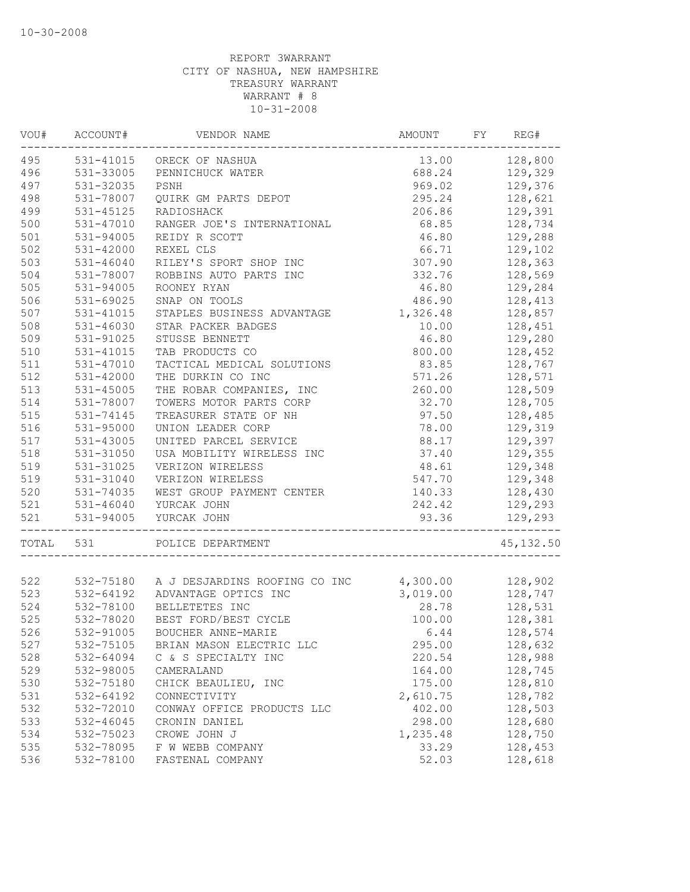10-30-2008

REPORT 3WARRANT
CITY OF NASHUA, NEW HAMPSHIRE
TREASURY WARRANT
WARRANT # 8
10-31-2008

| VOU# | ACCOUNT# | VENDOR NAME | AMOUNT | FY | REG# |
|---|---|---|---|---|---|
| 495 | 531-41015 | ORECK OF NASHUA | 13.00 | | 128,800 |
| 496 | 531-33005 | PENNICHUCK WATER | 688.24 | | 129,329 |
| 497 | 531-32035 | PSNH | 969.02 | | 129,376 |
| 498 | 531-78007 | QUIRK GM PARTS DEPOT | 295.24 | | 128,621 |
| 499 | 531-45125 | RADIOSHACK | 206.86 | | 129,391 |
| 500 | 531-47010 | RANGER JOE'S INTERNATIONAL | 68.85 | | 128,734 |
| 501 | 531-94005 | REIDY R SCOTT | 46.80 | | 129,288 |
| 502 | 531-42000 | REXEL CLS | 66.71 | | 129,102 |
| 503 | 531-46040 | RILEY'S SPORT SHOP INC | 307.90 | | 128,363 |
| 504 | 531-78007 | ROBBINS AUTO PARTS INC | 332.76 | | 128,569 |
| 505 | 531-94005 | ROONEY RYAN | 46.80 | | 129,284 |
| 506 | 531-69025 | SNAP ON TOOLS | 486.90 | | 128,413 |
| 507 | 531-41015 | STAPLES BUSINESS ADVANTAGE | 1,326.48 | | 128,857 |
| 508 | 531-46030 | STAR PACKER BADGES | 10.00 | | 128,451 |
| 509 | 531-91025 | STUSSE BENNETT | 46.80 | | 129,280 |
| 510 | 531-41015 | TAB PRODUCTS CO | 800.00 | | 128,452 |
| 511 | 531-47010 | TACTICAL MEDICAL SOLUTIONS | 83.85 | | 128,767 |
| 512 | 531-42000 | THE DURKIN CO INC | 571.26 | | 128,571 |
| 513 | 531-45005 | THE ROBAR COMPANIES, INC | 260.00 | | 128,509 |
| 514 | 531-78007 | TOWERS MOTOR PARTS CORP | 32.70 | | 128,705 |
| 515 | 531-74145 | TREASURER STATE OF NH | 97.50 | | 128,485 |
| 516 | 531-95000 | UNION LEADER CORP | 78.00 | | 129,319 |
| 517 | 531-43005 | UNITED PARCEL SERVICE | 88.17 | | 129,397 |
| 518 | 531-31050 | USA MOBILITY WIRELESS INC | 37.40 | | 129,355 |
| 519 | 531-31025 | VERIZON WIRELESS | 48.61 | | 129,348 |
| 519 | 531-31040 | VERIZON WIRELESS | 547.70 | | 129,348 |
| 520 | 531-74035 | WEST GROUP PAYMENT CENTER | 140.33 | | 128,430 |
| 521 | 531-46040 | YURCAK JOHN | 242.42 | | 129,293 |
| 521 | 531-94005 | YURCAK JOHN | 93.36 | | 129,293 |
| TOTAL | 531 | POLICE DEPARTMENT | | | 45,132.50 |
| 522 | 532-75180 | A J DESJARDINS ROOFING CO INC | 4,300.00 | | 128,902 |
| 523 | 532-64192 | ADVANTAGE OPTICS INC | 3,019.00 | | 128,747 |
| 524 | 532-78100 | BELLETETES INC | 28.78 | | 128,531 |
| 525 | 532-78020 | BEST FORD/BEST CYCLE | 100.00 | | 128,381 |
| 526 | 532-91005 | BOUCHER ANNE-MARIE | 6.44 | | 128,574 |
| 527 | 532-75105 | BRIAN MASON ELECTRIC LLC | 295.00 | | 128,632 |
| 528 | 532-64094 | C & S SPECIALTY INC | 220.54 | | 128,988 |
| 529 | 532-98005 | CAMERALAND | 164.00 | | 128,745 |
| 530 | 532-75180 | CHICK BEAULIEU, INC | 175.00 | | 128,810 |
| 531 | 532-64192 | CONNECTIVITY | 2,610.75 | | 128,782 |
| 532 | 532-72010 | CONWAY OFFICE PRODUCTS LLC | 402.00 | | 128,503 |
| 533 | 532-46045 | CRONIN DANIEL | 298.00 | | 128,680 |
| 534 | 532-75023 | CROWE JOHN J | 1,235.48 | | 128,750 |
| 535 | 532-78095 | F W WEBB COMPANY | 33.29 | | 128,453 |
| 536 | 532-78100 | FASTENAL COMPANY | 52.03 | | 128,618 |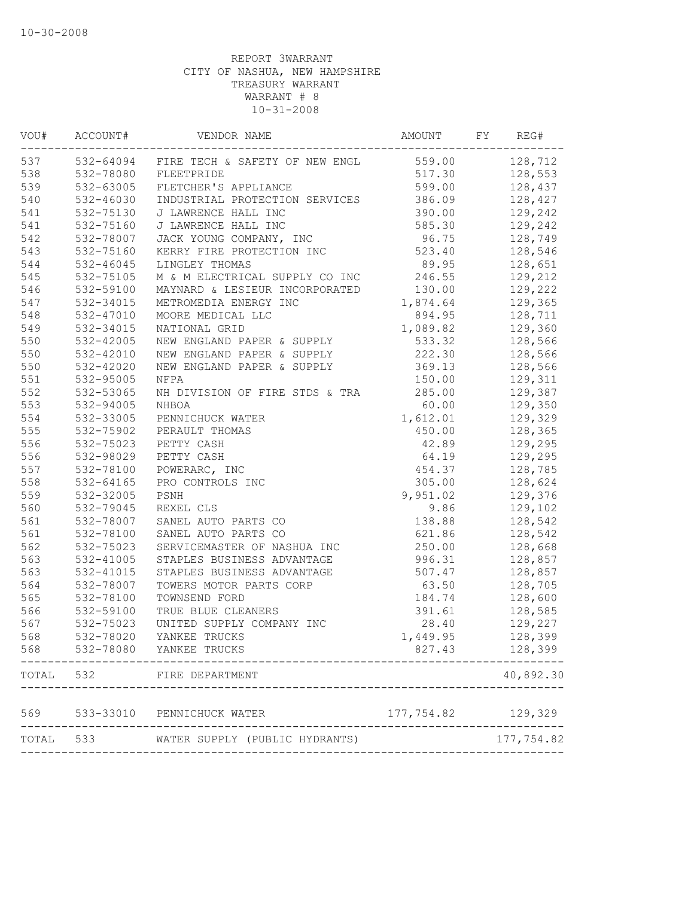10-30-2008

REPORT 3WARRANT
CITY OF NASHUA, NEW HAMPSHIRE
TREASURY WARRANT
WARRANT # 8
10-31-2008

| VOU# | ACCOUNT# | VENDOR NAME | AMOUNT | FY | REG# |
|---|---|---|---|---|---|
| 537 | 532-64094 | FIRE TECH & SAFETY OF NEW ENGL | 559.00 | | 128,712 |
| 538 | 532-78080 | FLEETPRIDE | 517.30 | | 128,553 |
| 539 | 532-63005 | FLETCHER'S APPLIANCE | 599.00 | | 128,437 |
| 540 | 532-46030 | INDUSTRIAL PROTECTION SERVICES | 386.09 | | 128,427 |
| 541 | 532-75130 | J LAWRENCE HALL INC | 390.00 | | 129,242 |
| 541 | 532-75160 | J LAWRENCE HALL INC | 585.30 | | 129,242 |
| 542 | 532-78007 | JACK YOUNG COMPANY, INC | 96.75 | | 128,749 |
| 543 | 532-75160 | KERRY FIRE PROTECTION INC | 523.40 | | 128,546 |
| 544 | 532-46045 | LINGLEY THOMAS | 89.95 | | 128,651 |
| 545 | 532-75105 | M & M ELECTRICAL SUPPLY CO INC | 246.55 | | 129,212 |
| 546 | 532-59100 | MAYNARD & LESIEUR INCORPORATED | 130.00 | | 129,222 |
| 547 | 532-34015 | METROMEDIA ENERGY INC | 1,874.64 | | 129,365 |
| 548 | 532-47010 | MOORE MEDICAL LLC | 894.95 | | 128,711 |
| 549 | 532-34015 | NATIONAL GRID | 1,089.82 | | 129,360 |
| 550 | 532-42005 | NEW ENGLAND PAPER & SUPPLY | 533.32 | | 128,566 |
| 550 | 532-42010 | NEW ENGLAND PAPER & SUPPLY | 222.30 | | 128,566 |
| 550 | 532-42020 | NEW ENGLAND PAPER & SUPPLY | 369.13 | | 128,566 |
| 551 | 532-95005 | NFPA | 150.00 | | 129,311 |
| 552 | 532-53065 | NH DIVISION OF FIRE STDS & TRA | 285.00 | | 129,387 |
| 553 | 532-94005 | NHBOA | 60.00 | | 129,350 |
| 554 | 532-33005 | PENNICHUCK WATER | 1,612.01 | | 129,329 |
| 555 | 532-75902 | PERAULT THOMAS | 450.00 | | 128,365 |
| 556 | 532-75023 | PETTY CASH | 42.89 | | 129,295 |
| 556 | 532-98029 | PETTY CASH | 64.19 | | 129,295 |
| 557 | 532-78100 | POWERARC, INC | 454.37 | | 128,785 |
| 558 | 532-64165 | PRO CONTROLS INC | 305.00 | | 128,624 |
| 559 | 532-32005 | PSNH | 9,951.02 | | 129,376 |
| 560 | 532-79045 | REXEL CLS | 9.86 | | 129,102 |
| 561 | 532-78007 | SANEL AUTO PARTS CO | 138.88 | | 128,542 |
| 561 | 532-78100 | SANEL AUTO PARTS CO | 621.86 | | 128,542 |
| 562 | 532-75023 | SERVICEMASTER OF NASHUA INC | 250.00 | | 128,668 |
| 563 | 532-41005 | STAPLES BUSINESS ADVANTAGE | 996.31 | | 128,857 |
| 563 | 532-41015 | STAPLES BUSINESS ADVANTAGE | 507.47 | | 128,857 |
| 564 | 532-78007 | TOWERS MOTOR PARTS CORP | 63.50 | | 128,705 |
| 565 | 532-78100 | TOWNSEND FORD | 184.74 | | 128,600 |
| 566 | 532-59100 | TRUE BLUE CLEANERS | 391.61 | | 128,585 |
| 567 | 532-75023 | UNITED SUPPLY COMPANY INC | 28.40 | | 129,227 |
| 568 | 532-78020 | YANKEE TRUCKS | 1,449.95 | | 128,399 |
| 568 | 532-78080 | YANKEE TRUCKS | 827.43 | | 128,399 |
| TOTAL | 532 | FIRE DEPARTMENT | | | 40,892.30 |
| 569 | 533-33010 | PENNICHUCK WATER | 177,754.82 | | 129,329 |
| TOTAL | 533 | WATER SUPPLY (PUBLIC HYDRANTS) | | | 177,754.82 |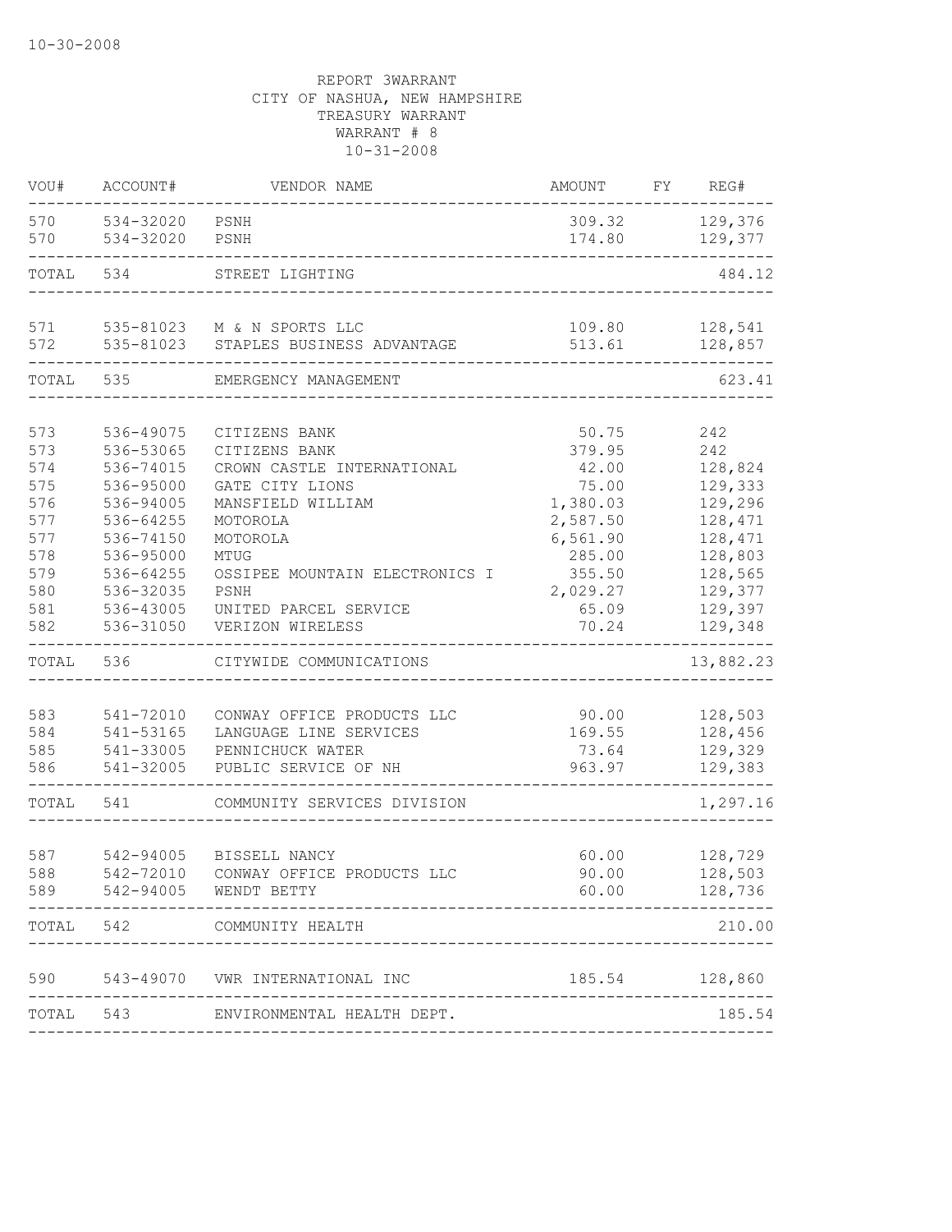10-30-2008

REPORT 3WARRANT
CITY OF NASHUA, NEW HAMPSHIRE
TREASURY WARRANT
WARRANT # 8
10-31-2008

| VOU# | ACCOUNT# | VENDOR NAME | AMOUNT | FY | REG# |
|---|---|---|---|---|---|
| 570 | 534-32020 | PSNH | 309.32 | | 129,376 |
| 570 | 534-32020 | PSNH | 174.80 | | 129,377 |
| TOTAL | 534 | STREET LIGHTING | | | 484.12 |
| 571 | 535-81023 | M & N SPORTS LLC | 109.80 | | 128,541 |
| 572 | 535-81023 | STAPLES BUSINESS ADVANTAGE | 513.61 | | 128,857 |
| TOTAL | 535 | EMERGENCY MANAGEMENT | | | 623.41 |
| 573 | 536-49075 | CITIZENS BANK | 50.75 | | 242 |
| 573 | 536-53065 | CITIZENS BANK | 379.95 | | 242 |
| 574 | 536-74015 | CROWN CASTLE INTERNATIONAL | 42.00 | | 128,824 |
| 575 | 536-95000 | GATE CITY LIONS | 75.00 | | 129,333 |
| 576 | 536-94005 | MANSFIELD WILLIAM | 1,380.03 | | 129,296 |
| 577 | 536-64255 | MOTOROLA | 2,587.50 | | 128,471 |
| 577 | 536-74150 | MOTOROLA | 6,561.90 | | 128,471 |
| 578 | 536-95000 | MTUG | 285.00 | | 128,803 |
| 579 | 536-64255 | OSSIPEE MOUNTAIN ELECTRONICS I | 355.50 | | 128,565 |
| 580 | 536-32035 | PSNH | 2,029.27 | | 129,377 |
| 581 | 536-43005 | UNITED PARCEL SERVICE | 65.09 | | 129,397 |
| 582 | 536-31050 | VERIZON WIRELESS | 70.24 | | 129,348 |
| TOTAL | 536 | CITYWIDE COMMUNICATIONS | | | 13,882.23 |
| 583 | 541-72010 | CONWAY OFFICE PRODUCTS LLC | 90.00 | | 128,503 |
| 584 | 541-53165 | LANGUAGE LINE SERVICES | 169.55 | | 128,456 |
| 585 | 541-33005 | PENNICHUCK WATER | 73.64 | | 129,329 |
| 586 | 541-32005 | PUBLIC SERVICE OF NH | 963.97 | | 129,383 |
| TOTAL | 541 | COMMUNITY SERVICES DIVISION | | | 1,297.16 |
| 587 | 542-94005 | BISSELL NANCY | 60.00 | | 128,729 |
| 588 | 542-72010 | CONWAY OFFICE PRODUCTS LLC | 90.00 | | 128,503 |
| 589 | 542-94005 | WENDT BETTY | 60.00 | | 128,736 |
| TOTAL | 542 | COMMUNITY HEALTH | | | 210.00 |
| 590 | 543-49070 | VWR INTERNATIONAL INC | 185.54 | | 128,860 |
| TOTAL | 543 | ENVIRONMENTAL HEALTH DEPT. | | | 185.54 |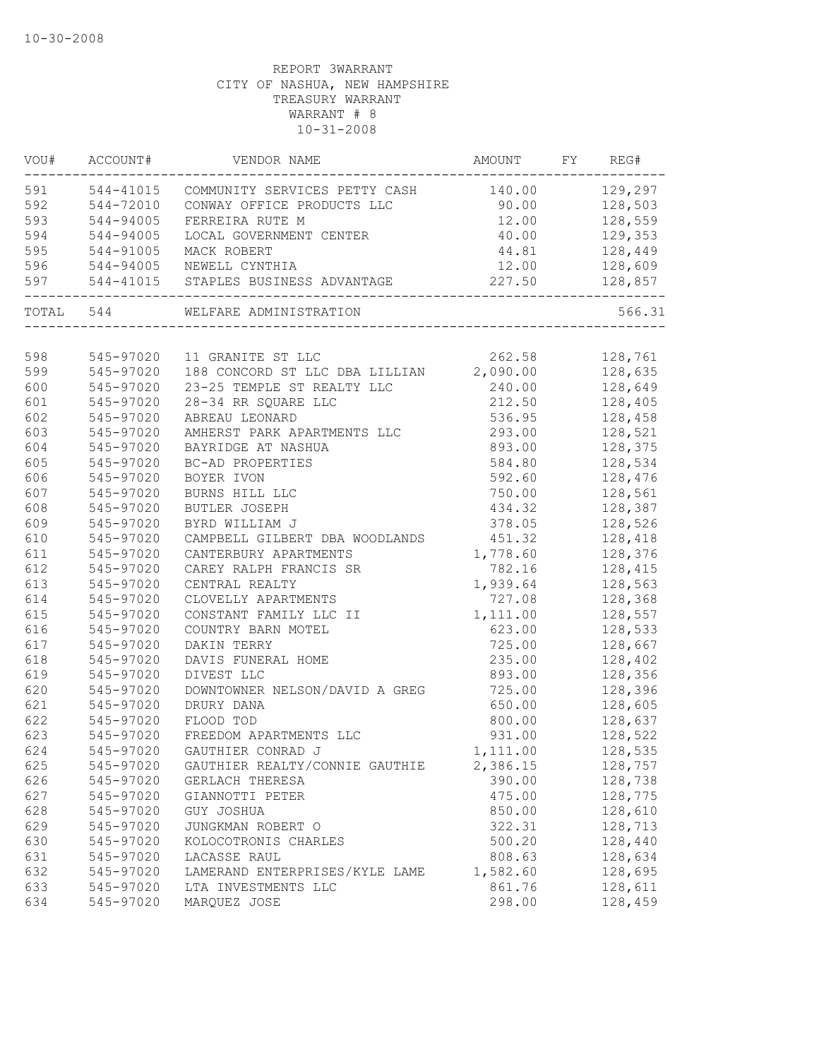10-30-2008

REPORT 3WARRANT
CITY OF NASHUA, NEW HAMPSHIRE
TREASURY WARRANT
WARRANT # 8
10-31-2008

| VOU# | ACCOUNT# | VENDOR NAME | AMOUNT | FY | REG# |
|---|---|---|---|---|---|
| 591 | 544-41015 | COMMUNITY SERVICES PETTY CASH | 140.00 | | 129,297 |
| 592 | 544-72010 | CONWAY OFFICE PRODUCTS LLC | 90.00 | | 128,503 |
| 593 | 544-94005 | FERREIRA RUTE M | 12.00 | | 128,559 |
| 594 | 544-94005 | LOCAL GOVERNMENT CENTER | 40.00 | | 129,353 |
| 595 | 544-91005 | MACK ROBERT | 44.81 | | 128,449 |
| 596 | 544-94005 | NEWELL CYNTHIA | 12.00 | | 128,609 |
| 597 | 544-41015 | STAPLES BUSINESS ADVANTAGE | 227.50 | | 128,857 |
| TOTAL | 544 | WELFARE ADMINISTRATION | | | 566.31 |
| 598 | 545-97020 | 11 GRANITE ST LLC | 262.58 | | 128,761 |
| 599 | 545-97020 | 188 CONCORD ST LLC DBA LILLIAN | 2,090.00 | | 128,635 |
| 600 | 545-97020 | 23-25 TEMPLE ST REALTY LLC | 240.00 | | 128,649 |
| 601 | 545-97020 | 28-34 RR SQUARE LLC | 212.50 | | 128,405 |
| 602 | 545-97020 | ABREAU LEONARD | 536.95 | | 128,458 |
| 603 | 545-97020 | AMHERST PARK APARTMENTS LLC | 293.00 | | 128,521 |
| 604 | 545-97020 | BAYRIDGE AT NASHUA | 893.00 | | 128,375 |
| 605 | 545-97020 | BC-AD PROPERTIES | 584.80 | | 128,534 |
| 606 | 545-97020 | BOYER IVON | 592.60 | | 128,476 |
| 607 | 545-97020 | BURNS HILL LLC | 750.00 | | 128,561 |
| 608 | 545-97020 | BUTLER JOSEPH | 434.32 | | 128,387 |
| 609 | 545-97020 | BYRD WILLIAM J | 378.05 | | 128,526 |
| 610 | 545-97020 | CAMPBELL GILBERT DBA WOODLANDS | 451.32 | | 128,418 |
| 611 | 545-97020 | CANTERBURY APARTMENTS | 1,778.60 | | 128,376 |
| 612 | 545-97020 | CAREY RALPH FRANCIS SR | 782.16 | | 128,415 |
| 613 | 545-97020 | CENTRAL REALTY | 1,939.64 | | 128,563 |
| 614 | 545-97020 | CLOVELLY APARTMENTS | 727.08 | | 128,368 |
| 615 | 545-97020 | CONSTANT FAMILY LLC II | 1,111.00 | | 128,557 |
| 616 | 545-97020 | COUNTRY BARN MOTEL | 623.00 | | 128,533 |
| 617 | 545-97020 | DAKIN TERRY | 725.00 | | 128,667 |
| 618 | 545-97020 | DAVIS FUNERAL HOME | 235.00 | | 128,402 |
| 619 | 545-97020 | DIVEST LLC | 893.00 | | 128,356 |
| 620 | 545-97020 | DOWNTOWNER NELSON/DAVID A GREG | 725.00 | | 128,396 |
| 621 | 545-97020 | DRURY DANA | 650.00 | | 128,605 |
| 622 | 545-97020 | FLOOD TOD | 800.00 | | 128,637 |
| 623 | 545-97020 | FREEDOM APARTMENTS LLC | 931.00 | | 128,522 |
| 624 | 545-97020 | GAUTHIER CONRAD J | 1,111.00 | | 128,535 |
| 625 | 545-97020 | GAUTHIER REALTY/CONNIE GAUTHIE | 2,386.15 | | 128,757 |
| 626 | 545-97020 | GERLACH THERESA | 390.00 | | 128,738 |
| 627 | 545-97020 | GIANNOTTI PETER | 475.00 | | 128,775 |
| 628 | 545-97020 | GUY JOSHUA | 850.00 | | 128,610 |
| 629 | 545-97020 | JUNGKMAN ROBERT O | 322.31 | | 128,713 |
| 630 | 545-97020 | KOLOCOTRONIS CHARLES | 500.20 | | 128,440 |
| 631 | 545-97020 | LACASSE RAUL | 808.63 | | 128,634 |
| 632 | 545-97020 | LAMERAND ENTERPRISES/KYLE LAME | 1,582.60 | | 128,695 |
| 633 | 545-97020 | LTA INVESTMENTS LLC | 861.76 | | 128,611 |
| 634 | 545-97020 | MARQUEZ JOSE | 298.00 | | 128,459 |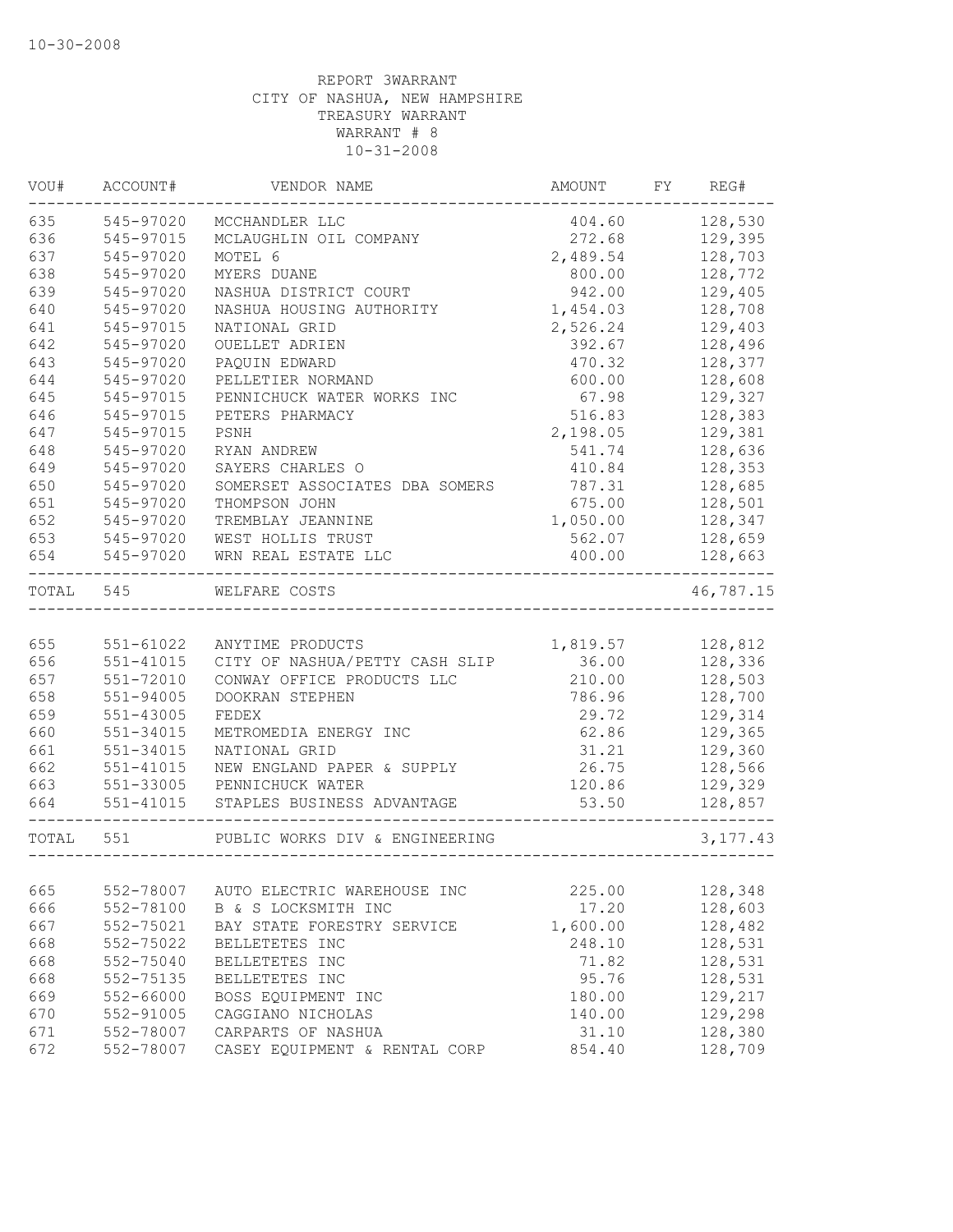10-30-2008

REPORT 3WARRANT
CITY OF NASHUA, NEW HAMPSHIRE
TREASURY WARRANT
WARRANT # 8
10-31-2008

| VOU# | ACCOUNT# | VENDOR NAME | AMOUNT | FY | REG# |
|---|---|---|---|---|---|
| 635 | 545-97020 | MCCHANDLER LLC | 404.60 | | 128,530 |
| 636 | 545-97015 | MCLAUGHLIN OIL COMPANY | 272.68 | | 129,395 |
| 637 | 545-97020 | MOTEL 6 | 2,489.54 | | 128,703 |
| 638 | 545-97020 | MYERS DUANE | 800.00 | | 128,772 |
| 639 | 545-97020 | NASHUA DISTRICT COURT | 942.00 | | 129,405 |
| 640 | 545-97020 | NASHUA HOUSING AUTHORITY | 1,454.03 | | 128,708 |
| 641 | 545-97015 | NATIONAL GRID | 2,526.24 | | 129,403 |
| 642 | 545-97020 | OUELLET ADRIEN | 392.67 | | 128,496 |
| 643 | 545-97020 | PAQUIN EDWARD | 470.32 | | 128,377 |
| 644 | 545-97020 | PELLETIER NORMAND | 600.00 | | 128,608 |
| 645 | 545-97015 | PENNICHUCK WATER WORKS INC | 67.98 | | 129,327 |
| 646 | 545-97015 | PETERS PHARMACY | 516.83 | | 128,383 |
| 647 | 545-97015 | PSNH | 2,198.05 | | 129,381 |
| 648 | 545-97020 | RYAN ANDREW | 541.74 | | 128,636 |
| 649 | 545-97020 | SAYERS CHARLES O | 410.84 | | 128,353 |
| 650 | 545-97020 | SOMERSET ASSOCIATES DBA SOMERS | 787.31 | | 128,685 |
| 651 | 545-97020 | THOMPSON JOHN | 675.00 | | 128,501 |
| 652 | 545-97020 | TREMBLAY JEANNINE | 1,050.00 | | 128,347 |
| 653 | 545-97020 | WEST HOLLIS TRUST | 562.07 | | 128,659 |
| 654 | 545-97020 | WRN REAL ESTATE LLC | 400.00 | | 128,663 |
| TOTAL | 545 | WELFARE COSTS | | | 46,787.15 |
| 655 | 551-61022 | ANYTIME PRODUCTS | 1,819.57 | | 128,812 |
| 656 | 551-41015 | CITY OF NASHUA/PETTY CASH SLIP | 36.00 | | 128,336 |
| 657 | 551-72010 | CONWAY OFFICE PRODUCTS LLC | 210.00 | | 128,503 |
| 658 | 551-94005 | DOOKRAN STEPHEN | 786.96 | | 128,700 |
| 659 | 551-43005 | FEDEX | 29.72 | | 129,314 |
| 660 | 551-34015 | METROMEDIA ENERGY INC | 62.86 | | 129,365 |
| 661 | 551-34015 | NATIONAL GRID | 31.21 | | 129,360 |
| 662 | 551-41015 | NEW ENGLAND PAPER & SUPPLY | 26.75 | | 128,566 |
| 663 | 551-33005 | PENNICHUCK WATER | 120.86 | | 129,329 |
| 664 | 551-41015 | STAPLES BUSINESS ADVANTAGE | 53.50 | | 128,857 |
| TOTAL | 551 | PUBLIC WORKS DIV & ENGINEERING | | | 3,177.43 |
| 665 | 552-78007 | AUTO ELECTRIC WAREHOUSE INC | 225.00 | | 128,348 |
| 666 | 552-78100 | B & S LOCKSMITH INC | 17.20 | | 128,603 |
| 667 | 552-75021 | BAY STATE FORESTRY SERVICE | 1,600.00 | | 128,482 |
| 668 | 552-75022 | BELLETETES INC | 248.10 | | 128,531 |
| 668 | 552-75040 | BELLETETES INC | 71.82 | | 128,531 |
| 668 | 552-75135 | BELLETETES INC | 95.76 | | 128,531 |
| 669 | 552-66000 | BOSS EQUIPMENT INC | 180.00 | | 129,217 |
| 670 | 552-91005 | CAGGIANO NICHOLAS | 140.00 | | 129,298 |
| 671 | 552-78007 | CARPARTS OF NASHUA | 31.10 | | 128,380 |
| 672 | 552-78007 | CASEY EQUIPMENT & RENTAL CORP | 854.40 | | 128,709 |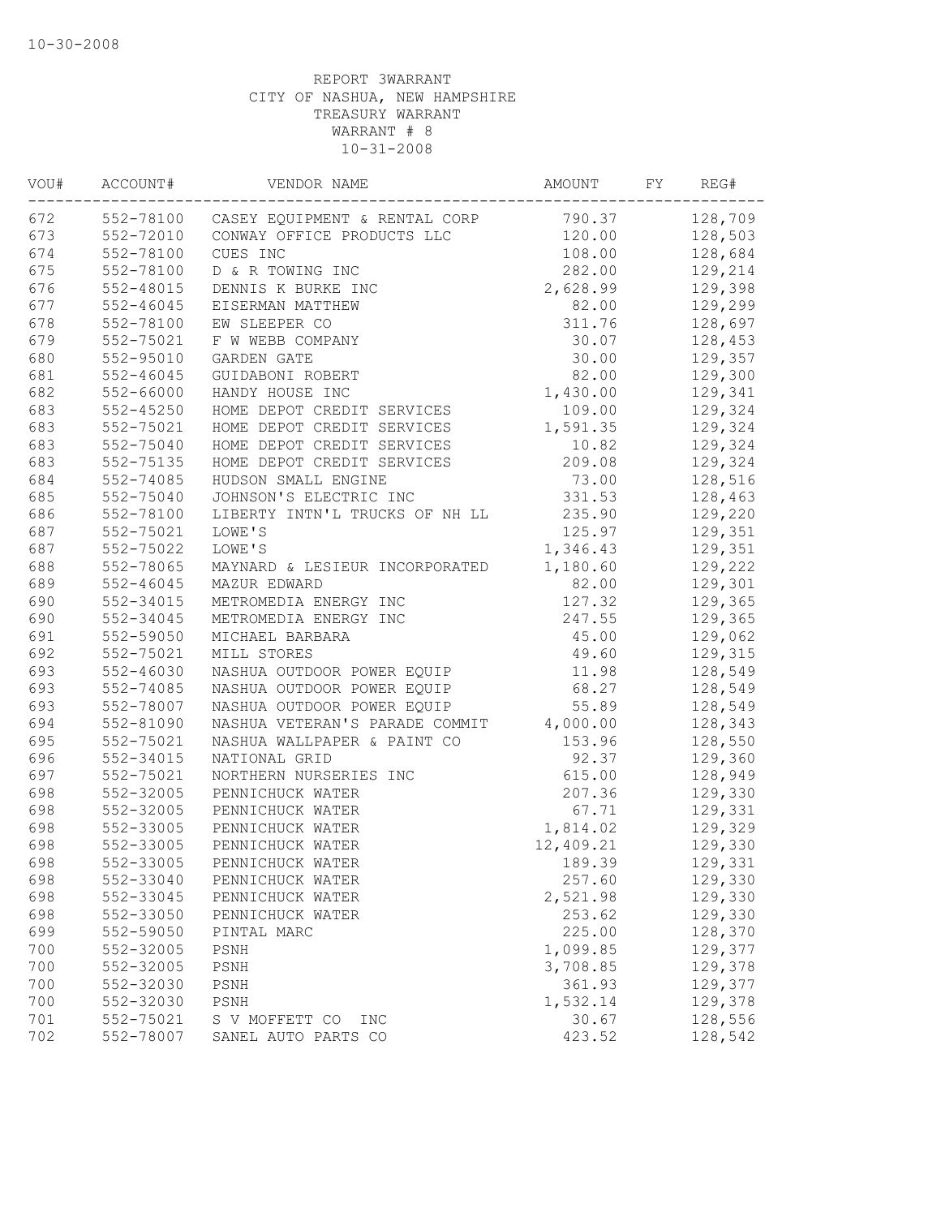10-30-2008

REPORT 3WARRANT
CITY OF NASHUA, NEW HAMPSHIRE
TREASURY WARRANT
WARRANT # 8
10-31-2008

| VOU# | ACCOUNT# | VENDOR NAME | AMOUNT | FY | REG# |
|---|---|---|---|---|---|
| 672 | 552-78100 | CASEY EQUIPMENT & RENTAL CORP | 790.37 | | 128,709 |
| 673 | 552-72010 | CONWAY OFFICE PRODUCTS LLC | 120.00 | | 128,503 |
| 674 | 552-78100 | CUES INC | 108.00 | | 128,684 |
| 675 | 552-78100 | D & R TOWING INC | 282.00 | | 129,214 |
| 676 | 552-48015 | DENNIS K BURKE INC | 2,628.99 | | 129,398 |
| 677 | 552-46045 | EISERMAN MATTHEW | 82.00 | | 129,299 |
| 678 | 552-78100 | EW SLEEPER CO | 311.76 | | 128,697 |
| 679 | 552-75021 | F W WEBB COMPANY | 30.07 | | 128,453 |
| 680 | 552-95010 | GARDEN GATE | 30.00 | | 129,357 |
| 681 | 552-46045 | GUIDABONI ROBERT | 82.00 | | 129,300 |
| 682 | 552-66000 | HANDY HOUSE INC | 1,430.00 | | 129,341 |
| 683 | 552-45250 | HOME DEPOT CREDIT SERVICES | 109.00 | | 129,324 |
| 683 | 552-75021 | HOME DEPOT CREDIT SERVICES | 1,591.35 | | 129,324 |
| 683 | 552-75040 | HOME DEPOT CREDIT SERVICES | 10.82 | | 129,324 |
| 683 | 552-75135 | HOME DEPOT CREDIT SERVICES | 209.08 | | 129,324 |
| 684 | 552-74085 | HUDSON SMALL ENGINE | 73.00 | | 128,516 |
| 685 | 552-75040 | JOHNSON'S ELECTRIC INC | 331.53 | | 128,463 |
| 686 | 552-78100 | LIBERTY INTN'L TRUCKS OF NH LL | 235.90 | | 129,220 |
| 687 | 552-75021 | LOWE'S | 125.97 | | 129,351 |
| 687 | 552-75022 | LOWE'S | 1,346.43 | | 129,351 |
| 688 | 552-78065 | MAYNARD & LESIEUR INCORPORATED | 1,180.60 | | 129,222 |
| 689 | 552-46045 | MAZUR EDWARD | 82.00 | | 129,301 |
| 690 | 552-34015 | METROMEDIA ENERGY INC | 127.32 | | 129,365 |
| 690 | 552-34045 | METROMEDIA ENERGY INC | 247.55 | | 129,365 |
| 691 | 552-59050 | MICHAEL BARBARA | 45.00 | | 129,062 |
| 692 | 552-75021 | MILL STORES | 49.60 | | 129,315 |
| 693 | 552-46030 | NASHUA OUTDOOR POWER EQUIP | 11.98 | | 128,549 |
| 693 | 552-74085 | NASHUA OUTDOOR POWER EQUIP | 68.27 | | 128,549 |
| 693 | 552-78007 | NASHUA OUTDOOR POWER EQUIP | 55.89 | | 128,549 |
| 694 | 552-81090 | NASHUA VETERAN'S PARADE COMMIT | 4,000.00 | | 128,343 |
| 695 | 552-75021 | NASHUA WALLPAPER & PAINT CO | 153.96 | | 128,550 |
| 696 | 552-34015 | NATIONAL GRID | 92.37 | | 129,360 |
| 697 | 552-75021 | NORTHERN NURSERIES INC | 615.00 | | 128,949 |
| 698 | 552-32005 | PENNICHUCK WATER | 207.36 | | 129,330 |
| 698 | 552-32005 | PENNICHUCK WATER | 67.71 | | 129,331 |
| 698 | 552-33005 | PENNICHUCK WATER | 1,814.02 | | 129,329 |
| 698 | 552-33005 | PENNICHUCK WATER | 12,409.21 | | 129,330 |
| 698 | 552-33005 | PENNICHUCK WATER | 189.39 | | 129,331 |
| 698 | 552-33040 | PENNICHUCK WATER | 257.60 | | 129,330 |
| 698 | 552-33045 | PENNICHUCK WATER | 2,521.98 | | 129,330 |
| 698 | 552-33050 | PENNICHUCK WATER | 253.62 | | 129,330 |
| 699 | 552-59050 | PINTAL MARC | 225.00 | | 128,370 |
| 700 | 552-32005 | PSNH | 1,099.85 | | 129,377 |
| 700 | 552-32005 | PSNH | 3,708.85 | | 129,378 |
| 700 | 552-32030 | PSNH | 361.93 | | 129,377 |
| 700 | 552-32030 | PSNH | 1,532.14 | | 129,378 |
| 701 | 552-75021 | S V MOFFETT CO INC | 30.67 | | 128,556 |
| 702 | 552-78007 | SANEL AUTO PARTS CO | 423.52 | | 128,542 |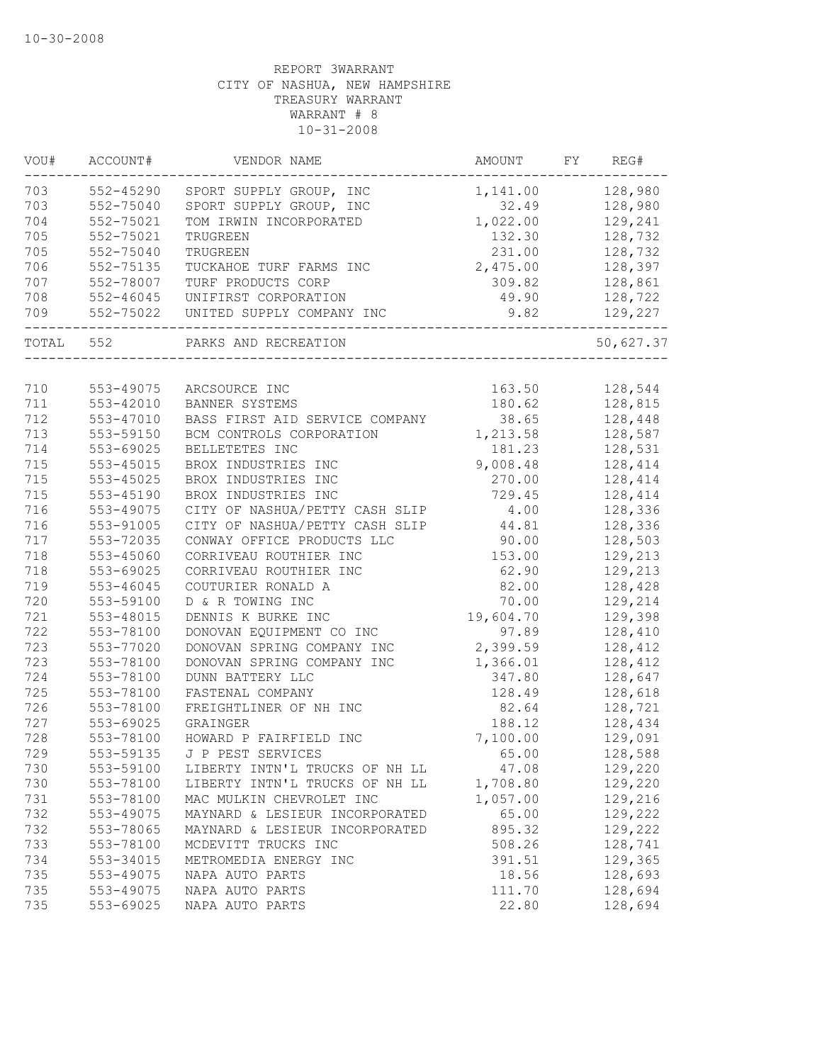10-30-2008

REPORT 3WARRANT
CITY OF NASHUA, NEW HAMPSHIRE
TREASURY WARRANT
WARRANT # 8
10-31-2008

| VOU# | ACCOUNT# | VENDOR NAME | AMOUNT | FY | REG# |
|---|---|---|---|---|---|
| 703 | 552-45290 | SPORT SUPPLY GROUP, INC | 1,141.00 | | 128,980 |
| 703 | 552-75040 | SPORT SUPPLY GROUP, INC | 32.49 | | 128,980 |
| 704 | 552-75021 | TOM IRWIN INCORPORATED | 1,022.00 | | 129,241 |
| 705 | 552-75021 | TRUGREEN | 132.30 | | 128,732 |
| 705 | 552-75040 | TRUGREEN | 231.00 | | 128,732 |
| 706 | 552-75135 | TUCKAHOE TURF FARMS INC | 2,475.00 | | 128,397 |
| 707 | 552-78007 | TURF PRODUCTS CORP | 309.82 | | 128,861 |
| 708 | 552-46045 | UNIFIRST CORPORATION | 49.90 | | 128,722 |
| 709 | 552-75022 | UNITED SUPPLY COMPANY INC | 9.82 | | 129,227 |
| TOTAL | 552 | PARKS AND RECREATION | | | 50,627.37 |
| 710 | 553-49075 | ARCSOURCE INC | 163.50 | | 128,544 |
| 711 | 553-42010 | BANNER SYSTEMS | 180.62 | | 128,815 |
| 712 | 553-47010 | BASS FIRST AID SERVICE COMPANY | 38.65 | | 128,448 |
| 713 | 553-59150 | BCM CONTROLS CORPORATION | 1,213.58 | | 128,587 |
| 714 | 553-69025 | BELLETETES INC | 181.23 | | 128,531 |
| 715 | 553-45015 | BROX INDUSTRIES INC | 9,008.48 | | 128,414 |
| 715 | 553-45025 | BROX INDUSTRIES INC | 270.00 | | 128,414 |
| 715 | 553-45190 | BROX INDUSTRIES INC | 729.45 | | 128,414 |
| 716 | 553-49075 | CITY OF NASHUA/PETTY CASH SLIP | 4.00 | | 128,336 |
| 716 | 553-91005 | CITY OF NASHUA/PETTY CASH SLIP | 44.81 | | 128,336 |
| 717 | 553-72035 | CONWAY OFFICE PRODUCTS LLC | 90.00 | | 128,503 |
| 718 | 553-45060 | CORRIVEAU ROUTHIER INC | 153.00 | | 129,213 |
| 718 | 553-69025 | CORRIVEAU ROUTHIER INC | 62.90 | | 129,213 |
| 719 | 553-46045 | COUTURIER RONALD A | 82.00 | | 128,428 |
| 720 | 553-59100 | D & R TOWING INC | 70.00 | | 129,214 |
| 721 | 553-48015 | DENNIS K BURKE INC | 19,604.70 | | 129,398 |
| 722 | 553-78100 | DONOVAN EQUIPMENT CO INC | 97.89 | | 128,410 |
| 723 | 553-77020 | DONOVAN SPRING COMPANY INC | 2,399.59 | | 128,412 |
| 723 | 553-78100 | DONOVAN SPRING COMPANY INC | 1,366.01 | | 128,412 |
| 724 | 553-78100 | DUNN BATTERY LLC | 347.80 | | 128,647 |
| 725 | 553-78100 | FASTENAL COMPANY | 128.49 | | 128,618 |
| 726 | 553-78100 | FREIGHTLINER OF NH INC | 82.64 | | 128,721 |
| 727 | 553-69025 | GRAINGER | 188.12 | | 128,434 |
| 728 | 553-78100 | HOWARD P FAIRFIELD INC | 7,100.00 | | 129,091 |
| 729 | 553-59135 | J P PEST SERVICES | 65.00 | | 128,588 |
| 730 | 553-59100 | LIBERTY INTN'L TRUCKS OF NH LL | 47.08 | | 129,220 |
| 730 | 553-78100 | LIBERTY INTN'L TRUCKS OF NH LL | 1,708.80 | | 129,220 |
| 731 | 553-78100 | MAC MULKIN CHEVROLET INC | 1,057.00 | | 129,216 |
| 732 | 553-49075 | MAYNARD & LESIEUR INCORPORATED | 65.00 | | 129,222 |
| 732 | 553-78065 | MAYNARD & LESIEUR INCORPORATED | 895.32 | | 129,222 |
| 733 | 553-78100 | MCDEVITT TRUCKS INC | 508.26 | | 128,741 |
| 734 | 553-34015 | METROMEDIA ENERGY INC | 391.51 | | 129,365 |
| 735 | 553-49075 | NAPA AUTO PARTS | 18.56 | | 128,693 |
| 735 | 553-49075 | NAPA AUTO PARTS | 111.70 | | 128,694 |
| 735 | 553-69025 | NAPA AUTO PARTS | 22.80 | | 128,694 |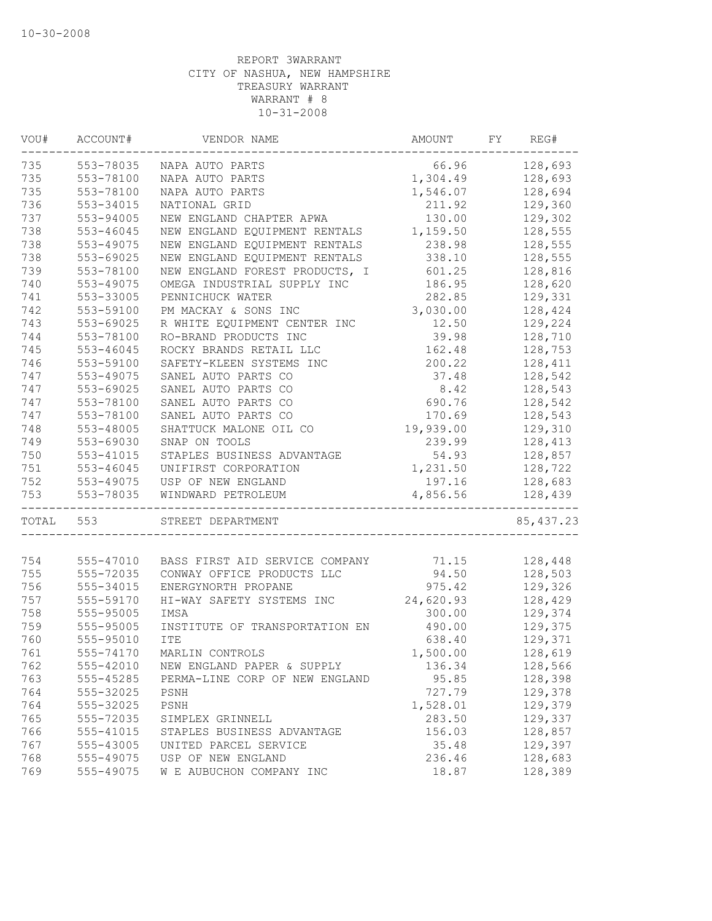10-30-2008

REPORT 3WARRANT
CITY OF NASHUA, NEW HAMPSHIRE
TREASURY WARRANT
WARRANT # 8
10-31-2008

| VOU# | ACCOUNT# | VENDOR NAME | AMOUNT | FY | REG# |
|---|---|---|---|---|---|
| 735 | 553-78035 | NAPA AUTO PARTS | 66.96 | | 128,693 |
| 735 | 553-78100 | NAPA AUTO PARTS | 1,304.49 | | 128,693 |
| 735 | 553-78100 | NAPA AUTO PARTS | 1,546.07 | | 128,694 |
| 736 | 553-34015 | NATIONAL GRID | 211.92 | | 129,360 |
| 737 | 553-94005 | NEW ENGLAND CHAPTER APWA | 130.00 | | 129,302 |
| 738 | 553-46045 | NEW ENGLAND EQUIPMENT RENTALS | 1,159.50 | | 128,555 |
| 738 | 553-49075 | NEW ENGLAND EQUIPMENT RENTALS | 238.98 | | 128,555 |
| 738 | 553-69025 | NEW ENGLAND EQUIPMENT RENTALS | 338.10 | | 128,555 |
| 739 | 553-78100 | NEW ENGLAND FOREST PRODUCTS, I | 601.25 | | 128,816 |
| 740 | 553-49075 | OMEGA INDUSTRIAL SUPPLY INC | 186.95 | | 128,620 |
| 741 | 553-33005 | PENNICHUCK WATER | 282.85 | | 129,331 |
| 742 | 553-59100 | PM MACKAY & SONS INC | 3,030.00 | | 128,424 |
| 743 | 553-69025 | R WHITE EQUIPMENT CENTER INC | 12.50 | | 129,224 |
| 744 | 553-78100 | RO-BRAND PRODUCTS INC | 39.98 | | 128,710 |
| 745 | 553-46045 | ROCKY BRANDS RETAIL LLC | 162.48 | | 128,753 |
| 746 | 553-59100 | SAFETY-KLEEN SYSTEMS INC | 200.22 | | 128,411 |
| 747 | 553-49075 | SANEL AUTO PARTS CO | 37.48 | | 128,542 |
| 747 | 553-69025 | SANEL AUTO PARTS CO | 8.42 | | 128,543 |
| 747 | 553-78100 | SANEL AUTO PARTS CO | 690.76 | | 128,542 |
| 747 | 553-78100 | SANEL AUTO PARTS CO | 170.69 | | 128,543 |
| 748 | 553-48005 | SHATTUCK MALONE OIL CO | 19,939.00 | | 129,310 |
| 749 | 553-69030 | SNAP ON TOOLS | 239.99 | | 128,413 |
| 750 | 553-41015 | STAPLES BUSINESS ADVANTAGE | 54.93 | | 128,857 |
| 751 | 553-46045 | UNIFIRST CORPORATION | 1,231.50 | | 128,722 |
| 752 | 553-49075 | USP OF NEW ENGLAND | 197.16 | | 128,683 |
| 753 | 553-78035 | WINDWARD PETROLEUM | 4,856.56 | | 128,439 |
| TOTAL | 553 | STREET DEPARTMENT | | | 85,437.23 |

| VOU# | ACCOUNT# | VENDOR NAME | AMOUNT | FY | REG# |
|---|---|---|---|---|---|
| 754 | 555-47010 | BASS FIRST AID SERVICE COMPANY | 71.15 | | 128,448 |
| 755 | 555-72035 | CONWAY OFFICE PRODUCTS LLC | 94.50 | | 128,503 |
| 756 | 555-34015 | ENERGYNORTH PROPANE | 975.42 | | 129,326 |
| 757 | 555-59170 | HI-WAY SAFETY SYSTEMS INC | 24,620.93 | | 128,429 |
| 758 | 555-95005 | IMSA | 300.00 | | 129,374 |
| 759 | 555-95005 | INSTITUTE OF TRANSPORTATION EN | 490.00 | | 129,375 |
| 760 | 555-95010 | ITE | 638.40 | | 129,371 |
| 761 | 555-74170 | MARLIN CONTROLS | 1,500.00 | | 128,619 |
| 762 | 555-42010 | NEW ENGLAND PAPER & SUPPLY | 136.34 | | 128,566 |
| 763 | 555-45285 | PERMA-LINE CORP OF NEW ENGLAND | 95.85 | | 128,398 |
| 764 | 555-32025 | PSNH | 727.79 | | 129,378 |
| 764 | 555-32025 | PSNH | 1,528.01 | | 129,379 |
| 765 | 555-72035 | SIMPLEX GRINNELL | 283.50 | | 129,337 |
| 766 | 555-41015 | STAPLES BUSINESS ADVANTAGE | 156.03 | | 128,857 |
| 767 | 555-43005 | UNITED PARCEL SERVICE | 35.48 | | 129,397 |
| 768 | 555-49075 | USP OF NEW ENGLAND | 236.46 | | 128,683 |
| 769 | 555-49075 | W E AUBUCHON COMPANY INC | 18.87 | | 128,389 |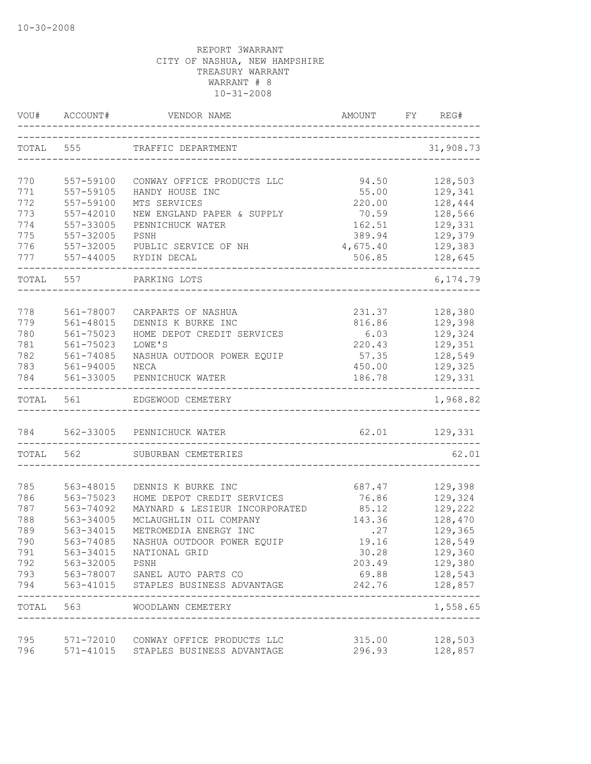10-30-2008

REPORT 3WARRANT
CITY OF NASHUA, NEW HAMPSHIRE
TREASURY WARRANT
WARRANT # 8
10-31-2008

| VOU# | ACCOUNT# | VENDOR NAME | AMOUNT | FY | REG# |
|---|---|---|---|---|---|
| TOTAL | 555 | TRAFFIC DEPARTMENT | | | 31,908.73 |
| 770 | 557-59100 | CONWAY OFFICE PRODUCTS LLC | 94.50 | | 128,503 |
| 771 | 557-59105 | HANDY HOUSE INC | 55.00 | | 129,341 |
| 772 | 557-59100 | MTS SERVICES | 220.00 | | 128,444 |
| 773 | 557-42010 | NEW ENGLAND PAPER & SUPPLY | 70.59 | | 128,566 |
| 774 | 557-33005 | PENNICHUCK WATER | 162.51 | | 129,331 |
| 775 | 557-32005 | PSNH | 389.94 | | 129,379 |
| 776 | 557-32005 | PUBLIC SERVICE OF NH | 4,675.40 | | 129,383 |
| 777 | 557-44005 | RYDIN DECAL | 506.85 | | 128,645 |
| TOTAL | 557 | PARKING LOTS | | | 6,174.79 |
| 778 | 561-78007 | CARPARTS OF NASHUA | 231.37 | | 128,380 |
| 779 | 561-48015 | DENNIS K BURKE INC | 816.86 | | 129,398 |
| 780 | 561-75023 | HOME DEPOT CREDIT SERVICES | 6.03 | | 129,324 |
| 781 | 561-75023 | LOWE'S | 220.43 | | 129,351 |
| 782 | 561-74085 | NASHUA OUTDOOR POWER EQUIP | 57.35 | | 128,549 |
| 783 | 561-94005 | NECA | 450.00 | | 129,325 |
| 784 | 561-33005 | PENNICHUCK WATER | 186.78 | | 129,331 |
| TOTAL | 561 | EDGEWOOD CEMETERY | | | 1,968.82 |
| 784 | 562-33005 | PENNICHUCK WATER | 62.01 | | 129,331 |
| TOTAL | 562 | SUBURBAN CEMETERIES | | | 62.01 |
| 785 | 563-48015 | DENNIS K BURKE INC | 687.47 | | 129,398 |
| 786 | 563-75023 | HOME DEPOT CREDIT SERVICES | 76.86 | | 129,324 |
| 787 | 563-74092 | MAYNARD & LESIEUR INCORPORATED | 85.12 | | 129,222 |
| 788 | 563-34005 | MCLAUGHLIN OIL COMPANY | 143.36 | | 128,470 |
| 789 | 563-34015 | METROMEDIA ENERGY INC | .27 | | 129,365 |
| 790 | 563-74085 | NASHUA OUTDOOR POWER EQUIP | 19.16 | | 128,549 |
| 791 | 563-34015 | NATIONAL GRID | 30.28 | | 129,360 |
| 792 | 563-32005 | PSNH | 203.49 | | 129,380 |
| 793 | 563-78007 | SANEL AUTO PARTS CO | 69.88 | | 128,543 |
| 794 | 563-41015 | STAPLES BUSINESS ADVANTAGE | 242.76 | | 128,857 |
| TOTAL | 563 | WOODLAWN CEMETERY | | | 1,558.65 |
| 795 | 571-72010 | CONWAY OFFICE PRODUCTS LLC | 315.00 | | 128,503 |
| 796 | 571-41015 | STAPLES BUSINESS ADVANTAGE | 296.93 | | 128,857 |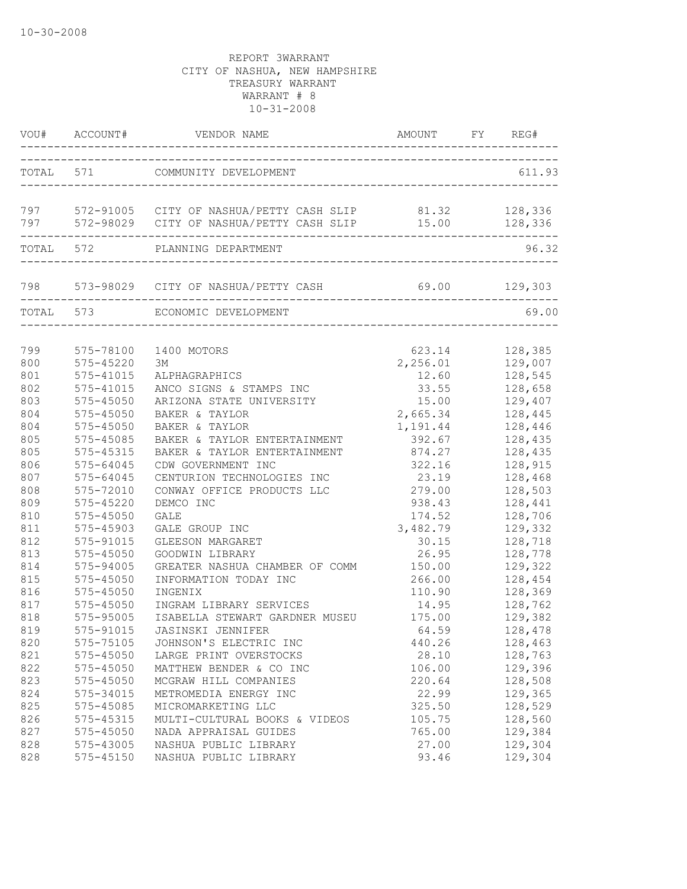10-30-2008

REPORT 3WARRANT
CITY OF NASHUA, NEW HAMPSHIRE
TREASURY WARRANT
WARRANT # 8
10-31-2008

| VOU# | ACCOUNT# | VENDOR NAME | AMOUNT | FY | REG# |
|---|---|---|---|---|---|
| TOTAL | 571 | COMMUNITY DEVELOPMENT | | | 611.93 |
| 797 | 572-91005 | CITY OF NASHUA/PETTY CASH SLIP | 81.32 | | 128,336 |
| 797 | 572-98029 | CITY OF NASHUA/PETTY CASH SLIP | 15.00 | | 128,336 |
| TOTAL | 572 | PLANNING DEPARTMENT | | | 96.32 |
| 798 | 573-98029 | CITY OF NASHUA/PETTY CASH | 69.00 | | 129,303 |
| TOTAL | 573 | ECONOMIC DEVELOPMENT | | | 69.00 |
| 799 | 575-78100 | 1400 MOTORS | 623.14 | | 128,385 |
| 800 | 575-45220 | 3M | 2,256.01 | | 129,007 |
| 801 | 575-41015 | ALPHAGRAPHICS | 12.60 | | 128,545 |
| 802 | 575-41015 | ANCO SIGNS & STAMPS INC | 33.55 | | 128,658 |
| 803 | 575-45050 | ARIZONA STATE UNIVERSITY | 15.00 | | 129,407 |
| 804 | 575-45050 | BAKER & TAYLOR | 2,665.34 | | 128,445 |
| 804 | 575-45050 | BAKER & TAYLOR | 1,191.44 | | 128,446 |
| 805 | 575-45085 | BAKER & TAYLOR ENTERTAINMENT | 392.67 | | 128,435 |
| 805 | 575-45315 | BAKER & TAYLOR ENTERTAINMENT | 874.27 | | 128,435 |
| 806 | 575-64045 | CDW GOVERNMENT INC | 322.16 | | 128,915 |
| 807 | 575-64045 | CENTURION TECHNOLOGIES INC | 23.19 | | 128,468 |
| 808 | 575-72010 | CONWAY OFFICE PRODUCTS LLC | 279.00 | | 128,503 |
| 809 | 575-45220 | DEMCO INC | 938.43 | | 128,441 |
| 810 | 575-45050 | GALE | 174.52 | | 128,706 |
| 811 | 575-45903 | GALE GROUP INC | 3,482.79 | | 129,332 |
| 812 | 575-91015 | GLEESON MARGARET | 30.15 | | 128,718 |
| 813 | 575-45050 | GOODWIN LIBRARY | 26.95 | | 128,778 |
| 814 | 575-94005 | GREATER NASHUA CHAMBER OF COMM | 150.00 | | 129,322 |
| 815 | 575-45050 | INFORMATION TODAY INC | 266.00 | | 128,454 |
| 816 | 575-45050 | INGENIX | 110.90 | | 128,369 |
| 817 | 575-45050 | INGRAM LIBRARY SERVICES | 14.95 | | 128,762 |
| 818 | 575-95005 | ISABELLA STEWART GARDNER MUSEU | 175.00 | | 129,382 |
| 819 | 575-91015 | JASINSKI JENNIFER | 64.59 | | 128,478 |
| 820 | 575-75105 | JOHNSON'S ELECTRIC INC | 440.26 | | 128,463 |
| 821 | 575-45050 | LARGE PRINT OVERSTOCKS | 28.10 | | 128,763 |
| 822 | 575-45050 | MATTHEW BENDER & CO INC | 106.00 | | 129,396 |
| 823 | 575-45050 | MCGRAW HILL COMPANIES | 220.64 | | 128,508 |
| 824 | 575-34015 | METROMEDIA ENERGY INC | 22.99 | | 129,365 |
| 825 | 575-45085 | MICROMARKETING LLC | 325.50 | | 128,529 |
| 826 | 575-45315 | MULTI-CULTURAL BOOKS & VIDEOS | 105.75 | | 128,560 |
| 827 | 575-45050 | NADA APPRAISAL GUIDES | 765.00 | | 129,384 |
| 828 | 575-43005 | NASHUA PUBLIC LIBRARY | 27.00 | | 129,304 |
| 828 | 575-45150 | NASHUA PUBLIC LIBRARY | 93.46 | | 129,304 |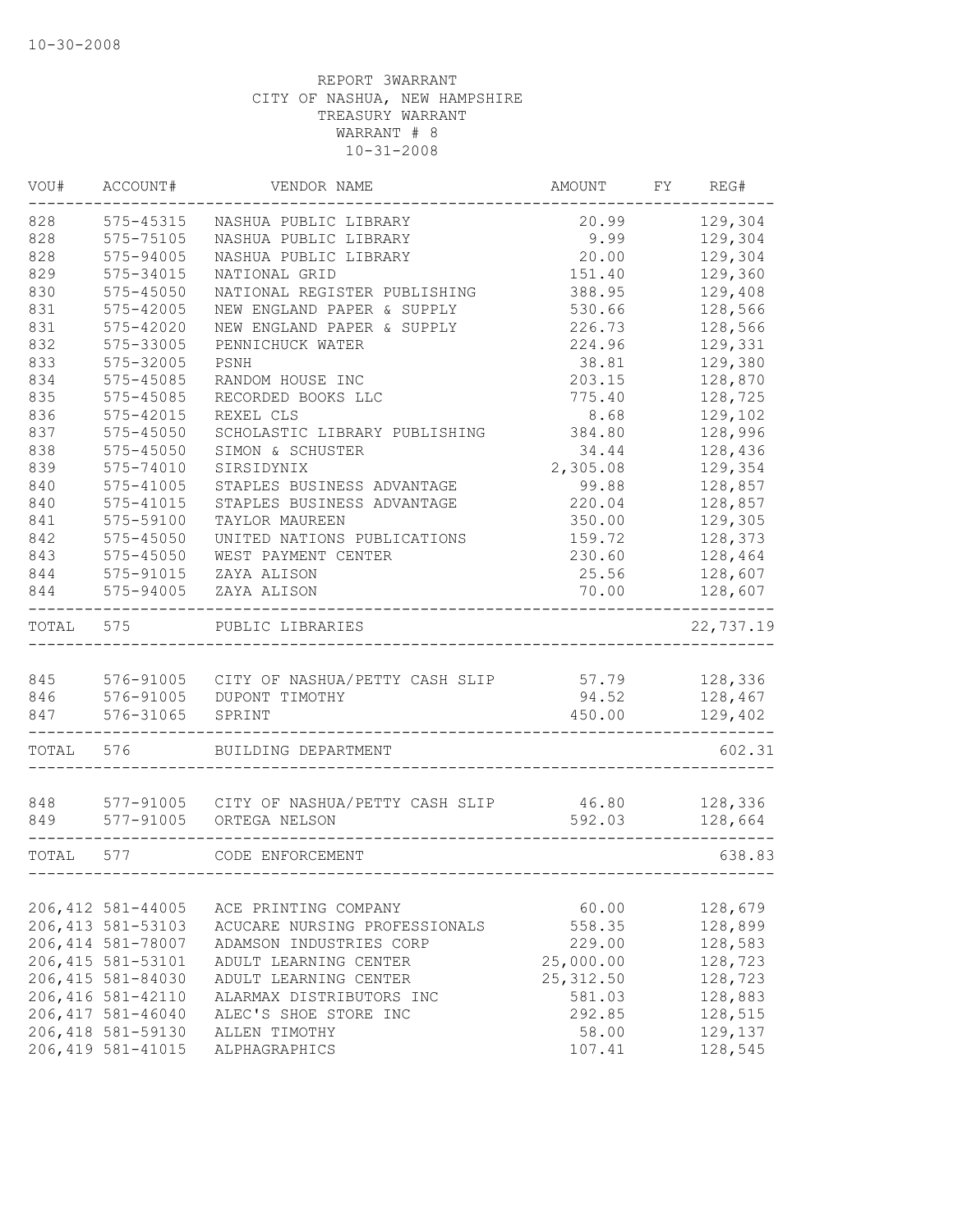10-30-2008

REPORT 3WARRANT
CITY OF NASHUA, NEW HAMPSHIRE
TREASURY WARRANT
WARRANT # 8
10-31-2008

| VOU# | ACCOUNT# | VENDOR NAME | AMOUNT | FY | REG# |
|---|---|---|---|---|---|
| 828 | 575-45315 | NASHUA PUBLIC LIBRARY | 20.99 | | 129,304 |
| 828 | 575-75105 | NASHUA PUBLIC LIBRARY | 9.99 | | 129,304 |
| 828 | 575-94005 | NASHUA PUBLIC LIBRARY | 20.00 | | 129,304 |
| 829 | 575-34015 | NATIONAL GRID | 151.40 | | 129,360 |
| 830 | 575-45050 | NATIONAL REGISTER PUBLISHING | 388.95 | | 129,408 |
| 831 | 575-42005 | NEW ENGLAND PAPER & SUPPLY | 530.66 | | 128,566 |
| 831 | 575-42020 | NEW ENGLAND PAPER & SUPPLY | 226.73 | | 128,566 |
| 832 | 575-33005 | PENNICHUCK WATER | 224.96 | | 129,331 |
| 833 | 575-32005 | PSNH | 38.81 | | 129,380 |
| 834 | 575-45085 | RANDOM HOUSE INC | 203.15 | | 128,870 |
| 835 | 575-45085 | RECORDED BOOKS LLC | 775.40 | | 128,725 |
| 836 | 575-42015 | REXEL CLS | 8.68 | | 129,102 |
| 837 | 575-45050 | SCHOLASTIC LIBRARY PUBLISHING | 384.80 | | 128,996 |
| 838 | 575-45050 | SIMON & SCHUSTER | 34.44 | | 128,436 |
| 839 | 575-74010 | SIRSIDYNIX | 2,305.08 | | 129,354 |
| 840 | 575-41005 | STAPLES BUSINESS ADVANTAGE | 99.88 | | 128,857 |
| 840 | 575-41015 | STAPLES BUSINESS ADVANTAGE | 220.04 | | 128,857 |
| 841 | 575-59100 | TAYLOR MAUREEN | 350.00 | | 129,305 |
| 842 | 575-45050 | UNITED NATIONS PUBLICATIONS | 159.72 | | 128,373 |
| 843 | 575-45050 | WEST PAYMENT CENTER | 230.60 | | 128,464 |
| 844 | 575-91015 | ZAYA ALISON | 25.56 | | 128,607 |
| 844 | 575-94005 | ZAYA ALISON | 70.00 | | 128,607 |
| TOTAL | 575 | PUBLIC LIBRARIES | | | 22,737.19 |
| 845 | 576-91005 | CITY OF NASHUA/PETTY CASH SLIP | 57.79 | | 128,336 |
| 846 | 576-91005 | DUPONT TIMOTHY | 94.52 | | 128,467 |
| 847 | 576-31065 | SPRINT | 450.00 | | 129,402 |
| TOTAL | 576 | BUILDING DEPARTMENT | | | 602.31 |
| 848 | 577-91005 | CITY OF NASHUA/PETTY CASH SLIP | 46.80 | | 128,336 |
| 849 | 577-91005 | ORTEGA NELSON | 592.03 | | 128,664 |
| TOTAL | 577 | CODE ENFORCEMENT | | | 638.83 |
| 206,412 | 581-44005 | ACE PRINTING COMPANY | 60.00 | | 128,679 |
| 206,413 | 581-53103 | ACUCARE NURSING PROFESSIONALS | 558.35 | | 128,899 |
| 206,414 | 581-78007 | ADAMSON INDUSTRIES CORP | 229.00 | | 128,583 |
| 206,415 | 581-53101 | ADULT LEARNING CENTER | 25,000.00 | | 128,723 |
| 206,415 | 581-84030 | ADULT LEARNING CENTER | 25,312.50 | | 128,723 |
| 206,416 | 581-42110 | ALARMAX DISTRIBUTORS INC | 581.03 | | 128,883 |
| 206,417 | 581-46040 | ALEC'S SHOE STORE INC | 292.85 | | 128,515 |
| 206,418 | 581-59130 | ALLEN TIMOTHY | 58.00 | | 129,137 |
| 206,419 | 581-41015 | ALPHAGRAPHICS | 107.41 | | 128,545 |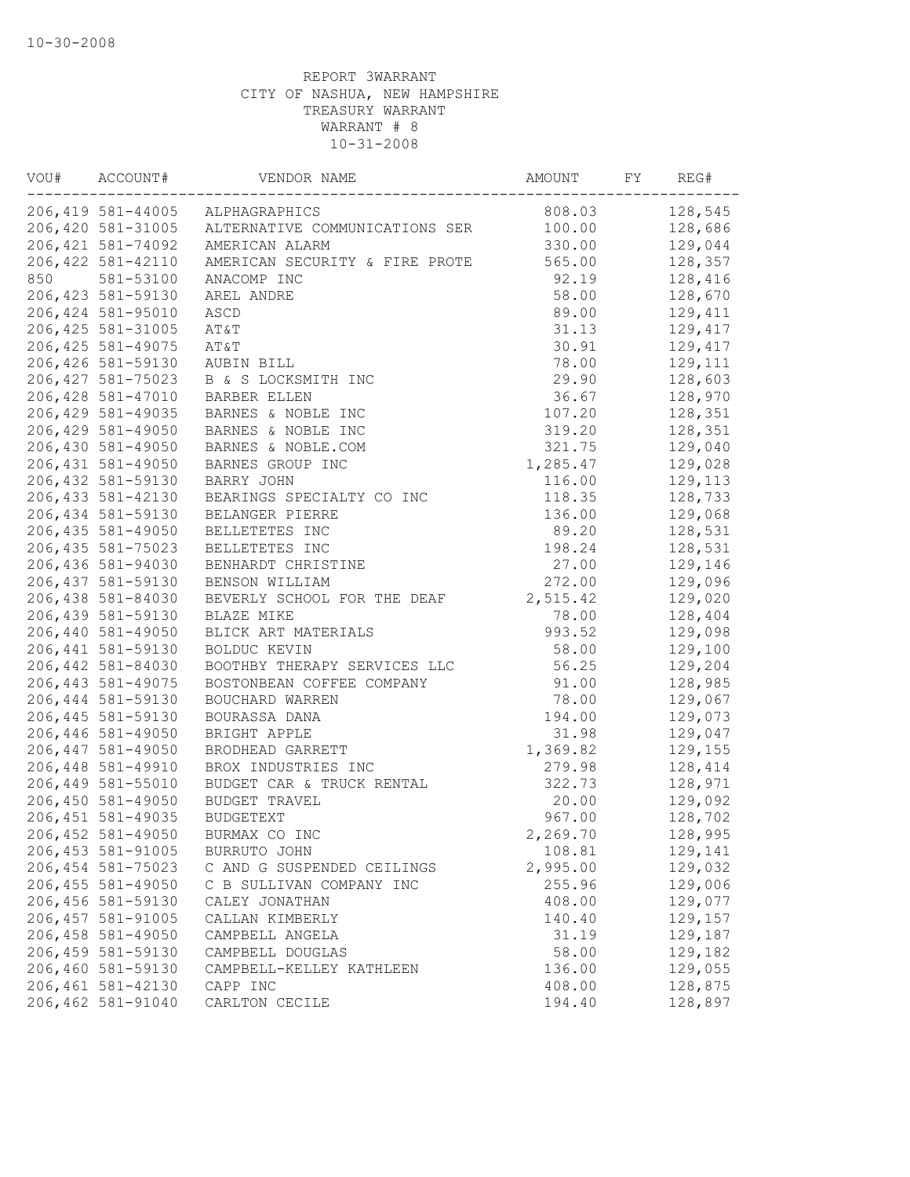10-30-2008

REPORT 3WARRANT
CITY OF NASHUA, NEW HAMPSHIRE
TREASURY WARRANT
WARRANT # 8
10-31-2008

| VOU# | ACCOUNT# | VENDOR NAME | AMOUNT | FY | REG# |
|---|---|---|---|---|---|
| 206,419 | 581-44005 | ALPHAGRAPHICS | 808.03 | | 128,545 |
| 206,420 | 581-31005 | ALTERNATIVE COMMUNICATIONS SER | 100.00 | | 128,686 |
| 206,421 | 581-74092 | AMERICAN ALARM | 330.00 | | 129,044 |
| 206,422 | 581-42110 | AMERICAN SECURITY & FIRE PROTE | 565.00 | | 128,357 |
| 850 | 581-53100 | ANACOMP INC | 92.19 | | 128,416 |
| 206,423 | 581-59130 | AREL ANDRE | 58.00 | | 128,670 |
| 206,424 | 581-95010 | ASCD | 89.00 | | 129,411 |
| 206,425 | 581-31005 | AT&T | 31.13 | | 129,417 |
| 206,425 | 581-49075 | AT&T | 30.91 | | 129,417 |
| 206,426 | 581-59130 | AUBIN BILL | 78.00 | | 129,111 |
| 206,427 | 581-75023 | B & S LOCKSMITH INC | 29.90 | | 128,603 |
| 206,428 | 581-47010 | BARBER ELLEN | 36.67 | | 128,970 |
| 206,429 | 581-49035 | BARNES & NOBLE INC | 107.20 | | 128,351 |
| 206,429 | 581-49050 | BARNES & NOBLE INC | 319.20 | | 128,351 |
| 206,430 | 581-49050 | BARNES & NOBLE.COM | 321.75 | | 129,040 |
| 206,431 | 581-49050 | BARNES GROUP INC | 1,285.47 | | 129,028 |
| 206,432 | 581-59130 | BARRY JOHN | 116.00 | | 129,113 |
| 206,433 | 581-42130 | BEARINGS SPECIALTY CO INC | 118.35 | | 128,733 |
| 206,434 | 581-59130 | BELANGER PIERRE | 136.00 | | 129,068 |
| 206,435 | 581-49050 | BELLETETES INC | 89.20 | | 128,531 |
| 206,435 | 581-75023 | BELLETETES INC | 198.24 | | 128,531 |
| 206,436 | 581-94030 | BENHARDT CHRISTINE | 27.00 | | 129,146 |
| 206,437 | 581-59130 | BENSON WILLIAM | 272.00 | | 129,096 |
| 206,438 | 581-84030 | BEVERLY SCHOOL FOR THE DEAF | 2,515.42 | | 129,020 |
| 206,439 | 581-59130 | BLAZE MIKE | 78.00 | | 128,404 |
| 206,440 | 581-49050 | BLICK ART MATERIALS | 993.52 | | 129,098 |
| 206,441 | 581-59130 | BOLDUC KEVIN | 58.00 | | 129,100 |
| 206,442 | 581-84030 | BOOTHBY THERAPY SERVICES LLC | 56.25 | | 129,204 |
| 206,443 | 581-49075 | BOSTONBEAN COFFEE COMPANY | 91.00 | | 128,985 |
| 206,444 | 581-59130 | BOUCHARD WARREN | 78.00 | | 129,067 |
| 206,445 | 581-59130 | BOURASSA DANA | 194.00 | | 129,073 |
| 206,446 | 581-49050 | BRIGHT APPLE | 31.98 | | 129,047 |
| 206,447 | 581-49050 | BRODHEAD GARRETT | 1,369.82 | | 129,155 |
| 206,448 | 581-49910 | BROX INDUSTRIES INC | 279.98 | | 128,414 |
| 206,449 | 581-55010 | BUDGET CAR & TRUCK RENTAL | 322.73 | | 128,971 |
| 206,450 | 581-49050 | BUDGET TRAVEL | 20.00 | | 129,092 |
| 206,451 | 581-49035 | BUDGETEXT | 967.00 | | 128,702 |
| 206,452 | 581-49050 | BURMAX CO INC | 2,269.70 | | 128,995 |
| 206,453 | 581-91005 | BURRUTO JOHN | 108.81 | | 129,141 |
| 206,454 | 581-75023 | C AND G SUSPENDED CEILINGS | 2,995.00 | | 129,032 |
| 206,455 | 581-49050 | C B SULLIVAN COMPANY INC | 255.96 | | 129,006 |
| 206,456 | 581-59130 | CALEY JONATHAN | 408.00 | | 129,077 |
| 206,457 | 581-91005 | CALLAN KIMBERLY | 140.40 | | 129,157 |
| 206,458 | 581-49050 | CAMPBELL ANGELA | 31.19 | | 129,187 |
| 206,459 | 581-59130 | CAMPBELL DOUGLAS | 58.00 | | 129,182 |
| 206,460 | 581-59130 | CAMPBELL-KELLEY KATHLEEN | 136.00 | | 129,055 |
| 206,461 | 581-42130 | CAPP INC | 408.00 | | 128,875 |
| 206,462 | 581-91040 | CARLTON CECILE | 194.40 | | 128,897 |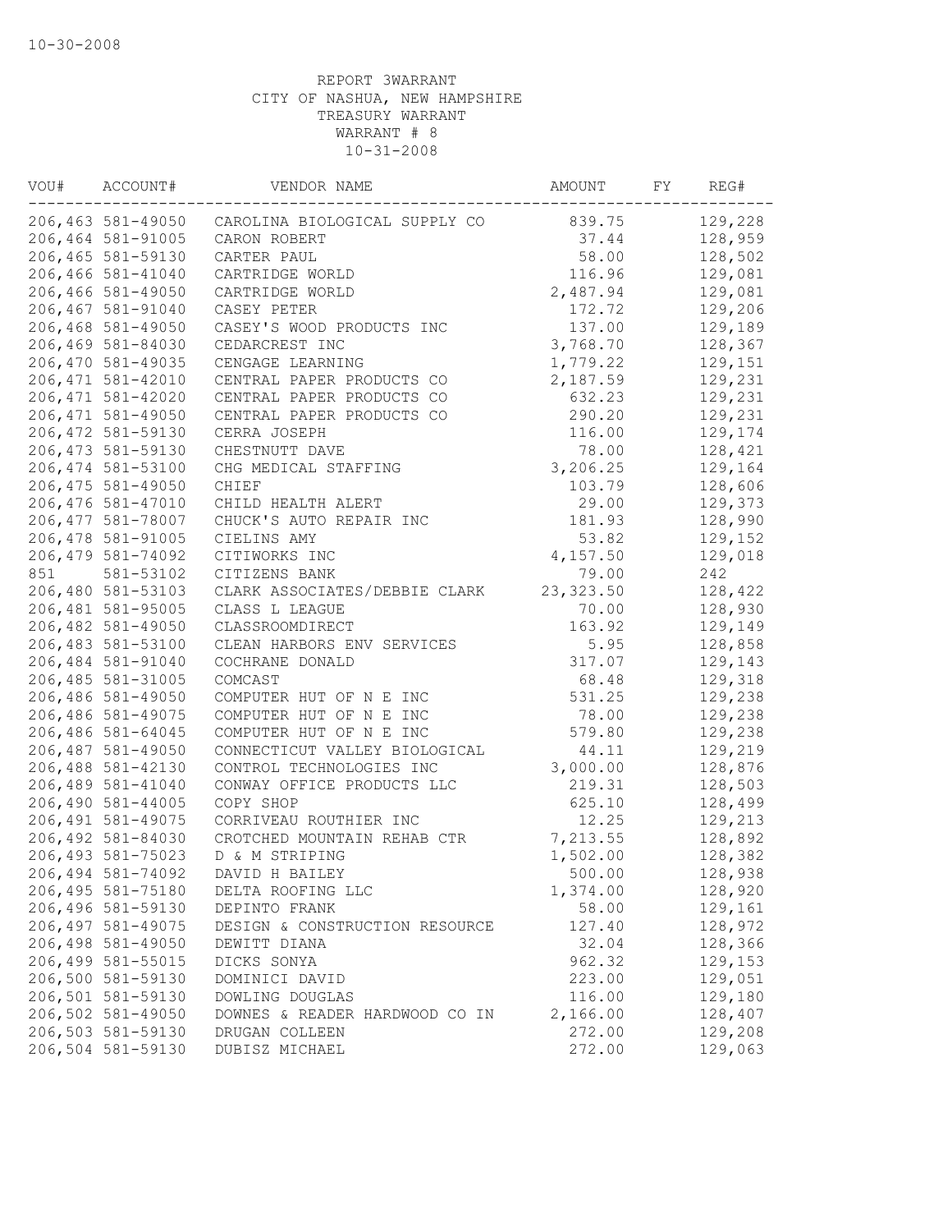10-30-2008

REPORT 3WARRANT
CITY OF NASHUA, NEW HAMPSHIRE
TREASURY WARRANT
WARRANT # 8
10-31-2008

| VOU# | ACCOUNT# | VENDOR NAME | AMOUNT | FY | REG# |
|---|---|---|---|---|---|
| 206,463 | 581-49050 | CAROLINA BIOLOGICAL SUPPLY CO | 839.75 | | 129,228 |
| 206,464 | 581-91005 | CARON ROBERT | 37.44 | | 128,959 |
| 206,465 | 581-59130 | CARTER PAUL | 58.00 | | 128,502 |
| 206,466 | 581-41040 | CARTRIDGE WORLD | 116.96 | | 129,081 |
| 206,466 | 581-49050 | CARTRIDGE WORLD | 2,487.94 | | 129,081 |
| 206,467 | 581-91040 | CASEY PETER | 172.72 | | 129,206 |
| 206,468 | 581-49050 | CASEY'S WOOD PRODUCTS INC | 137.00 | | 129,189 |
| 206,469 | 581-84030 | CEDARCREST INC | 3,768.70 | | 128,367 |
| 206,470 | 581-49035 | CENGAGE LEARNING | 1,779.22 | | 129,151 |
| 206,471 | 581-42010 | CENTRAL PAPER PRODUCTS CO | 2,187.59 | | 129,231 |
| 206,471 | 581-42020 | CENTRAL PAPER PRODUCTS CO | 632.23 | | 129,231 |
| 206,471 | 581-49050 | CENTRAL PAPER PRODUCTS CO | 290.20 | | 129,231 |
| 206,472 | 581-59130 | CERRA JOSEPH | 116.00 | | 129,174 |
| 206,473 | 581-59130 | CHESTNUTT DAVE | 78.00 | | 128,421 |
| 206,474 | 581-53100 | CHG MEDICAL STAFFING | 3,206.25 | | 129,164 |
| 206,475 | 581-49050 | CHIEF | 103.79 | | 128,606 |
| 206,476 | 581-47010 | CHILD HEALTH ALERT | 29.00 | | 129,373 |
| 206,477 | 581-78007 | CHUCK'S AUTO REPAIR INC | 181.93 | | 128,990 |
| 206,478 | 581-91005 | CIELINS AMY | 53.82 | | 129,152 |
| 206,479 | 581-74092 | CITIWORKS INC | 4,157.50 | | 129,018 |
| 851 | 581-53102 | CITIZENS BANK | 79.00 | | 242 |
| 206,480 | 581-53103 | CLARK ASSOCIATES/DEBBIE CLARK | 23,323.50 | | 128,422 |
| 206,481 | 581-95005 | CLASS L LEAGUE | 70.00 | | 128,930 |
| 206,482 | 581-49050 | CLASSROOMDIRECT | 163.92 | | 129,149 |
| 206,483 | 581-53100 | CLEAN HARBORS ENV SERVICES | 5.95 | | 128,858 |
| 206,484 | 581-91040 | COCHRANE DONALD | 317.07 | | 129,143 |
| 206,485 | 581-31005 | COMCAST | 68.48 | | 129,318 |
| 206,486 | 581-49050 | COMPUTER HUT OF N E INC | 531.25 | | 129,238 |
| 206,486 | 581-49075 | COMPUTER HUT OF N E INC | 78.00 | | 129,238 |
| 206,486 | 581-64045 | COMPUTER HUT OF N E INC | 579.80 | | 129,238 |
| 206,487 | 581-49050 | CONNECTICUT VALLEY BIOLOGICAL | 44.11 | | 129,219 |
| 206,488 | 581-42130 | CONTROL TECHNOLOGIES INC | 3,000.00 | | 128,876 |
| 206,489 | 581-41040 | CONWAY OFFICE PRODUCTS LLC | 219.31 | | 128,503 |
| 206,490 | 581-44005 | COPY SHOP | 625.10 | | 128,499 |
| 206,491 | 581-49075 | CORRIVEAU ROUTHIER INC | 12.25 | | 129,213 |
| 206,492 | 581-84030 | CROTCHED MOUNTAIN REHAB CTR | 7,213.55 | | 128,892 |
| 206,493 | 581-75023 | D & M STRIPING | 1,502.00 | | 128,382 |
| 206,494 | 581-74092 | DAVID H BAILEY | 500.00 | | 128,938 |
| 206,495 | 581-75180 | DELTA ROOFING LLC | 1,374.00 | | 128,920 |
| 206,496 | 581-59130 | DEPINTO FRANK | 58.00 | | 129,161 |
| 206,497 | 581-49075 | DESIGN & CONSTRUCTION RESOURCE | 127.40 | | 128,972 |
| 206,498 | 581-49050 | DEWITT DIANA | 32.04 | | 128,366 |
| 206,499 | 581-55015 | DICKS SONYA | 962.32 | | 129,153 |
| 206,500 | 581-59130 | DOMINICI DAVID | 223.00 | | 129,051 |
| 206,501 | 581-59130 | DOWLING DOUGLAS | 116.00 | | 129,180 |
| 206,502 | 581-49050 | DOWNES & READER HARDWOOD CO IN | 2,166.00 | | 128,407 |
| 206,503 | 581-59130 | DRUGAN COLLEEN | 272.00 | | 129,208 |
| 206,504 | 581-59130 | DUBISZ MICHAEL | 272.00 | | 129,063 |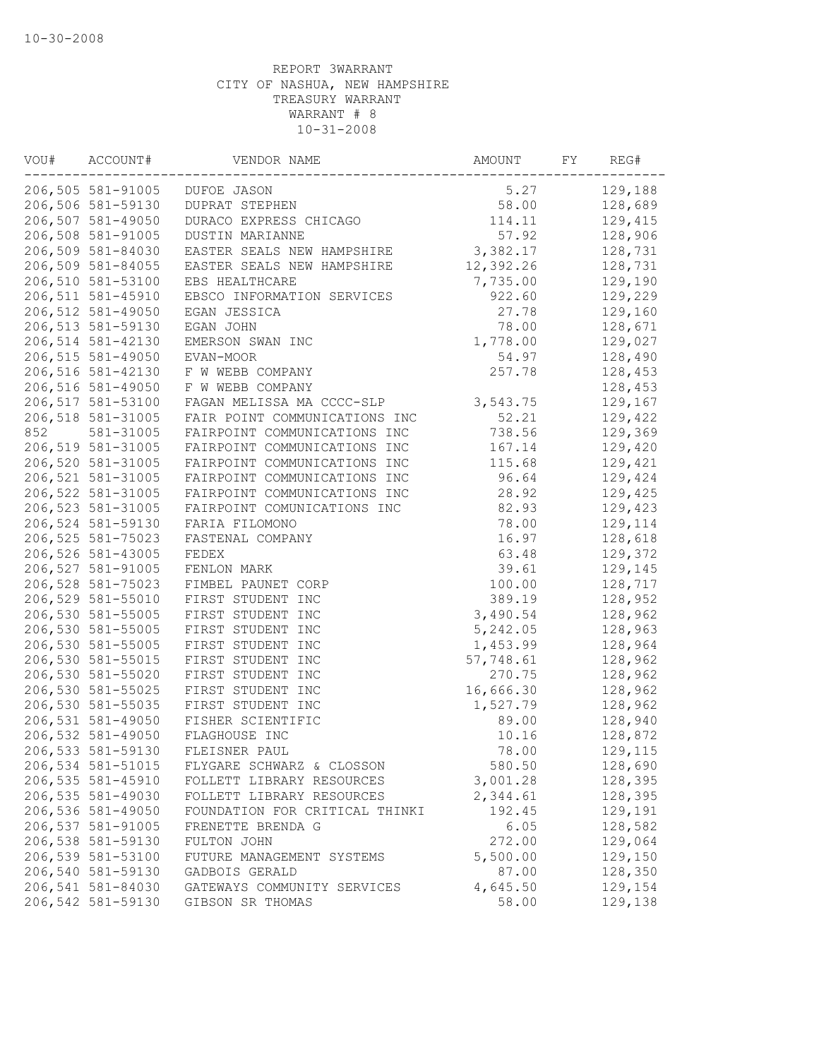10-30-2008

REPORT 3WARRANT
CITY OF NASHUA, NEW HAMPSHIRE
TREASURY WARRANT
WARRANT # 8
10-31-2008

| VOU# | ACCOUNT# | VENDOR NAME | AMOUNT | FY | REG# |
|---|---|---|---|---|---|
| 206,505 | 581-91005 | DUFOE JASON | 5.27 | | 129,188 |
| 206,506 | 581-59130 | DUPRAT STEPHEN | 58.00 | | 128,689 |
| 206,507 | 581-49050 | DURACO EXPRESS CHICAGO | 114.11 | | 129,415 |
| 206,508 | 581-91005 | DUSTIN MARIANNE | 57.92 | | 128,906 |
| 206,509 | 581-84030 | EASTER SEALS NEW HAMPSHIRE | 3,382.17 | | 128,731 |
| 206,509 | 581-84055 | EASTER SEALS NEW HAMPSHIRE | 12,392.26 | | 128,731 |
| 206,510 | 581-53100 | EBS HEALTHCARE | 7,735.00 | | 129,190 |
| 206,511 | 581-45910 | EBSCO INFORMATION SERVICES | 922.60 | | 129,229 |
| 206,512 | 581-49050 | EGAN JESSICA | 27.78 | | 129,160 |
| 206,513 | 581-59130 | EGAN JOHN | 78.00 | | 128,671 |
| 206,514 | 581-42130 | EMERSON SWAN INC | 1,778.00 | | 129,027 |
| 206,515 | 581-49050 | EVAN-MOOR | 54.97 | | 128,490 |
| 206,516 | 581-42130 | F W WEBB COMPANY | 257.78 | | 128,453 |
| 206,516 | 581-49050 | F W WEBB COMPANY | | | 128,453 |
| 206,517 | 581-53100 | FAGAN MELISSA MA CCCC-SLP | 3,543.75 | | 129,167 |
| 206,518 | 581-31005 | FAIR POINT COMMUNICATIONS INC | 52.21 | | 129,422 |
| 852 | 581-31005 | FAIRPOINT COMMUNICATIONS INC | 738.56 | | 129,369 |
| 206,519 | 581-31005 | FAIRPOINT COMMUNICATIONS INC | 167.14 | | 129,420 |
| 206,520 | 581-31005 | FAIRPOINT COMMUNICATIONS INC | 115.68 | | 129,421 |
| 206,521 | 581-31005 | FAIRPOINT COMMUNICATIONS INC | 96.64 | | 129,424 |
| 206,522 | 581-31005 | FAIRPOINT COMMUNICATIONS INC | 28.92 | | 129,425 |
| 206,523 | 581-31005 | FAIRPOINT COMUNICATIONS INC | 82.93 | | 129,423 |
| 206,524 | 581-59130 | FARIA FILOMONO | 78.00 | | 129,114 |
| 206,525 | 581-75023 | FASTENAL COMPANY | 16.97 | | 128,618 |
| 206,526 | 581-43005 | FEDEX | 63.48 | | 129,372 |
| 206,527 | 581-91005 | FENLON MARK | 39.61 | | 129,145 |
| 206,528 | 581-75023 | FIMBEL PAUNET CORP | 100.00 | | 128,717 |
| 206,529 | 581-55010 | FIRST STUDENT INC | 389.19 | | 128,952 |
| 206,530 | 581-55005 | FIRST STUDENT INC | 3,490.54 | | 128,962 |
| 206,530 | 581-55005 | FIRST STUDENT INC | 5,242.05 | | 128,963 |
| 206,530 | 581-55005 | FIRST STUDENT INC | 1,453.99 | | 128,964 |
| 206,530 | 581-55015 | FIRST STUDENT INC | 57,748.61 | | 128,962 |
| 206,530 | 581-55020 | FIRST STUDENT INC | 270.75 | | 128,962 |
| 206,530 | 581-55025 | FIRST STUDENT INC | 16,666.30 | | 128,962 |
| 206,530 | 581-55035 | FIRST STUDENT INC | 1,527.79 | | 128,962 |
| 206,531 | 581-49050 | FISHER SCIENTIFIC | 89.00 | | 128,940 |
| 206,532 | 581-49050 | FLAGHOUSE INC | 10.16 | | 128,872 |
| 206,533 | 581-59130 | FLEISNER PAUL | 78.00 | | 129,115 |
| 206,534 | 581-51015 | FLYGARE SCHWARZ & CLOSSON | 580.50 | | 128,690 |
| 206,535 | 581-45910 | FOLLETT LIBRARY RESOURCES | 3,001.28 | | 128,395 |
| 206,535 | 581-49030 | FOLLETT LIBRARY RESOURCES | 2,344.61 | | 128,395 |
| 206,536 | 581-49050 | FOUNDATION FOR CRITICAL THINKI | 192.45 | | 129,191 |
| 206,537 | 581-91005 | FRENETTE BRENDA G | 6.05 | | 128,582 |
| 206,538 | 581-59130 | FULTON JOHN | 272.00 | | 129,064 |
| 206,539 | 581-53100 | FUTURE MANAGEMENT SYSTEMS | 5,500.00 | | 129,150 |
| 206,540 | 581-59130 | GADBOIS GERALD | 87.00 | | 128,350 |
| 206,541 | 581-84030 | GATEWAYS COMMUNITY SERVICES | 4,645.50 | | 129,154 |
| 206,542 | 581-59130 | GIBSON SR THOMAS | 58.00 | | 129,138 |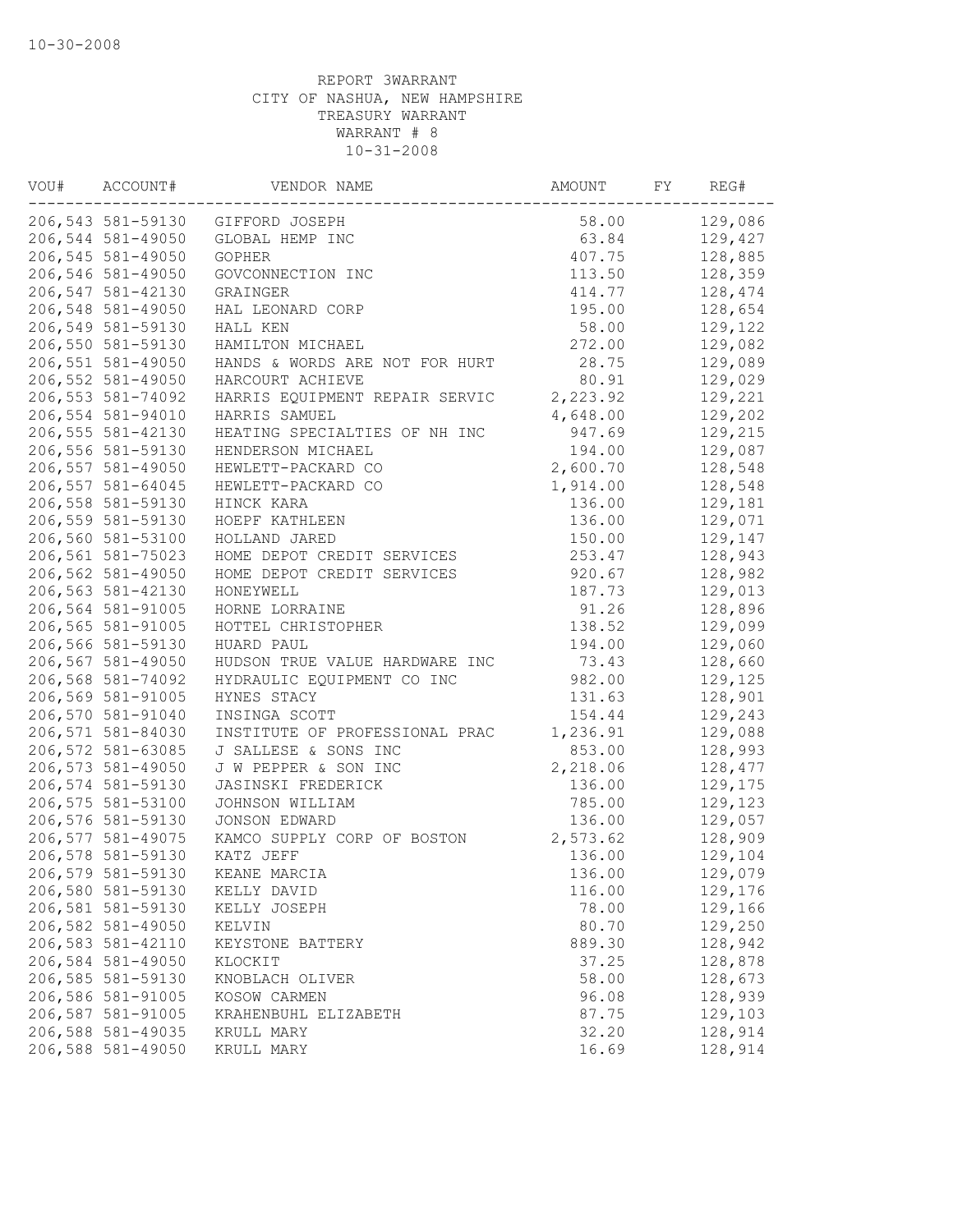10-30-2008

REPORT 3WARRANT
CITY OF NASHUA, NEW HAMPSHIRE
TREASURY WARRANT
WARRANT # 8
10-31-2008

| VOU# | ACCOUNT# | VENDOR NAME | AMOUNT | FY | REG# |
|---|---|---|---|---|---|
| 206,543 | 581-59130 | GIFFORD JOSEPH | 58.00 | | 129,086 |
| 206,544 | 581-49050 | GLOBAL HEMP INC | 63.84 | | 129,427 |
| 206,545 | 581-49050 | GOPHER | 407.75 | | 128,885 |
| 206,546 | 581-49050 | GOVCONNECTION INC | 113.50 | | 128,359 |
| 206,547 | 581-42130 | GRAINGER | 414.77 | | 128,474 |
| 206,548 | 581-49050 | HAL LEONARD CORP | 195.00 | | 128,654 |
| 206,549 | 581-59130 | HALL KEN | 58.00 | | 129,122 |
| 206,550 | 581-59130 | HAMILTON MICHAEL | 272.00 | | 129,082 |
| 206,551 | 581-49050 | HANDS & WORDS ARE NOT FOR HURT | 28.75 | | 129,089 |
| 206,552 | 581-49050 | HARCOURT ACHIEVE | 80.91 | | 129,029 |
| 206,553 | 581-74092 | HARRIS EQUIPMENT REPAIR SERVIC | 2,223.92 | | 129,221 |
| 206,554 | 581-94010 | HARRIS SAMUEL | 4,648.00 | | 129,202 |
| 206,555 | 581-42130 | HEATING SPECIALTIES OF NH INC | 947.69 | | 129,215 |
| 206,556 | 581-59130 | HENDERSON MICHAEL | 194.00 | | 129,087 |
| 206,557 | 581-49050 | HEWLETT-PACKARD CO | 2,600.70 | | 128,548 |
| 206,557 | 581-64045 | HEWLETT-PACKARD CO | 1,914.00 | | 128,548 |
| 206,558 | 581-59130 | HINCK KARA | 136.00 | | 129,181 |
| 206,559 | 581-59130 | HOEPF KATHLEEN | 136.00 | | 129,071 |
| 206,560 | 581-53100 | HOLLAND JARED | 150.00 | | 129,147 |
| 206,561 | 581-75023 | HOME DEPOT CREDIT SERVICES | 253.47 | | 128,943 |
| 206,562 | 581-49050 | HOME DEPOT CREDIT SERVICES | 920.67 | | 128,982 |
| 206,563 | 581-42130 | HONEYWELL | 187.73 | | 129,013 |
| 206,564 | 581-91005 | HORNE LORRAINE | 91.26 | | 128,896 |
| 206,565 | 581-91005 | HOTTEL CHRISTOPHER | 138.52 | | 129,099 |
| 206,566 | 581-59130 | HUARD PAUL | 194.00 | | 129,060 |
| 206,567 | 581-49050 | HUDSON TRUE VALUE HARDWARE INC | 73.43 | | 128,660 |
| 206,568 | 581-74092 | HYDRAULIC EQUIPMENT CO INC | 982.00 | | 129,125 |
| 206,569 | 581-91005 | HYNES STACY | 131.63 | | 128,901 |
| 206,570 | 581-91040 | INSINGA SCOTT | 154.44 | | 129,243 |
| 206,571 | 581-84030 | INSTITUTE OF PROFESSIONAL PRAC | 1,236.91 | | 129,088 |
| 206,572 | 581-63085 | J SALLESE & SONS INC | 853.00 | | 128,993 |
| 206,573 | 581-49050 | J W PEPPER & SON INC | 2,218.06 | | 128,477 |
| 206,574 | 581-59130 | JASINSKI FREDERICK | 136.00 | | 129,175 |
| 206,575 | 581-53100 | JOHNSON WILLIAM | 785.00 | | 129,123 |
| 206,576 | 581-59130 | JONSON EDWARD | 136.00 | | 129,057 |
| 206,577 | 581-49075 | KAMCO SUPPLY CORP OF BOSTON | 2,573.62 | | 128,909 |
| 206,578 | 581-59130 | KATZ JEFF | 136.00 | | 129,104 |
| 206,579 | 581-59130 | KEANE MARCIA | 136.00 | | 129,079 |
| 206,580 | 581-59130 | KELLY DAVID | 116.00 | | 129,176 |
| 206,581 | 581-59130 | KELLY JOSEPH | 78.00 | | 129,166 |
| 206,582 | 581-49050 | KELVIN | 80.70 | | 129,250 |
| 206,583 | 581-42110 | KEYSTONE BATTERY | 889.30 | | 128,942 |
| 206,584 | 581-49050 | KLOCKIT | 37.25 | | 128,878 |
| 206,585 | 581-59130 | KNOBLACH OLIVER | 58.00 | | 128,673 |
| 206,586 | 581-91005 | KOSOW CARMEN | 96.08 | | 128,939 |
| 206,587 | 581-91005 | KRAHENBUHL ELIZABETH | 87.75 | | 129,103 |
| 206,588 | 581-49035 | KRULL MARY | 32.20 | | 128,914 |
| 206,588 | 581-49050 | KRULL MARY | 16.69 | | 128,914 |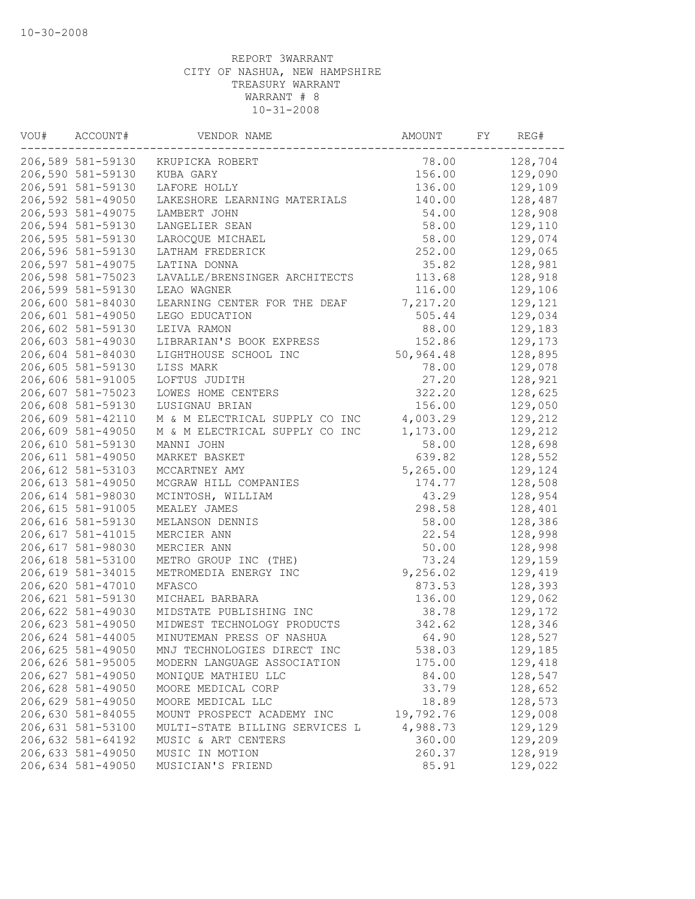10-30-2008

REPORT 3WARRANT
CITY OF NASHUA, NEW HAMPSHIRE
TREASURY WARRANT
WARRANT # 8
10-31-2008

| VOU# | ACCOUNT# | VENDOR NAME | AMOUNT | FY | REG# |
|---|---|---|---|---|---|
| 206,589 | 581-59130 | KRUPICKA ROBERT | 78.00 | | 128,704 |
| 206,590 | 581-59130 | KUBA GARY | 156.00 | | 129,090 |
| 206,591 | 581-59130 | LAFORE HOLLY | 136.00 | | 129,109 |
| 206,592 | 581-49050 | LAKESHORE LEARNING MATERIALS | 140.00 | | 128,487 |
| 206,593 | 581-49075 | LAMBERT JOHN | 54.00 | | 128,908 |
| 206,594 | 581-59130 | LANGELIER SEAN | 58.00 | | 129,110 |
| 206,595 | 581-59130 | LAROCQUE MICHAEL | 58.00 | | 129,074 |
| 206,596 | 581-59130 | LATHAM FREDERICK | 252.00 | | 129,065 |
| 206,597 | 581-49075 | LATINA DONNA | 35.82 | | 128,981 |
| 206,598 | 581-75023 | LAVALLE/BRENSINGER ARCHITECTS | 113.68 | | 128,918 |
| 206,599 | 581-59130 | LEAO WAGNER | 116.00 | | 129,106 |
| 206,600 | 581-84030 | LEARNING CENTER FOR THE DEAF | 7,217.20 | | 129,121 |
| 206,601 | 581-49050 | LEGO EDUCATION | 505.44 | | 129,034 |
| 206,602 | 581-59130 | LEIVA RAMON | 88.00 | | 129,183 |
| 206,603 | 581-49030 | LIBRARIAN'S BOOK EXPRESS | 152.86 | | 129,173 |
| 206,604 | 581-84030 | LIGHTHOUSE SCHOOL INC | 50,964.48 | | 128,895 |
| 206,605 | 581-59130 | LISS MARK | 78.00 | | 129,078 |
| 206,606 | 581-91005 | LOFTUS JUDITH | 27.20 | | 128,921 |
| 206,607 | 581-75023 | LOWES HOME CENTERS | 322.20 | | 128,625 |
| 206,608 | 581-59130 | LUSIGNAU BRIAN | 156.00 | | 129,050 |
| 206,609 | 581-42110 | M & M ELECTRICAL SUPPLY CO INC | 4,003.29 | | 129,212 |
| 206,609 | 581-49050 | M & M ELECTRICAL SUPPLY CO INC | 1,173.00 | | 129,212 |
| 206,610 | 581-59130 | MANNI JOHN | 58.00 | | 128,698 |
| 206,611 | 581-49050 | MARKET BASKET | 639.82 | | 128,552 |
| 206,612 | 581-53103 | MCCARTNEY AMY | 5,265.00 | | 129,124 |
| 206,613 | 581-49050 | MCGRAW HILL COMPANIES | 174.77 | | 128,508 |
| 206,614 | 581-98030 | MCINTOSH, WILLIAM | 43.29 | | 128,954 |
| 206,615 | 581-91005 | MEALEY JAMES | 298.58 | | 128,401 |
| 206,616 | 581-59130 | MELANSON DENNIS | 58.00 | | 128,386 |
| 206,617 | 581-41015 | MERCIER ANN | 22.54 | | 128,998 |
| 206,617 | 581-98030 | MERCIER ANN | 50.00 | | 128,998 |
| 206,618 | 581-53100 | METRO GROUP INC (THE) | 73.24 | | 129,159 |
| 206,619 | 581-34015 | METROMEDIA ENERGY INC | 9,256.02 | | 129,419 |
| 206,620 | 581-47010 | MFASCO | 873.53 | | 128,393 |
| 206,621 | 581-59130 | MICHAEL BARBARA | 136.00 | | 129,062 |
| 206,622 | 581-49030 | MIDSTATE PUBLISHING INC | 38.78 | | 129,172 |
| 206,623 | 581-49050 | MIDWEST TECHNOLOGY PRODUCTS | 342.62 | | 128,346 |
| 206,624 | 581-44005 | MINUTEMAN PRESS OF NASHUA | 64.90 | | 128,527 |
| 206,625 | 581-49050 | MNJ TECHNOLOGIES DIRECT INC | 538.03 | | 129,185 |
| 206,626 | 581-95005 | MODERN LANGUAGE ASSOCIATION | 175.00 | | 129,418 |
| 206,627 | 581-49050 | MONIQUE MATHIEU LLC | 84.00 | | 128,547 |
| 206,628 | 581-49050 | MOORE MEDICAL CORP | 33.79 | | 128,652 |
| 206,629 | 581-49050 | MOORE MEDICAL LLC | 18.89 | | 128,573 |
| 206,630 | 581-84055 | MOUNT PROSPECT ACADEMY INC | 19,792.76 | | 129,008 |
| 206,631 | 581-53100 | MULTI-STATE BILLING SERVICES L | 4,988.73 | | 129,129 |
| 206,632 | 581-64192 | MUSIC & ART CENTERS | 360.00 | | 129,209 |
| 206,633 | 581-49050 | MUSIC IN MOTION | 260.37 | | 128,919 |
| 206,634 | 581-49050 | MUSICIAN'S FRIEND | 85.91 | | 129,022 |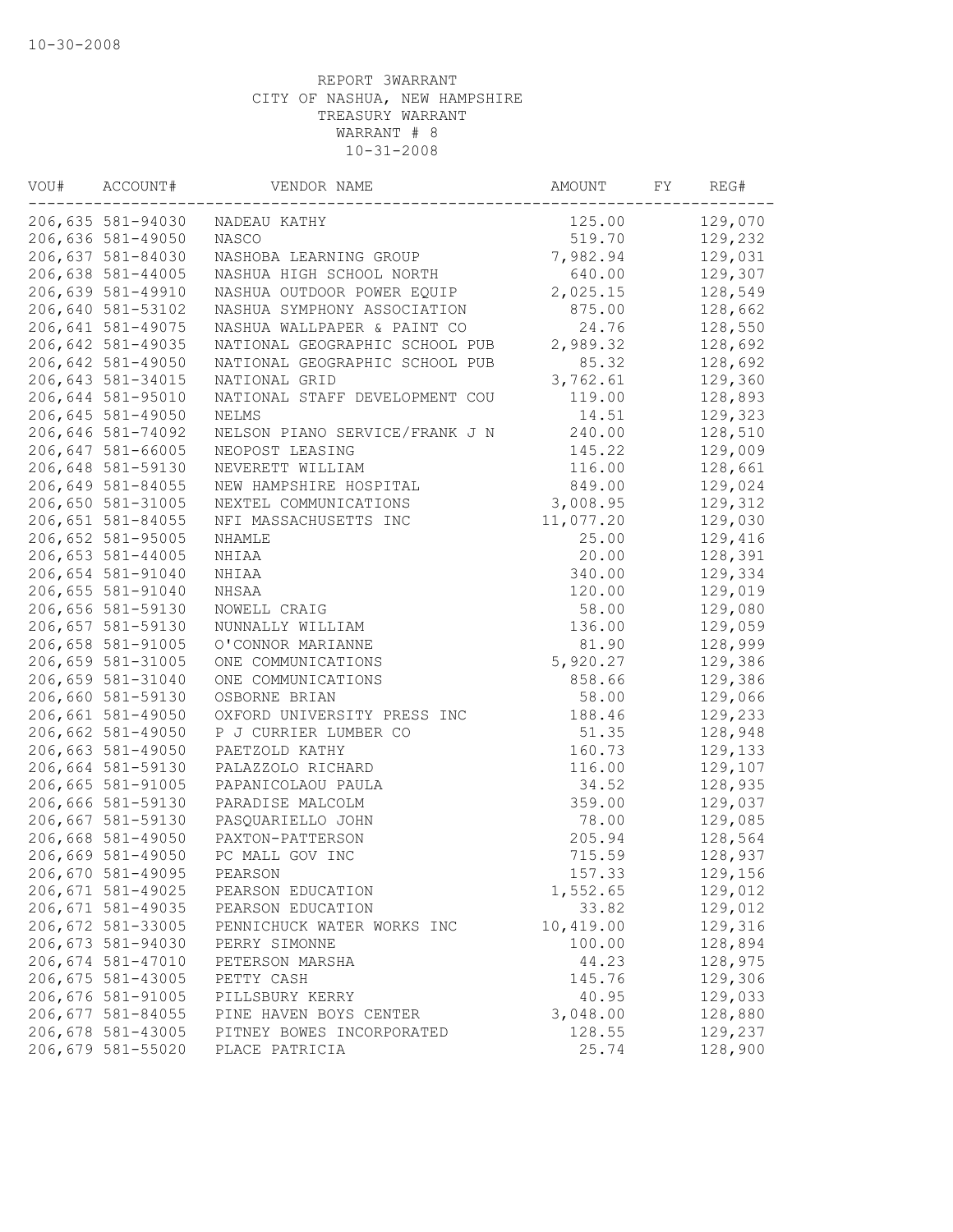10-30-2008

REPORT 3WARRANT
CITY OF NASHUA, NEW HAMPSHIRE
TREASURY WARRANT
WARRANT # 8
10-31-2008

| VOU# | ACCOUNT# | VENDOR NAME | AMOUNT | FY | REG# |
|---|---|---|---|---|---|
| 206,635 | 581-94030 | NADEAU KATHY | 125.00 | | 129,070 |
| 206,636 | 581-49050 | NASCO | 519.70 | | 129,232 |
| 206,637 | 581-84030 | NASHOBA LEARNING GROUP | 7,982.94 | | 129,031 |
| 206,638 | 581-44005 | NASHUA HIGH SCHOOL NORTH | 640.00 | | 129,307 |
| 206,639 | 581-49910 | NASHUA OUTDOOR POWER EQUIP | 2,025.15 | | 128,549 |
| 206,640 | 581-53102 | NASHUA SYMPHONY ASSOCIATION | 875.00 | | 128,662 |
| 206,641 | 581-49075 | NASHUA WALLPAPER & PAINT CO | 24.76 | | 128,550 |
| 206,642 | 581-49035 | NATIONAL GEOGRAPHIC SCHOOL PUB | 2,989.32 | | 128,692 |
| 206,642 | 581-49050 | NATIONAL GEOGRAPHIC SCHOOL PUB | 85.32 | | 128,692 |
| 206,643 | 581-34015 | NATIONAL GRID | 3,762.61 | | 129,360 |
| 206,644 | 581-95010 | NATIONAL STAFF DEVELOPMENT COU | 119.00 | | 128,893 |
| 206,645 | 581-49050 | NELMS | 14.51 | | 129,323 |
| 206,646 | 581-74092 | NELSON PIANO SERVICE/FRANK J N | 240.00 | | 128,510 |
| 206,647 | 581-66005 | NEOPOST LEASING | 145.22 | | 129,009 |
| 206,648 | 581-59130 | NEVERETT WILLIAM | 116.00 | | 128,661 |
| 206,649 | 581-84055 | NEW HAMPSHIRE HOSPITAL | 849.00 | | 129,024 |
| 206,650 | 581-31005 | NEXTEL COMMUNICATIONS | 3,008.95 | | 129,312 |
| 206,651 | 581-84055 | NFI MASSACHUSETTS INC | 11,077.20 | | 129,030 |
| 206,652 | 581-95005 | NHAMLE | 25.00 | | 129,416 |
| 206,653 | 581-44005 | NHIAA | 20.00 | | 128,391 |
| 206,654 | 581-91040 | NHIAA | 340.00 | | 129,334 |
| 206,655 | 581-91040 | NHSAA | 120.00 | | 129,019 |
| 206,656 | 581-59130 | NOWELL CRAIG | 58.00 | | 129,080 |
| 206,657 | 581-59130 | NUNNALLY WILLIAM | 136.00 | | 129,059 |
| 206,658 | 581-91005 | O'CONNOR MARIANNE | 81.90 | | 128,999 |
| 206,659 | 581-31005 | ONE COMMUNICATIONS | 5,920.27 | | 129,386 |
| 206,659 | 581-31040 | ONE COMMUNICATIONS | 858.66 | | 129,386 |
| 206,660 | 581-59130 | OSBORNE BRIAN | 58.00 | | 129,066 |
| 206,661 | 581-49050 | OXFORD UNIVERSITY PRESS INC | 188.46 | | 129,233 |
| 206,662 | 581-49050 | P J CURRIER LUMBER CO | 51.35 | | 128,948 |
| 206,663 | 581-49050 | PAETZOLD KATHY | 160.73 | | 129,133 |
| 206,664 | 581-59130 | PALAZZOLO RICHARD | 116.00 | | 129,107 |
| 206,665 | 581-91005 | PAPANICOLAOU PAULA | 34.52 | | 128,935 |
| 206,666 | 581-59130 | PARADISE MALCOLM | 359.00 | | 129,037 |
| 206,667 | 581-59130 | PASQUARIELLO JOHN | 78.00 | | 129,085 |
| 206,668 | 581-49050 | PAXTON-PATTERSON | 205.94 | | 128,564 |
| 206,669 | 581-49050 | PC MALL GOV INC | 715.59 | | 128,937 |
| 206,670 | 581-49095 | PEARSON | 157.33 | | 129,156 |
| 206,671 | 581-49025 | PEARSON EDUCATION | 1,552.65 | | 129,012 |
| 206,671 | 581-49035 | PEARSON EDUCATION | 33.82 | | 129,012 |
| 206,672 | 581-33005 | PENNICHUCK WATER WORKS INC | 10,419.00 | | 129,316 |
| 206,673 | 581-94030 | PERRY SIMONNE | 100.00 | | 128,894 |
| 206,674 | 581-47010 | PETERSON MARSHA | 44.23 | | 128,975 |
| 206,675 | 581-43005 | PETTY CASH | 145.76 | | 129,306 |
| 206,676 | 581-91005 | PILLSBURY KERRY | 40.95 | | 129,033 |
| 206,677 | 581-84055 | PINE HAVEN BOYS CENTER | 3,048.00 | | 128,880 |
| 206,678 | 581-43005 | PITNEY BOWES INCORPORATED | 128.55 | | 129,237 |
| 206,679 | 581-55020 | PLACE PATRICIA | 25.74 | | 128,900 |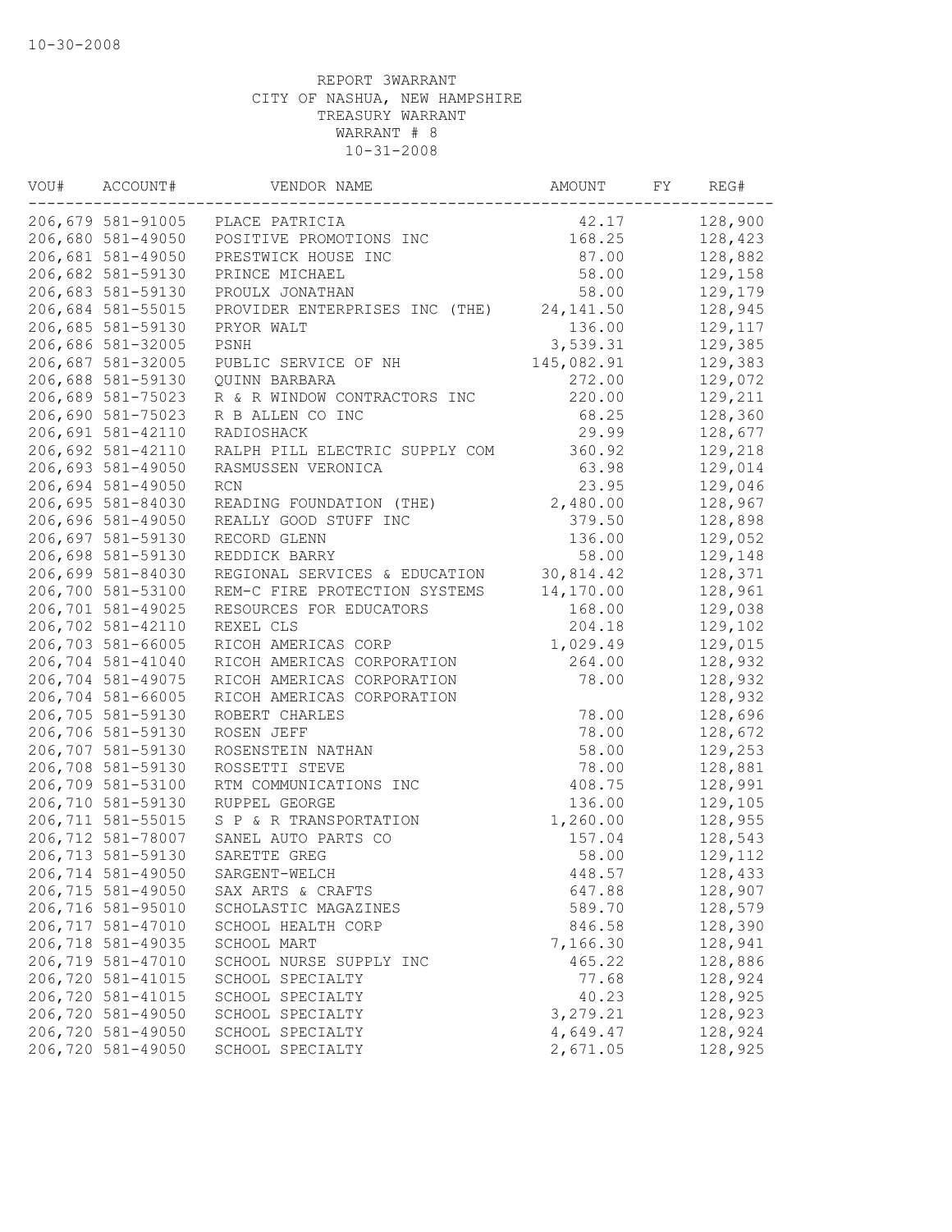10-30-2008

REPORT 3WARRANT
CITY OF NASHUA, NEW HAMPSHIRE
TREASURY WARRANT
WARRANT # 8
10-31-2008

| VOU# | ACCOUNT# | VENDOR NAME | AMOUNT | FY | REG# |
|---|---|---|---|---|---|
| 206,679 | 581-91005 | PLACE PATRICIA | 42.17 | | 128,900 |
| 206,680 | 581-49050 | POSITIVE PROMOTIONS INC | 168.25 | | 128,423 |
| 206,681 | 581-49050 | PRESTWICK HOUSE INC | 87.00 | | 128,882 |
| 206,682 | 581-59130 | PRINCE MICHAEL | 58.00 | | 129,158 |
| 206,683 | 581-59130 | PROULX JONATHAN | 58.00 | | 129,179 |
| 206,684 | 581-55015 | PROVIDER ENTERPRISES INC (THE) | 24,141.50 | | 128,945 |
| 206,685 | 581-59130 | PRYOR WALT | 136.00 | | 129,117 |
| 206,686 | 581-32005 | PSNH | 3,539.31 | | 129,385 |
| 206,687 | 581-32005 | PUBLIC SERVICE OF NH | 145,082.91 | | 129,383 |
| 206,688 | 581-59130 | QUINN BARBARA | 272.00 | | 129,072 |
| 206,689 | 581-75023 | R & R WINDOW CONTRACTORS INC | 220.00 | | 129,211 |
| 206,690 | 581-75023 | R B ALLEN CO INC | 68.25 | | 128,360 |
| 206,691 | 581-42110 | RADIOSHACK | 29.99 | | 128,677 |
| 206,692 | 581-42110 | RALPH PILL ELECTRIC SUPPLY COM | 360.92 | | 129,218 |
| 206,693 | 581-49050 | RASMUSSEN VERONICA | 63.98 | | 129,014 |
| 206,694 | 581-49050 | RCN | 23.95 | | 129,046 |
| 206,695 | 581-84030 | READING FOUNDATION (THE) | 2,480.00 | | 128,967 |
| 206,696 | 581-49050 | REALLY GOOD STUFF INC | 379.50 | | 128,898 |
| 206,697 | 581-59130 | RECORD GLENN | 136.00 | | 129,052 |
| 206,698 | 581-59130 | REDDICK BARRY | 58.00 | | 129,148 |
| 206,699 | 581-84030 | REGIONAL SERVICES & EDUCATION | 30,814.42 | | 128,371 |
| 206,700 | 581-53100 | REM-C FIRE PROTECTION SYSTEMS | 14,170.00 | | 128,961 |
| 206,701 | 581-49025 | RESOURCES FOR EDUCATORS | 168.00 | | 129,038 |
| 206,702 | 581-42110 | REXEL CLS | 204.18 | | 129,102 |
| 206,703 | 581-66005 | RICOH AMERICAS CORP | 1,029.49 | | 129,015 |
| 206,704 | 581-41040 | RICOH AMERICAS CORPORATION | 264.00 | | 128,932 |
| 206,704 | 581-49075 | RICOH AMERICAS CORPORATION | 78.00 | | 128,932 |
| 206,704 | 581-66005 | RICOH AMERICAS CORPORATION | | | 128,932 |
| 206,705 | 581-59130 | ROBERT CHARLES | 78.00 | | 128,696 |
| 206,706 | 581-59130 | ROSEN JEFF | 78.00 | | 128,672 |
| 206,707 | 581-59130 | ROSENSTEIN NATHAN | 58.00 | | 129,253 |
| 206,708 | 581-59130 | ROSSETTI STEVE | 78.00 | | 128,881 |
| 206,709 | 581-53100 | RTM COMMUNICATIONS INC | 408.75 | | 128,991 |
| 206,710 | 581-59130 | RUPPEL GEORGE | 136.00 | | 129,105 |
| 206,711 | 581-55015 | S P & R TRANSPORTATION | 1,260.00 | | 128,955 |
| 206,712 | 581-78007 | SANEL AUTO PARTS CO | 157.04 | | 128,543 |
| 206,713 | 581-59130 | SARETTE GREG | 58.00 | | 129,112 |
| 206,714 | 581-49050 | SARGENT-WELCH | 448.57 | | 128,433 |
| 206,715 | 581-49050 | SAX ARTS & CRAFTS | 647.88 | | 128,907 |
| 206,716 | 581-95010 | SCHOLASTIC MAGAZINES | 589.70 | | 128,579 |
| 206,717 | 581-47010 | SCHOOL HEALTH CORP | 846.58 | | 128,390 |
| 206,718 | 581-49035 | SCHOOL MART | 7,166.30 | | 128,941 |
| 206,719 | 581-47010 | SCHOOL NURSE SUPPLY INC | 465.22 | | 128,886 |
| 206,720 | 581-41015 | SCHOOL SPECIALTY | 77.68 | | 128,924 |
| 206,720 | 581-41015 | SCHOOL SPECIALTY | 40.23 | | 128,925 |
| 206,720 | 581-49050 | SCHOOL SPECIALTY | 3,279.21 | | 128,923 |
| 206,720 | 581-49050 | SCHOOL SPECIALTY | 4,649.47 | | 128,924 |
| 206,720 | 581-49050 | SCHOOL SPECIALTY | 2,671.05 | | 128,925 |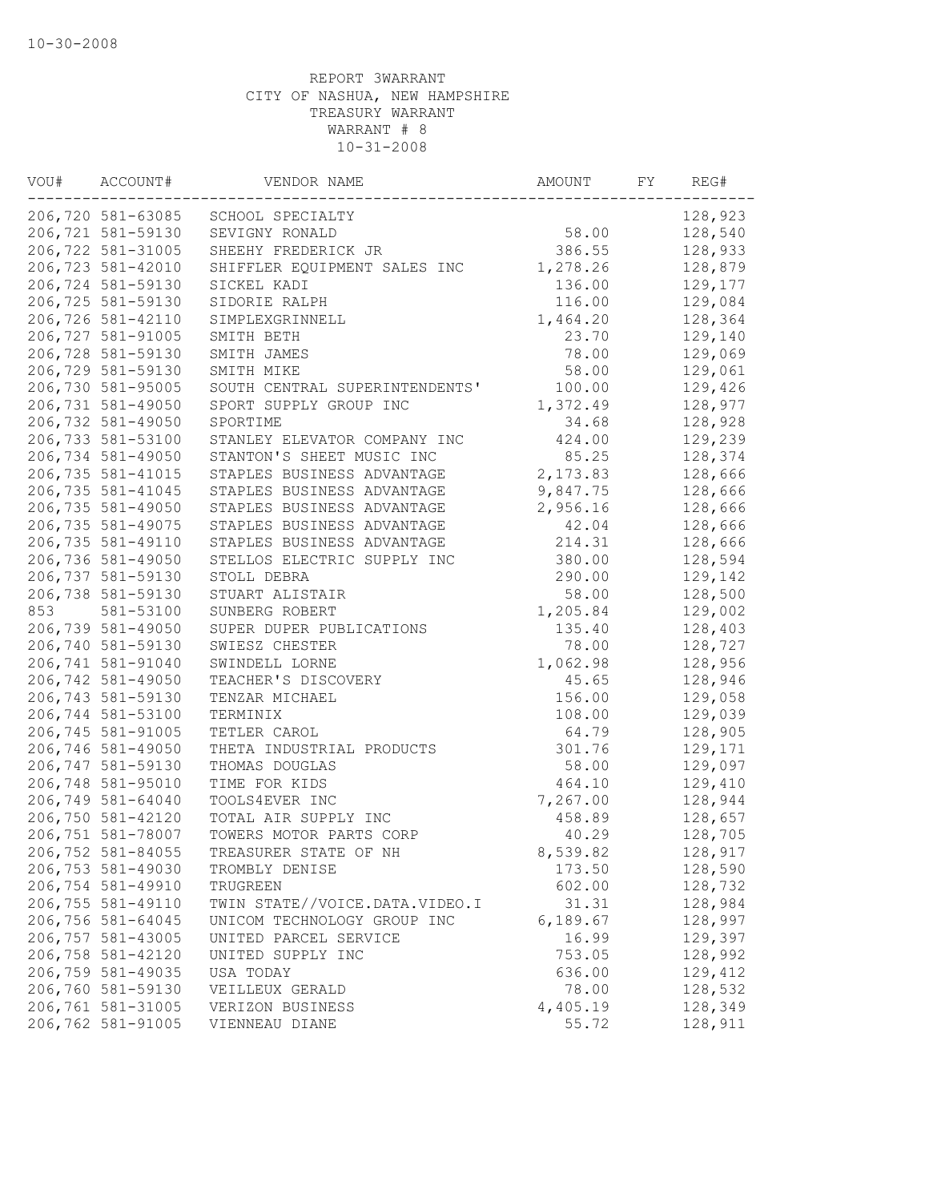10-30-2008

REPORT 3WARRANT
CITY OF NASHUA, NEW HAMPSHIRE
TREASURY WARRANT
WARRANT # 8
10-31-2008

| VOU# | ACCOUNT# | VENDOR NAME | AMOUNT | FY | REG# |
|---|---|---|---|---|---|
| 206,720 | 581-63085 | SCHOOL SPECIALTY | | | 128,923 |
| 206,721 | 581-59130 | SEVIGNY RONALD | 58.00 | | 128,540 |
| 206,722 | 581-31005 | SHEEHY FREDERICK JR | 386.55 | | 128,933 |
| 206,723 | 581-42010 | SHIFFLER EQUIPMENT SALES INC | 1,278.26 | | 128,879 |
| 206,724 | 581-59130 | SICKEL KADI | 136.00 | | 129,177 |
| 206,725 | 581-59130 | SIDORIE RALPH | 116.00 | | 129,084 |
| 206,726 | 581-42110 | SIMPLEXGRINNELL | 1,464.20 | | 128,364 |
| 206,727 | 581-91005 | SMITH BETH | 23.70 | | 129,140 |
| 206,728 | 581-59130 | SMITH JAMES | 78.00 | | 129,069 |
| 206,729 | 581-59130 | SMITH MIKE | 58.00 | | 129,061 |
| 206,730 | 581-95005 | SOUTH CENTRAL SUPERINTENDENTS' | 100.00 | | 129,426 |
| 206,731 | 581-49050 | SPORT SUPPLY GROUP INC | 1,372.49 | | 128,977 |
| 206,732 | 581-49050 | SPORTIME | 34.68 | | 128,928 |
| 206,733 | 581-53100 | STANLEY ELEVATOR COMPANY INC | 424.00 | | 129,239 |
| 206,734 | 581-49050 | STANTON'S SHEET MUSIC INC | 85.25 | | 128,374 |
| 206,735 | 581-41015 | STAPLES BUSINESS ADVANTAGE | 2,173.83 | | 128,666 |
| 206,735 | 581-41045 | STAPLES BUSINESS ADVANTAGE | 9,847.75 | | 128,666 |
| 206,735 | 581-49050 | STAPLES BUSINESS ADVANTAGE | 2,956.16 | | 128,666 |
| 206,735 | 581-49075 | STAPLES BUSINESS ADVANTAGE | 42.04 | | 128,666 |
| 206,735 | 581-49110 | STAPLES BUSINESS ADVANTAGE | 214.31 | | 128,666 |
| 206,736 | 581-49050 | STELLOS ELECTRIC SUPPLY INC | 380.00 | | 128,594 |
| 206,737 | 581-59130 | STOLL DEBRA | 290.00 | | 129,142 |
| 206,738 | 581-59130 | STUART ALISTAIR | 58.00 | | 128,500 |
| 853 | 581-53100 | SUNBERG ROBERT | 1,205.84 | | 129,002 |
| 206,739 | 581-49050 | SUPER DUPER PUBLICATIONS | 135.40 | | 128,403 |
| 206,740 | 581-59130 | SWIESZ CHESTER | 78.00 | | 128,727 |
| 206,741 | 581-91040 | SWINDELL LORNE | 1,062.98 | | 128,956 |
| 206,742 | 581-49050 | TEACHER'S DISCOVERY | 45.65 | | 128,946 |
| 206,743 | 581-59130 | TENZAR MICHAEL | 156.00 | | 129,058 |
| 206,744 | 581-53100 | TERMINIX | 108.00 | | 129,039 |
| 206,745 | 581-91005 | TETLER CAROL | 64.79 | | 128,905 |
| 206,746 | 581-49050 | THETA INDUSTRIAL PRODUCTS | 301.76 | | 129,171 |
| 206,747 | 581-59130 | THOMAS DOUGLAS | 58.00 | | 129,097 |
| 206,748 | 581-95010 | TIME FOR KIDS | 464.10 | | 129,410 |
| 206,749 | 581-64040 | TOOLS4EVER INC | 7,267.00 | | 128,944 |
| 206,750 | 581-42120 | TOTAL AIR SUPPLY INC | 458.89 | | 128,657 |
| 206,751 | 581-78007 | TOWERS MOTOR PARTS CORP | 40.29 | | 128,705 |
| 206,752 | 581-84055 | TREASURER STATE OF NH | 8,539.82 | | 128,917 |
| 206,753 | 581-49030 | TROMBLY DENISE | 173.50 | | 128,590 |
| 206,754 | 581-49910 | TRUGREEN | 602.00 | | 128,732 |
| 206,755 | 581-49110 | TWIN STATE//VOICE.DATA.VIDEO.I | 31.31 | | 128,984 |
| 206,756 | 581-64045 | UNICOM TECHNOLOGY GROUP INC | 6,189.67 | | 128,997 |
| 206,757 | 581-43005 | UNITED PARCEL SERVICE | 16.99 | | 129,397 |
| 206,758 | 581-42120 | UNITED SUPPLY INC | 753.05 | | 128,992 |
| 206,759 | 581-49035 | USA TODAY | 636.00 | | 129,412 |
| 206,760 | 581-59130 | VEILLEUX GERALD | 78.00 | | 128,532 |
| 206,761 | 581-31005 | VERIZON BUSINESS | 4,405.19 | | 128,349 |
| 206,762 | 581-91005 | VIENNEAU DIANE | 55.72 | | 128,911 |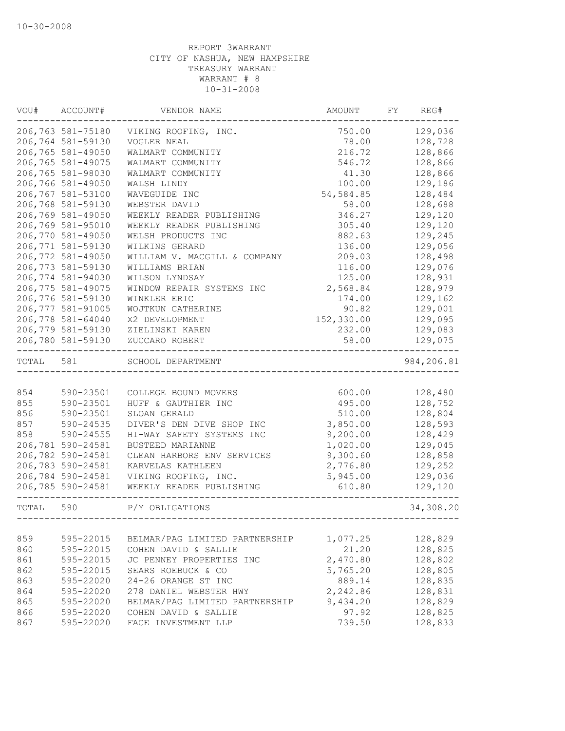10-30-2008

REPORT 3WARRANT
CITY OF NASHUA, NEW HAMPSHIRE
TREASURY WARRANT
WARRANT # 8
10-31-2008

| VOU# | ACCOUNT# | VENDOR NAME | AMOUNT | FY | REG# |
|---|---|---|---|---|---|
| 206,763 | 581-75180 | VIKING ROOFING, INC. | 750.00 | | 129,036 |
| 206,764 | 581-59130 | VOGLER NEAL | 78.00 | | 128,728 |
| 206,765 | 581-49050 | WALMART COMMUNITY | 216.72 | | 128,866 |
| 206,765 | 581-49075 | WALMART COMMUNITY | 546.72 | | 128,866 |
| 206,765 | 581-98030 | WALMART COMMUNITY | 41.30 | | 128,866 |
| 206,766 | 581-49050 | WALSH LINDY | 100.00 | | 129,186 |
| 206,767 | 581-53100 | WAVEGUIDE INC | 54,584.85 | | 128,484 |
| 206,768 | 581-59130 | WEBSTER DAVID | 58.00 | | 128,688 |
| 206,769 | 581-49050 | WEEKLY READER PUBLISHING | 346.27 | | 129,120 |
| 206,769 | 581-95010 | WEEKLY READER PUBLISHING | 305.40 | | 129,120 |
| 206,770 | 581-49050 | WELSH PRODUCTS INC | 882.63 | | 129,245 |
| 206,771 | 581-59130 | WILKINS GERARD | 136.00 | | 129,056 |
| 206,772 | 581-49050 | WILLIAM V. MACGILL & COMPANY | 209.03 | | 128,498 |
| 206,773 | 581-59130 | WILLIAMS BRIAN | 116.00 | | 129,076 |
| 206,774 | 581-94030 | WILSON LYNDSAY | 125.00 | | 128,931 |
| 206,775 | 581-49075 | WINDOW REPAIR SYSTEMS INC | 2,568.84 | | 128,979 |
| 206,776 | 581-59130 | WINKLER ERIC | 174.00 | | 129,162 |
| 206,777 | 581-91005 | WOJTKUN CATHERINE | 90.82 | | 129,001 |
| 206,778 | 581-64040 | X2 DEVELOPMENT | 152,330.00 | | 129,095 |
| 206,779 | 581-59130 | ZIELINSKI KAREN | 232.00 | | 129,083 |
| 206,780 | 581-59130 | ZUCCARO ROBERT | 58.00 | | 129,075 |
| TOTAL | 581 | SCHOOL DEPARTMENT | | | 984,206.81 |
| 854 | 590-23501 | COLLEGE BOUND MOVERS | 600.00 | | 128,480 |
| 855 | 590-23501 | HUFF & GAUTHIER INC | 495.00 | | 128,752 |
| 856 | 590-23501 | SLOAN GERALD | 510.00 | | 128,804 |
| 857 | 590-24535 | DIVER'S DEN DIVE SHOP INC | 3,850.00 | | 128,593 |
| 858 | 590-24555 | HI-WAY SAFETY SYSTEMS INC | 9,200.00 | | 128,429 |
| 206,781 | 590-24581 | BUSTEED MARIANNE | 1,020.00 | | 129,045 |
| 206,782 | 590-24581 | CLEAN HARBORS ENV SERVICES | 9,300.60 | | 128,858 |
| 206,783 | 590-24581 | KARVELAS KATHLEEN | 2,776.80 | | 129,252 |
| 206,784 | 590-24581 | VIKING ROOFING, INC. | 5,945.00 | | 129,036 |
| 206,785 | 590-24581 | WEEKLY READER PUBLISHING | 610.80 | | 129,120 |
| TOTAL | 590 | P/Y OBLIGATIONS | | | 34,308.20 |
| 859 | 595-22015 | BELMAR/PAG LIMITED PARTNERSHIP | 1,077.25 | | 128,829 |
| 860 | 595-22015 | COHEN DAVID & SALLIE | 21.20 | | 128,825 |
| 861 | 595-22015 | JC PENNEY PROPERTIES INC | 2,470.80 | | 128,802 |
| 862 | 595-22015 | SEARS ROEBUCK & CO | 5,765.20 | | 128,805 |
| 863 | 595-22020 | 24-26 ORANGE ST INC | 889.14 | | 128,835 |
| 864 | 595-22020 | 278 DANIEL WEBSTER HWY | 2,242.86 | | 128,831 |
| 865 | 595-22020 | BELMAR/PAG LIMITED PARTNERSHIP | 9,434.20 | | 128,829 |
| 866 | 595-22020 | COHEN DAVID & SALLIE | 97.92 | | 128,825 |
| 867 | 595-22020 | FACE INVESTMENT LLP | 739.50 | | 128,833 |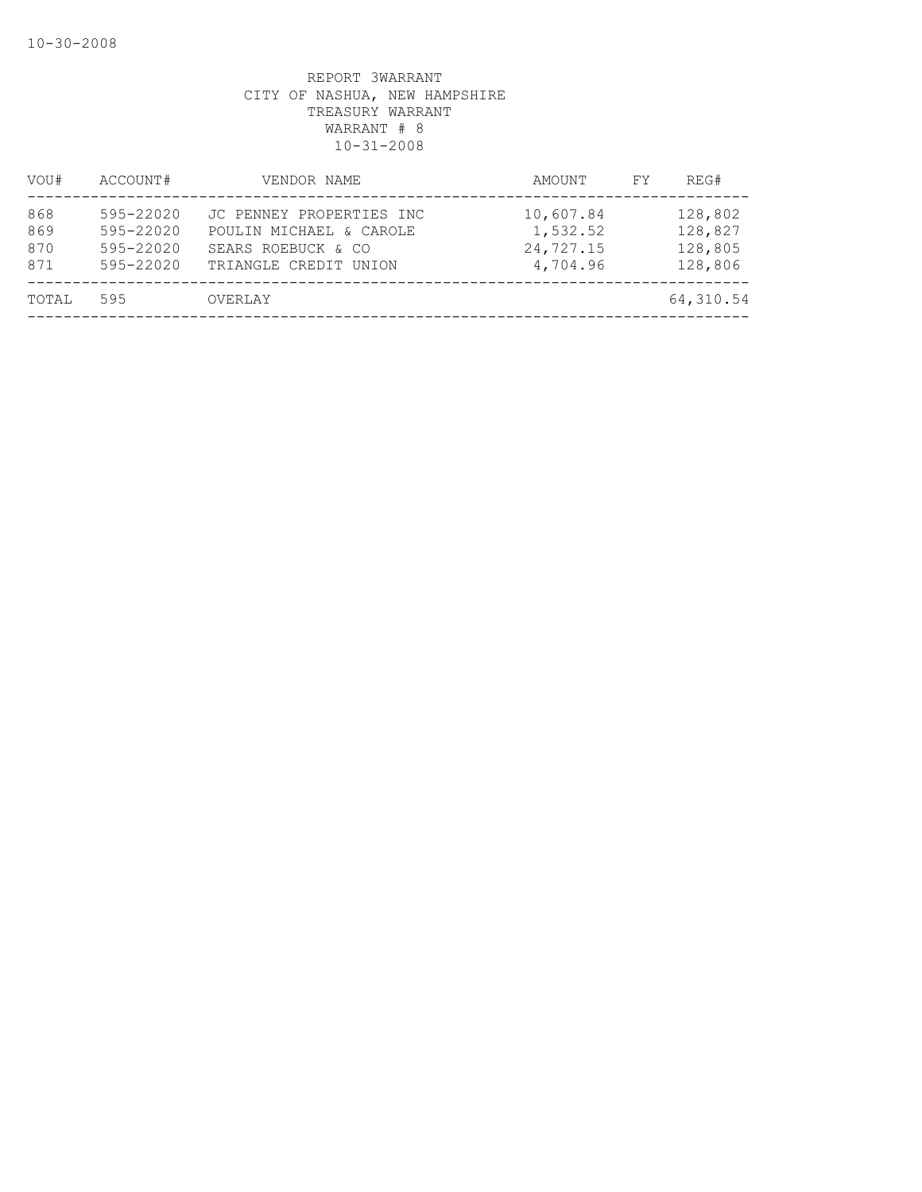10-30-2008

REPORT 3WARRANT
CITY OF NASHUA, NEW HAMPSHIRE
TREASURY WARRANT
WARRANT # 8
10-31-2008

| VOU# | ACCOUNT# | VENDOR NAME | AMOUNT | FY | REG# |
|---|---|---|---|---|---|
| 868 | 595-22020 | JC PENNEY PROPERTIES INC | 10,607.84 | | 128,802 |
| 869 | 595-22020 | POULIN MICHAEL & CAROLE | 1,532.52 | | 128,827 |
| 870 | 595-22020 | SEARS ROEBUCK & CO | 24,727.15 | | 128,805 |
| 871 | 595-22020 | TRIANGLE CREDIT UNION | 4,704.96 | | 128,806 |
| TOTAL | 595 | OVERLAY | | | 64,310.54 |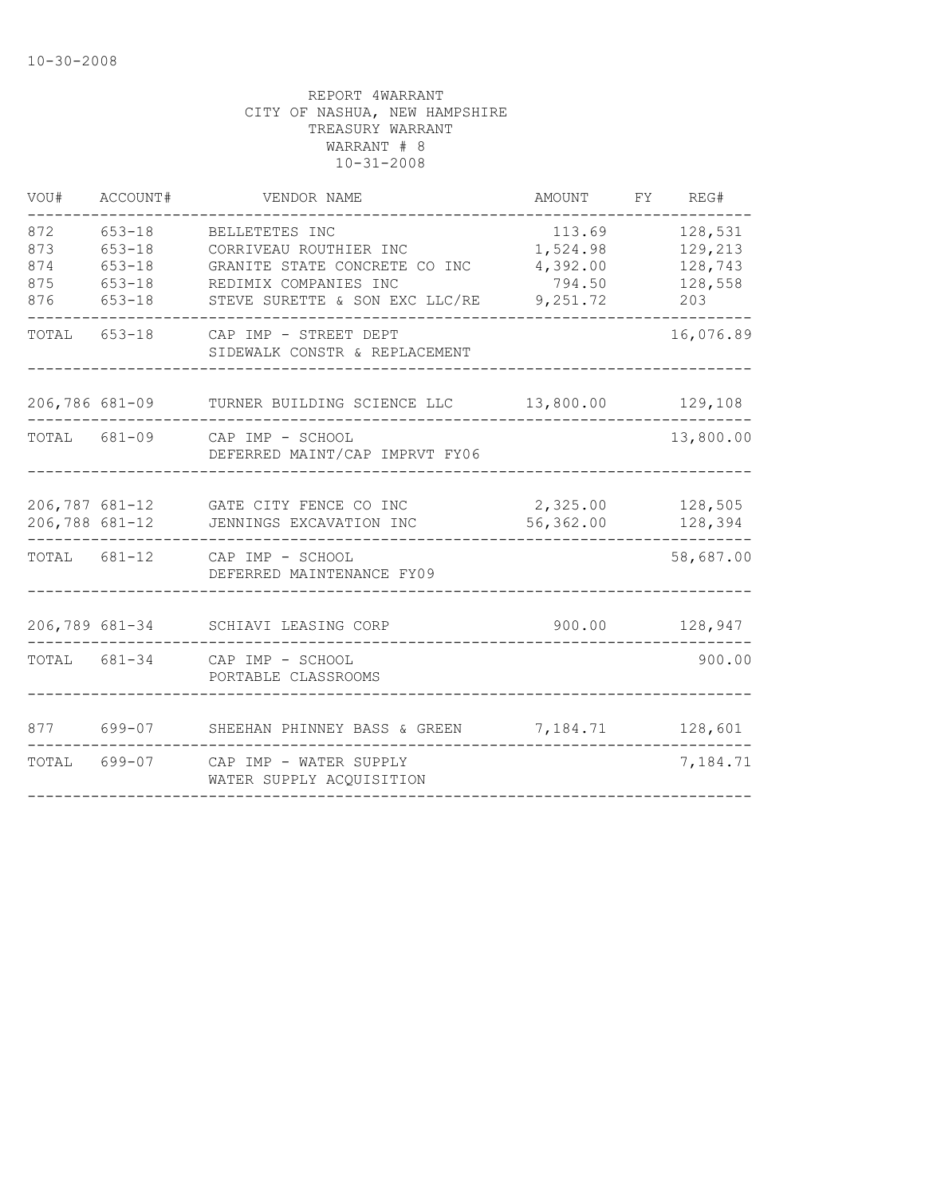10-30-2008

REPORT 4WARRANT
CITY OF NASHUA, NEW HAMPSHIRE
TREASURY WARRANT
WARRANT # 8
10-31-2008

| VOU# | ACCOUNT# | VENDOR NAME | AMOUNT | FY | REG# |
|---|---|---|---|---|---|
| 872 | 653-18 | BELLETETES INC | 113.69 | | 128,531 |
| 873 | 653-18 | CORRIVEAU ROUTHIER INC | 1,524.98 | | 129,213 |
| 874 | 653-18 | GRANITE STATE CONCRETE CO INC | 4,392.00 | | 128,743 |
| 875 | 653-18 | REDIMIX COMPANIES INC | 794.50 | | 128,558 |
| 876 | 653-18 | STEVE SURETTE & SON EXC LLC/RE | 9,251.72 | | 203 |
| TOTAL | 653-18 | CAP IMP - STREET DEPT SIDEWALK CONSTR & REPLACEMENT | | | 16,076.89 |
| 206,786 | 681-09 | TURNER BUILDING SCIENCE LLC | 13,800.00 | | 129,108 |
| TOTAL | 681-09 | CAP IMP - SCHOOL DEFERRED MAINT/CAP IMPRVT FY06 | | | 13,800.00 |
| 206,787 | 681-12 | GATE CITY FENCE CO INC | 2,325.00 | | 128,505 |
| 206,788 | 681-12 | JENNINGS EXCAVATION INC | 56,362.00 | | 128,394 |
| TOTAL | 681-12 | CAP IMP - SCHOOL DEFERRED MAINTENANCE FY09 | | | 58,687.00 |
| 206,789 | 681-34 | SCHIAVI LEASING CORP | 900.00 | | 128,947 |
| TOTAL | 681-34 | CAP IMP - SCHOOL PORTABLE CLASSROOMS | | | 900.00 |
| 877 | 699-07 | SHEEHAN PHINNEY BASS & GREEN | 7,184.71 | | 128,601 |
| TOTAL | 699-07 | CAP IMP - WATER SUPPLY WATER SUPPLY ACQUISITION | | | 7,184.71 |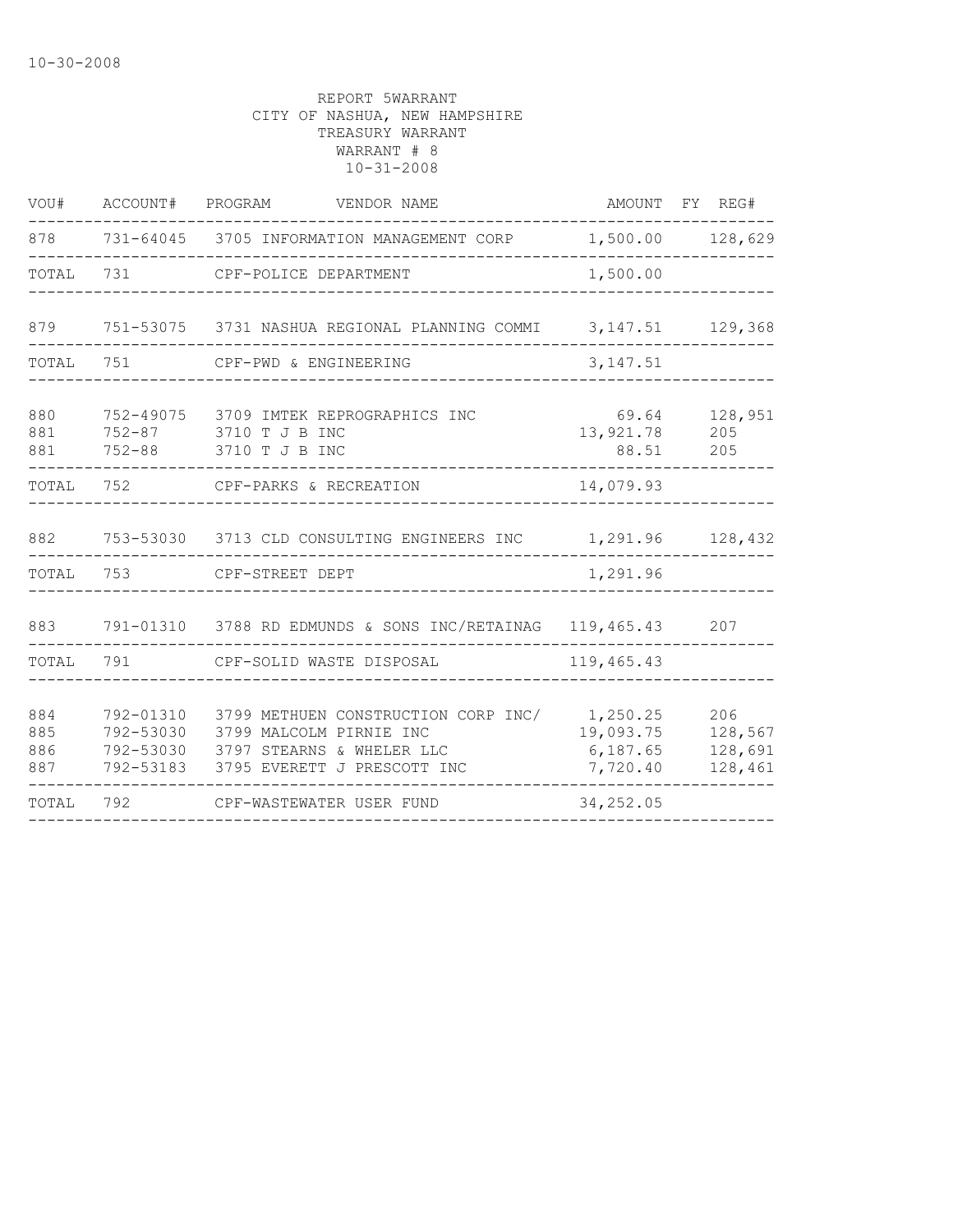10-30-2008

REPORT 5WARRANT
CITY OF NASHUA, NEW HAMPSHIRE
TREASURY WARRANT
WARRANT # 8
10-31-2008

| VOU# | ACCOUNT# | PROGRAM | VENDOR NAME | AMOUNT | FY | REG# |
|---|---|---|---|---|---|---|
| 878 | 731-64045 | 3705 | INFORMATION MANAGEMENT CORP | 1,500.00 | | 128,629 |
| TOTAL | 731 | | CPF-POLICE DEPARTMENT | 1,500.00 | | |
| 879 | 751-53075 | 3731 | NASHUA REGIONAL PLANNING COMMI | 3,147.51 | | 129,368 |
| TOTAL | 751 | | CPF-PWD & ENGINEERING | 3,147.51 | | |
| 880 | 752-49075 | 3709 | IMTEK REPROGRAPHICS INC | 69.64 | | 128,951 |
| 881 | 752-87 | 3710 | T J B INC | 13,921.78 | | 205 |
| 881 | 752-88 | 3710 | T J B INC | 88.51 | | 205 |
| TOTAL | 752 | | CPF-PARKS & RECREATION | 14,079.93 | | |
| 882 | 753-53030 | 3713 | CLD CONSULTING ENGINEERS INC | 1,291.96 | | 128,432 |
| TOTAL | 753 | | CPF-STREET DEPT | 1,291.96 | | |
| 883 | 791-01310 | 3788 | RD EDMUNDS & SONS INC/RETAINAG | 119,465.43 | | 207 |
| TOTAL | 791 | | CPF-SOLID WASTE DISPOSAL | 119,465.43 | | |
| 884 | 792-01310 | 3799 | METHUEN CONSTRUCTION CORP INC/ | 1,250.25 | | 206 |
| 885 | 792-53030 | 3799 | MALCOLM PIRNIE INC | 19,093.75 | | 128,567 |
| 886 | 792-53030 | 3797 | STEARNS & WHELER LLC | 6,187.65 | | 128,691 |
| 887 | 792-53183 | 3795 | EVERETT J PRESCOTT INC | 7,720.40 | | 128,461 |
| TOTAL | 792 | | CPF-WASTEWATER USER FUND | 34,252.05 | | |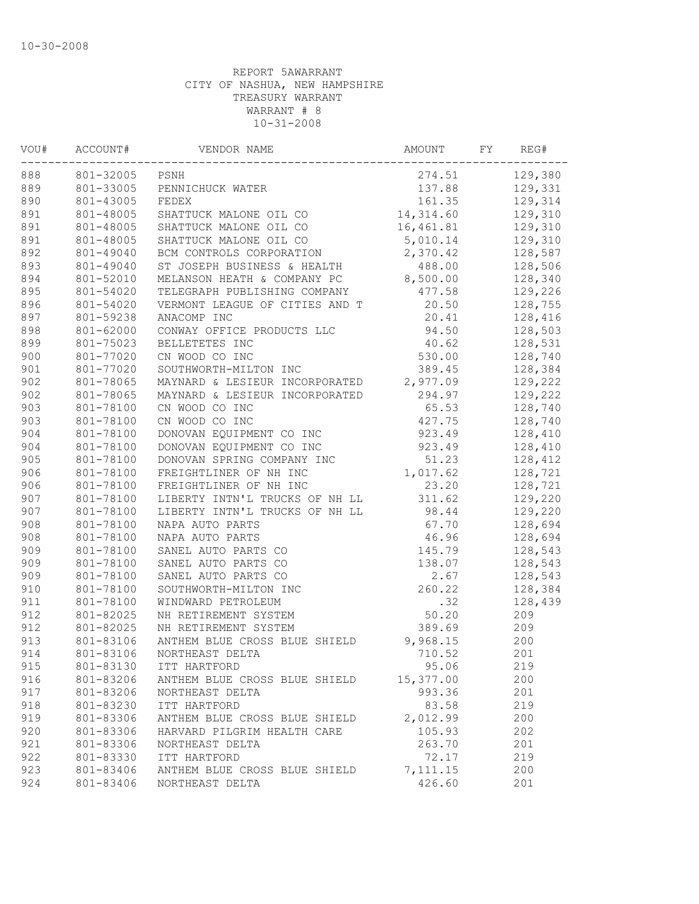10-30-2008

REPORT 5AWARRANT
CITY OF NASHUA, NEW HAMPSHIRE
TREASURY WARRANT
WARRANT # 8
10-31-2008

| VOU# | ACCOUNT# | VENDOR NAME | AMOUNT | FY | REG# |
|---|---|---|---|---|---|
| 888 | 801-32005 | PSNH | 274.51 | | 129,380 |
| 889 | 801-33005 | PENNICHUCK WATER | 137.88 | | 129,331 |
| 890 | 801-43005 | FEDEX | 161.35 | | 129,314 |
| 891 | 801-48005 | SHATTUCK MALONE OIL CO | 14,314.60 | | 129,310 |
| 891 | 801-48005 | SHATTUCK MALONE OIL CO | 16,461.81 | | 129,310 |
| 891 | 801-48005 | SHATTUCK MALONE OIL CO | 5,010.14 | | 129,310 |
| 892 | 801-49040 | BCM CONTROLS CORPORATION | 2,370.42 | | 128,587 |
| 893 | 801-49040 | ST JOSEPH BUSINESS & HEALTH | 488.00 | | 128,506 |
| 894 | 801-52010 | MELANSON HEATH & COMPANY PC | 8,500.00 | | 128,340 |
| 895 | 801-54020 | TELEGRAPH PUBLISHING COMPANY | 477.58 | | 129,226 |
| 896 | 801-54020 | VERMONT LEAGUE OF CITIES AND T | 20.50 | | 128,755 |
| 897 | 801-59238 | ANACOMP INC | 20.41 | | 128,416 |
| 898 | 801-62000 | CONWAY OFFICE PRODUCTS LLC | 94.50 | | 128,503 |
| 899 | 801-75023 | BELLETETES INC | 40.62 | | 128,531 |
| 900 | 801-77020 | CN WOOD CO INC | 530.00 | | 128,740 |
| 901 | 801-77020 | SOUTHWORTH-MILTON INC | 389.45 | | 128,384 |
| 902 | 801-78065 | MAYNARD & LESIEUR INCORPORATED | 2,977.09 | | 129,222 |
| 902 | 801-78065 | MAYNARD & LESIEUR INCORPORATED | 294.97 | | 129,222 |
| 903 | 801-78100 | CN WOOD CO INC | 65.53 | | 128,740 |
| 903 | 801-78100 | CN WOOD CO INC | 427.75 | | 128,740 |
| 904 | 801-78100 | DONOVAN EQUIPMENT CO INC | 923.49 | | 128,410 |
| 904 | 801-78100 | DONOVAN EQUIPMENT CO INC | 923.49 | | 128,410 |
| 905 | 801-78100 | DONOVAN SPRING COMPANY INC | 51.23 | | 128,412 |
| 906 | 801-78100 | FREIGHTLINER OF NH INC | 1,017.62 | | 128,721 |
| 906 | 801-78100 | FREIGHTLINER OF NH INC | 23.20 | | 128,721 |
| 907 | 801-78100 | LIBERTY INTN'L TRUCKS OF NH LL | 311.62 | | 129,220 |
| 907 | 801-78100 | LIBERTY INTN'L TRUCKS OF NH LL | 98.44 | | 129,220 |
| 908 | 801-78100 | NAPA AUTO PARTS | 67.70 | | 128,694 |
| 908 | 801-78100 | NAPA AUTO PARTS | 46.96 | | 128,694 |
| 909 | 801-78100 | SANEL AUTO PARTS CO | 145.79 | | 128,543 |
| 909 | 801-78100 | SANEL AUTO PARTS CO | 138.07 | | 128,543 |
| 909 | 801-78100 | SANEL AUTO PARTS CO | 2.67 | | 128,543 |
| 910 | 801-78100 | SOUTHWORTH-MILTON INC | 260.22 | | 128,384 |
| 911 | 801-78100 | WINDWARD PETROLEUM | .32 | | 128,439 |
| 912 | 801-82025 | NH RETIREMENT SYSTEM | 50.20 | | 209 |
| 912 | 801-82025 | NH RETIREMENT SYSTEM | 389.69 | | 209 |
| 913 | 801-83106 | ANTHEM BLUE CROSS BLUE SHIELD | 9,968.15 | | 200 |
| 914 | 801-83106 | NORTHEAST DELTA | 710.52 | | 201 |
| 915 | 801-83130 | ITT HARTFORD | 95.06 | | 219 |
| 916 | 801-83206 | ANTHEM BLUE CROSS BLUE SHIELD | 15,377.00 | | 200 |
| 917 | 801-83206 | NORTHEAST DELTA | 993.36 | | 201 |
| 918 | 801-83230 | ITT HARTFORD | 83.58 | | 219 |
| 919 | 801-83306 | ANTHEM BLUE CROSS BLUE SHIELD | 2,012.99 | | 200 |
| 920 | 801-83306 | HARVARD PILGRIM HEALTH CARE | 105.93 | | 202 |
| 921 | 801-83306 | NORTHEAST DELTA | 263.70 | | 201 |
| 922 | 801-83330 | ITT HARTFORD | 72.17 | | 219 |
| 923 | 801-83406 | ANTHEM BLUE CROSS BLUE SHIELD | 7,111.15 | | 200 |
| 924 | 801-83406 | NORTHEAST DELTA | 426.60 | | 201 |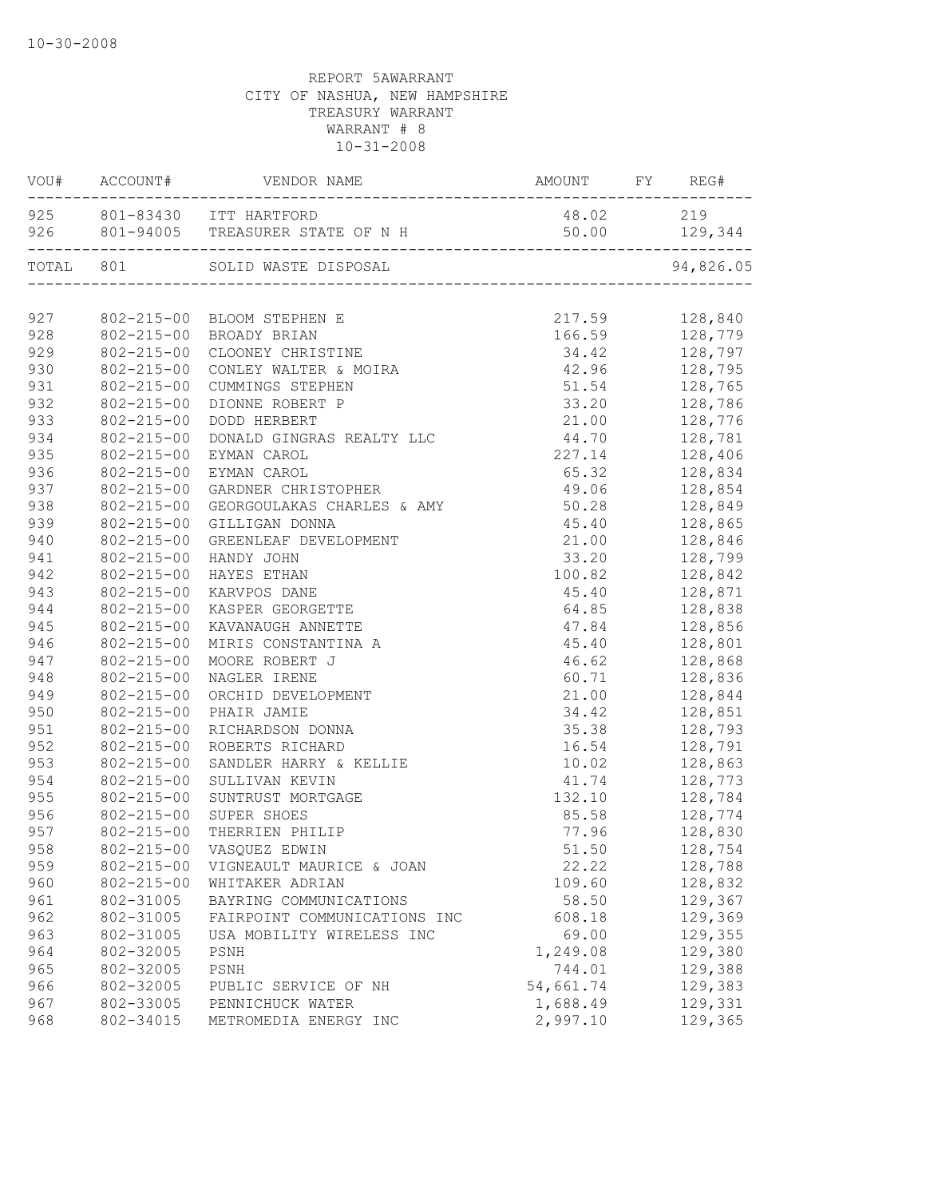10-30-2008

REPORT 5AWARRANT
CITY OF NASHUA, NEW HAMPSHIRE
TREASURY WARRANT
WARRANT # 8
10-31-2008

| VOU# | ACCOUNT# | VENDOR NAME | AMOUNT | FY | REG# |
|---|---|---|---|---|---|
| 925 | 801-83430 | ITT HARTFORD | 48.02 | | 219 |
| 926 | 801-94005 | TREASURER STATE OF N H | 50.00 | | 129,344 |
| TOTAL | 801 | SOLID WASTE DISPOSAL | | | 94,826.05 |
| 927 | 802-215-00 | BLOOM STEPHEN E | 217.59 | | 128,840 |
| 928 | 802-215-00 | BROADY BRIAN | 166.59 | | 128,779 |
| 929 | 802-215-00 | CLOONEY CHRISTINE | 34.42 | | 128,797 |
| 930 | 802-215-00 | CONLEY WALTER & MOIRA | 42.96 | | 128,795 |
| 931 | 802-215-00 | CUMMINGS STEPHEN | 51.54 | | 128,765 |
| 932 | 802-215-00 | DIONNE ROBERT P | 33.20 | | 128,786 |
| 933 | 802-215-00 | DODD HERBERT | 21.00 | | 128,776 |
| 934 | 802-215-00 | DONALD GINGRAS REALTY LLC | 44.70 | | 128,781 |
| 935 | 802-215-00 | EYMAN CAROL | 227.14 | | 128,406 |
| 936 | 802-215-00 | EYMAN CAROL | 65.32 | | 128,834 |
| 937 | 802-215-00 | GARDNER CHRISTOPHER | 49.06 | | 128,854 |
| 938 | 802-215-00 | GEORGOULAKAS CHARLES & AMY | 50.28 | | 128,849 |
| 939 | 802-215-00 | GILLIGAN DONNA | 45.40 | | 128,865 |
| 940 | 802-215-00 | GREENLEAF DEVELOPMENT | 21.00 | | 128,846 |
| 941 | 802-215-00 | HANDY JOHN | 33.20 | | 128,799 |
| 942 | 802-215-00 | HAYES ETHAN | 100.82 | | 128,842 |
| 943 | 802-215-00 | KARVPOS DANE | 45.40 | | 128,871 |
| 944 | 802-215-00 | KASPER GEORGETTE | 64.85 | | 128,838 |
| 945 | 802-215-00 | KAVANAUGH ANNETTE | 47.84 | | 128,856 |
| 946 | 802-215-00 | MIRIS CONSTANTINA A | 45.40 | | 128,801 |
| 947 | 802-215-00 | MOORE ROBERT J | 46.62 | | 128,868 |
| 948 | 802-215-00 | NAGLER IRENE | 60.71 | | 128,836 |
| 949 | 802-215-00 | ORCHID DEVELOPMENT | 21.00 | | 128,844 |
| 950 | 802-215-00 | PHAIR JAMIE | 34.42 | | 128,851 |
| 951 | 802-215-00 | RICHARDSON DONNA | 35.38 | | 128,793 |
| 952 | 802-215-00 | ROBERTS RICHARD | 16.54 | | 128,791 |
| 953 | 802-215-00 | SANDLER HARRY & KELLIE | 10.02 | | 128,863 |
| 954 | 802-215-00 | SULLIVAN KEVIN | 41.74 | | 128,773 |
| 955 | 802-215-00 | SUNTRUST MORTGAGE | 132.10 | | 128,784 |
| 956 | 802-215-00 | SUPER SHOES | 85.58 | | 128,774 |
| 957 | 802-215-00 | THERRIEN PHILIP | 77.96 | | 128,830 |
| 958 | 802-215-00 | VASQUEZ EDWIN | 51.50 | | 128,754 |
| 959 | 802-215-00 | VIGNEAULT MAURICE & JOAN | 22.22 | | 128,788 |
| 960 | 802-215-00 | WHITAKER ADRIAN | 109.60 | | 128,832 |
| 961 | 802-31005 | BAYRING COMMUNICATIONS | 58.50 | | 129,367 |
| 962 | 802-31005 | FAIRPOINT COMMUNICATIONS INC | 608.18 | | 129,369 |
| 963 | 802-31005 | USA MOBILITY WIRELESS INC | 69.00 | | 129,355 |
| 964 | 802-32005 | PSNH | 1,249.08 | | 129,380 |
| 965 | 802-32005 | PSNH | 744.01 | | 129,388 |
| 966 | 802-32005 | PUBLIC SERVICE OF NH | 54,661.74 | | 129,383 |
| 967 | 802-33005 | PENNICHUCK WATER | 1,688.49 | | 129,331 |
| 968 | 802-34015 | METROMEDIA ENERGY INC | 2,997.10 | | 129,365 |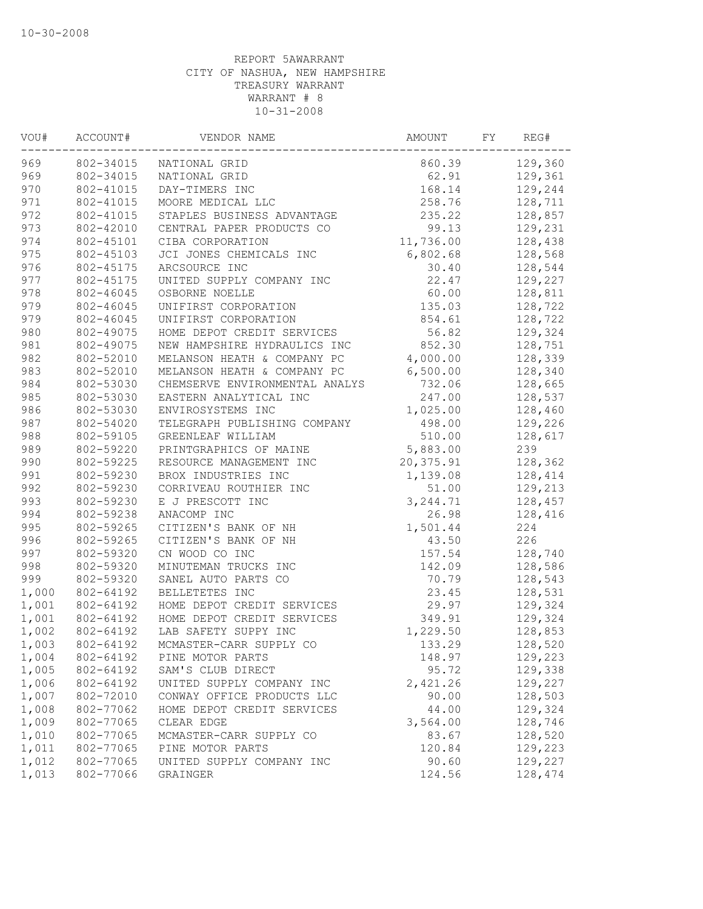10-30-2008

REPORT 5AWARRANT
CITY OF NASHUA, NEW HAMPSHIRE
TREASURY WARRANT
WARRANT # 8
10-31-2008

| VOU# | ACCOUNT# | VENDOR NAME | AMOUNT | FY | REG# |
|---|---|---|---|---|---|
| 969 | 802-34015 | NATIONAL GRID | 860.39 | | 129,360 |
| 969 | 802-34015 | NATIONAL GRID | 62.91 | | 129,361 |
| 970 | 802-41015 | DAY-TIMERS INC | 168.14 | | 129,244 |
| 971 | 802-41015 | MOORE MEDICAL LLC | 258.76 | | 128,711 |
| 972 | 802-41015 | STAPLES BUSINESS ADVANTAGE | 235.22 | | 128,857 |
| 973 | 802-42010 | CENTRAL PAPER PRODUCTS CO | 99.13 | | 129,231 |
| 974 | 802-45101 | CIBA CORPORATION | 11,736.00 | | 128,438 |
| 975 | 802-45103 | JCI JONES CHEMICALS INC | 6,802.68 | | 128,568 |
| 976 | 802-45175 | ARCSOURCE INC | 30.40 | | 128,544 |
| 977 | 802-45175 | UNITED SUPPLY COMPANY INC | 22.47 | | 129,227 |
| 978 | 802-46045 | OSBORNE NOELLE | 60.00 | | 128,811 |
| 979 | 802-46045 | UNIFIRST CORPORATION | 135.03 | | 128,722 |
| 979 | 802-46045 | UNIFIRST CORPORATION | 854.61 | | 128,722 |
| 980 | 802-49075 | HOME DEPOT CREDIT SERVICES | 56.82 | | 129,324 |
| 981 | 802-49075 | NEW HAMPSHIRE HYDRAULICS INC | 852.30 | | 128,751 |
| 982 | 802-52010 | MELANSON HEATH & COMPANY PC | 4,000.00 | | 128,339 |
| 983 | 802-52010 | MELANSON HEATH & COMPANY PC | 6,500.00 | | 128,340 |
| 984 | 802-53030 | CHEMSERVE ENVIRONMENTAL ANALYS | 732.06 | | 128,665 |
| 985 | 802-53030 | EASTERN ANALYTICAL INC | 247.00 | | 128,537 |
| 986 | 802-53030 | ENVIROSYSTEMS INC | 1,025.00 | | 128,460 |
| 987 | 802-54020 | TELEGRAPH PUBLISHING COMPANY | 498.00 | | 129,226 |
| 988 | 802-59105 | GREENLEAF WILLIAM | 510.00 | | 128,617 |
| 989 | 802-59220 | PRINTGRAPHICS OF MAINE | 5,883.00 | | 239 |
| 990 | 802-59225 | RESOURCE MANAGEMENT INC | 20,375.91 | | 128,362 |
| 991 | 802-59230 | BROX INDUSTRIES INC | 1,139.08 | | 128,414 |
| 992 | 802-59230 | CORRIVEAU ROUTHIER INC | 51.00 | | 129,213 |
| 993 | 802-59230 | E J PRESCOTT INC | 3,244.71 | | 128,457 |
| 994 | 802-59238 | ANACOMP INC | 26.98 | | 128,416 |
| 995 | 802-59265 | CITIZEN'S BANK OF NH | 1,501.44 | | 224 |
| 996 | 802-59265 | CITIZEN'S BANK OF NH | 43.50 | | 226 |
| 997 | 802-59320 | CN WOOD CO INC | 157.54 | | 128,740 |
| 998 | 802-59320 | MINUTEMAN TRUCKS INC | 142.09 | | 128,586 |
| 999 | 802-59320 | SANEL AUTO PARTS CO | 70.79 | | 128,543 |
| 1,000 | 802-64192 | BELLETETES INC | 23.45 | | 128,531 |
| 1,001 | 802-64192 | HOME DEPOT CREDIT SERVICES | 29.97 | | 129,324 |
| 1,001 | 802-64192 | HOME DEPOT CREDIT SERVICES | 349.91 | | 129,324 |
| 1,002 | 802-64192 | LAB SAFETY SUPPY INC | 1,229.50 | | 128,853 |
| 1,003 | 802-64192 | MCMASTER-CARR SUPPLY CO | 133.29 | | 128,520 |
| 1,004 | 802-64192 | PINE MOTOR PARTS | 148.97 | | 129,223 |
| 1,005 | 802-64192 | SAM'S CLUB DIRECT | 95.72 | | 129,338 |
| 1,006 | 802-64192 | UNITED SUPPLY COMPANY INC | 2,421.26 | | 129,227 |
| 1,007 | 802-72010 | CONWAY OFFICE PRODUCTS LLC | 90.00 | | 128,503 |
| 1,008 | 802-77062 | HOME DEPOT CREDIT SERVICES | 44.00 | | 129,324 |
| 1,009 | 802-77065 | CLEAR EDGE | 3,564.00 | | 128,746 |
| 1,010 | 802-77065 | MCMASTER-CARR SUPPLY CO | 83.67 | | 128,520 |
| 1,011 | 802-77065 | PINE MOTOR PARTS | 120.84 | | 129,223 |
| 1,012 | 802-77065 | UNITED SUPPLY COMPANY INC | 90.60 | | 129,227 |
| 1,013 | 802-77066 | GRAINGER | 124.56 | | 128,474 |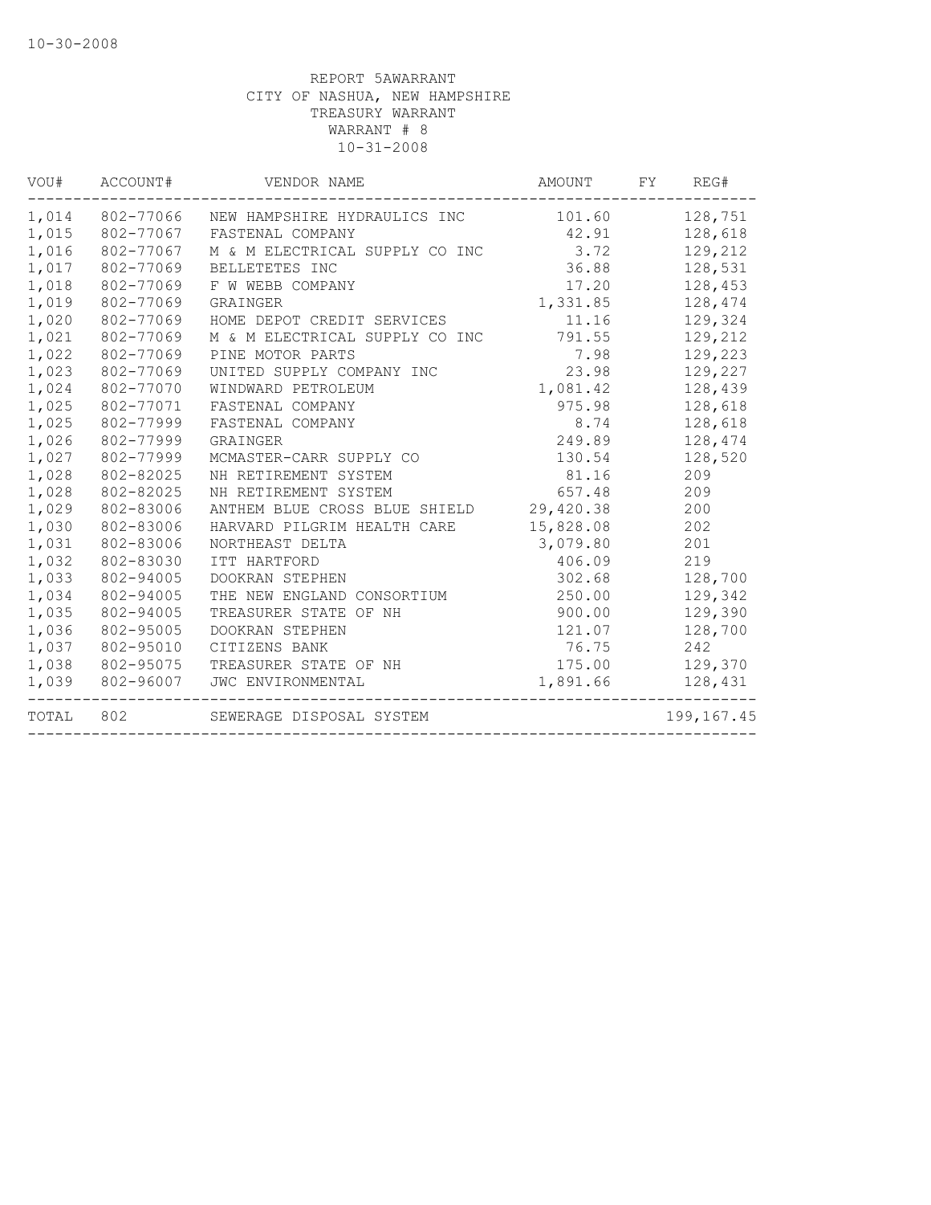REPORT 5AWARRANT
CITY OF NASHUA, NEW HAMPSHIRE
TREASURY WARRANT
WARRANT # 8
10-31-2008

| VOU# | ACCOUNT# | VENDOR NAME | AMOUNT | FY | REG# |
|---|---|---|---|---|---|
| 1,014 | 802-77066 | NEW HAMPSHIRE HYDRAULICS INC | 101.60 | | 128,751 |
| 1,015 | 802-77067 | FASTENAL COMPANY | 42.91 | | 128,618 |
| 1,016 | 802-77067 | M & M ELECTRICAL SUPPLY CO INC | 3.72 | | 129,212 |
| 1,017 | 802-77069 | BELLETETES INC | 36.88 | | 128,531 |
| 1,018 | 802-77069 | F W WEBB COMPANY | 17.20 | | 128,453 |
| 1,019 | 802-77069 | GRAINGER | 1,331.85 | | 128,474 |
| 1,020 | 802-77069 | HOME DEPOT CREDIT SERVICES | 11.16 | | 129,324 |
| 1,021 | 802-77069 | M & M ELECTRICAL SUPPLY CO INC | 791.55 | | 129,212 |
| 1,022 | 802-77069 | PINE MOTOR PARTS | 7.98 | | 129,223 |
| 1,023 | 802-77069 | UNITED SUPPLY COMPANY INC | 23.98 | | 129,227 |
| 1,024 | 802-77070 | WINDWARD PETROLEUM | 1,081.42 | | 128,439 |
| 1,025 | 802-77071 | FASTENAL COMPANY | 975.98 | | 128,618 |
| 1,025 | 802-77999 | FASTENAL COMPANY | 8.74 | | 128,618 |
| 1,026 | 802-77999 | GRAINGER | 249.89 | | 128,474 |
| 1,027 | 802-77999 | MCMASTER-CARR SUPPLY CO | 130.54 | | 128,520 |
| 1,028 | 802-82025 | NH RETIREMENT SYSTEM | 81.16 | | 209 |
| 1,028 | 802-82025 | NH RETIREMENT SYSTEM | 657.48 | | 209 |
| 1,029 | 802-83006 | ANTHEM BLUE CROSS BLUE SHIELD | 29,420.38 | | 200 |
| 1,030 | 802-83006 | HARVARD PILGRIM HEALTH CARE | 15,828.08 | | 202 |
| 1,031 | 802-83006 | NORTHEAST DELTA | 3,079.80 | | 201 |
| 1,032 | 802-83030 | ITT HARTFORD | 406.09 | | 219 |
| 1,033 | 802-94005 | DOOKRAN STEPHEN | 302.68 | | 128,700 |
| 1,034 | 802-94005 | THE NEW ENGLAND CONSORTIUM | 250.00 | | 129,342 |
| 1,035 | 802-94005 | TREASURER STATE OF NH | 900.00 | | 129,390 |
| 1,036 | 802-95005 | DOOKRAN STEPHEN | 121.07 | | 128,700 |
| 1,037 | 802-95010 | CITIZENS BANK | 76.75 | | 242 |
| 1,038 | 802-95075 | TREASURER STATE OF NH | 175.00 | | 129,370 |
| 1,039 | 802-96007 | JWC ENVIRONMENTAL | 1,891.66 | | 128,431 |
| TOTAL | 802 | SEWERAGE DISPOSAL SYSTEM | | | 199,167.45 |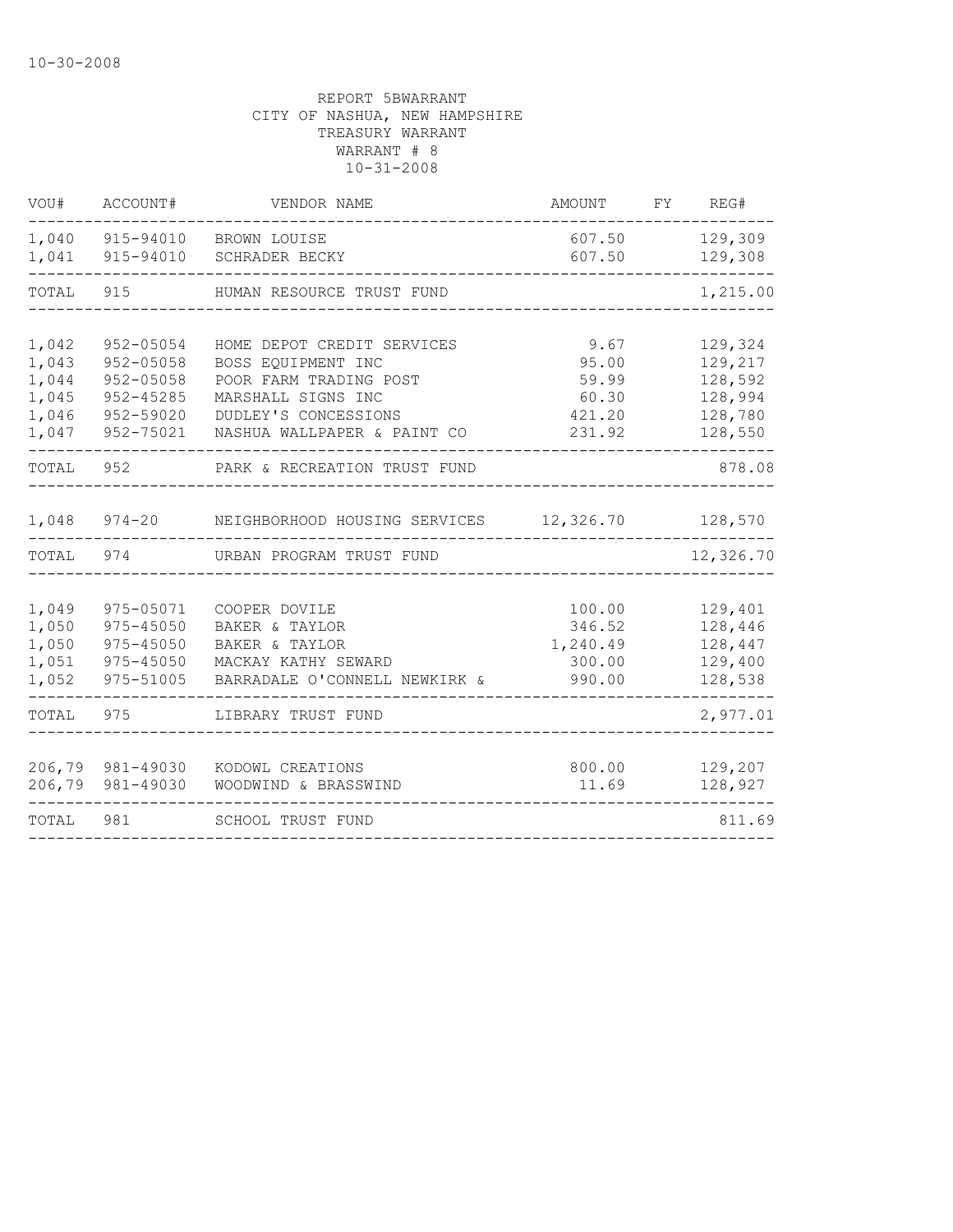10-30-2008

REPORT 5BWARRANT
CITY OF NASHUA, NEW HAMPSHIRE
TREASURY WARRANT
WARRANT # 8
10-31-2008

| VOU# | ACCOUNT# | VENDOR NAME | AMOUNT | FY | REG# |
|---|---|---|---|---|---|
| 1,040 | 915-94010 | BROWN LOUISE | 607.50 | | 129,309 |
| 1,041 | 915-94010 | SCHRADER BECKY | 607.50 | | 129,308 |
| TOTAL | 915 | HUMAN RESOURCE TRUST FUND | | | 1,215.00 |
| 1,042 | 952-05054 | HOME DEPOT CREDIT SERVICES | 9.67 | | 129,324 |
| 1,043 | 952-05058 | BOSS EQUIPMENT INC | 95.00 | | 129,217 |
| 1,044 | 952-05058 | POOR FARM TRADING POST | 59.99 | | 128,592 |
| 1,045 | 952-45285 | MARSHALL SIGNS INC | 60.30 | | 128,994 |
| 1,046 | 952-59020 | DUDLEY'S CONCESSIONS | 421.20 | | 128,780 |
| 1,047 | 952-75021 | NASHUA WALLPAPER & PAINT CO | 231.92 | | 128,550 |
| TOTAL | 952 | PARK & RECREATION TRUST FUND | | | 878.08 |
| 1,048 | 974-20 | NEIGHBORHOOD HOUSING SERVICES | 12,326.70 | | 128,570 |
| TOTAL | 974 | URBAN PROGRAM TRUST FUND | | | 12,326.70 |
| 1,049 | 975-05071 | COOPER DOVILE | 100.00 | | 129,401 |
| 1,050 | 975-45050 | BAKER & TAYLOR | 346.52 | | 128,446 |
| 1,050 | 975-45050 | BAKER & TAYLOR | 1,240.49 | | 128,447 |
| 1,051 | 975-45050 | MACKAY KATHY SEWARD | 300.00 | | 129,400 |
| 1,052 | 975-51005 | BARRADALE O'CONNELL NEWKIRK & | 990.00 | | 128,538 |
| TOTAL | 975 | LIBRARY TRUST FUND | | | 2,977.01 |
| 206,79 | 981-49030 | KODOWL CREATIONS | 800.00 | | 129,207 |
| 206,79 | 981-49030 | WOODWIND & BRASSWIND | 11.69 | | 128,927 |
| TOTAL | 981 | SCHOOL TRUST FUND | | | 811.69 |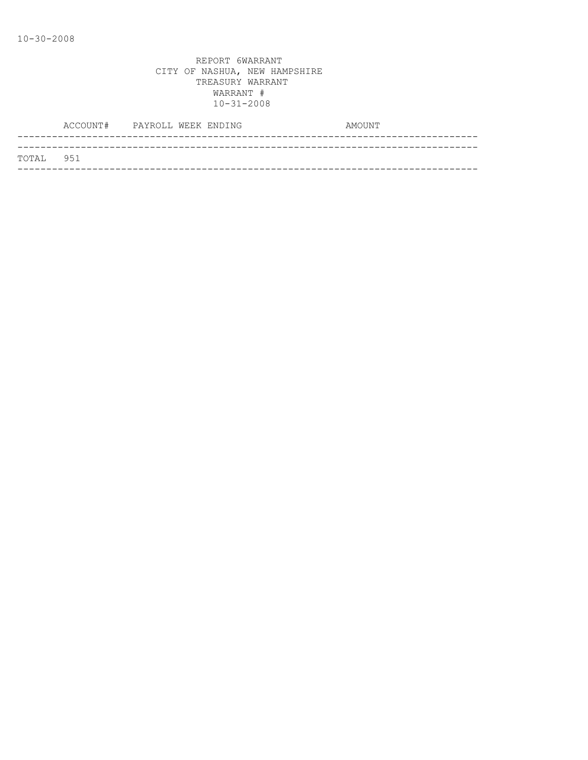10-30-2008

REPORT 6WARRANT
CITY OF NASHUA, NEW HAMPSHIRE
TREASURY WARRANT
WARRANT #
10-31-2008

| ACCOUNT# | PAYROLL WEEK ENDING | AMOUNT |
|---|---|---|
| TOTAL 951 | | |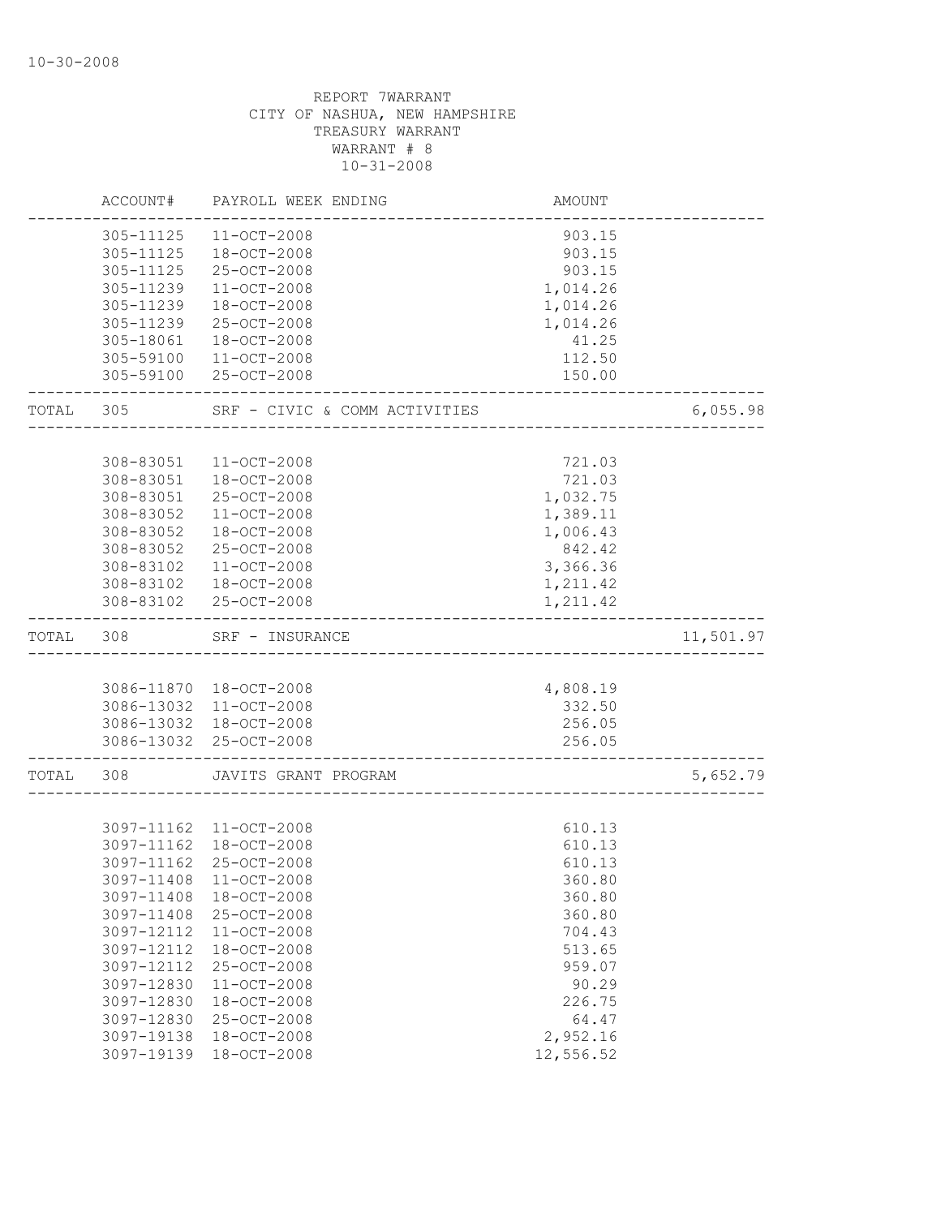REPORT 7WARRANT
CITY OF NASHUA, NEW HAMPSHIRE
TREASURY WARRANT
WARRANT # 8
10-31-2008

| | ACCOUNT# | PAYROLL WEEK ENDING | AMOUNT | |
|---|---|---|---|---|
| | 305-11125 | 11-OCT-2008 | 903.15 | |
| | 305-11125 | 18-OCT-2008 | 903.15 | |
| | 305-11125 | 25-OCT-2008 | 903.15 | |
| | 305-11239 | 11-OCT-2008 | 1,014.26 | |
| | 305-11239 | 18-OCT-2008 | 1,014.26 | |
| | 305-11239 | 25-OCT-2008 | 1,014.26 | |
| | 305-18061 | 18-OCT-2008 | 41.25 | |
| | 305-59100 | 11-OCT-2008 | 112.50 | |
| | 305-59100 | 25-OCT-2008 | 150.00 | |
| TOTAL | 305 | SRF - CIVIC & COMM ACTIVITIES | | 6,055.98 |
| | 308-83051 | 11-OCT-2008 | 721.03 | |
| | 308-83051 | 18-OCT-2008 | 721.03 | |
| | 308-83051 | 25-OCT-2008 | 1,032.75 | |
| | 308-83052 | 11-OCT-2008 | 1,389.11 | |
| | 308-83052 | 18-OCT-2008 | 1,006.43 | |
| | 308-83052 | 25-OCT-2008 | 842.42 | |
| | 308-83102 | 11-OCT-2008 | 3,366.36 | |
| | 308-83102 | 18-OCT-2008 | 1,211.42 | |
| | 308-83102 | 25-OCT-2008 | 1,211.42 | |
| TOTAL | 308 | SRF - INSURANCE | | 11,501.97 |
| | 3086-11870 | 18-OCT-2008 | 4,808.19 | |
| | 3086-13032 | 11-OCT-2008 | 332.50 | |
| | 3086-13032 | 18-OCT-2008 | 256.05 | |
| | 3086-13032 | 25-OCT-2008 | 256.05 | |
| TOTAL | 308 | JAVITS GRANT PROGRAM | | 5,652.79 |
| | 3097-11162 | 11-OCT-2008 | 610.13 | |
| | 3097-11162 | 18-OCT-2008 | 610.13 | |
| | 3097-11162 | 25-OCT-2008 | 610.13 | |
| | 3097-11408 | 11-OCT-2008 | 360.80 | |
| | 3097-11408 | 18-OCT-2008 | 360.80 | |
| | 3097-11408 | 25-OCT-2008 | 360.80 | |
| | 3097-12112 | 11-OCT-2008 | 704.43 | |
| | 3097-12112 | 18-OCT-2008 | 513.65 | |
| | 3097-12112 | 25-OCT-2008 | 959.07 | |
| | 3097-12830 | 11-OCT-2008 | 90.29 | |
| | 3097-12830 | 18-OCT-2008 | 226.75 | |
| | 3097-12830 | 25-OCT-2008 | 64.47 | |
| | 3097-19138 | 18-OCT-2008 | 2,952.16 | |
| | 3097-19139 | 18-OCT-2008 | 12,556.52 | |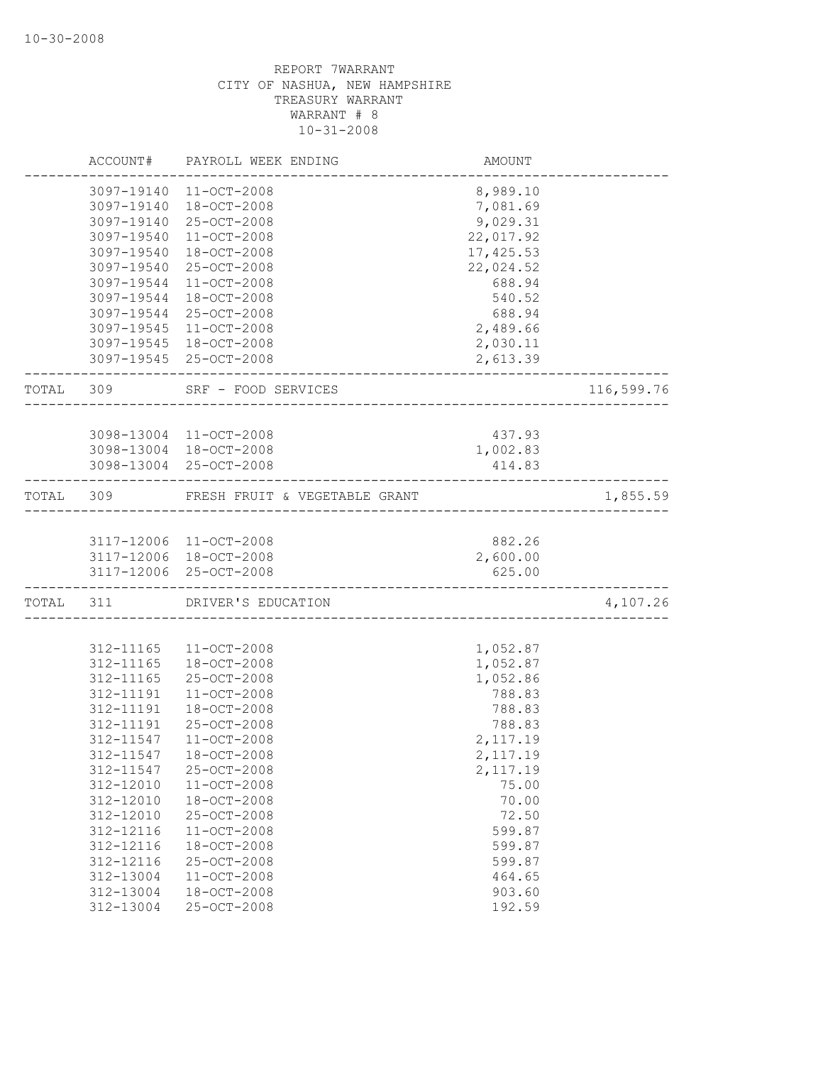REPORT 7WARRANT
CITY OF NASHUA, NEW HAMPSHIRE
TREASURY WARRANT
WARRANT # 8
10-31-2008

| | ACCOUNT# | PAYROLL WEEK ENDING | AMOUNT | |
|---|---|---|---|---|
| | 3097-19140 | 11-OCT-2008 | 8,989.10 | |
| | 3097-19140 | 18-OCT-2008 | 7,081.69 | |
| | 3097-19140 | 25-OCT-2008 | 9,029.31 | |
| | 3097-19540 | 11-OCT-2008 | 22,017.92 | |
| | 3097-19540 | 18-OCT-2008 | 17,425.53 | |
| | 3097-19540 | 25-OCT-2008 | 22,024.52 | |
| | 3097-19544 | 11-OCT-2008 | 688.94 | |
| | 3097-19544 | 18-OCT-2008 | 540.52 | |
| | 3097-19544 | 25-OCT-2008 | 688.94 | |
| | 3097-19545 | 11-OCT-2008 | 2,489.66 | |
| | 3097-19545 | 18-OCT-2008 | 2,030.11 | |
| | 3097-19545 | 25-OCT-2008 | 2,613.39 | |
| TOTAL | 309 | SRF - FOOD SERVICES | | 116,599.76 |
| | 3098-13004 | 11-OCT-2008 | 437.93 | |
| | 3098-13004 | 18-OCT-2008 | 1,002.83 | |
| | 3098-13004 | 25-OCT-2008 | 414.83 | |
| TOTAL | 309 | FRESH FRUIT & VEGETABLE GRANT | | 1,855.59 |
| | 3117-12006 | 11-OCT-2008 | 882.26 | |
| | 3117-12006 | 18-OCT-2008 | 2,600.00 | |
| | 3117-12006 | 25-OCT-2008 | 625.00 | |
| TOTAL | 311 | DRIVER'S EDUCATION | | 4,107.26 |
| | 312-11165 | 11-OCT-2008 | 1,052.87 | |
| | 312-11165 | 18-OCT-2008 | 1,052.87 | |
| | 312-11165 | 25-OCT-2008 | 1,052.86 | |
| | 312-11191 | 11-OCT-2008 | 788.83 | |
| | 312-11191 | 18-OCT-2008 | 788.83 | |
| | 312-11191 | 25-OCT-2008 | 788.83 | |
| | 312-11547 | 11-OCT-2008 | 2,117.19 | |
| | 312-11547 | 18-OCT-2008 | 2,117.19 | |
| | 312-11547 | 25-OCT-2008 | 2,117.19 | |
| | 312-12010 | 11-OCT-2008 | 75.00 | |
| | 312-12010 | 18-OCT-2008 | 70.00 | |
| | 312-12010 | 25-OCT-2008 | 72.50 | |
| | 312-12116 | 11-OCT-2008 | 599.87 | |
| | 312-12116 | 18-OCT-2008 | 599.87 | |
| | 312-12116 | 25-OCT-2008 | 599.87 | |
| | 312-13004 | 11-OCT-2008 | 464.65 | |
| | 312-13004 | 18-OCT-2008 | 903.60 | |
| | 312-13004 | 25-OCT-2008 | 192.59 | |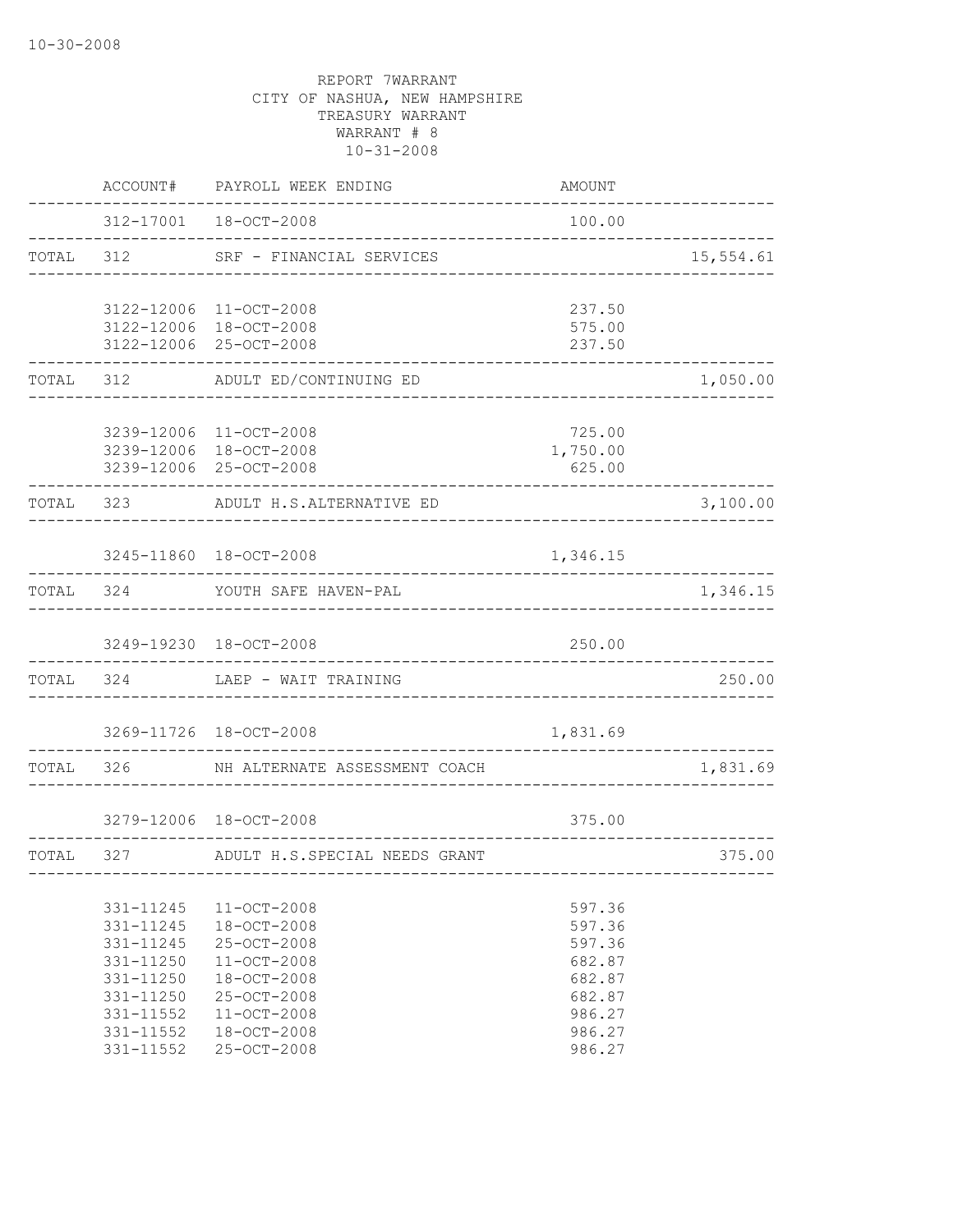10-30-2008

REPORT 7WARRANT
CITY OF NASHUA, NEW HAMPSHIRE
TREASURY WARRANT
WARRANT # 8
10-31-2008

| | ACCOUNT# | PAYROLL WEEK ENDING | AMOUNT | |
|---|---|---|---|---|
| | 312-17001 | 18-OCT-2008 | 100.00 | |
| TOTAL | 312 | SRF - FINANCIAL SERVICES | | 15,554.61 |
| | 3122-12006 | 11-OCT-2008 | 237.50 | |
| | 3122-12006 | 18-OCT-2008 | 575.00 | |
| | 3122-12006 | 25-OCT-2008 | 237.50 | |
| TOTAL | 312 | ADULT ED/CONTINUING ED | | 1,050.00 |
| | 3239-12006 | 11-OCT-2008 | 725.00 | |
| | 3239-12006 | 18-OCT-2008 | 1,750.00 | |
| | 3239-12006 | 25-OCT-2008 | 625.00 | |
| TOTAL | 323 | ADULT H.S.ALTERNATIVE ED | | 3,100.00 |
| | 3245-11860 | 18-OCT-2008 | 1,346.15 | |
| TOTAL | 324 | YOUTH SAFE HAVEN-PAL | | 1,346.15 |
| | 3249-19230 | 18-OCT-2008 | 250.00 | |
| TOTAL | 324 | LAEP - WAIT TRAINING | | 250.00 |
| | 3269-11726 | 18-OCT-2008 | 1,831.69 | |
| TOTAL | 326 | NH ALTERNATE ASSESSMENT COACH | | 1,831.69 |
| | 3279-12006 | 18-OCT-2008 | 375.00 | |
| TOTAL | 327 | ADULT H.S.SPECIAL NEEDS GRANT | | 375.00 |
| | 331-11245 | 11-OCT-2008 | 597.36 | |
| | 331-11245 | 18-OCT-2008 | 597.36 | |
| | 331-11245 | 25-OCT-2008 | 597.36 | |
| | 331-11250 | 11-OCT-2008 | 682.87 | |
| | 331-11250 | 18-OCT-2008 | 682.87 | |
| | 331-11250 | 25-OCT-2008 | 682.87 | |
| | 331-11552 | 11-OCT-2008 | 986.27 | |
| | 331-11552 | 18-OCT-2008 | 986.27 | |
| | 331-11552 | 25-OCT-2008 | 986.27 | |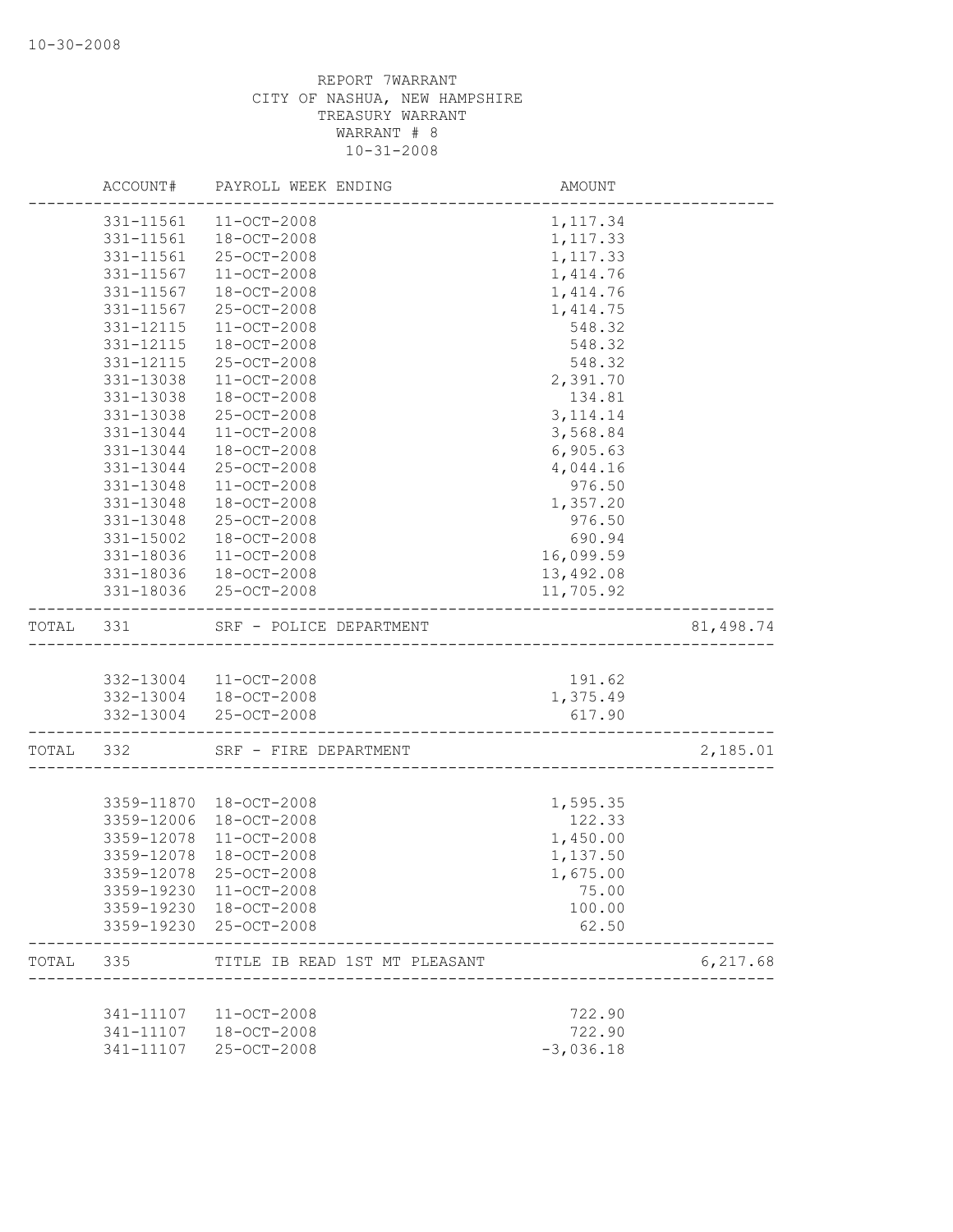10-30-2008

REPORT 7WARRANT
CITY OF NASHUA, NEW HAMPSHIRE
TREASURY WARRANT
WARRANT # 8
10-31-2008

| | ACCOUNT# | PAYROLL WEEK ENDING | AMOUNT | |
|---|---|---|---|---|
| | 331-11561 | 11-OCT-2008 | 1,117.34 | |
| | 331-11561 | 18-OCT-2008 | 1,117.33 | |
| | 331-11561 | 25-OCT-2008 | 1,117.33 | |
| | 331-11567 | 11-OCT-2008 | 1,414.76 | |
| | 331-11567 | 18-OCT-2008 | 1,414.76 | |
| | 331-11567 | 25-OCT-2008 | 1,414.75 | |
| | 331-12115 | 11-OCT-2008 | 548.32 | |
| | 331-12115 | 18-OCT-2008 | 548.32 | |
| | 331-12115 | 25-OCT-2008 | 548.32 | |
| | 331-13038 | 11-OCT-2008 | 2,391.70 | |
| | 331-13038 | 18-OCT-2008 | 134.81 | |
| | 331-13038 | 25-OCT-2008 | 3,114.14 | |
| | 331-13044 | 11-OCT-2008 | 3,568.84 | |
| | 331-13044 | 18-OCT-2008 | 6,905.63 | |
| | 331-13044 | 25-OCT-2008 | 4,044.16 | |
| | 331-13048 | 11-OCT-2008 | 976.50 | |
| | 331-13048 | 18-OCT-2008 | 1,357.20 | |
| | 331-13048 | 25-OCT-2008 | 976.50 | |
| | 331-15002 | 18-OCT-2008 | 690.94 | |
| | 331-18036 | 11-OCT-2008 | 16,099.59 | |
| | 331-18036 | 18-OCT-2008 | 13,492.08 | |
| | 331-18036 | 25-OCT-2008 | 11,705.92 | |
| TOTAL | 331 | SRF - POLICE DEPARTMENT | | 81,498.74 |
| | 332-13004 | 11-OCT-2008 | 191.62 | |
| | 332-13004 | 18-OCT-2008 | 1,375.49 | |
| | 332-13004 | 25-OCT-2008 | 617.90 | |
| TOTAL | 332 | SRF - FIRE DEPARTMENT | | 2,185.01 |
| | 3359-11870 | 18-OCT-2008 | 1,595.35 | |
| | 3359-12006 | 18-OCT-2008 | 122.33 | |
| | 3359-12078 | 11-OCT-2008 | 1,450.00 | |
| | 3359-12078 | 18-OCT-2008 | 1,137.50 | |
| | 3359-12078 | 25-OCT-2008 | 1,675.00 | |
| | 3359-19230 | 11-OCT-2008 | 75.00 | |
| | 3359-19230 | 18-OCT-2008 | 100.00 | |
| | 3359-19230 | 25-OCT-2008 | 62.50 | |
| TOTAL | 335 | TITLE IB READ 1ST MT PLEASANT | | 6,217.68 |
| | 341-11107 | 11-OCT-2008 | 722.90 | |
| | 341-11107 | 18-OCT-2008 | 722.90 | |
| | 341-11107 | 25-OCT-2008 | -3,036.18 | |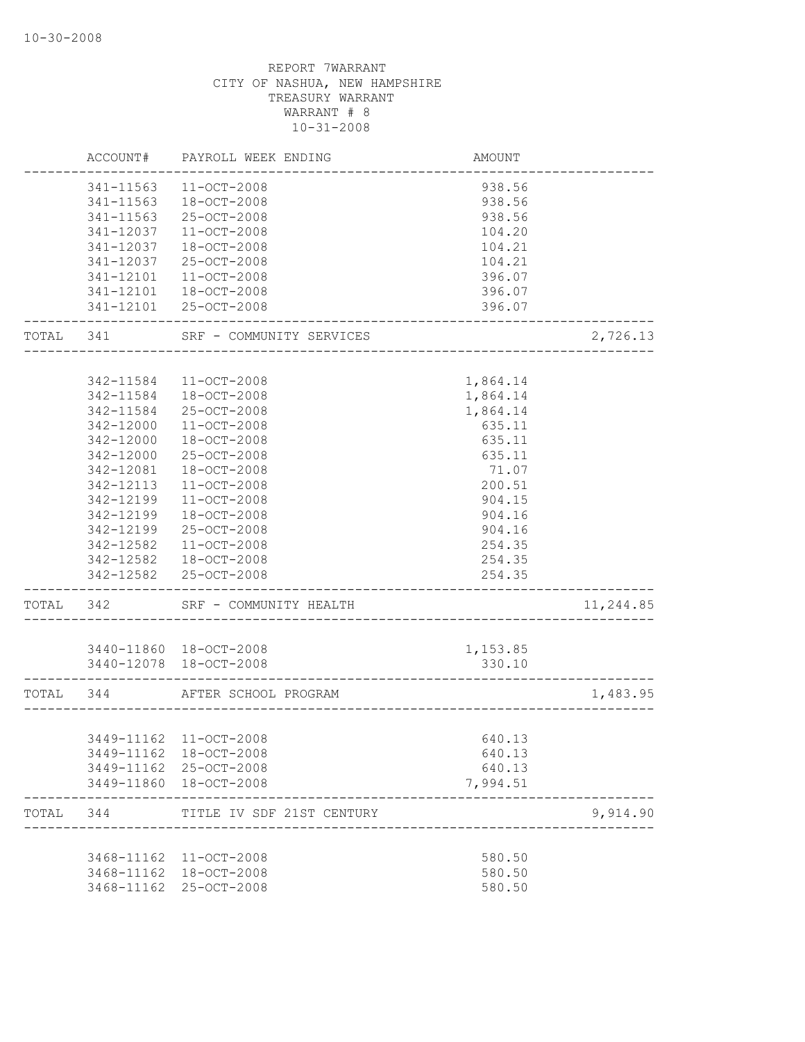10-30-2008

REPORT 7WARRANT
CITY OF NASHUA, NEW HAMPSHIRE
TREASURY WARRANT
WARRANT # 8
10-31-2008

| | ACCOUNT# | PAYROLL WEEK ENDING | AMOUNT | |
|---|---|---|---|---|
| | 341-11563 | 11-OCT-2008 | 938.56 | |
| | 341-11563 | 18-OCT-2008 | 938.56 | |
| | 341-11563 | 25-OCT-2008 | 938.56 | |
| | 341-12037 | 11-OCT-2008 | 104.20 | |
| | 341-12037 | 18-OCT-2008 | 104.21 | |
| | 341-12037 | 25-OCT-2008 | 104.21 | |
| | 341-12101 | 11-OCT-2008 | 396.07 | |
| | 341-12101 | 18-OCT-2008 | 396.07 | |
| | 341-12101 | 25-OCT-2008 | 396.07 | |
| TOTAL | 341 | SRF - COMMUNITY SERVICES | | 2,726.13 |
| | 342-11584 | 11-OCT-2008 | 1,864.14 | |
| | 342-11584 | 18-OCT-2008 | 1,864.14 | |
| | 342-11584 | 25-OCT-2008 | 1,864.14 | |
| | 342-12000 | 11-OCT-2008 | 635.11 | |
| | 342-12000 | 18-OCT-2008 | 635.11 | |
| | 342-12000 | 25-OCT-2008 | 635.11 | |
| | 342-12081 | 18-OCT-2008 | 71.07 | |
| | 342-12113 | 11-OCT-2008 | 200.51 | |
| | 342-12199 | 11-OCT-2008 | 904.15 | |
| | 342-12199 | 18-OCT-2008 | 904.16 | |
| | 342-12199 | 25-OCT-2008 | 904.16 | |
| | 342-12582 | 11-OCT-2008 | 254.35 | |
| | 342-12582 | 18-OCT-2008 | 254.35 | |
| | 342-12582 | 25-OCT-2008 | 254.35 | |
| TOTAL | 342 | SRF - COMMUNITY HEALTH | | 11,244.85 |
| | 3440-11860 | 18-OCT-2008 | 1,153.85 | |
| | 3440-12078 | 18-OCT-2008 | 330.10 | |
| TOTAL | 344 | AFTER SCHOOL PROGRAM | | 1,483.95 |
| | 3449-11162 | 11-OCT-2008 | 640.13 | |
| | 3449-11162 | 18-OCT-2008 | 640.13 | |
| | 3449-11162 | 25-OCT-2008 | 640.13 | |
| | 3449-11860 | 18-OCT-2008 | 7,994.51 | |
| TOTAL | 344 | TITLE IV SDF 21ST CENTURY | | 9,914.90 |
| | 3468-11162 | 11-OCT-2008 | 580.50 | |
| | 3468-11162 | 18-OCT-2008 | 580.50 | |
| | 3468-11162 | 25-OCT-2008 | 580.50 | |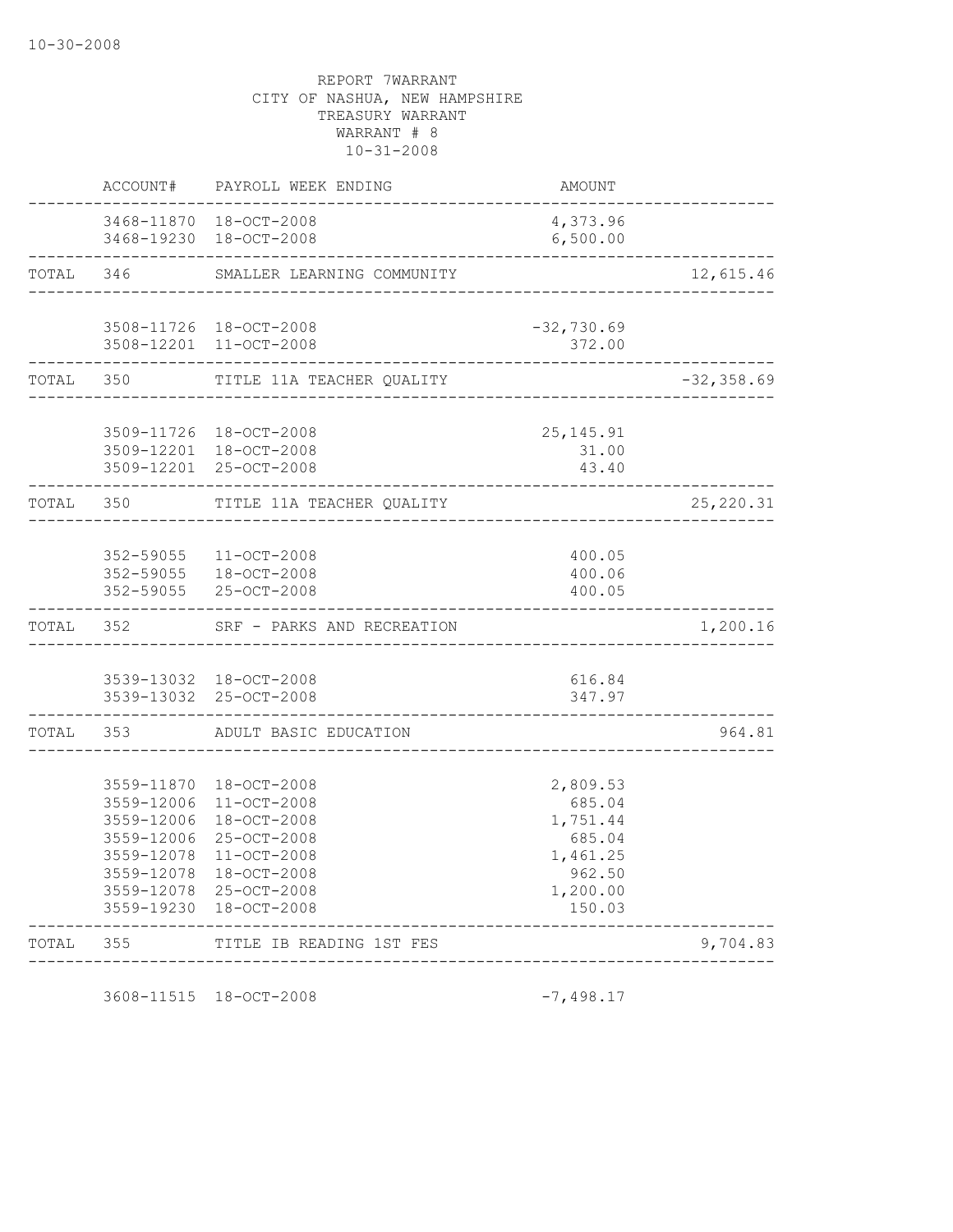REPORT 7WARRANT
CITY OF NASHUA, NEW HAMPSHIRE
TREASURY WARRANT
WARRANT # 8
10-31-2008

| | ACCOUNT# | PAYROLL WEEK ENDING | AMOUNT | |
|---|---|---|---|---|
| | 3468-11870 | 18-OCT-2008 | 4,373.96 | |
| | 3468-19230 | 18-OCT-2008 | 6,500.00 | |
| TOTAL | 346 | SMALLER LEARNING COMMUNITY | | 12,615.46 |
| | 3508-11726 | 18-OCT-2008 | -32,730.69 | |
| | 3508-12201 | 11-OCT-2008 | 372.00 | |
| TOTAL | 350 | TITLE 11A TEACHER QUALITY | | -32,358.69 |
| | 3509-11726 | 18-OCT-2008 | 25,145.91 | |
| | 3509-12201 | 18-OCT-2008 | 31.00 | |
| | 3509-12201 | 25-OCT-2008 | 43.40 | |
| TOTAL | 350 | TITLE 11A TEACHER QUALITY | | 25,220.31 |
| | 352-59055 | 11-OCT-2008 | 400.05 | |
| | 352-59055 | 18-OCT-2008 | 400.06 | |
| | 352-59055 | 25-OCT-2008 | 400.05 | |
| TOTAL | 352 | SRF - PARKS AND RECREATION | | 1,200.16 |
| | 3539-13032 | 18-OCT-2008 | 616.84 | |
| | 3539-13032 | 25-OCT-2008 | 347.97 | |
| TOTAL | 353 | ADULT BASIC EDUCATION | | 964.81 |
| | 3559-11870 | 18-OCT-2008 | 2,809.53 | |
| | 3559-12006 | 11-OCT-2008 | 685.04 | |
| | 3559-12006 | 18-OCT-2008 | 1,751.44 | |
| | 3559-12006 | 25-OCT-2008 | 685.04 | |
| | 3559-12078 | 11-OCT-2008 | 1,461.25 | |
| | 3559-12078 | 18-OCT-2008 | 962.50 | |
| | 3559-12078 | 25-OCT-2008 | 1,200.00 | |
| | 3559-19230 | 18-OCT-2008 | 150.03 | |
| TOTAL | 355 | TITLE IB READING 1ST FES | | 9,704.83 |
| | 3608-11515 | 18-OCT-2008 | -7,498.17 | |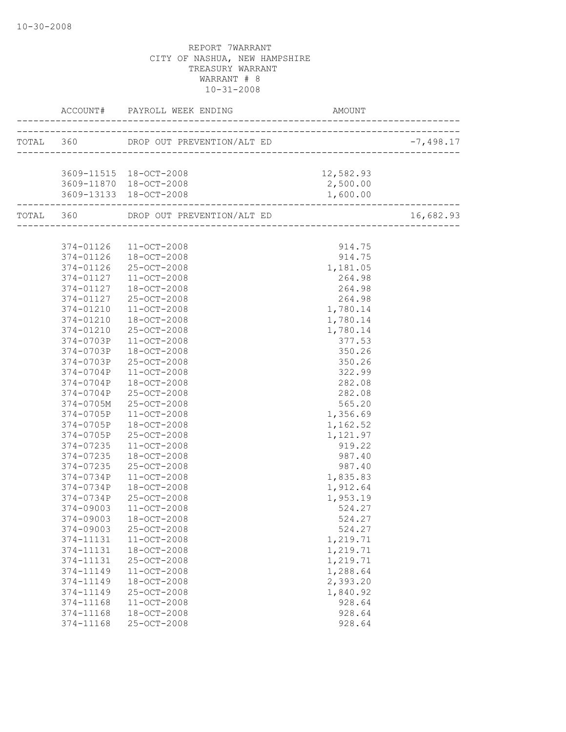10-30-2008

REPORT 7WARRANT
CITY OF NASHUA, NEW HAMPSHIRE
TREASURY WARRANT
WARRANT # 8
10-31-2008

| | ACCOUNT# | PAYROLL WEEK ENDING | AMOUNT | |
|---|---|---|---|---|
| TOTAL | 360 | DROP OUT PREVENTION/ALT ED | | -7,498.17 |
| | 3609-11515 | 18-OCT-2008 | 12,582.93 | |
| | 3609-11870 | 18-OCT-2008 | 2,500.00 | |
| | 3609-13133 | 18-OCT-2008 | 1,600.00 | |
| TOTAL | 360 | DROP OUT PREVENTION/ALT ED | | 16,682.93 |
| | 374-01126 | 11-OCT-2008 | 914.75 | |
| | 374-01126 | 18-OCT-2008 | 914.75 | |
| | 374-01126 | 25-OCT-2008 | 1,181.05 | |
| | 374-01127 | 11-OCT-2008 | 264.98 | |
| | 374-01127 | 18-OCT-2008 | 264.98 | |
| | 374-01127 | 25-OCT-2008 | 264.98 | |
| | 374-01210 | 11-OCT-2008 | 1,780.14 | |
| | 374-01210 | 18-OCT-2008 | 1,780.14 | |
| | 374-01210 | 25-OCT-2008 | 1,780.14 | |
| | 374-0703P | 11-OCT-2008 | 377.53 | |
| | 374-0703P | 18-OCT-2008 | 350.26 | |
| | 374-0703P | 25-OCT-2008 | 350.26 | |
| | 374-0704P | 11-OCT-2008 | 322.99 | |
| | 374-0704P | 18-OCT-2008 | 282.08 | |
| | 374-0704P | 25-OCT-2008 | 282.08 | |
| | 374-0705M | 25-OCT-2008 | 565.20 | |
| | 374-0705P | 11-OCT-2008 | 1,356.69 | |
| | 374-0705P | 18-OCT-2008 | 1,162.52 | |
| | 374-0705P | 25-OCT-2008 | 1,121.97 | |
| | 374-07235 | 11-OCT-2008 | 919.22 | |
| | 374-07235 | 18-OCT-2008 | 987.40 | |
| | 374-07235 | 25-OCT-2008 | 987.40 | |
| | 374-0734P | 11-OCT-2008 | 1,835.83 | |
| | 374-0734P | 18-OCT-2008 | 1,912.64 | |
| | 374-0734P | 25-OCT-2008 | 1,953.19 | |
| | 374-09003 | 11-OCT-2008 | 524.27 | |
| | 374-09003 | 18-OCT-2008 | 524.27 | |
| | 374-09003 | 25-OCT-2008 | 524.27 | |
| | 374-11131 | 11-OCT-2008 | 1,219.71 | |
| | 374-11131 | 18-OCT-2008 | 1,219.71 | |
| | 374-11131 | 25-OCT-2008 | 1,219.71 | |
| | 374-11149 | 11-OCT-2008 | 1,288.64 | |
| | 374-11149 | 18-OCT-2008 | 2,393.20 | |
| | 374-11149 | 25-OCT-2008 | 1,840.92 | |
| | 374-11168 | 11-OCT-2008 | 928.64 | |
| | 374-11168 | 18-OCT-2008 | 928.64 | |
| | 374-11168 | 25-OCT-2008 | 928.64 | |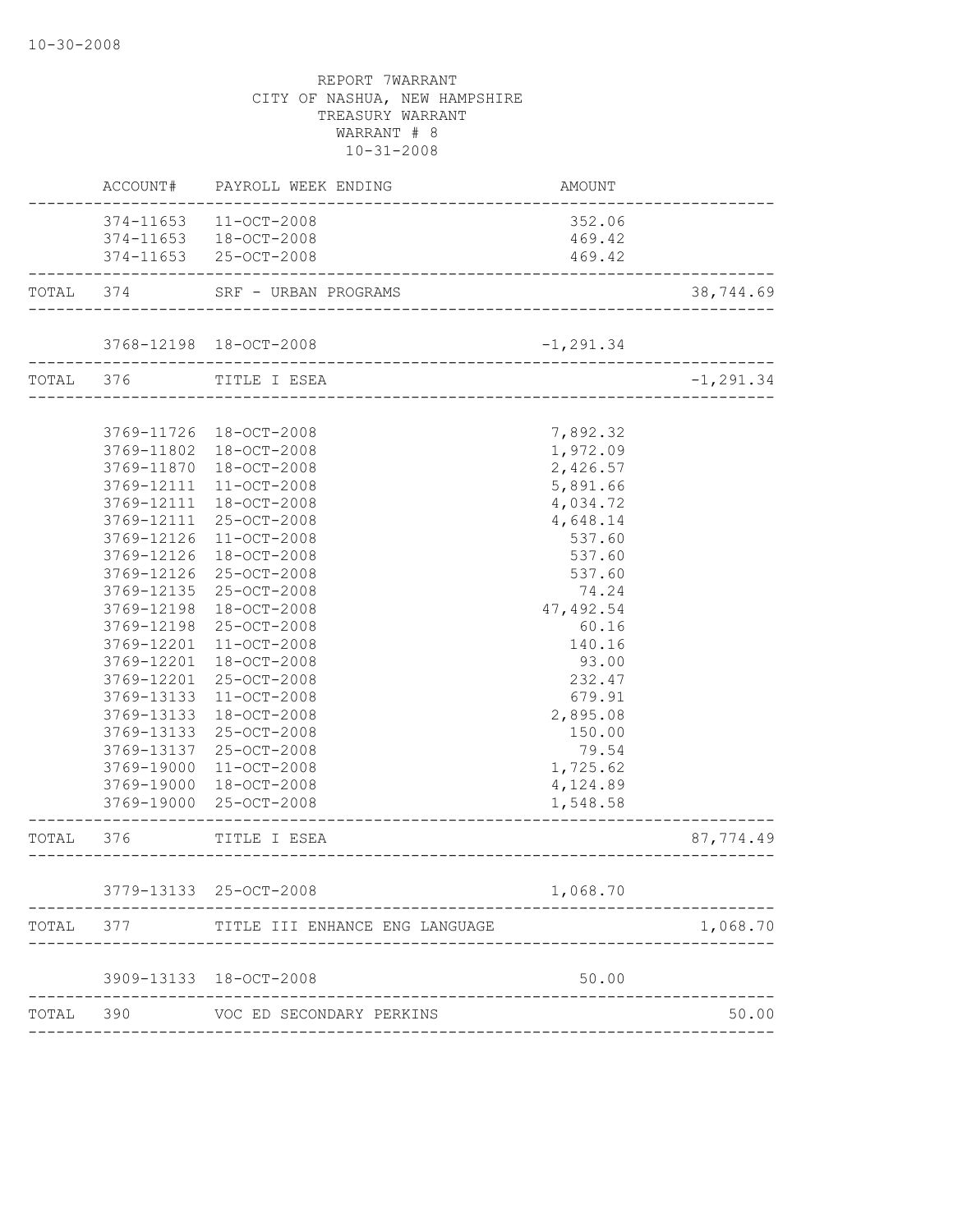10-30-2008

REPORT 7WARRANT
CITY OF NASHUA, NEW HAMPSHIRE
TREASURY WARRANT
WARRANT # 8
10-31-2008

| | ACCOUNT# | PAYROLL WEEK ENDING | AMOUNT | |
|---|---|---|---|---|
| | 374-11653 | 11-OCT-2008 | 352.06 | |
| | 374-11653 | 18-OCT-2008 | 469.42 | |
| | 374-11653 | 25-OCT-2008 | 469.42 | |
| TOTAL | 374 | SRF - URBAN PROGRAMS | | 38,744.69 |
| | 3768-12198 | 18-OCT-2008 | -1,291.34 | |
| TOTAL | 376 | TITLE I ESEA | | -1,291.34 |
| | 3769-11726 | 18-OCT-2008 | 7,892.32 | |
| | 3769-11802 | 18-OCT-2008 | 1,972.09 | |
| | 3769-11870 | 18-OCT-2008 | 2,426.57 | |
| | 3769-12111 | 11-OCT-2008 | 5,891.66 | |
| | 3769-12111 | 18-OCT-2008 | 4,034.72 | |
| | 3769-12111 | 25-OCT-2008 | 4,648.14 | |
| | 3769-12126 | 11-OCT-2008 | 537.60 | |
| | 3769-12126 | 18-OCT-2008 | 537.60 | |
| | 3769-12126 | 25-OCT-2008 | 537.60 | |
| | 3769-12135 | 25-OCT-2008 | 74.24 | |
| | 3769-12198 | 18-OCT-2008 | 47,492.54 | |
| | 3769-12198 | 25-OCT-2008 | 60.16 | |
| | 3769-12201 | 11-OCT-2008 | 140.16 | |
| | 3769-12201 | 18-OCT-2008 | 93.00 | |
| | 3769-12201 | 25-OCT-2008 | 232.47 | |
| | 3769-13133 | 11-OCT-2008 | 679.91 | |
| | 3769-13133 | 18-OCT-2008 | 2,895.08 | |
| | 3769-13133 | 25-OCT-2008 | 150.00 | |
| | 3769-13137 | 25-OCT-2008 | 79.54 | |
| | 3769-19000 | 11-OCT-2008 | 1,725.62 | |
| | 3769-19000 | 18-OCT-2008 | 4,124.89 | |
| | 3769-19000 | 25-OCT-2008 | 1,548.58 | |
| TOTAL | 376 | TITLE I ESEA | | 87,774.49 |
| | 3779-13133 | 25-OCT-2008 | 1,068.70 | |
| TOTAL | 377 | TITLE III ENHANCE ENG LANGUAGE | | 1,068.70 |
| | 3909-13133 | 18-OCT-2008 | 50.00 | |
| TOTAL | 390 | VOC ED SECONDARY PERKINS | | 50.00 |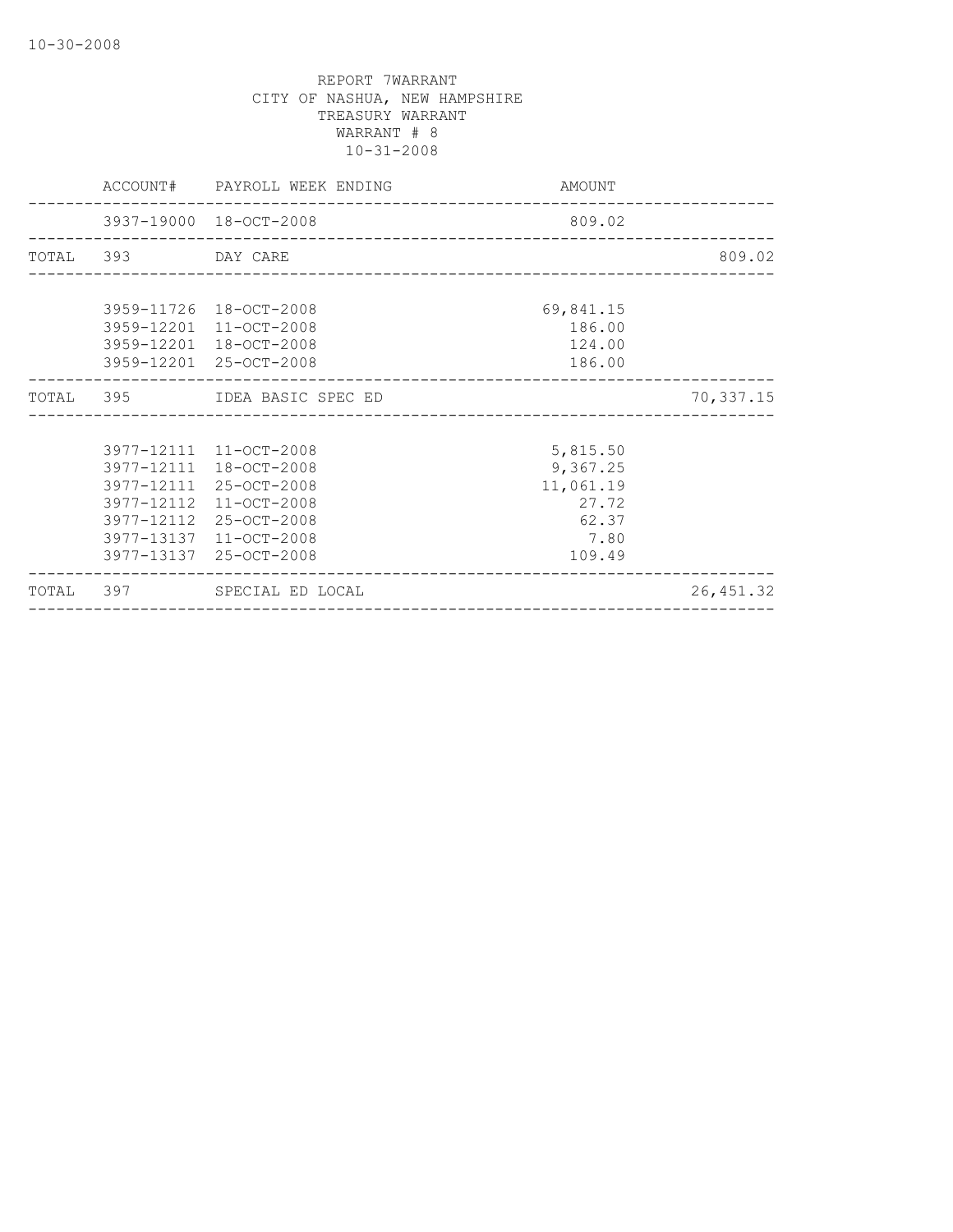REPORT 7WARRANT
CITY OF NASHUA, NEW HAMPSHIRE
TREASURY WARRANT
WARRANT # 8
10-31-2008

| | ACCOUNT# | PAYROLL WEEK ENDING | AMOUNT | |
|---|---|---|---|---|
| | 3937-19000 | 18-OCT-2008 | 809.02 | |
| TOTAL | 393 | DAY CARE | | 809.02 |
| | 3959-11726 | 18-OCT-2008 | 69,841.15 | |
| | 3959-12201 | 11-OCT-2008 | 186.00 | |
| | 3959-12201 | 18-OCT-2008 | 124.00 | |
| | 3959-12201 | 25-OCT-2008 | 186.00 | |
| TOTAL | 395 | IDEA BASIC SPEC ED | | 70,337.15 |
| | 3977-12111 | 11-OCT-2008 | 5,815.50 | |
| | 3977-12111 | 18-OCT-2008 | 9,367.25 | |
| | 3977-12111 | 25-OCT-2008 | 11,061.19 | |
| | 3977-12112 | 11-OCT-2008 | 27.72 | |
| | 3977-12112 | 25-OCT-2008 | 62.37 | |
| | 3977-13137 | 11-OCT-2008 | 7.80 | |
| | 3977-13137 | 25-OCT-2008 | 109.49 | |
| TOTAL | 397 | SPECIAL ED LOCAL | | 26,451.32 |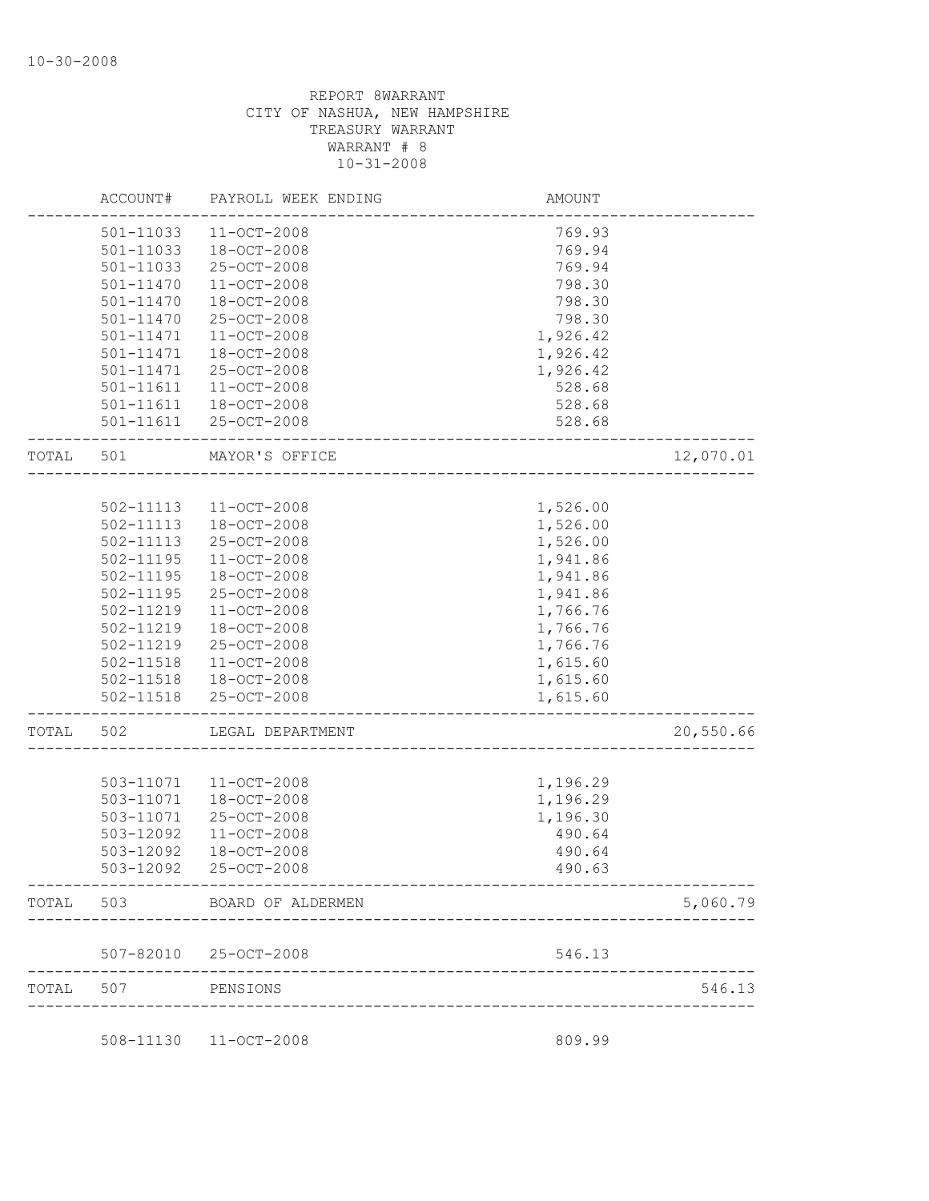REPORT 8WARRANT
CITY OF NASHUA, NEW HAMPSHIRE
TREASURY WARRANT
WARRANT # 8
10-31-2008

| | ACCOUNT# | PAYROLL WEEK ENDING | AMOUNT | |
|---|---|---|---|---|
| | 501-11033 | 11-OCT-2008 | 769.93 | |
| | 501-11033 | 18-OCT-2008 | 769.94 | |
| | 501-11033 | 25-OCT-2008 | 769.94 | |
| | 501-11470 | 11-OCT-2008 | 798.30 | |
| | 501-11470 | 18-OCT-2008 | 798.30 | |
| | 501-11470 | 25-OCT-2008 | 798.30 | |
| | 501-11471 | 11-OCT-2008 | 1,926.42 | |
| | 501-11471 | 18-OCT-2008 | 1,926.42 | |
| | 501-11471 | 25-OCT-2008 | 1,926.42 | |
| | 501-11611 | 11-OCT-2008 | 528.68 | |
| | 501-11611 | 18-OCT-2008 | 528.68 | |
| | 501-11611 | 25-OCT-2008 | 528.68 | |
| TOTAL | 501 | MAYOR'S OFFICE | | 12,070.01 |
| | 502-11113 | 11-OCT-2008 | 1,526.00 | |
| | 502-11113 | 18-OCT-2008 | 1,526.00 | |
| | 502-11113 | 25-OCT-2008 | 1,526.00 | |
| | 502-11195 | 11-OCT-2008 | 1,941.86 | |
| | 502-11195 | 18-OCT-2008 | 1,941.86 | |
| | 502-11195 | 25-OCT-2008 | 1,941.86 | |
| | 502-11219 | 11-OCT-2008 | 1,766.76 | |
| | 502-11219 | 18-OCT-2008 | 1,766.76 | |
| | 502-11219 | 25-OCT-2008 | 1,766.76 | |
| | 502-11518 | 11-OCT-2008 | 1,615.60 | |
| | 502-11518 | 18-OCT-2008 | 1,615.60 | |
| | 502-11518 | 25-OCT-2008 | 1,615.60 | |
| TOTAL | 502 | LEGAL DEPARTMENT | | 20,550.66 |
| | 503-11071 | 11-OCT-2008 | 1,196.29 | |
| | 503-11071 | 18-OCT-2008 | 1,196.29 | |
| | 503-11071 | 25-OCT-2008 | 1,196.30 | |
| | 503-12092 | 11-OCT-2008 | 490.64 | |
| | 503-12092 | 18-OCT-2008 | 490.64 | |
| | 503-12092 | 25-OCT-2008 | 490.63 | |
| TOTAL | 503 | BOARD OF ALDERMEN | | 5,060.79 |
| | 507-82010 | 25-OCT-2008 | 546.13 | |
| TOTAL | 507 | PENSIONS | | 546.13 |
| | 508-11130 | 11-OCT-2008 | 809.99 | |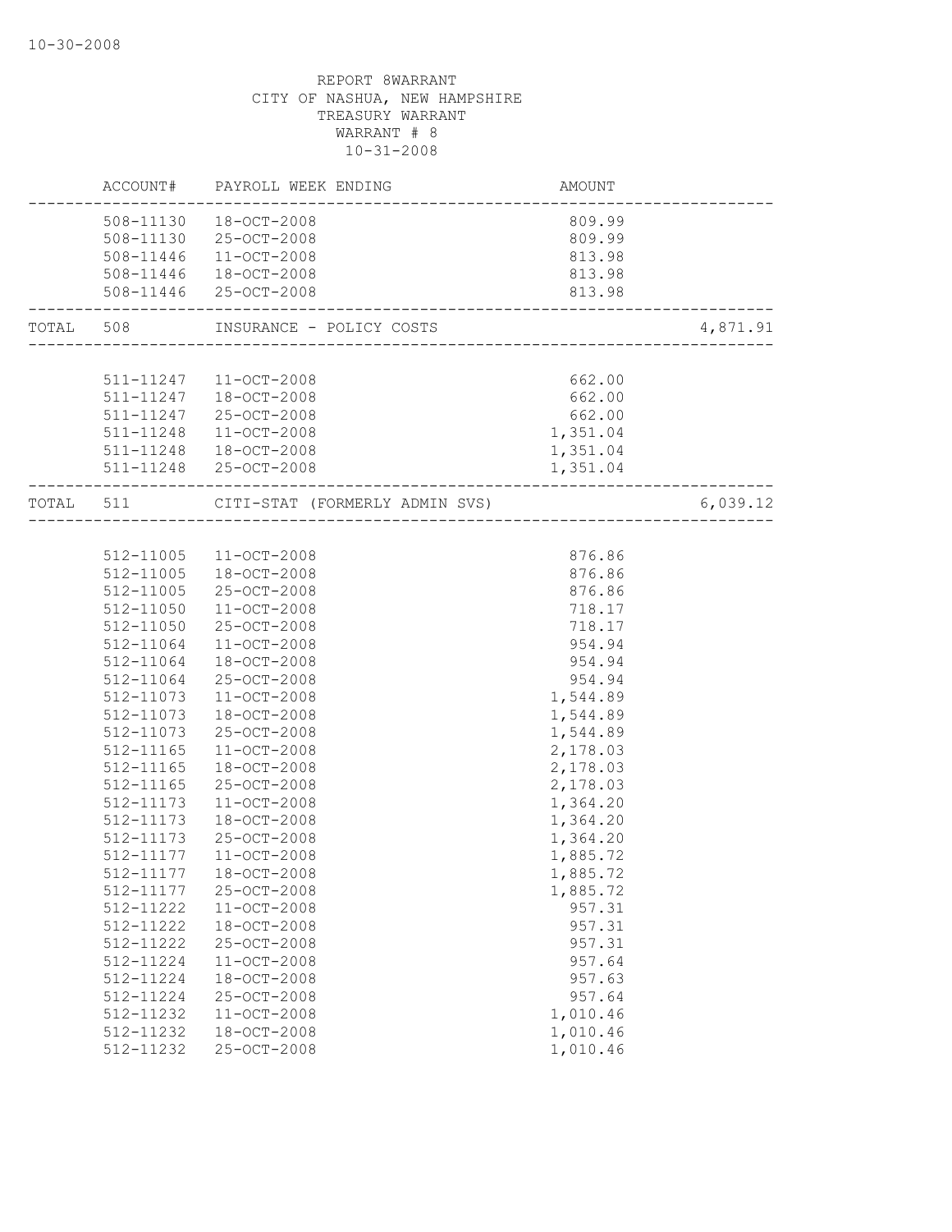REPORT 8WARRANT
CITY OF NASHUA, NEW HAMPSHIRE
TREASURY WARRANT
WARRANT # 8
10-31-2008

| | ACCOUNT# | PAYROLL WEEK ENDING | AMOUNT | |
|---|---|---|---|---|
| | 508-11130 | 18-OCT-2008 | 809.99 | |
| | 508-11130 | 25-OCT-2008 | 809.99 | |
| | 508-11446 | 11-OCT-2008 | 813.98 | |
| | 508-11446 | 18-OCT-2008 | 813.98 | |
| | 508-11446 | 25-OCT-2008 | 813.98 | |
| TOTAL | 508 | INSURANCE - POLICY COSTS | | 4,871.91 |
| | 511-11247 | 11-OCT-2008 | 662.00 | |
| | 511-11247 | 18-OCT-2008 | 662.00 | |
| | 511-11247 | 25-OCT-2008 | 662.00 | |
| | 511-11248 | 11-OCT-2008 | 1,351.04 | |
| | 511-11248 | 18-OCT-2008 | 1,351.04 | |
| | 511-11248 | 25-OCT-2008 | 1,351.04 | |
| TOTAL | 511 | CITI-STAT (FORMERLY ADMIN SVS) | | 6,039.12 |
| | 512-11005 | 11-OCT-2008 | 876.86 | |
| | 512-11005 | 18-OCT-2008 | 876.86 | |
| | 512-11005 | 25-OCT-2008 | 876.86 | |
| | 512-11050 | 11-OCT-2008 | 718.17 | |
| | 512-11050 | 25-OCT-2008 | 718.17 | |
| | 512-11064 | 11-OCT-2008 | 954.94 | |
| | 512-11064 | 18-OCT-2008 | 954.94 | |
| | 512-11064 | 25-OCT-2008 | 954.94 | |
| | 512-11073 | 11-OCT-2008 | 1,544.89 | |
| | 512-11073 | 18-OCT-2008 | 1,544.89 | |
| | 512-11073 | 25-OCT-2008 | 1,544.89 | |
| | 512-11165 | 11-OCT-2008 | 2,178.03 | |
| | 512-11165 | 18-OCT-2008 | 2,178.03 | |
| | 512-11165 | 25-OCT-2008 | 2,178.03 | |
| | 512-11173 | 11-OCT-2008 | 1,364.20 | |
| | 512-11173 | 18-OCT-2008 | 1,364.20 | |
| | 512-11173 | 25-OCT-2008 | 1,364.20 | |
| | 512-11177 | 11-OCT-2008 | 1,885.72 | |
| | 512-11177 | 18-OCT-2008 | 1,885.72 | |
| | 512-11177 | 25-OCT-2008 | 1,885.72 | |
| | 512-11222 | 11-OCT-2008 | 957.31 | |
| | 512-11222 | 18-OCT-2008 | 957.31 | |
| | 512-11222 | 25-OCT-2008 | 957.31 | |
| | 512-11224 | 11-OCT-2008 | 957.64 | |
| | 512-11224 | 18-OCT-2008 | 957.63 | |
| | 512-11224 | 25-OCT-2008 | 957.64 | |
| | 512-11232 | 11-OCT-2008 | 1,010.46 | |
| | 512-11232 | 18-OCT-2008 | 1,010.46 | |
| | 512-11232 | 25-OCT-2008 | 1,010.46 | |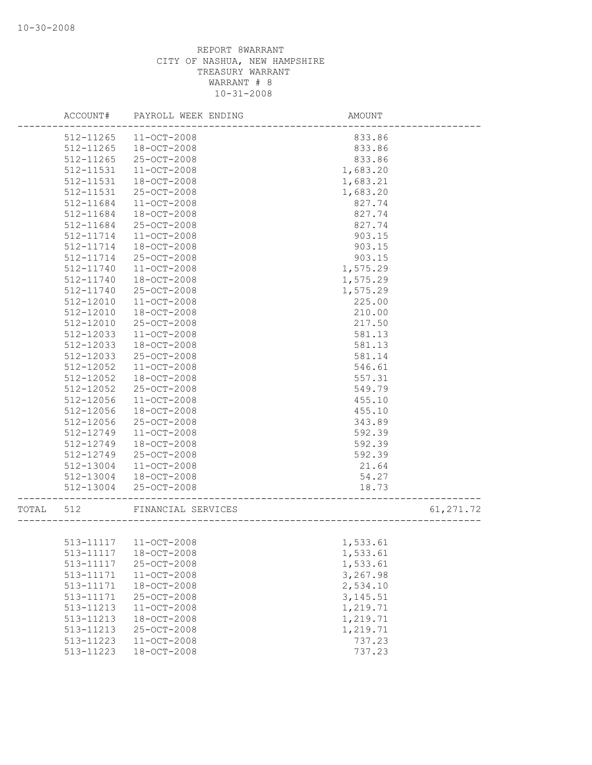REPORT 8WARRANT
CITY OF NASHUA, NEW HAMPSHIRE
TREASURY WARRANT
WARRANT # 8
10-31-2008

| ACCOUNT# | PAYROLL WEEK ENDING | AMOUNT | |
|---|---|---|---|
| 512-11265 | 11-OCT-2008 | 833.86 | |
| 512-11265 | 18-OCT-2008 | 833.86 | |
| 512-11265 | 25-OCT-2008 | 833.86 | |
| 512-11531 | 11-OCT-2008 | 1,683.20 | |
| 512-11531 | 18-OCT-2008 | 1,683.21 | |
| 512-11531 | 25-OCT-2008 | 1,683.20 | |
| 512-11684 | 11-OCT-2008 | 827.74 | |
| 512-11684 | 18-OCT-2008 | 827.74 | |
| 512-11684 | 25-OCT-2008 | 827.74 | |
| 512-11714 | 11-OCT-2008 | 903.15 | |
| 512-11714 | 18-OCT-2008 | 903.15 | |
| 512-11714 | 25-OCT-2008 | 903.15 | |
| 512-11740 | 11-OCT-2008 | 1,575.29 | |
| 512-11740 | 18-OCT-2008 | 1,575.29 | |
| 512-11740 | 25-OCT-2008 | 1,575.29 | |
| 512-12010 | 11-OCT-2008 | 225.00 | |
| 512-12010 | 18-OCT-2008 | 210.00 | |
| 512-12010 | 25-OCT-2008 | 217.50 | |
| 512-12033 | 11-OCT-2008 | 581.13 | |
| 512-12033 | 18-OCT-2008 | 581.13 | |
| 512-12033 | 25-OCT-2008 | 581.14 | |
| 512-12052 | 11-OCT-2008 | 546.61 | |
| 512-12052 | 18-OCT-2008 | 557.31 | |
| 512-12052 | 25-OCT-2008 | 549.79 | |
| 512-12056 | 11-OCT-2008 | 455.10 | |
| 512-12056 | 18-OCT-2008 | 455.10 | |
| 512-12056 | 25-OCT-2008 | 343.89 | |
| 512-12749 | 11-OCT-2008 | 592.39 | |
| 512-12749 | 18-OCT-2008 | 592.39 | |
| 512-12749 | 25-OCT-2008 | 592.39 | |
| 512-13004 | 11-OCT-2008 | 21.64 | |
| 512-13004 | 18-OCT-2008 | 54.27 | |
| 512-13004 | 25-OCT-2008 | 18.73 | |
| TOTAL 512 | FINANCIAL SERVICES | | 61,271.72 |
| 513-11117 | 11-OCT-2008 | 1,533.61 | |
| 513-11117 | 18-OCT-2008 | 1,533.61 | |
| 513-11117 | 25-OCT-2008 | 1,533.61 | |
| 513-11171 | 11-OCT-2008 | 3,267.98 | |
| 513-11171 | 18-OCT-2008 | 2,534.10 | |
| 513-11171 | 25-OCT-2008 | 3,145.51 | |
| 513-11213 | 11-OCT-2008 | 1,219.71 | |
| 513-11213 | 18-OCT-2008 | 1,219.71 | |
| 513-11213 | 25-OCT-2008 | 1,219.71 | |
| 513-11223 | 11-OCT-2008 | 737.23 | |
| 513-11223 | 18-OCT-2008 | 737.23 | |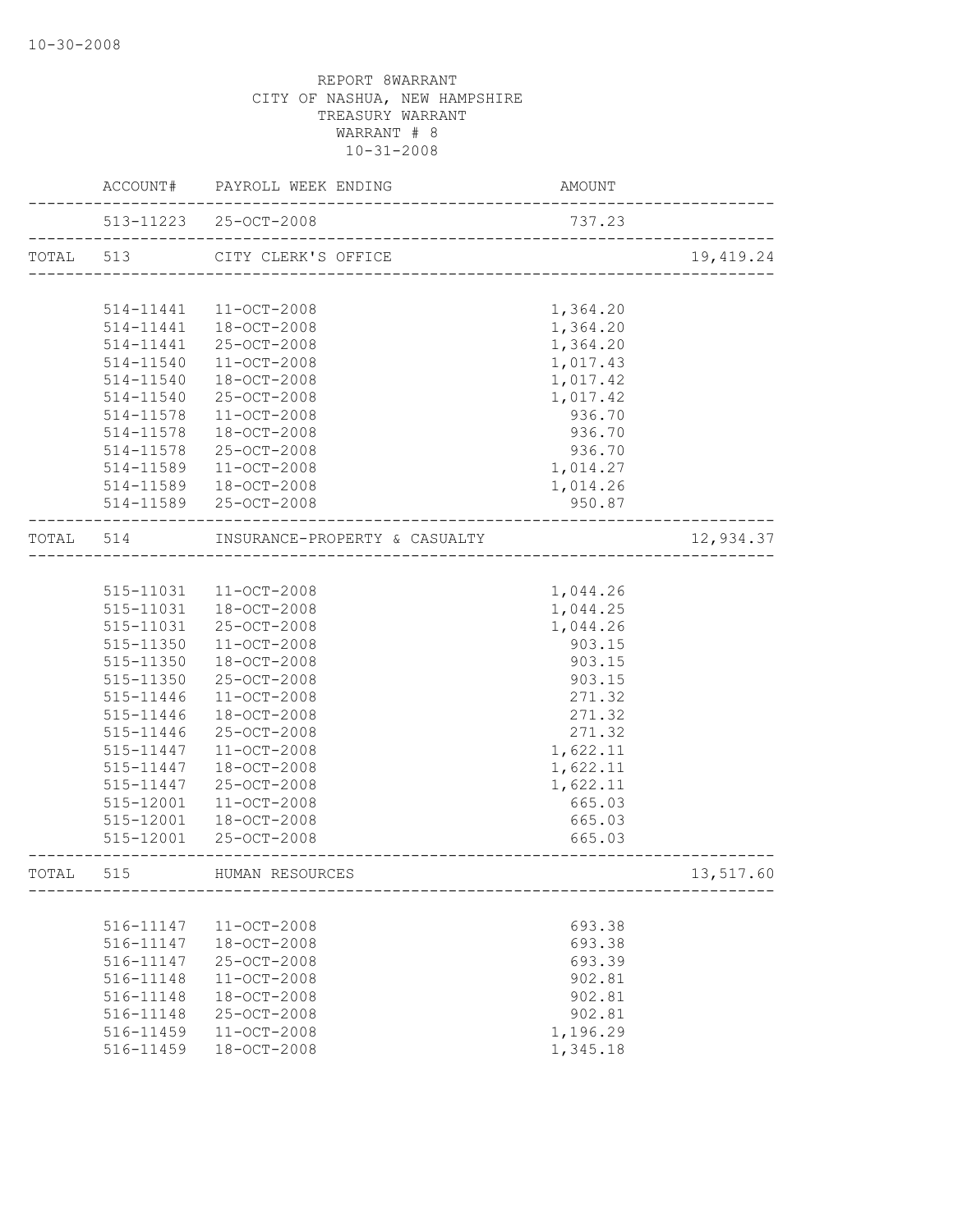10-30-2008

REPORT 8WARRANT
CITY OF NASHUA, NEW HAMPSHIRE
TREASURY WARRANT
WARRANT # 8
10-31-2008

| | ACCOUNT# | PAYROLL WEEK ENDING | AMOUNT | |
|---|---|---|---|---|
| | 513-11223 | 25-OCT-2008 | 737.23 | |
| TOTAL | 513 | CITY CLERK'S OFFICE | | 19,419.24 |
| | 514-11441 | 11-OCT-2008 | 1,364.20 | |
| | 514-11441 | 18-OCT-2008 | 1,364.20 | |
| | 514-11441 | 25-OCT-2008 | 1,364.20 | |
| | 514-11540 | 11-OCT-2008 | 1,017.43 | |
| | 514-11540 | 18-OCT-2008 | 1,017.42 | |
| | 514-11540 | 25-OCT-2008 | 1,017.42 | |
| | 514-11578 | 11-OCT-2008 | 936.70 | |
| | 514-11578 | 18-OCT-2008 | 936.70 | |
| | 514-11578 | 25-OCT-2008 | 936.70 | |
| | 514-11589 | 11-OCT-2008 | 1,014.27 | |
| | 514-11589 | 18-OCT-2008 | 1,014.26 | |
| | 514-11589 | 25-OCT-2008 | 950.87 | |
| TOTAL | 514 | INSURANCE-PROPERTY & CASUALTY | | 12,934.37 |
| | 515-11031 | 11-OCT-2008 | 1,044.26 | |
| | 515-11031 | 18-OCT-2008 | 1,044.25 | |
| | 515-11031 | 25-OCT-2008 | 1,044.26 | |
| | 515-11350 | 11-OCT-2008 | 903.15 | |
| | 515-11350 | 18-OCT-2008 | 903.15 | |
| | 515-11350 | 25-OCT-2008 | 903.15 | |
| | 515-11446 | 11-OCT-2008 | 271.32 | |
| | 515-11446 | 18-OCT-2008 | 271.32 | |
| | 515-11446 | 25-OCT-2008 | 271.32 | |
| | 515-11447 | 11-OCT-2008 | 1,622.11 | |
| | 515-11447 | 18-OCT-2008 | 1,622.11 | |
| | 515-11447 | 25-OCT-2008 | 1,622.11 | |
| | 515-12001 | 11-OCT-2008 | 665.03 | |
| | 515-12001 | 18-OCT-2008 | 665.03 | |
| | 515-12001 | 25-OCT-2008 | 665.03 | |
| TOTAL | 515 | HUMAN RESOURCES | | 13,517.60 |
| | 516-11147 | 11-OCT-2008 | 693.38 | |
| | 516-11147 | 18-OCT-2008 | 693.38 | |
| | 516-11147 | 25-OCT-2008 | 693.39 | |
| | 516-11148 | 11-OCT-2008 | 902.81 | |
| | 516-11148 | 18-OCT-2008 | 902.81 | |
| | 516-11148 | 25-OCT-2008 | 902.81 | |
| | 516-11459 | 11-OCT-2008 | 1,196.29 | |
| | 516-11459 | 18-OCT-2008 | 1,345.18 | |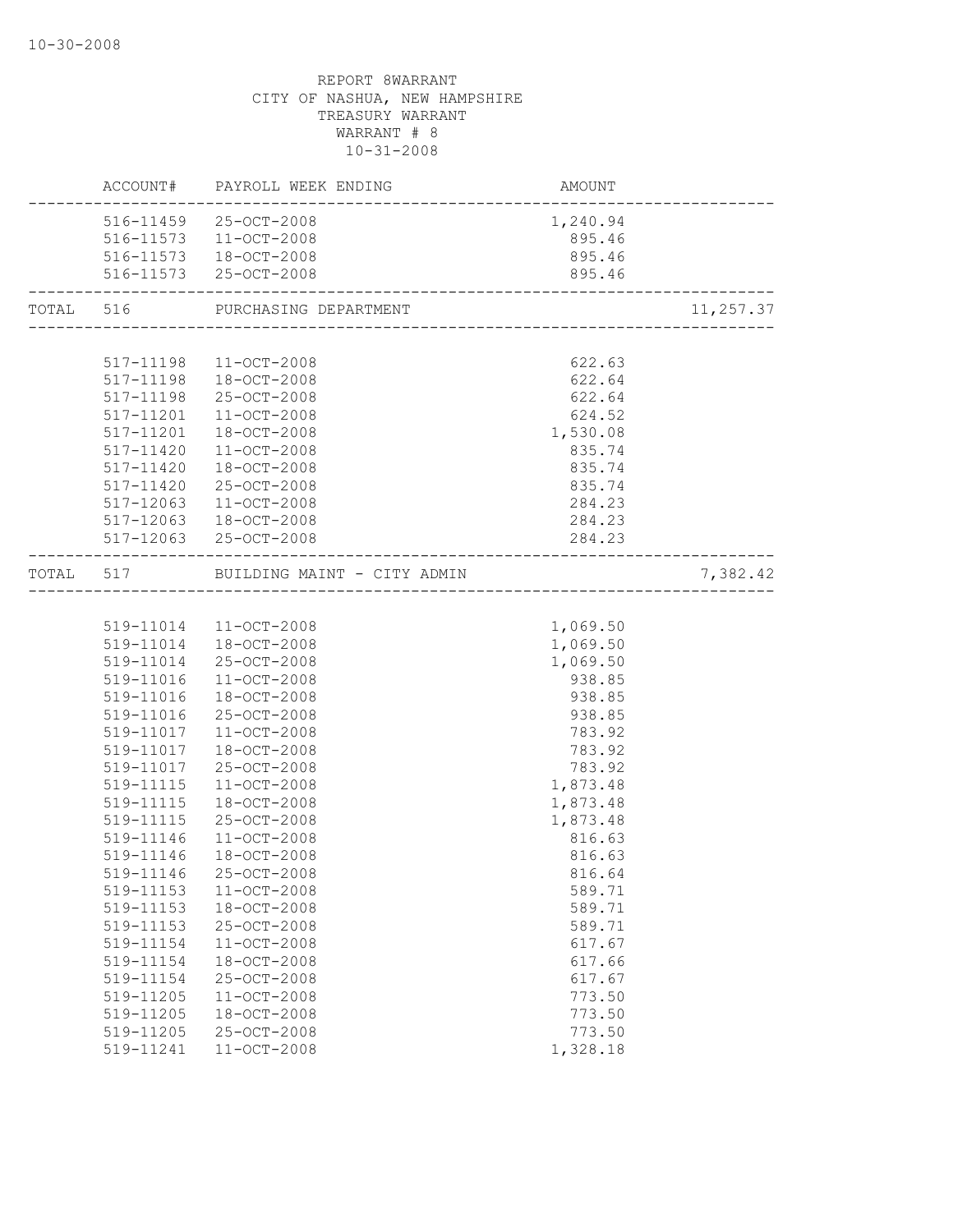REPORT 8WARRANT
CITY OF NASHUA, NEW HAMPSHIRE
TREASURY WARRANT
WARRANT # 8
10-31-2008

| | ACCOUNT# | PAYROLL WEEK ENDING | AMOUNT | |
|---|---|---|---|---|
| | 516-11459 | 25-OCT-2008 | 1,240.94 | |
| | 516-11573 | 11-OCT-2008 | 895.46 | |
| | 516-11573 | 18-OCT-2008 | 895.46 | |
| | 516-11573 | 25-OCT-2008 | 895.46 | |
| TOTAL | 516 | PURCHASING DEPARTMENT | | 11,257.37 |
| | 517-11198 | 11-OCT-2008 | 622.63 | |
| | 517-11198 | 18-OCT-2008 | 622.64 | |
| | 517-11198 | 25-OCT-2008 | 622.64 | |
| | 517-11201 | 11-OCT-2008 | 624.52 | |
| | 517-11201 | 18-OCT-2008 | 1,530.08 | |
| | 517-11420 | 11-OCT-2008 | 835.74 | |
| | 517-11420 | 18-OCT-2008 | 835.74 | |
| | 517-11420 | 25-OCT-2008 | 835.74 | |
| | 517-12063 | 11-OCT-2008 | 284.23 | |
| | 517-12063 | 18-OCT-2008 | 284.23 | |
| | 517-12063 | 25-OCT-2008 | 284.23 | |
| TOTAL | 517 | BUILDING MAINT - CITY ADMIN | | 7,382.42 |
| | 519-11014 | 11-OCT-2008 | 1,069.50 | |
| | 519-11014 | 18-OCT-2008 | 1,069.50 | |
| | 519-11014 | 25-OCT-2008 | 1,069.50 | |
| | 519-11016 | 11-OCT-2008 | 938.85 | |
| | 519-11016 | 18-OCT-2008 | 938.85 | |
| | 519-11016 | 25-OCT-2008 | 938.85 | |
| | 519-11017 | 11-OCT-2008 | 783.92 | |
| | 519-11017 | 18-OCT-2008 | 783.92 | |
| | 519-11017 | 25-OCT-2008 | 783.92 | |
| | 519-11115 | 11-OCT-2008 | 1,873.48 | |
| | 519-11115 | 18-OCT-2008 | 1,873.48 | |
| | 519-11115 | 25-OCT-2008 | 1,873.48 | |
| | 519-11146 | 11-OCT-2008 | 816.63 | |
| | 519-11146 | 18-OCT-2008 | 816.63 | |
| | 519-11146 | 25-OCT-2008 | 816.64 | |
| | 519-11153 | 11-OCT-2008 | 589.71 | |
| | 519-11153 | 18-OCT-2008 | 589.71 | |
| | 519-11153 | 25-OCT-2008 | 589.71 | |
| | 519-11154 | 11-OCT-2008 | 617.67 | |
| | 519-11154 | 18-OCT-2008 | 617.66 | |
| | 519-11154 | 25-OCT-2008 | 617.67 | |
| | 519-11205 | 11-OCT-2008 | 773.50 | |
| | 519-11205 | 18-OCT-2008 | 773.50 | |
| | 519-11205 | 25-OCT-2008 | 773.50 | |
| | 519-11241 | 11-OCT-2008 | 1,328.18 | |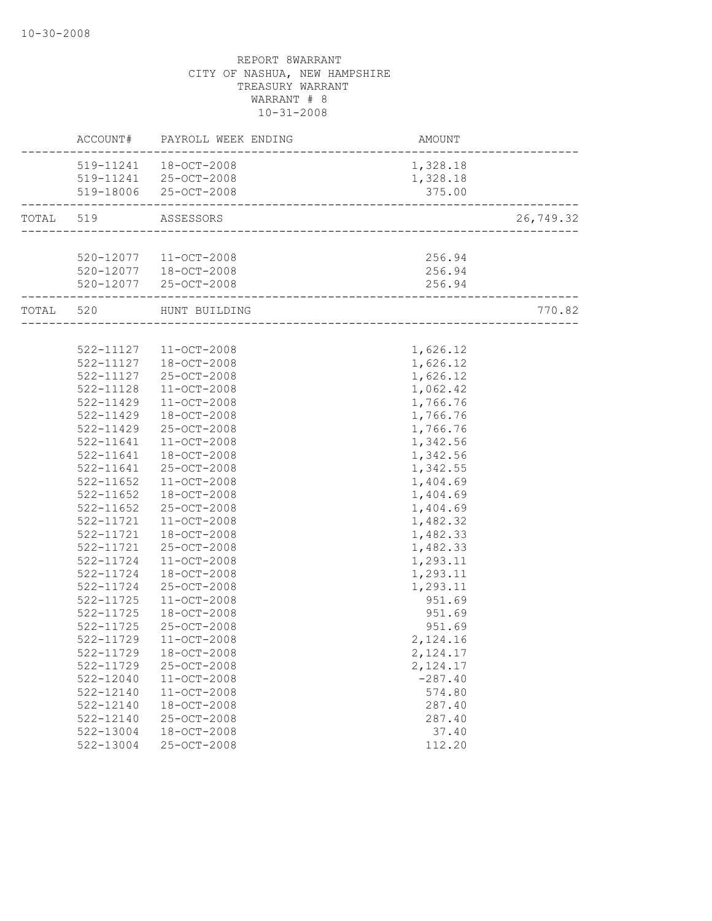REPORT 8WARRANT
CITY OF NASHUA, NEW HAMPSHIRE
TREASURY WARRANT
WARRANT # 8
10-31-2008

| | ACCOUNT# | PAYROLL WEEK ENDING | AMOUNT | |
|---|---|---|---|---|
| | 519-11241 | 18-OCT-2008 | 1,328.18 | |
| | 519-11241 | 25-OCT-2008 | 1,328.18 | |
| | 519-18006 | 25-OCT-2008 | 375.00 | |
| TOTAL | 519 | ASSESSORS | | 26,749.32 |
| | 520-12077 | 11-OCT-2008 | 256.94 | |
| | 520-12077 | 18-OCT-2008 | 256.94 | |
| | 520-12077 | 25-OCT-2008 | 256.94 | |
| TOTAL | 520 | HUNT BUILDING | | 770.82 |
| | 522-11127 | 11-OCT-2008 | 1,626.12 | |
| | 522-11127 | 18-OCT-2008 | 1,626.12 | |
| | 522-11127 | 25-OCT-2008 | 1,626.12 | |
| | 522-11128 | 11-OCT-2008 | 1,062.42 | |
| | 522-11429 | 11-OCT-2008 | 1,766.76 | |
| | 522-11429 | 18-OCT-2008 | 1,766.76 | |
| | 522-11429 | 25-OCT-2008 | 1,766.76 | |
| | 522-11641 | 11-OCT-2008 | 1,342.56 | |
| | 522-11641 | 18-OCT-2008 | 1,342.56 | |
| | 522-11641 | 25-OCT-2008 | 1,342.55 | |
| | 522-11652 | 11-OCT-2008 | 1,404.69 | |
| | 522-11652 | 18-OCT-2008 | 1,404.69 | |
| | 522-11652 | 25-OCT-2008 | 1,404.69 | |
| | 522-11721 | 11-OCT-2008 | 1,482.32 | |
| | 522-11721 | 18-OCT-2008 | 1,482.33 | |
| | 522-11721 | 25-OCT-2008 | 1,482.33 | |
| | 522-11724 | 11-OCT-2008 | 1,293.11 | |
| | 522-11724 | 18-OCT-2008 | 1,293.11 | |
| | 522-11724 | 25-OCT-2008 | 1,293.11 | |
| | 522-11725 | 11-OCT-2008 | 951.69 | |
| | 522-11725 | 18-OCT-2008 | 951.69 | |
| | 522-11725 | 25-OCT-2008 | 951.69 | |
| | 522-11729 | 11-OCT-2008 | 2,124.16 | |
| | 522-11729 | 18-OCT-2008 | 2,124.17 | |
| | 522-11729 | 25-OCT-2008 | 2,124.17 | |
| | 522-12040 | 11-OCT-2008 | -287.40 | |
| | 522-12140 | 11-OCT-2008 | 574.80 | |
| | 522-12140 | 18-OCT-2008 | 287.40 | |
| | 522-12140 | 25-OCT-2008 | 287.40 | |
| | 522-13004 | 18-OCT-2008 | 37.40 | |
| | 522-13004 | 25-OCT-2008 | 112.20 | |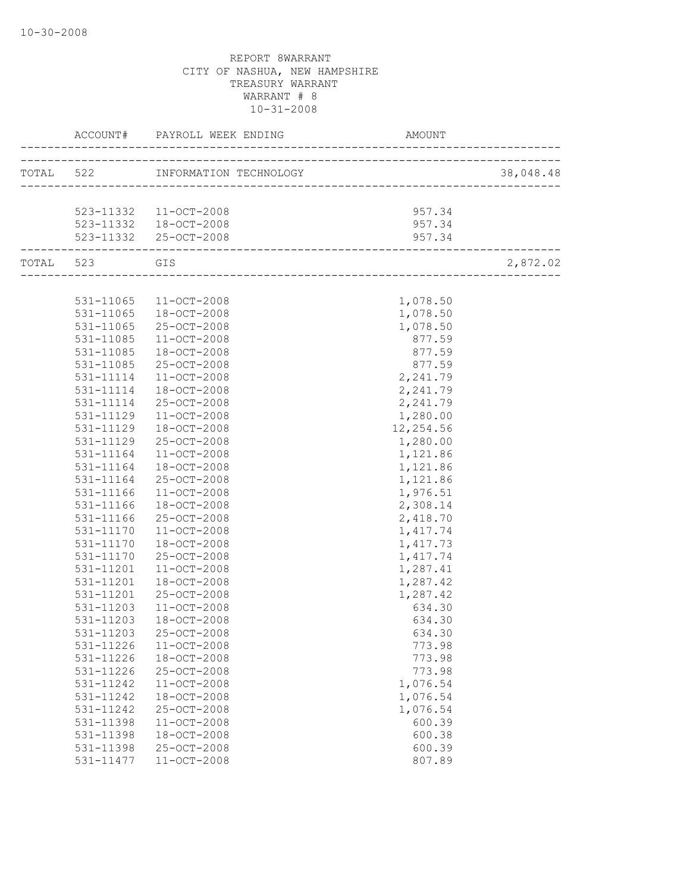10-30-2008

REPORT 8WARRANT
CITY OF NASHUA, NEW HAMPSHIRE
TREASURY WARRANT
WARRANT # 8
10-31-2008

| | ACCOUNT# | PAYROLL WEEK ENDING | AMOUNT | |
|---|---|---|---|---|
| TOTAL | 522 | INFORMATION TECHNOLOGY | | 38,048.48 |
| | 523-11332 | 11-OCT-2008 | 957.34 | |
| | 523-11332 | 18-OCT-2008 | 957.34 | |
| | 523-11332 | 25-OCT-2008 | 957.34 | |
| TOTAL | 523 | GIS | | 2,872.02 |
| | 531-11065 | 11-OCT-2008 | 1,078.50 | |
| | 531-11065 | 18-OCT-2008 | 1,078.50 | |
| | 531-11065 | 25-OCT-2008 | 1,078.50 | |
| | 531-11085 | 11-OCT-2008 | 877.59 | |
| | 531-11085 | 18-OCT-2008 | 877.59 | |
| | 531-11085 | 25-OCT-2008 | 877.59 | |
| | 531-11114 | 11-OCT-2008 | 2,241.79 | |
| | 531-11114 | 18-OCT-2008 | 2,241.79 | |
| | 531-11114 | 25-OCT-2008 | 2,241.79 | |
| | 531-11129 | 11-OCT-2008 | 1,280.00 | |
| | 531-11129 | 18-OCT-2008 | 12,254.56 | |
| | 531-11129 | 25-OCT-2008 | 1,280.00 | |
| | 531-11164 | 11-OCT-2008 | 1,121.86 | |
| | 531-11164 | 18-OCT-2008 | 1,121.86 | |
| | 531-11164 | 25-OCT-2008 | 1,121.86 | |
| | 531-11166 | 11-OCT-2008 | 1,976.51 | |
| | 531-11166 | 18-OCT-2008 | 2,308.14 | |
| | 531-11166 | 25-OCT-2008 | 2,418.70 | |
| | 531-11170 | 11-OCT-2008 | 1,417.74 | |
| | 531-11170 | 18-OCT-2008 | 1,417.73 | |
| | 531-11170 | 25-OCT-2008 | 1,417.74 | |
| | 531-11201 | 11-OCT-2008 | 1,287.41 | |
| | 531-11201 | 18-OCT-2008 | 1,287.42 | |
| | 531-11201 | 25-OCT-2008 | 1,287.42 | |
| | 531-11203 | 11-OCT-2008 | 634.30 | |
| | 531-11203 | 18-OCT-2008 | 634.30 | |
| | 531-11203 | 25-OCT-2008 | 634.30 | |
| | 531-11226 | 11-OCT-2008 | 773.98 | |
| | 531-11226 | 18-OCT-2008 | 773.98 | |
| | 531-11226 | 25-OCT-2008 | 773.98 | |
| | 531-11242 | 11-OCT-2008 | 1,076.54 | |
| | 531-11242 | 18-OCT-2008 | 1,076.54 | |
| | 531-11242 | 25-OCT-2008 | 1,076.54 | |
| | 531-11398 | 11-OCT-2008 | 600.39 | |
| | 531-11398 | 18-OCT-2008 | 600.38 | |
| | 531-11398 | 25-OCT-2008 | 600.39 | |
| | 531-11477 | 11-OCT-2008 | 807.89 | |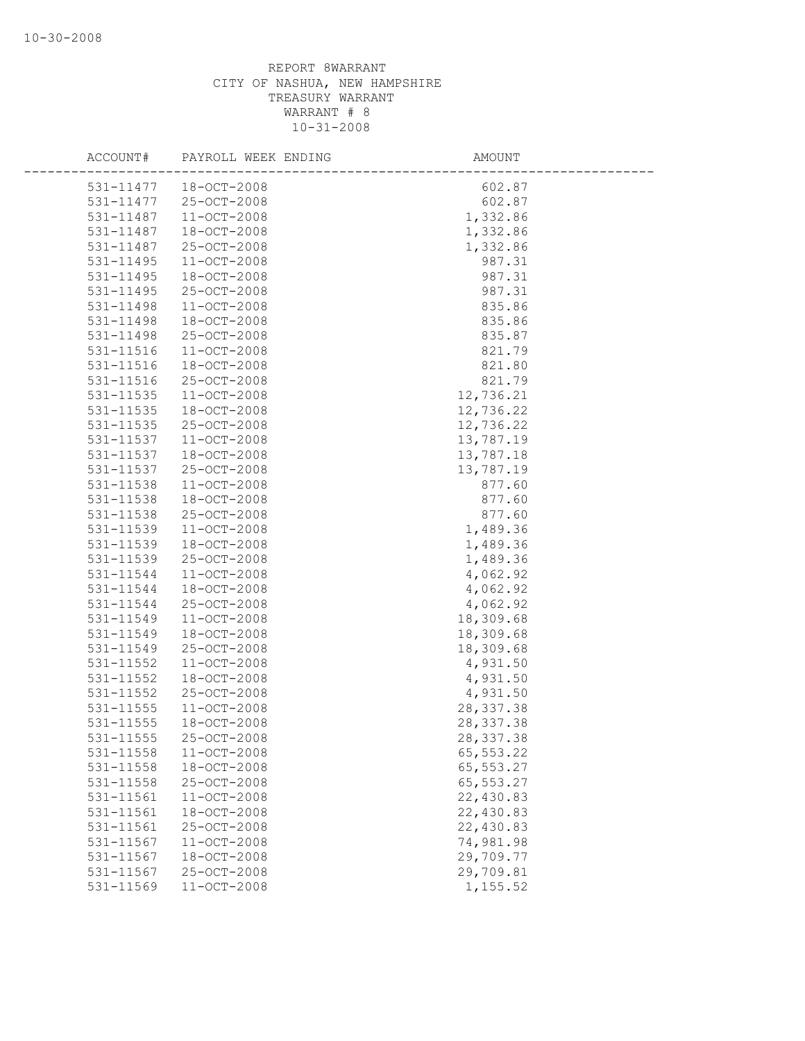REPORT 8WARRANT
CITY OF NASHUA, NEW HAMPSHIRE
TREASURY WARRANT
WARRANT # 8
10-31-2008

| ACCOUNT# | PAYROLL WEEK ENDING | AMOUNT |
|---|---|---|
| 531-11477 | 18-OCT-2008 | 602.87 |
| 531-11477 | 25-OCT-2008 | 602.87 |
| 531-11487 | 11-OCT-2008 | 1,332.86 |
| 531-11487 | 18-OCT-2008 | 1,332.86 |
| 531-11487 | 25-OCT-2008 | 1,332.86 |
| 531-11495 | 11-OCT-2008 | 987.31 |
| 531-11495 | 18-OCT-2008 | 987.31 |
| 531-11495 | 25-OCT-2008 | 987.31 |
| 531-11498 | 11-OCT-2008 | 835.86 |
| 531-11498 | 18-OCT-2008 | 835.86 |
| 531-11498 | 25-OCT-2008 | 835.87 |
| 531-11516 | 11-OCT-2008 | 821.79 |
| 531-11516 | 18-OCT-2008 | 821.80 |
| 531-11516 | 25-OCT-2008 | 821.79 |
| 531-11535 | 11-OCT-2008 | 12,736.21 |
| 531-11535 | 18-OCT-2008 | 12,736.22 |
| 531-11535 | 25-OCT-2008 | 12,736.22 |
| 531-11537 | 11-OCT-2008 | 13,787.19 |
| 531-11537 | 18-OCT-2008 | 13,787.18 |
| 531-11537 | 25-OCT-2008 | 13,787.19 |
| 531-11538 | 11-OCT-2008 | 877.60 |
| 531-11538 | 18-OCT-2008 | 877.60 |
| 531-11538 | 25-OCT-2008 | 877.60 |
| 531-11539 | 11-OCT-2008 | 1,489.36 |
| 531-11539 | 18-OCT-2008 | 1,489.36 |
| 531-11539 | 25-OCT-2008 | 1,489.36 |
| 531-11544 | 11-OCT-2008 | 4,062.92 |
| 531-11544 | 18-OCT-2008 | 4,062.92 |
| 531-11544 | 25-OCT-2008 | 4,062.92 |
| 531-11549 | 11-OCT-2008 | 18,309.68 |
| 531-11549 | 18-OCT-2008 | 18,309.68 |
| 531-11549 | 25-OCT-2008 | 18,309.68 |
| 531-11552 | 11-OCT-2008 | 4,931.50 |
| 531-11552 | 18-OCT-2008 | 4,931.50 |
| 531-11552 | 25-OCT-2008 | 4,931.50 |
| 531-11555 | 11-OCT-2008 | 28,337.38 |
| 531-11555 | 18-OCT-2008 | 28,337.38 |
| 531-11555 | 25-OCT-2008 | 28,337.38 |
| 531-11558 | 11-OCT-2008 | 65,553.22 |
| 531-11558 | 18-OCT-2008 | 65,553.27 |
| 531-11558 | 25-OCT-2008 | 65,553.27 |
| 531-11561 | 11-OCT-2008 | 22,430.83 |
| 531-11561 | 18-OCT-2008 | 22,430.83 |
| 531-11561 | 25-OCT-2008 | 22,430.83 |
| 531-11567 | 11-OCT-2008 | 74,981.98 |
| 531-11567 | 18-OCT-2008 | 29,709.77 |
| 531-11567 | 25-OCT-2008 | 29,709.81 |
| 531-11569 | 11-OCT-2008 | 1,155.52 |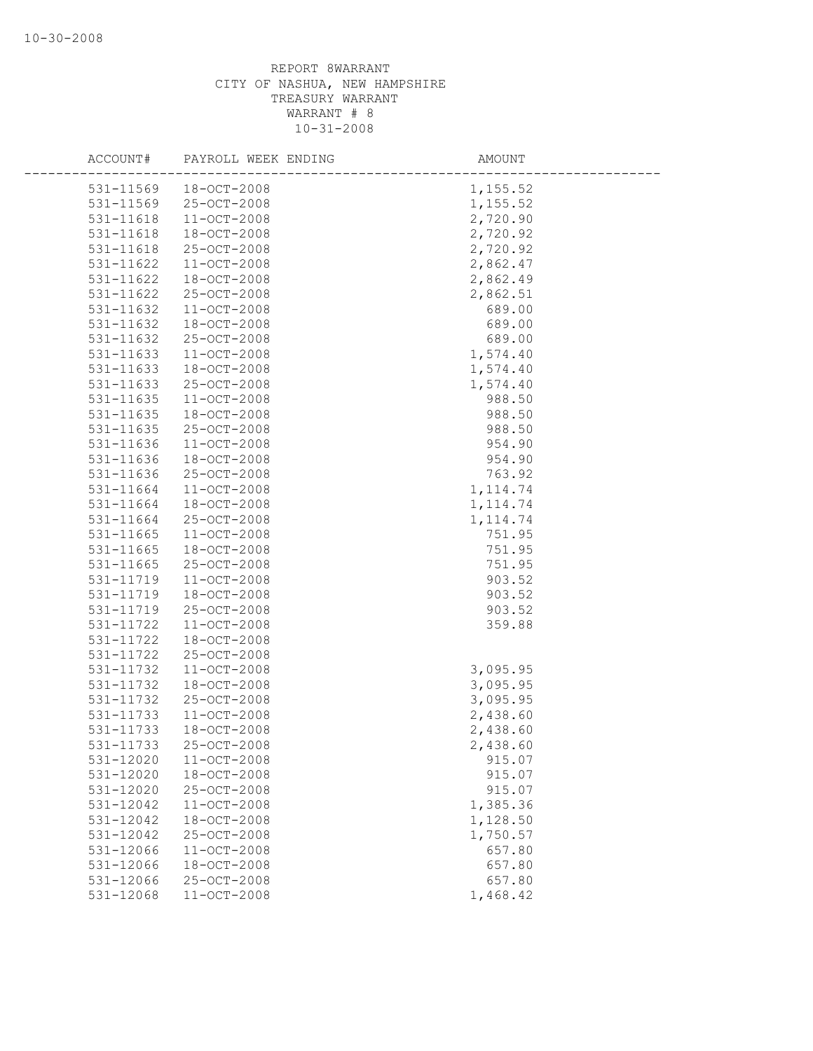REPORT 8WARRANT
CITY OF NASHUA, NEW HAMPSHIRE
TREASURY WARRANT
WARRANT # 8
10-31-2008

| ACCOUNT# | PAYROLL WEEK ENDING | AMOUNT |
|---|---|---|
| 531-11569 | 18-OCT-2008 | 1,155.52 |
| 531-11569 | 25-OCT-2008 | 1,155.52 |
| 531-11618 | 11-OCT-2008 | 2,720.90 |
| 531-11618 | 18-OCT-2008 | 2,720.92 |
| 531-11618 | 25-OCT-2008 | 2,720.92 |
| 531-11622 | 11-OCT-2008 | 2,862.47 |
| 531-11622 | 18-OCT-2008 | 2,862.49 |
| 531-11622 | 25-OCT-2008 | 2,862.51 |
| 531-11632 | 11-OCT-2008 | 689.00 |
| 531-11632 | 18-OCT-2008 | 689.00 |
| 531-11632 | 25-OCT-2008 | 689.00 |
| 531-11633 | 11-OCT-2008 | 1,574.40 |
| 531-11633 | 18-OCT-2008 | 1,574.40 |
| 531-11633 | 25-OCT-2008 | 1,574.40 |
| 531-11635 | 11-OCT-2008 | 988.50 |
| 531-11635 | 18-OCT-2008 | 988.50 |
| 531-11635 | 25-OCT-2008 | 988.50 |
| 531-11636 | 11-OCT-2008 | 954.90 |
| 531-11636 | 18-OCT-2008 | 954.90 |
| 531-11636 | 25-OCT-2008 | 763.92 |
| 531-11664 | 11-OCT-2008 | 1,114.74 |
| 531-11664 | 18-OCT-2008 | 1,114.74 |
| 531-11664 | 25-OCT-2008 | 1,114.74 |
| 531-11665 | 11-OCT-2008 | 751.95 |
| 531-11665 | 18-OCT-2008 | 751.95 |
| 531-11665 | 25-OCT-2008 | 751.95 |
| 531-11719 | 11-OCT-2008 | 903.52 |
| 531-11719 | 18-OCT-2008 | 903.52 |
| 531-11719 | 25-OCT-2008 | 903.52 |
| 531-11722 | 11-OCT-2008 | 359.88 |
| 531-11722 | 18-OCT-2008 | |
| 531-11722 | 25-OCT-2008 | |
| 531-11732 | 11-OCT-2008 | 3,095.95 |
| 531-11732 | 18-OCT-2008 | 3,095.95 |
| 531-11732 | 25-OCT-2008 | 3,095.95 |
| 531-11733 | 11-OCT-2008 | 2,438.60 |
| 531-11733 | 18-OCT-2008 | 2,438.60 |
| 531-11733 | 25-OCT-2008 | 2,438.60 |
| 531-12020 | 11-OCT-2008 | 915.07 |
| 531-12020 | 18-OCT-2008 | 915.07 |
| 531-12020 | 25-OCT-2008 | 915.07 |
| 531-12042 | 11-OCT-2008 | 1,385.36 |
| 531-12042 | 18-OCT-2008 | 1,128.50 |
| 531-12042 | 25-OCT-2008 | 1,750.57 |
| 531-12066 | 11-OCT-2008 | 657.80 |
| 531-12066 | 18-OCT-2008 | 657.80 |
| 531-12066 | 25-OCT-2008 | 657.80 |
| 531-12068 | 11-OCT-2008 | 1,468.42 |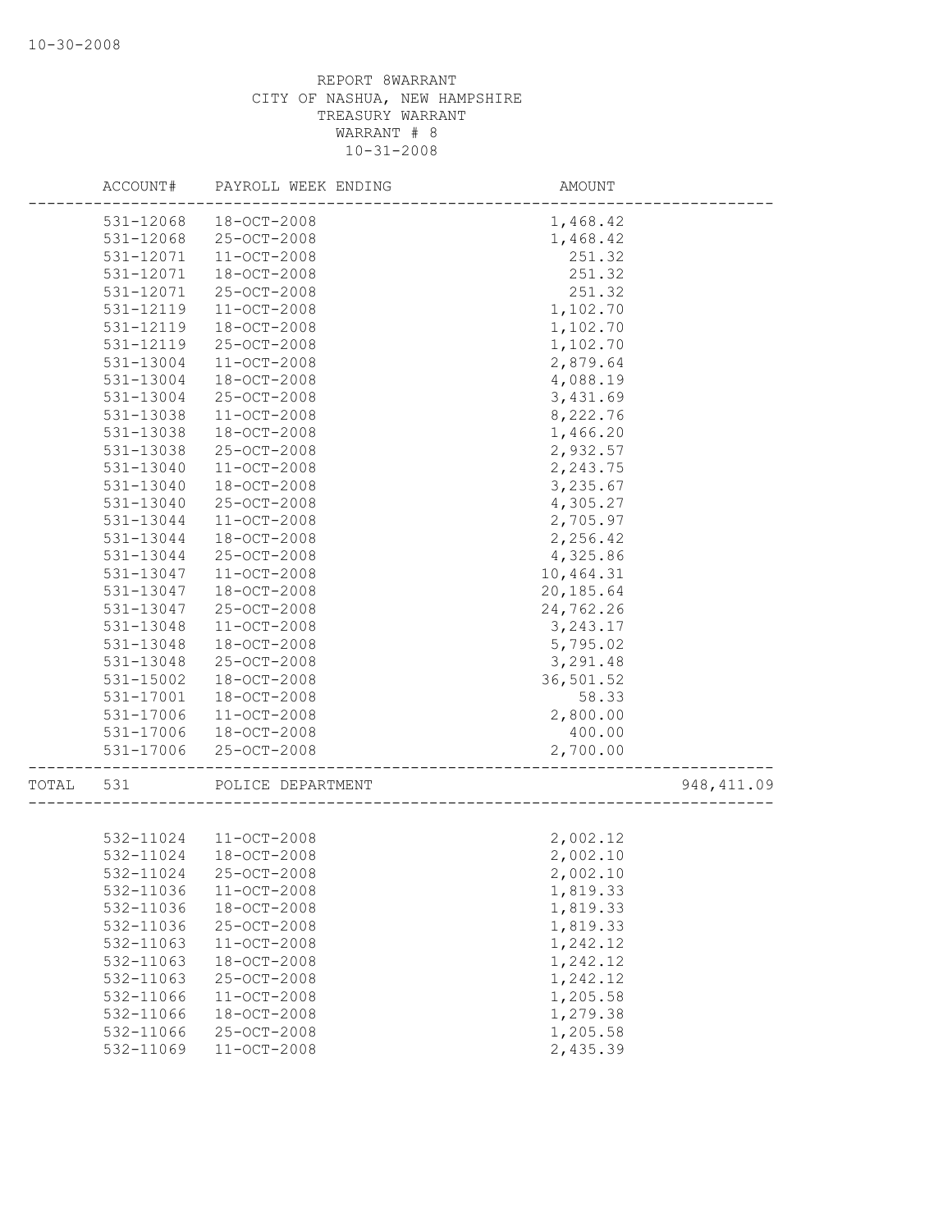REPORT 8WARRANT
CITY OF NASHUA, NEW HAMPSHIRE
TREASURY WARRANT
WARRANT # 8
10-31-2008

| ACCOUNT# | PAYROLL WEEK ENDING | AMOUNT | |
|---|---|---|---|
| 531-12068 | 18-OCT-2008 | 1,468.42 | |
| 531-12068 | 25-OCT-2008 | 1,468.42 | |
| 531-12071 | 11-OCT-2008 | 251.32 | |
| 531-12071 | 18-OCT-2008 | 251.32 | |
| 531-12071 | 25-OCT-2008 | 251.32 | |
| 531-12119 | 11-OCT-2008 | 1,102.70 | |
| 531-12119 | 18-OCT-2008 | 1,102.70 | |
| 531-12119 | 25-OCT-2008 | 1,102.70 | |
| 531-13004 | 11-OCT-2008 | 2,879.64 | |
| 531-13004 | 18-OCT-2008 | 4,088.19 | |
| 531-13004 | 25-OCT-2008 | 3,431.69 | |
| 531-13038 | 11-OCT-2008 | 8,222.76 | |
| 531-13038 | 18-OCT-2008 | 1,466.20 | |
| 531-13038 | 25-OCT-2008 | 2,932.57 | |
| 531-13040 | 11-OCT-2008 | 2,243.75 | |
| 531-13040 | 18-OCT-2008 | 3,235.67 | |
| 531-13040 | 25-OCT-2008 | 4,305.27 | |
| 531-13044 | 11-OCT-2008 | 2,705.97 | |
| 531-13044 | 18-OCT-2008 | 2,256.42 | |
| 531-13044 | 25-OCT-2008 | 4,325.86 | |
| 531-13047 | 11-OCT-2008 | 10,464.31 | |
| 531-13047 | 18-OCT-2008 | 20,185.64 | |
| 531-13047 | 25-OCT-2008 | 24,762.26 | |
| 531-13048 | 11-OCT-2008 | 3,243.17 | |
| 531-13048 | 18-OCT-2008 | 5,795.02 | |
| 531-13048 | 25-OCT-2008 | 3,291.48 | |
| 531-15002 | 18-OCT-2008 | 36,501.52 | |
| 531-17001 | 18-OCT-2008 | 58.33 | |
| 531-17006 | 11-OCT-2008 | 2,800.00 | |
| 531-17006 | 18-OCT-2008 | 400.00 | |
| 531-17006 | 25-OCT-2008 | 2,700.00 | |
| TOTAL 531 | POLICE DEPARTMENT | | 948,411.09 |
| 532-11024 | 11-OCT-2008 | 2,002.12 | |
| 532-11024 | 18-OCT-2008 | 2,002.10 | |
| 532-11024 | 25-OCT-2008 | 2,002.10 | |
| 532-11036 | 11-OCT-2008 | 1,819.33 | |
| 532-11036 | 18-OCT-2008 | 1,819.33 | |
| 532-11036 | 25-OCT-2008 | 1,819.33 | |
| 532-11063 | 11-OCT-2008 | 1,242.12 | |
| 532-11063 | 18-OCT-2008 | 1,242.12 | |
| 532-11063 | 25-OCT-2008 | 1,242.12 | |
| 532-11066 | 11-OCT-2008 | 1,205.58 | |
| 532-11066 | 18-OCT-2008 | 1,279.38 | |
| 532-11066 | 25-OCT-2008 | 1,205.58 | |
| 532-11069 | 11-OCT-2008 | 2,435.39 | |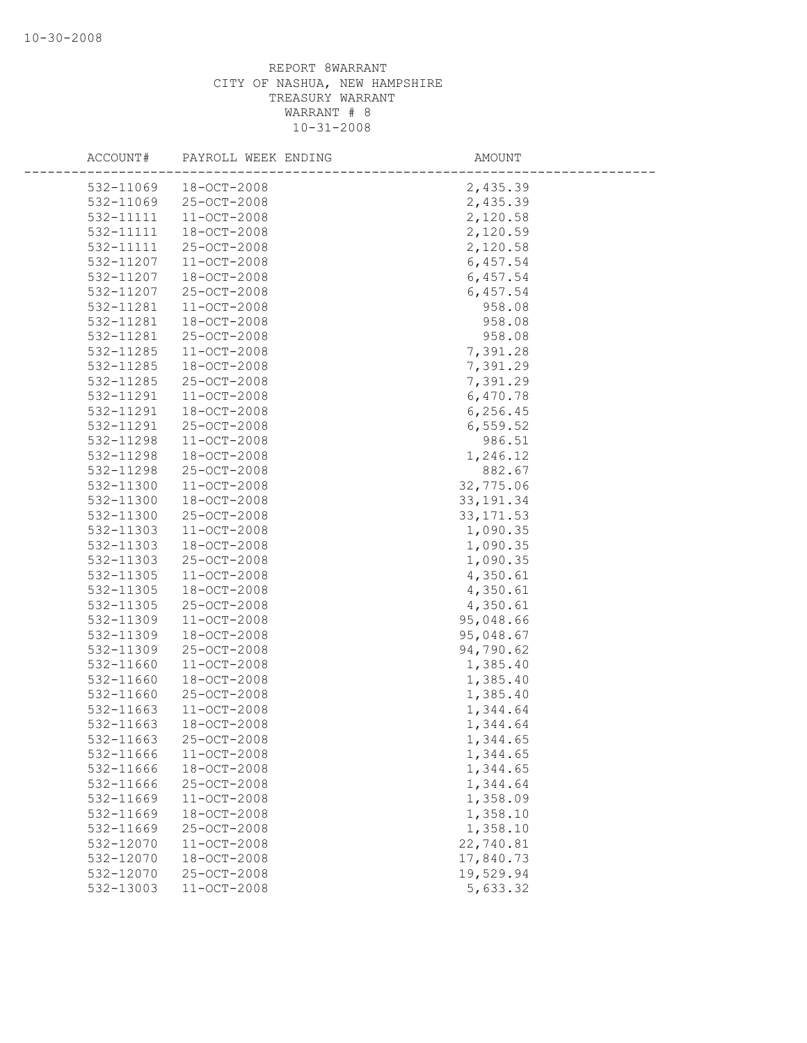REPORT 8WARRANT
CITY OF NASHUA, NEW HAMPSHIRE
TREASURY WARRANT
WARRANT # 8
10-31-2008

| ACCOUNT# | PAYROLL WEEK ENDING | AMOUNT |
|---|---|---|
| 532-11069 | 18-OCT-2008 | 2,435.39 |
| 532-11069 | 25-OCT-2008 | 2,435.39 |
| 532-11111 | 11-OCT-2008 | 2,120.58 |
| 532-11111 | 18-OCT-2008 | 2,120.59 |
| 532-11111 | 25-OCT-2008 | 2,120.58 |
| 532-11207 | 11-OCT-2008 | 6,457.54 |
| 532-11207 | 18-OCT-2008 | 6,457.54 |
| 532-11207 | 25-OCT-2008 | 6,457.54 |
| 532-11281 | 11-OCT-2008 | 958.08 |
| 532-11281 | 18-OCT-2008 | 958.08 |
| 532-11281 | 25-OCT-2008 | 958.08 |
| 532-11285 | 11-OCT-2008 | 7,391.28 |
| 532-11285 | 18-OCT-2008 | 7,391.29 |
| 532-11285 | 25-OCT-2008 | 7,391.29 |
| 532-11291 | 11-OCT-2008 | 6,470.78 |
| 532-11291 | 18-OCT-2008 | 6,256.45 |
| 532-11291 | 25-OCT-2008 | 6,559.52 |
| 532-11298 | 11-OCT-2008 | 986.51 |
| 532-11298 | 18-OCT-2008 | 1,246.12 |
| 532-11298 | 25-OCT-2008 | 882.67 |
| 532-11300 | 11-OCT-2008 | 32,775.06 |
| 532-11300 | 18-OCT-2008 | 33,191.34 |
| 532-11300 | 25-OCT-2008 | 33,171.53 |
| 532-11303 | 11-OCT-2008 | 1,090.35 |
| 532-11303 | 18-OCT-2008 | 1,090.35 |
| 532-11303 | 25-OCT-2008 | 1,090.35 |
| 532-11305 | 11-OCT-2008 | 4,350.61 |
| 532-11305 | 18-OCT-2008 | 4,350.61 |
| 532-11305 | 25-OCT-2008 | 4,350.61 |
| 532-11309 | 11-OCT-2008 | 95,048.66 |
| 532-11309 | 18-OCT-2008 | 95,048.67 |
| 532-11309 | 25-OCT-2008 | 94,790.62 |
| 532-11660 | 11-OCT-2008 | 1,385.40 |
| 532-11660 | 18-OCT-2008 | 1,385.40 |
| 532-11660 | 25-OCT-2008 | 1,385.40 |
| 532-11663 | 11-OCT-2008 | 1,344.64 |
| 532-11663 | 18-OCT-2008 | 1,344.64 |
| 532-11663 | 25-OCT-2008 | 1,344.65 |
| 532-11666 | 11-OCT-2008 | 1,344.65 |
| 532-11666 | 18-OCT-2008 | 1,344.65 |
| 532-11666 | 25-OCT-2008 | 1,344.64 |
| 532-11669 | 11-OCT-2008 | 1,358.09 |
| 532-11669 | 18-OCT-2008 | 1,358.10 |
| 532-11669 | 25-OCT-2008 | 1,358.10 |
| 532-12070 | 11-OCT-2008 | 22,740.81 |
| 532-12070 | 18-OCT-2008 | 17,840.73 |
| 532-12070 | 25-OCT-2008 | 19,529.94 |
| 532-13003 | 11-OCT-2008 | 5,633.32 |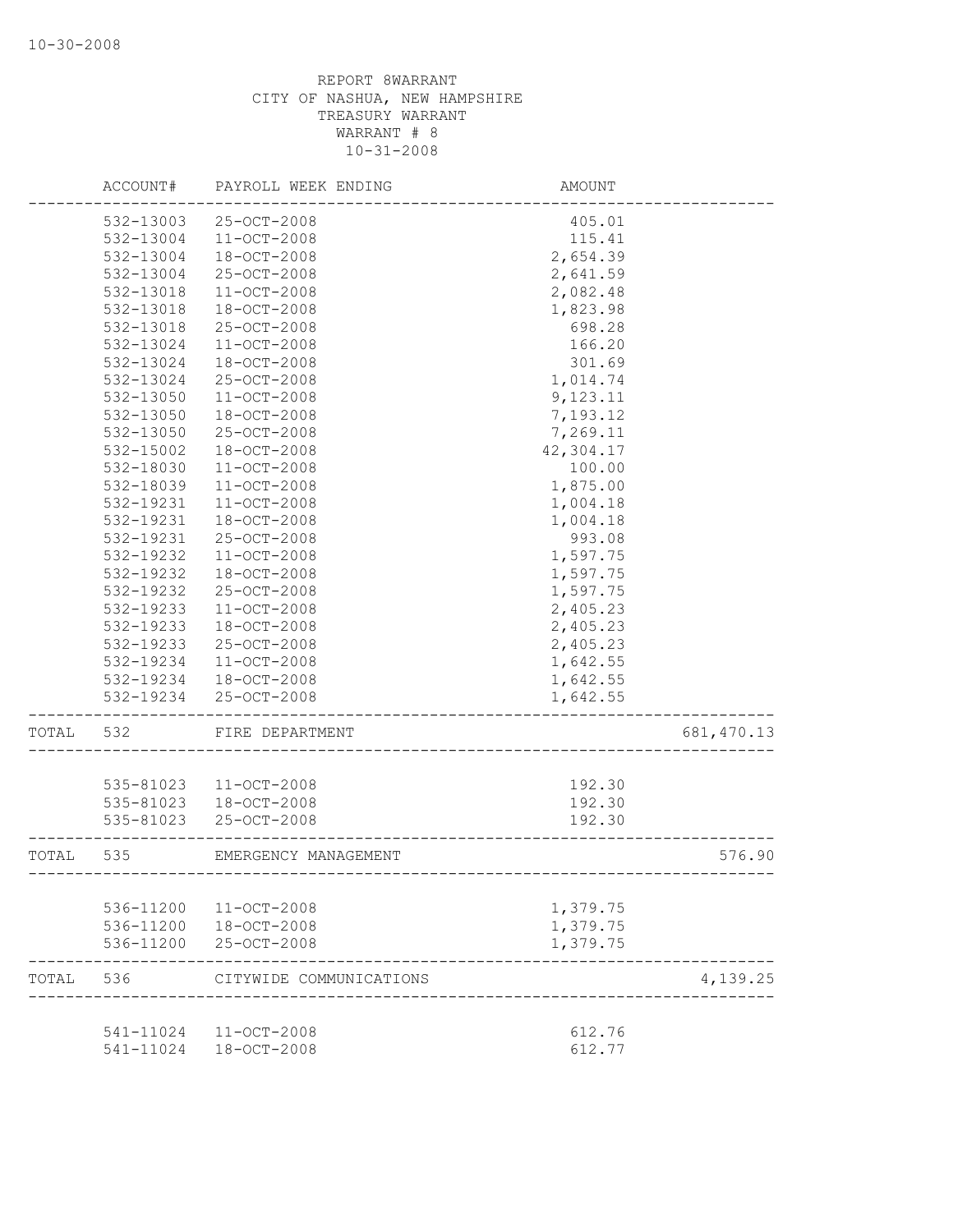REPORT 8WARRANT
CITY OF NASHUA, NEW HAMPSHIRE
TREASURY WARRANT
WARRANT # 8
10-31-2008

| | ACCOUNT# | PAYROLL WEEK ENDING | AMOUNT | |
|---|---|---|---|---|
| | 532-13003 | 25-OCT-2008 | 405.01 | |
| | 532-13004 | 11-OCT-2008 | 115.41 | |
| | 532-13004 | 18-OCT-2008 | 2,654.39 | |
| | 532-13004 | 25-OCT-2008 | 2,641.59 | |
| | 532-13018 | 11-OCT-2008 | 2,082.48 | |
| | 532-13018 | 18-OCT-2008 | 1,823.98 | |
| | 532-13018 | 25-OCT-2008 | 698.28 | |
| | 532-13024 | 11-OCT-2008 | 166.20 | |
| | 532-13024 | 18-OCT-2008 | 301.69 | |
| | 532-13024 | 25-OCT-2008 | 1,014.74 | |
| | 532-13050 | 11-OCT-2008 | 9,123.11 | |
| | 532-13050 | 18-OCT-2008 | 7,193.12 | |
| | 532-13050 | 25-OCT-2008 | 7,269.11 | |
| | 532-15002 | 18-OCT-2008 | 42,304.17 | |
| | 532-18030 | 11-OCT-2008 | 100.00 | |
| | 532-18039 | 11-OCT-2008 | 1,875.00 | |
| | 532-19231 | 11-OCT-2008 | 1,004.18 | |
| | 532-19231 | 18-OCT-2008 | 1,004.18 | |
| | 532-19231 | 25-OCT-2008 | 993.08 | |
| | 532-19232 | 11-OCT-2008 | 1,597.75 | |
| | 532-19232 | 18-OCT-2008 | 1,597.75 | |
| | 532-19232 | 25-OCT-2008 | 1,597.75 | |
| | 532-19233 | 11-OCT-2008 | 2,405.23 | |
| | 532-19233 | 18-OCT-2008 | 2,405.23 | |
| | 532-19233 | 25-OCT-2008 | 2,405.23 | |
| | 532-19234 | 11-OCT-2008 | 1,642.55 | |
| | 532-19234 | 18-OCT-2008 | 1,642.55 | |
| | 532-19234 | 25-OCT-2008 | 1,642.55 | |
| TOTAL | 532 | FIRE DEPARTMENT | | 681,470.13 |
| | 535-81023 | 11-OCT-2008 | 192.30 | |
| | 535-81023 | 18-OCT-2008 | 192.30 | |
| | 535-81023 | 25-OCT-2008 | 192.30 | |
| TOTAL | 535 | EMERGENCY MANAGEMENT | | 576.90 |
| | 536-11200 | 11-OCT-2008 | 1,379.75 | |
| | 536-11200 | 18-OCT-2008 | 1,379.75 | |
| | 536-11200 | 25-OCT-2008 | 1,379.75 | |
| TOTAL | 536 | CITYWIDE COMMUNICATIONS | | 4,139.25 |
| | 541-11024 | 11-OCT-2008 | 612.76 | |
| | 541-11024 | 18-OCT-2008 | 612.77 | |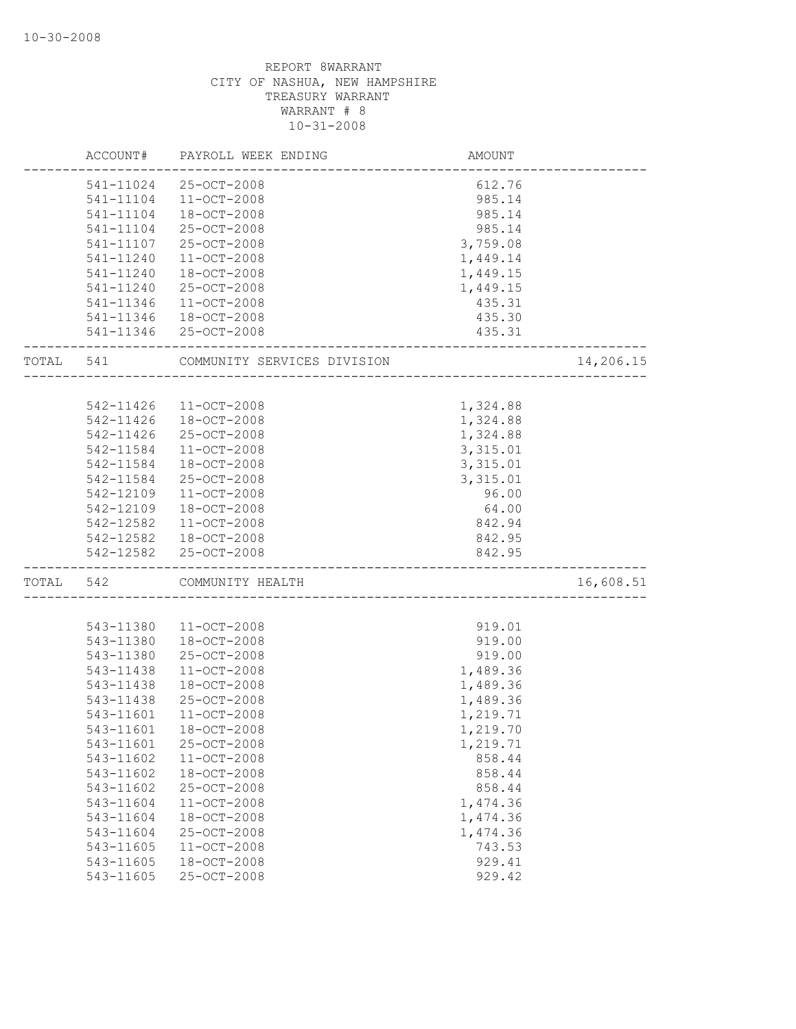REPORT 8WARRANT
CITY OF NASHUA, NEW HAMPSHIRE
TREASURY WARRANT
WARRANT # 8
10-31-2008

| | ACCOUNT# | PAYROLL WEEK ENDING | AMOUNT | |
|---|---|---|---|---|
| | 541-11024 | 25-OCT-2008 | 612.76 | |
| | 541-11104 | 11-OCT-2008 | 985.14 | |
| | 541-11104 | 18-OCT-2008 | 985.14 | |
| | 541-11104 | 25-OCT-2008 | 985.14 | |
| | 541-11107 | 25-OCT-2008 | 3,759.08 | |
| | 541-11240 | 11-OCT-2008 | 1,449.14 | |
| | 541-11240 | 18-OCT-2008 | 1,449.15 | |
| | 541-11240 | 25-OCT-2008 | 1,449.15 | |
| | 541-11346 | 11-OCT-2008 | 435.31 | |
| | 541-11346 | 18-OCT-2008 | 435.30 | |
| | 541-11346 | 25-OCT-2008 | 435.31 | |
| TOTAL | 541 | COMMUNITY SERVICES DIVISION | | 14,206.15 |
| | 542-11426 | 11-OCT-2008 | 1,324.88 | |
| | 542-11426 | 18-OCT-2008 | 1,324.88 | |
| | 542-11426 | 25-OCT-2008 | 1,324.88 | |
| | 542-11584 | 11-OCT-2008 | 3,315.01 | |
| | 542-11584 | 18-OCT-2008 | 3,315.01 | |
| | 542-11584 | 25-OCT-2008 | 3,315.01 | |
| | 542-12109 | 11-OCT-2008 | 96.00 | |
| | 542-12109 | 18-OCT-2008 | 64.00 | |
| | 542-12582 | 11-OCT-2008 | 842.94 | |
| | 542-12582 | 18-OCT-2008 | 842.95 | |
| | 542-12582 | 25-OCT-2008 | 842.95 | |
| TOTAL | 542 | COMMUNITY HEALTH | | 16,608.51 |
| | 543-11380 | 11-OCT-2008 | 919.01 | |
| | 543-11380 | 18-OCT-2008 | 919.00 | |
| | 543-11380 | 25-OCT-2008 | 919.00 | |
| | 543-11438 | 11-OCT-2008 | 1,489.36 | |
| | 543-11438 | 18-OCT-2008 | 1,489.36 | |
| | 543-11438 | 25-OCT-2008 | 1,489.36 | |
| | 543-11601 | 11-OCT-2008 | 1,219.71 | |
| | 543-11601 | 18-OCT-2008 | 1,219.70 | |
| | 543-11601 | 25-OCT-2008 | 1,219.71 | |
| | 543-11602 | 11-OCT-2008 | 858.44 | |
| | 543-11602 | 18-OCT-2008 | 858.44 | |
| | 543-11602 | 25-OCT-2008 | 858.44 | |
| | 543-11604 | 11-OCT-2008 | 1,474.36 | |
| | 543-11604 | 18-OCT-2008 | 1,474.36 | |
| | 543-11604 | 25-OCT-2008 | 1,474.36 | |
| | 543-11605 | 11-OCT-2008 | 743.53 | |
| | 543-11605 | 18-OCT-2008 | 929.41 | |
| | 543-11605 | 25-OCT-2008 | 929.42 | |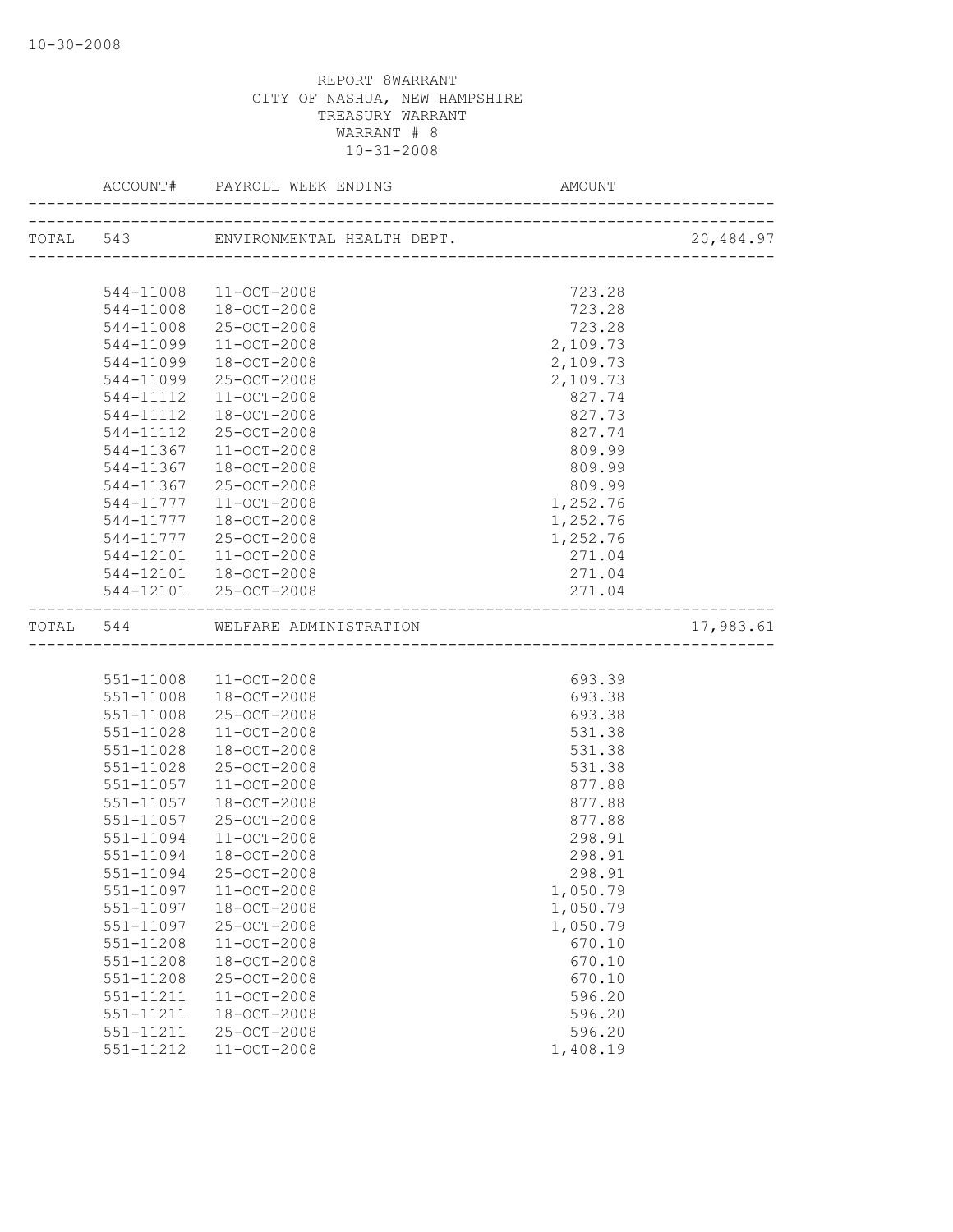10-30-2008

REPORT 8WARRANT
CITY OF NASHUA, NEW HAMPSHIRE
TREASURY WARRANT
WARRANT # 8
10-31-2008

| ACCOUNT# | PAYROLL WEEK ENDING | AMOUNT | |
|---|---|---|---|
| TOTAL 543 | ENVIRONMENTAL HEALTH DEPT. | | 20,484.97 |
| 544-11008 | 11-OCT-2008 | 723.28 | |
| 544-11008 | 18-OCT-2008 | 723.28 | |
| 544-11008 | 25-OCT-2008 | 723.28 | |
| 544-11099 | 11-OCT-2008 | 2,109.73 | |
| 544-11099 | 18-OCT-2008 | 2,109.73 | |
| 544-11099 | 25-OCT-2008 | 2,109.73 | |
| 544-11112 | 11-OCT-2008 | 827.74 | |
| 544-11112 | 18-OCT-2008 | 827.73 | |
| 544-11112 | 25-OCT-2008 | 827.74 | |
| 544-11367 | 11-OCT-2008 | 809.99 | |
| 544-11367 | 18-OCT-2008 | 809.99 | |
| 544-11367 | 25-OCT-2008 | 809.99 | |
| 544-11777 | 11-OCT-2008 | 1,252.76 | |
| 544-11777 | 18-OCT-2008 | 1,252.76 | |
| 544-11777 | 25-OCT-2008 | 1,252.76 | |
| 544-12101 | 11-OCT-2008 | 271.04 | |
| 544-12101 | 18-OCT-2008 | 271.04 | |
| 544-12101 | 25-OCT-2008 | 271.04 | |
| TOTAL 544 | WELFARE ADMINISTRATION | | 17,983.61 |
| 551-11008 | 11-OCT-2008 | 693.39 | |
| 551-11008 | 18-OCT-2008 | 693.38 | |
| 551-11008 | 25-OCT-2008 | 693.38 | |
| 551-11028 | 11-OCT-2008 | 531.38 | |
| 551-11028 | 18-OCT-2008 | 531.38 | |
| 551-11028 | 25-OCT-2008 | 531.38 | |
| 551-11057 | 11-OCT-2008 | 877.88 | |
| 551-11057 | 18-OCT-2008 | 877.88 | |
| 551-11057 | 25-OCT-2008 | 877.88 | |
| 551-11094 | 11-OCT-2008 | 298.91 | |
| 551-11094 | 18-OCT-2008 | 298.91 | |
| 551-11094 | 25-OCT-2008 | 298.91 | |
| 551-11097 | 11-OCT-2008 | 1,050.79 | |
| 551-11097 | 18-OCT-2008 | 1,050.79 | |
| 551-11097 | 25-OCT-2008 | 1,050.79 | |
| 551-11208 | 11-OCT-2008 | 670.10 | |
| 551-11208 | 18-OCT-2008 | 670.10 | |
| 551-11208 | 25-OCT-2008 | 670.10 | |
| 551-11211 | 11-OCT-2008 | 596.20 | |
| 551-11211 | 18-OCT-2008 | 596.20 | |
| 551-11211 | 25-OCT-2008 | 596.20 | |
| 551-11212 | 11-OCT-2008 | 1,408.19 | |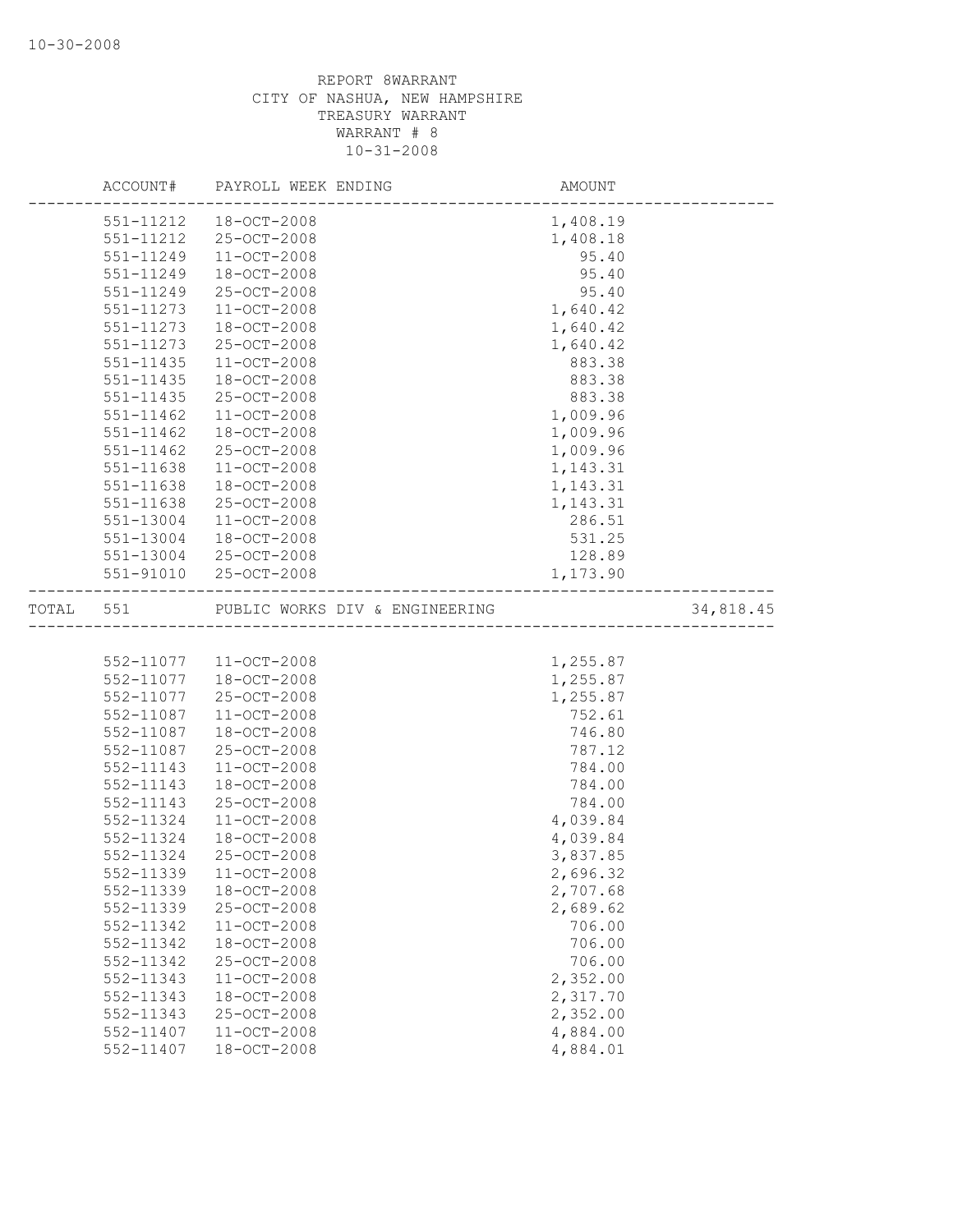REPORT 8WARRANT
CITY OF NASHUA, NEW HAMPSHIRE
TREASURY WARRANT
WARRANT # 8
10-31-2008

| | ACCOUNT# | PAYROLL WEEK ENDING | AMOUNT | |
|---|---|---|---|---|
| | 551-11212 | 18-OCT-2008 | 1,408.19 | |
| | 551-11212 | 25-OCT-2008 | 1,408.18 | |
| | 551-11249 | 11-OCT-2008 | 95.40 | |
| | 551-11249 | 18-OCT-2008 | 95.40 | |
| | 551-11249 | 25-OCT-2008 | 95.40 | |
| | 551-11273 | 11-OCT-2008 | 1,640.42 | |
| | 551-11273 | 18-OCT-2008 | 1,640.42 | |
| | 551-11273 | 25-OCT-2008 | 1,640.42 | |
| | 551-11435 | 11-OCT-2008 | 883.38 | |
| | 551-11435 | 18-OCT-2008 | 883.38 | |
| | 551-11435 | 25-OCT-2008 | 883.38 | |
| | 551-11462 | 11-OCT-2008 | 1,009.96 | |
| | 551-11462 | 18-OCT-2008 | 1,009.96 | |
| | 551-11462 | 25-OCT-2008 | 1,009.96 | |
| | 551-11638 | 11-OCT-2008 | 1,143.31 | |
| | 551-11638 | 18-OCT-2008 | 1,143.31 | |
| | 551-11638 | 25-OCT-2008 | 1,143.31 | |
| | 551-13004 | 11-OCT-2008 | 286.51 | |
| | 551-13004 | 18-OCT-2008 | 531.25 | |
| | 551-13004 | 25-OCT-2008 | 128.89 | |
| | 551-91010 | 25-OCT-2008 | 1,173.90 | |
| TOTAL | 551 | PUBLIC WORKS DIV & ENGINEERING | | 34,818.45 |
| | 552-11077 | 11-OCT-2008 | 1,255.87 | |
| | 552-11077 | 18-OCT-2008 | 1,255.87 | |
| | 552-11077 | 25-OCT-2008 | 1,255.87 | |
| | 552-11087 | 11-OCT-2008 | 752.61 | |
| | 552-11087 | 18-OCT-2008 | 746.80 | |
| | 552-11087 | 25-OCT-2008 | 787.12 | |
| | 552-11143 | 11-OCT-2008 | 784.00 | |
| | 552-11143 | 18-OCT-2008 | 784.00 | |
| | 552-11143 | 25-OCT-2008 | 784.00 | |
| | 552-11324 | 11-OCT-2008 | 4,039.84 | |
| | 552-11324 | 18-OCT-2008 | 4,039.84 | |
| | 552-11324 | 25-OCT-2008 | 3,837.85 | |
| | 552-11339 | 11-OCT-2008 | 2,696.32 | |
| | 552-11339 | 18-OCT-2008 | 2,707.68 | |
| | 552-11339 | 25-OCT-2008 | 2,689.62 | |
| | 552-11342 | 11-OCT-2008 | 706.00 | |
| | 552-11342 | 18-OCT-2008 | 706.00 | |
| | 552-11342 | 25-OCT-2008 | 706.00 | |
| | 552-11343 | 11-OCT-2008 | 2,352.00 | |
| | 552-11343 | 18-OCT-2008 | 2,317.70 | |
| | 552-11343 | 25-OCT-2008 | 2,352.00 | |
| | 552-11407 | 11-OCT-2008 | 4,884.00 | |
| | 552-11407 | 18-OCT-2008 | 4,884.01 | |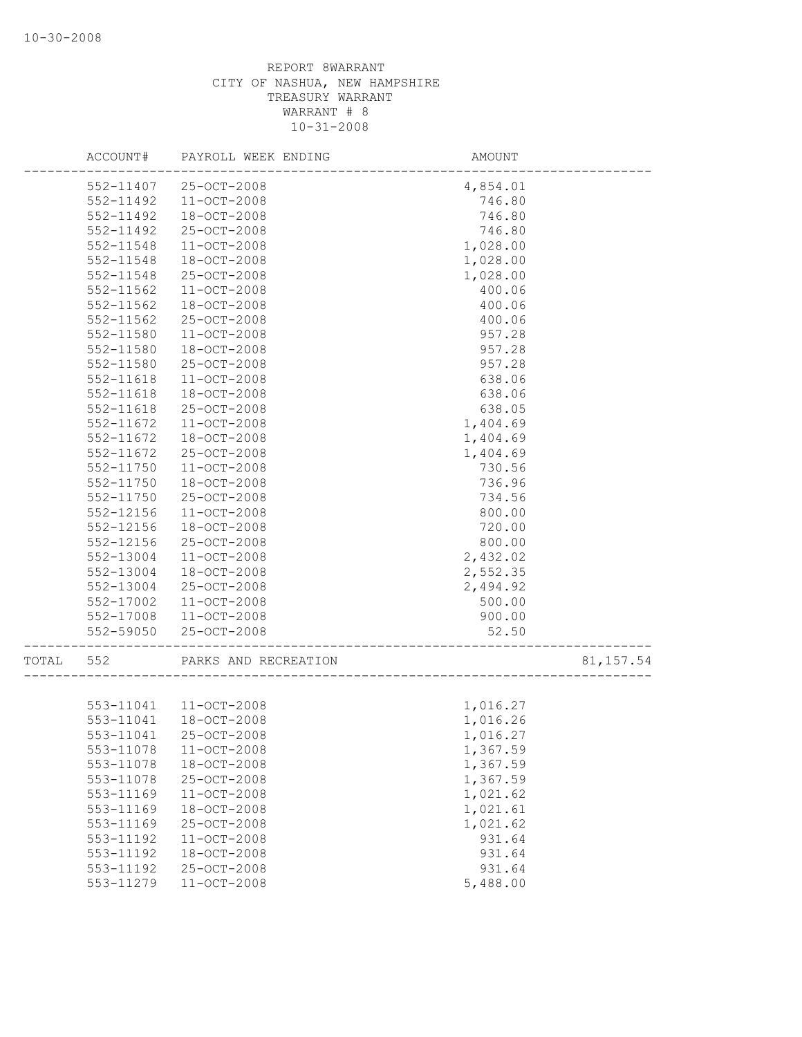REPORT 8WARRANT
CITY OF NASHUA, NEW HAMPSHIRE
TREASURY WARRANT
WARRANT # 8
10-31-2008

| ACCOUNT# | PAYROLL WEEK ENDING | AMOUNT | |
|---|---|---|---|
| 552-11407 | 25-OCT-2008 | 4,854.01 | |
| 552-11492 | 11-OCT-2008 | 746.80 | |
| 552-11492 | 18-OCT-2008 | 746.80 | |
| 552-11492 | 25-OCT-2008 | 746.80 | |
| 552-11548 | 11-OCT-2008 | 1,028.00 | |
| 552-11548 | 18-OCT-2008 | 1,028.00 | |
| 552-11548 | 25-OCT-2008 | 1,028.00 | |
| 552-11562 | 11-OCT-2008 | 400.06 | |
| 552-11562 | 18-OCT-2008 | 400.06 | |
| 552-11562 | 25-OCT-2008 | 400.06 | |
| 552-11580 | 11-OCT-2008 | 957.28 | |
| 552-11580 | 18-OCT-2008 | 957.28 | |
| 552-11580 | 25-OCT-2008 | 957.28 | |
| 552-11618 | 11-OCT-2008 | 638.06 | |
| 552-11618 | 18-OCT-2008 | 638.06 | |
| 552-11618 | 25-OCT-2008 | 638.05 | |
| 552-11672 | 11-OCT-2008 | 1,404.69 | |
| 552-11672 | 18-OCT-2008 | 1,404.69 | |
| 552-11672 | 25-OCT-2008 | 1,404.69 | |
| 552-11750 | 11-OCT-2008 | 730.56 | |
| 552-11750 | 18-OCT-2008 | 736.96 | |
| 552-11750 | 25-OCT-2008 | 734.56 | |
| 552-12156 | 11-OCT-2008 | 800.00 | |
| 552-12156 | 18-OCT-2008 | 720.00 | |
| 552-12156 | 25-OCT-2008 | 800.00 | |
| 552-13004 | 11-OCT-2008 | 2,432.02 | |
| 552-13004 | 18-OCT-2008 | 2,552.35 | |
| 552-13004 | 25-OCT-2008 | 2,494.92 | |
| 552-17002 | 11-OCT-2008 | 500.00 | |
| 552-17008 | 11-OCT-2008 | 900.00 | |
| 552-59050 | 25-OCT-2008 | 52.50 | |
| TOTAL 552 | PARKS AND RECREATION | | 81,157.54 |
| 553-11041 | 11-OCT-2008 | 1,016.27 | |
| 553-11041 | 18-OCT-2008 | 1,016.26 | |
| 553-11041 | 25-OCT-2008 | 1,016.27 | |
| 553-11078 | 11-OCT-2008 | 1,367.59 | |
| 553-11078 | 18-OCT-2008 | 1,367.59 | |
| 553-11078 | 25-OCT-2008 | 1,367.59 | |
| 553-11169 | 11-OCT-2008 | 1,021.62 | |
| 553-11169 | 18-OCT-2008 | 1,021.61 | |
| 553-11169 | 25-OCT-2008 | 1,021.62 | |
| 553-11192 | 11-OCT-2008 | 931.64 | |
| 553-11192 | 18-OCT-2008 | 931.64 | |
| 553-11192 | 25-OCT-2008 | 931.64 | |
| 553-11279 | 11-OCT-2008 | 5,488.00 | |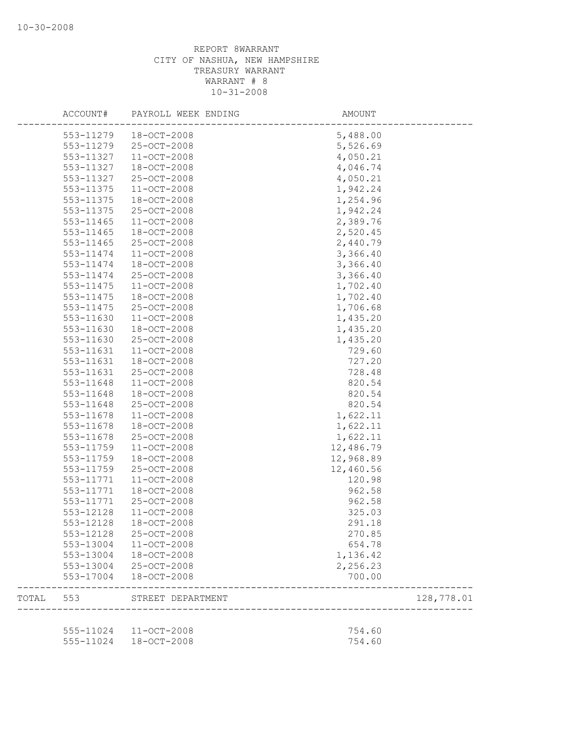REPORT 8WARRANT
CITY OF NASHUA, NEW HAMPSHIRE
TREASURY WARRANT
WARRANT # 8
10-31-2008

| ACCOUNT# | PAYROLL WEEK ENDING | AMOUNT | |
|---|---|---|---|
| 553-11279 | 18-OCT-2008 | 5,488.00 | |
| 553-11279 | 25-OCT-2008 | 5,526.69 | |
| 553-11327 | 11-OCT-2008 | 4,050.21 | |
| 553-11327 | 18-OCT-2008 | 4,046.74 | |
| 553-11327 | 25-OCT-2008 | 4,050.21 | |
| 553-11375 | 11-OCT-2008 | 1,942.24 | |
| 553-11375 | 18-OCT-2008 | 1,254.96 | |
| 553-11375 | 25-OCT-2008 | 1,942.24 | |
| 553-11465 | 11-OCT-2008 | 2,389.76 | |
| 553-11465 | 18-OCT-2008 | 2,520.45 | |
| 553-11465 | 25-OCT-2008 | 2,440.79 | |
| 553-11474 | 11-OCT-2008 | 3,366.40 | |
| 553-11474 | 18-OCT-2008 | 3,366.40 | |
| 553-11474 | 25-OCT-2008 | 3,366.40 | |
| 553-11475 | 11-OCT-2008 | 1,702.40 | |
| 553-11475 | 18-OCT-2008 | 1,702.40 | |
| 553-11475 | 25-OCT-2008 | 1,706.68 | |
| 553-11630 | 11-OCT-2008 | 1,435.20 | |
| 553-11630 | 18-OCT-2008 | 1,435.20 | |
| 553-11630 | 25-OCT-2008 | 1,435.20 | |
| 553-11631 | 11-OCT-2008 | 729.60 | |
| 553-11631 | 18-OCT-2008 | 727.20 | |
| 553-11631 | 25-OCT-2008 | 728.48 | |
| 553-11648 | 11-OCT-2008 | 820.54 | |
| 553-11648 | 18-OCT-2008 | 820.54 | |
| 553-11648 | 25-OCT-2008 | 820.54 | |
| 553-11678 | 11-OCT-2008 | 1,622.11 | |
| 553-11678 | 18-OCT-2008 | 1,622.11 | |
| 553-11678 | 25-OCT-2008 | 1,622.11 | |
| 553-11759 | 11-OCT-2008 | 12,486.79 | |
| 553-11759 | 18-OCT-2008 | 12,968.89 | |
| 553-11759 | 25-OCT-2008 | 12,460.56 | |
| 553-11771 | 11-OCT-2008 | 120.98 | |
| 553-11771 | 18-OCT-2008 | 962.58 | |
| 553-11771 | 25-OCT-2008 | 962.58 | |
| 553-12128 | 11-OCT-2008 | 325.03 | |
| 553-12128 | 18-OCT-2008 | 291.18 | |
| 553-12128 | 25-OCT-2008 | 270.85 | |
| 553-13004 | 11-OCT-2008 | 654.78 | |
| 553-13004 | 18-OCT-2008 | 1,136.42 | |
| 553-13004 | 25-OCT-2008 | 2,256.23 | |
| 553-17004 | 18-OCT-2008 | 700.00 | |
| TOTAL 553 | STREET DEPARTMENT | | 128,778.01 |
| 555-11024 | 11-OCT-2008 | 754.60 | |
| 555-11024 | 18-OCT-2008 | 754.60 | |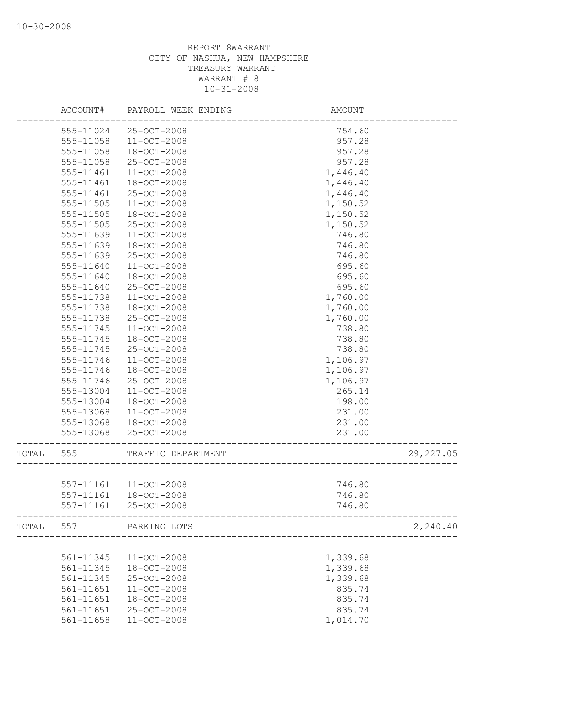REPORT 8WARRANT
CITY OF NASHUA, NEW HAMPSHIRE
TREASURY WARRANT
WARRANT # 8
10-31-2008

| | ACCOUNT# | PAYROLL WEEK ENDING | AMOUNT | |
|---|---|---|---|---|
| | 555-11024 | 25-OCT-2008 | 754.60 | |
| | 555-11058 | 11-OCT-2008 | 957.28 | |
| | 555-11058 | 18-OCT-2008 | 957.28 | |
| | 555-11058 | 25-OCT-2008 | 957.28 | |
| | 555-11461 | 11-OCT-2008 | 1,446.40 | |
| | 555-11461 | 18-OCT-2008 | 1,446.40 | |
| | 555-11461 | 25-OCT-2008 | 1,446.40 | |
| | 555-11505 | 11-OCT-2008 | 1,150.52 | |
| | 555-11505 | 18-OCT-2008 | 1,150.52 | |
| | 555-11505 | 25-OCT-2008 | 1,150.52 | |
| | 555-11639 | 11-OCT-2008 | 746.80 | |
| | 555-11639 | 18-OCT-2008 | 746.80 | |
| | 555-11639 | 25-OCT-2008 | 746.80 | |
| | 555-11640 | 11-OCT-2008 | 695.60 | |
| | 555-11640 | 18-OCT-2008 | 695.60 | |
| | 555-11640 | 25-OCT-2008 | 695.60 | |
| | 555-11738 | 11-OCT-2008 | 1,760.00 | |
| | 555-11738 | 18-OCT-2008 | 1,760.00 | |
| | 555-11738 | 25-OCT-2008 | 1,760.00 | |
| | 555-11745 | 11-OCT-2008 | 738.80 | |
| | 555-11745 | 18-OCT-2008 | 738.80 | |
| | 555-11745 | 25-OCT-2008 | 738.80 | |
| | 555-11746 | 11-OCT-2008 | 1,106.97 | |
| | 555-11746 | 18-OCT-2008 | 1,106.97 | |
| | 555-11746 | 25-OCT-2008 | 1,106.97 | |
| | 555-13004 | 11-OCT-2008 | 265.14 | |
| | 555-13004 | 18-OCT-2008 | 198.00 | |
| | 555-13068 | 11-OCT-2008 | 231.00 | |
| | 555-13068 | 18-OCT-2008 | 231.00 | |
| | 555-13068 | 25-OCT-2008 | 231.00 | |
| TOTAL | 555 | TRAFFIC DEPARTMENT | | 29,227.05 |
| | 557-11161 | 11-OCT-2008 | 746.80 | |
| | 557-11161 | 18-OCT-2008 | 746.80 | |
| | 557-11161 | 25-OCT-2008 | 746.80 | |
| TOTAL | 557 | PARKING LOTS | | 2,240.40 |
| | 561-11345 | 11-OCT-2008 | 1,339.68 | |
| | 561-11345 | 18-OCT-2008 | 1,339.68 | |
| | 561-11345 | 25-OCT-2008 | 1,339.68 | |
| | 561-11651 | 11-OCT-2008 | 835.74 | |
| | 561-11651 | 18-OCT-2008 | 835.74 | |
| | 561-11651 | 25-OCT-2008 | 835.74 | |
| | 561-11658 | 11-OCT-2008 | 1,014.70 | |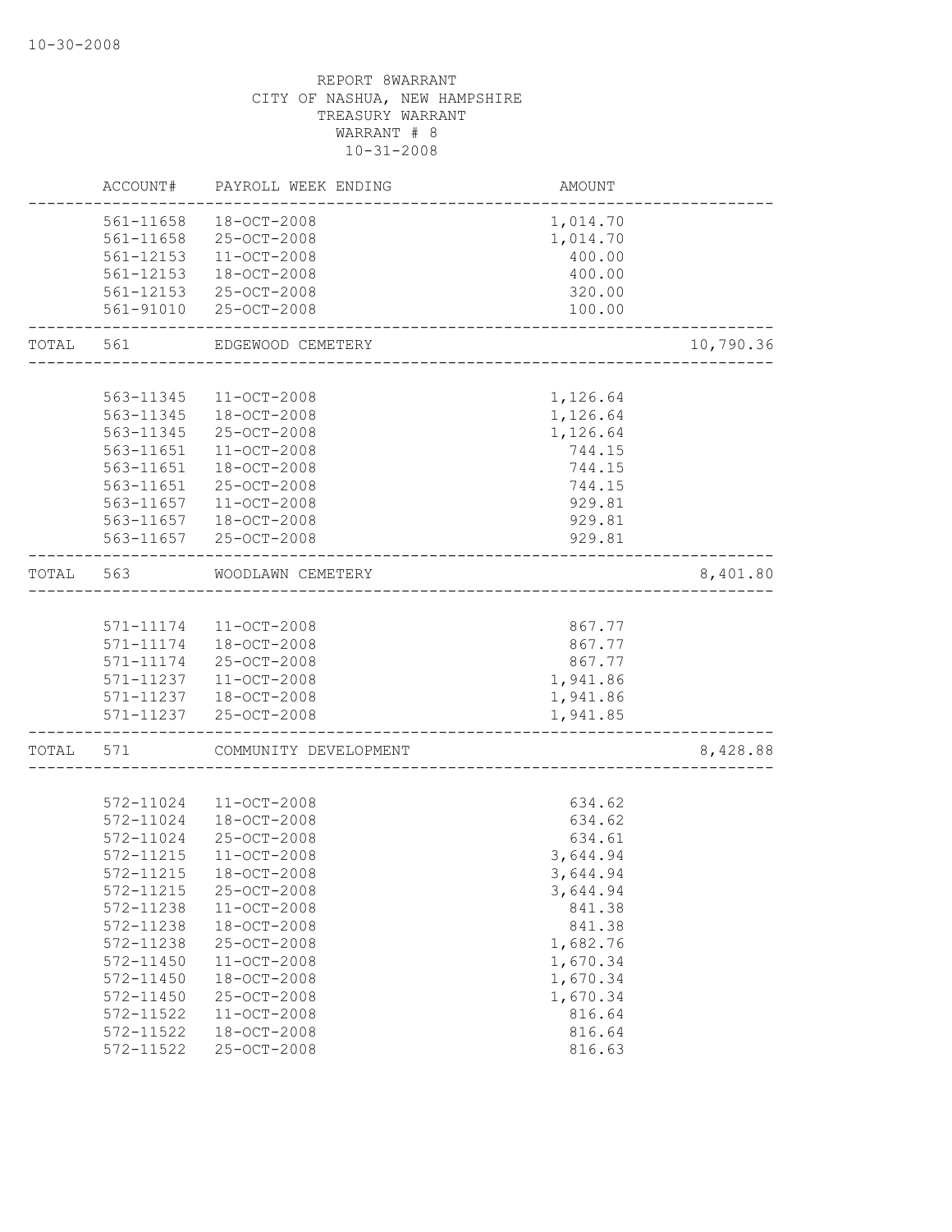REPORT 8WARRANT
CITY OF NASHUA, NEW HAMPSHIRE
TREASURY WARRANT
WARRANT # 8
10-31-2008

| | ACCOUNT# | PAYROLL WEEK ENDING | AMOUNT | |
|---|---|---|---|---|
| | 561-11658 | 18-OCT-2008 | 1,014.70 | |
| | 561-11658 | 25-OCT-2008 | 1,014.70 | |
| | 561-12153 | 11-OCT-2008 | 400.00 | |
| | 561-12153 | 18-OCT-2008 | 400.00 | |
| | 561-12153 | 25-OCT-2008 | 320.00 | |
| | 561-91010 | 25-OCT-2008 | 100.00 | |
| TOTAL | 561 | EDGEWOOD CEMETERY | | 10,790.36 |
| | 563-11345 | 11-OCT-2008 | 1,126.64 | |
| | 563-11345 | 18-OCT-2008 | 1,126.64 | |
| | 563-11345 | 25-OCT-2008 | 1,126.64 | |
| | 563-11651 | 11-OCT-2008 | 744.15 | |
| | 563-11651 | 18-OCT-2008 | 744.15 | |
| | 563-11651 | 25-OCT-2008 | 744.15 | |
| | 563-11657 | 11-OCT-2008 | 929.81 | |
| | 563-11657 | 18-OCT-2008 | 929.81 | |
| | 563-11657 | 25-OCT-2008 | 929.81 | |
| TOTAL | 563 | WOODLAWN CEMETERY | | 8,401.80 |
| | 571-11174 | 11-OCT-2008 | 867.77 | |
| | 571-11174 | 18-OCT-2008 | 867.77 | |
| | 571-11174 | 25-OCT-2008 | 867.77 | |
| | 571-11237 | 11-OCT-2008 | 1,941.86 | |
| | 571-11237 | 18-OCT-2008 | 1,941.86 | |
| | 571-11237 | 25-OCT-2008 | 1,941.85 | |
| TOTAL | 571 | COMMUNITY DEVELOPMENT | | 8,428.88 |
| | 572-11024 | 11-OCT-2008 | 634.62 | |
| | 572-11024 | 18-OCT-2008 | 634.62 | |
| | 572-11024 | 25-OCT-2008 | 634.61 | |
| | 572-11215 | 11-OCT-2008 | 3,644.94 | |
| | 572-11215 | 18-OCT-2008 | 3,644.94 | |
| | 572-11215 | 25-OCT-2008 | 3,644.94 | |
| | 572-11238 | 11-OCT-2008 | 841.38 | |
| | 572-11238 | 18-OCT-2008 | 841.38 | |
| | 572-11238 | 25-OCT-2008 | 1,682.76 | |
| | 572-11450 | 11-OCT-2008 | 1,670.34 | |
| | 572-11450 | 18-OCT-2008 | 1,670.34 | |
| | 572-11450 | 25-OCT-2008 | 1,670.34 | |
| | 572-11522 | 11-OCT-2008 | 816.64 | |
| | 572-11522 | 18-OCT-2008 | 816.64 | |
| | 572-11522 | 25-OCT-2008 | 816.63 | |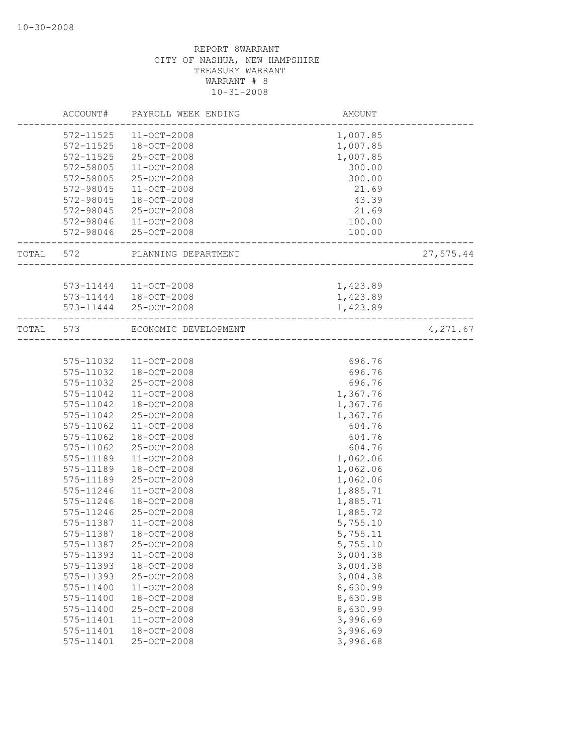REPORT 8WARRANT
CITY OF NASHUA, NEW HAMPSHIRE
TREASURY WARRANT
WARRANT # 8
10-31-2008

| | ACCOUNT# | PAYROLL WEEK ENDING | AMOUNT | |
|---|---|---|---|---|
| | 572-11525 | 11-OCT-2008 | 1,007.85 | |
| | 572-11525 | 18-OCT-2008 | 1,007.85 | |
| | 572-11525 | 25-OCT-2008 | 1,007.85 | |
| | 572-58005 | 11-OCT-2008 | 300.00 | |
| | 572-58005 | 25-OCT-2008 | 300.00 | |
| | 572-98045 | 11-OCT-2008 | 21.69 | |
| | 572-98045 | 18-OCT-2008 | 43.39 | |
| | 572-98045 | 25-OCT-2008 | 21.69 | |
| | 572-98046 | 11-OCT-2008 | 100.00 | |
| | 572-98046 | 25-OCT-2008 | 100.00 | |
| TOTAL | 572 | PLANNING DEPARTMENT | | 27,575.44 |
| | 573-11444 | 11-OCT-2008 | 1,423.89 | |
| | 573-11444 | 18-OCT-2008 | 1,423.89 | |
| | 573-11444 | 25-OCT-2008 | 1,423.89 | |
| TOTAL | 573 | ECONOMIC DEVELOPMENT | | 4,271.67 |
| | 575-11032 | 11-OCT-2008 | 696.76 | |
| | 575-11032 | 18-OCT-2008 | 696.76 | |
| | 575-11032 | 25-OCT-2008 | 696.76 | |
| | 575-11042 | 11-OCT-2008 | 1,367.76 | |
| | 575-11042 | 18-OCT-2008 | 1,367.76 | |
| | 575-11042 | 25-OCT-2008 | 1,367.76 | |
| | 575-11062 | 11-OCT-2008 | 604.76 | |
| | 575-11062 | 18-OCT-2008 | 604.76 | |
| | 575-11062 | 25-OCT-2008 | 604.76 | |
| | 575-11189 | 11-OCT-2008 | 1,062.06 | |
| | 575-11189 | 18-OCT-2008 | 1,062.06 | |
| | 575-11189 | 25-OCT-2008 | 1,062.06 | |
| | 575-11246 | 11-OCT-2008 | 1,885.71 | |
| | 575-11246 | 18-OCT-2008 | 1,885.71 | |
| | 575-11246 | 25-OCT-2008 | 1,885.72 | |
| | 575-11387 | 11-OCT-2008 | 5,755.10 | |
| | 575-11387 | 18-OCT-2008 | 5,755.11 | |
| | 575-11387 | 25-OCT-2008 | 5,755.10 | |
| | 575-11393 | 11-OCT-2008 | 3,004.38 | |
| | 575-11393 | 18-OCT-2008 | 3,004.38 | |
| | 575-11393 | 25-OCT-2008 | 3,004.38 | |
| | 575-11400 | 11-OCT-2008 | 8,630.99 | |
| | 575-11400 | 18-OCT-2008 | 8,630.98 | |
| | 575-11400 | 25-OCT-2008 | 8,630.99 | |
| | 575-11401 | 11-OCT-2008 | 3,996.69 | |
| | 575-11401 | 18-OCT-2008 | 3,996.69 | |
| | 575-11401 | 25-OCT-2008 | 3,996.68 | |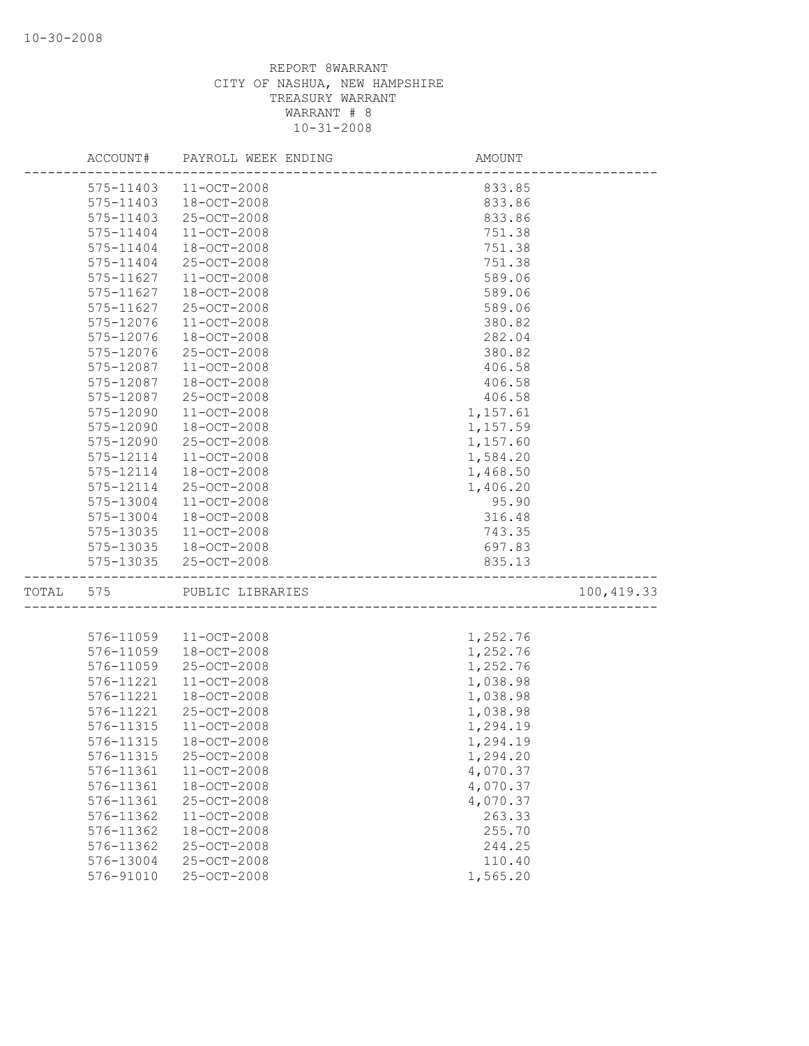REPORT 8WARRANT
CITY OF NASHUA, NEW HAMPSHIRE
TREASURY WARRANT
WARRANT # 8
10-31-2008

| ACCOUNT# | PAYROLL WEEK ENDING | AMOUNT | |
|---|---|---|---|
| 575-11403 | 11-OCT-2008 | 833.85 | |
| 575-11403 | 18-OCT-2008 | 833.86 | |
| 575-11403 | 25-OCT-2008 | 833.86 | |
| 575-11404 | 11-OCT-2008 | 751.38 | |
| 575-11404 | 18-OCT-2008 | 751.38 | |
| 575-11404 | 25-OCT-2008 | 751.38 | |
| 575-11627 | 11-OCT-2008 | 589.06 | |
| 575-11627 | 18-OCT-2008 | 589.06 | |
| 575-11627 | 25-OCT-2008 | 589.06 | |
| 575-12076 | 11-OCT-2008 | 380.82 | |
| 575-12076 | 18-OCT-2008 | 282.04 | |
| 575-12076 | 25-OCT-2008 | 380.82 | |
| 575-12087 | 11-OCT-2008 | 406.58 | |
| 575-12087 | 18-OCT-2008 | 406.58 | |
| 575-12087 | 25-OCT-2008 | 406.58 | |
| 575-12090 | 11-OCT-2008 | 1,157.61 | |
| 575-12090 | 18-OCT-2008 | 1,157.59 | |
| 575-12090 | 25-OCT-2008 | 1,157.60 | |
| 575-12114 | 11-OCT-2008 | 1,584.20 | |
| 575-12114 | 18-OCT-2008 | 1,468.50 | |
| 575-12114 | 25-OCT-2008 | 1,406.20 | |
| 575-13004 | 11-OCT-2008 | 95.90 | |
| 575-13004 | 18-OCT-2008 | 316.48 | |
| 575-13035 | 11-OCT-2008 | 743.35 | |
| 575-13035 | 18-OCT-2008 | 697.83 | |
| 575-13035 | 25-OCT-2008 | 835.13 | |
| TOTAL 575 | PUBLIC LIBRARIES | | 100,419.33 |
| 576-11059 | 11-OCT-2008 | 1,252.76 | |
| 576-11059 | 18-OCT-2008 | 1,252.76 | |
| 576-11059 | 25-OCT-2008 | 1,252.76 | |
| 576-11221 | 11-OCT-2008 | 1,038.98 | |
| 576-11221 | 18-OCT-2008 | 1,038.98 | |
| 576-11221 | 25-OCT-2008 | 1,038.98 | |
| 576-11315 | 11-OCT-2008 | 1,294.19 | |
| 576-11315 | 18-OCT-2008 | 1,294.19 | |
| 576-11315 | 25-OCT-2008 | 1,294.20 | |
| 576-11361 | 11-OCT-2008 | 4,070.37 | |
| 576-11361 | 18-OCT-2008 | 4,070.37 | |
| 576-11361 | 25-OCT-2008 | 4,070.37 | |
| 576-11362 | 11-OCT-2008 | 263.33 | |
| 576-11362 | 18-OCT-2008 | 255.70 | |
| 576-11362 | 25-OCT-2008 | 244.25 | |
| 576-13004 | 25-OCT-2008 | 110.40 | |
| 576-91010 | 25-OCT-2008 | 1,565.20 | |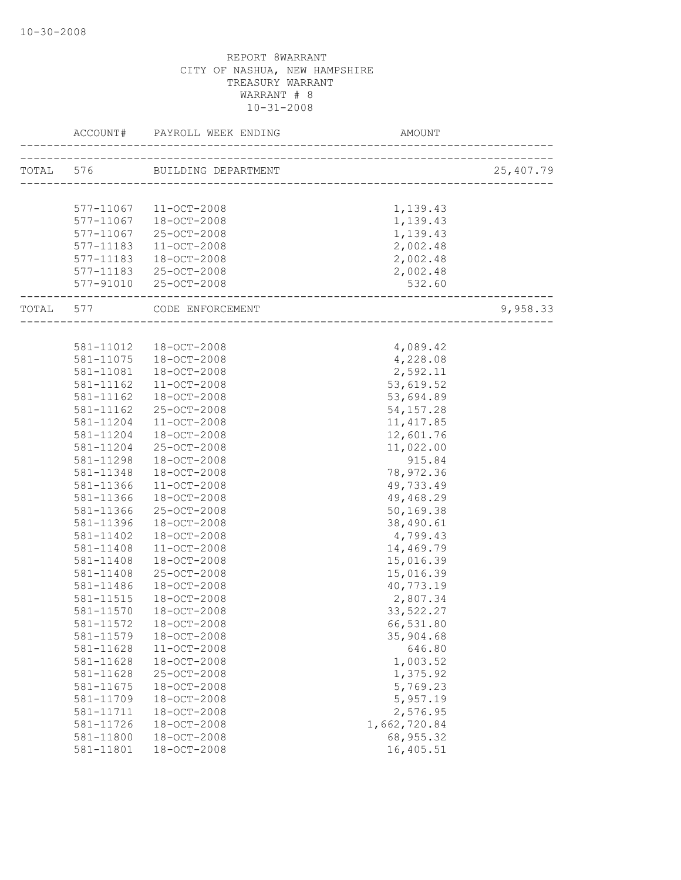REPORT 8WARRANT
CITY OF NASHUA, NEW HAMPSHIRE
TREASURY WARRANT
WARRANT # 8
10-31-2008

| | ACCOUNT# | PAYROLL WEEK ENDING | AMOUNT | |
|---|---|---|---|---|
| TOTAL | 576 | BUILDING DEPARTMENT | | 25,407.79 |
| | 577-11067 | 11-OCT-2008 | 1,139.43 | |
| | 577-11067 | 18-OCT-2008 | 1,139.43 | |
| | 577-11067 | 25-OCT-2008 | 1,139.43 | |
| | 577-11183 | 11-OCT-2008 | 2,002.48 | |
| | 577-11183 | 18-OCT-2008 | 2,002.48 | |
| | 577-11183 | 25-OCT-2008 | 2,002.48 | |
| | 577-91010 | 25-OCT-2008 | 532.60 | |
| TOTAL | 577 | CODE ENFORCEMENT | | 9,958.33 |
| | 581-11012 | 18-OCT-2008 | 4,089.42 | |
| | 581-11075 | 18-OCT-2008 | 4,228.08 | |
| | 581-11081 | 18-OCT-2008 | 2,592.11 | |
| | 581-11162 | 11-OCT-2008 | 53,619.52 | |
| | 581-11162 | 18-OCT-2008 | 53,694.89 | |
| | 581-11162 | 25-OCT-2008 | 54,157.28 | |
| | 581-11204 | 11-OCT-2008 | 11,417.85 | |
| | 581-11204 | 18-OCT-2008 | 12,601.76 | |
| | 581-11204 | 25-OCT-2008 | 11,022.00 | |
| | 581-11298 | 18-OCT-2008 | 915.84 | |
| | 581-11348 | 18-OCT-2008 | 78,972.36 | |
| | 581-11366 | 11-OCT-2008 | 49,733.49 | |
| | 581-11366 | 18-OCT-2008 | 49,468.29 | |
| | 581-11366 | 25-OCT-2008 | 50,169.38 | |
| | 581-11396 | 18-OCT-2008 | 38,490.61 | |
| | 581-11402 | 18-OCT-2008 | 4,799.43 | |
| | 581-11408 | 11-OCT-2008 | 14,469.79 | |
| | 581-11408 | 18-OCT-2008 | 15,016.39 | |
| | 581-11408 | 25-OCT-2008 | 15,016.39 | |
| | 581-11486 | 18-OCT-2008 | 40,773.19 | |
| | 581-11515 | 18-OCT-2008 | 2,807.34 | |
| | 581-11570 | 18-OCT-2008 | 33,522.27 | |
| | 581-11572 | 18-OCT-2008 | 66,531.80 | |
| | 581-11579 | 18-OCT-2008 | 35,904.68 | |
| | 581-11628 | 11-OCT-2008 | 646.80 | |
| | 581-11628 | 18-OCT-2008 | 1,003.52 | |
| | 581-11628 | 25-OCT-2008 | 1,375.92 | |
| | 581-11675 | 18-OCT-2008 | 5,769.23 | |
| | 581-11709 | 18-OCT-2008 | 5,957.19 | |
| | 581-11711 | 18-OCT-2008 | 2,576.95 | |
| | 581-11726 | 18-OCT-2008 | 1,662,720.84 | |
| | 581-11800 | 18-OCT-2008 | 68,955.32 | |
| | 581-11801 | 18-OCT-2008 | 16,405.51 | |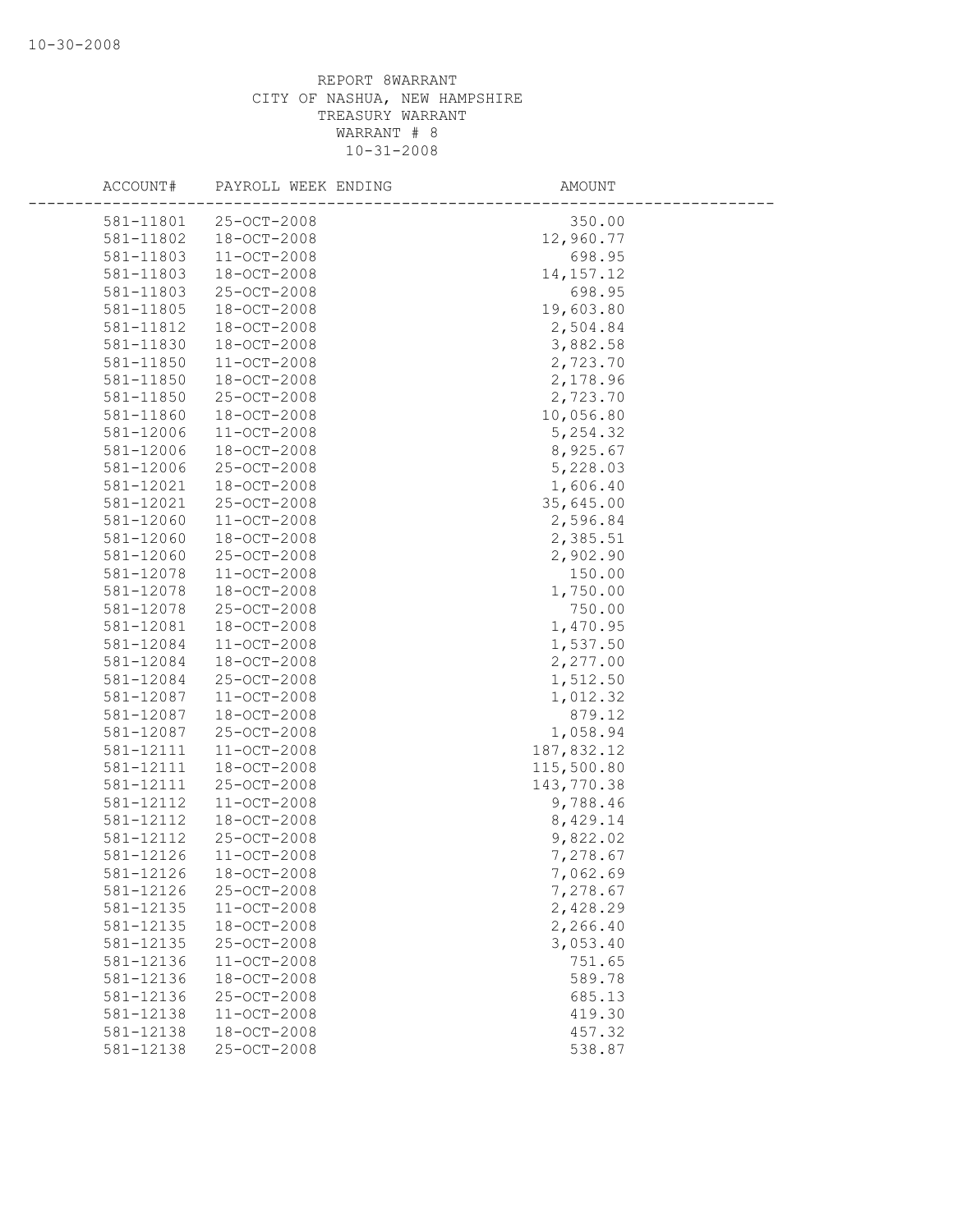REPORT 8WARRANT
CITY OF NASHUA, NEW HAMPSHIRE
TREASURY WARRANT
WARRANT # 8
10-31-2008

| ACCOUNT# | PAYROLL WEEK ENDING | AMOUNT |
|---|---|---|
| 581-11801 | 25-OCT-2008 | 350.00 |
| 581-11802 | 18-OCT-2008 | 12,960.77 |
| 581-11803 | 11-OCT-2008 | 698.95 |
| 581-11803 | 18-OCT-2008 | 14,157.12 |
| 581-11803 | 25-OCT-2008 | 698.95 |
| 581-11805 | 18-OCT-2008 | 19,603.80 |
| 581-11812 | 18-OCT-2008 | 2,504.84 |
| 581-11830 | 18-OCT-2008 | 3,882.58 |
| 581-11850 | 11-OCT-2008 | 2,723.70 |
| 581-11850 | 18-OCT-2008 | 2,178.96 |
| 581-11850 | 25-OCT-2008 | 2,723.70 |
| 581-11860 | 18-OCT-2008 | 10,056.80 |
| 581-12006 | 11-OCT-2008 | 5,254.32 |
| 581-12006 | 18-OCT-2008 | 8,925.67 |
| 581-12006 | 25-OCT-2008 | 5,228.03 |
| 581-12021 | 18-OCT-2008 | 1,606.40 |
| 581-12021 | 25-OCT-2008 | 35,645.00 |
| 581-12060 | 11-OCT-2008 | 2,596.84 |
| 581-12060 | 18-OCT-2008 | 2,385.51 |
| 581-12060 | 25-OCT-2008 | 2,902.90 |
| 581-12078 | 11-OCT-2008 | 150.00 |
| 581-12078 | 18-OCT-2008 | 1,750.00 |
| 581-12078 | 25-OCT-2008 | 750.00 |
| 581-12081 | 18-OCT-2008 | 1,470.95 |
| 581-12084 | 11-OCT-2008 | 1,537.50 |
| 581-12084 | 18-OCT-2008 | 2,277.00 |
| 581-12084 | 25-OCT-2008 | 1,512.50 |
| 581-12087 | 11-OCT-2008 | 1,012.32 |
| 581-12087 | 18-OCT-2008 | 879.12 |
| 581-12087 | 25-OCT-2008 | 1,058.94 |
| 581-12111 | 11-OCT-2008 | 187,832.12 |
| 581-12111 | 18-OCT-2008 | 115,500.80 |
| 581-12111 | 25-OCT-2008 | 143,770.38 |
| 581-12112 | 11-OCT-2008 | 9,788.46 |
| 581-12112 | 18-OCT-2008 | 8,429.14 |
| 581-12112 | 25-OCT-2008 | 9,822.02 |
| 581-12126 | 11-OCT-2008 | 7,278.67 |
| 581-12126 | 18-OCT-2008 | 7,062.69 |
| 581-12126 | 25-OCT-2008 | 7,278.67 |
| 581-12135 | 11-OCT-2008 | 2,428.29 |
| 581-12135 | 18-OCT-2008 | 2,266.40 |
| 581-12135 | 25-OCT-2008 | 3,053.40 |
| 581-12136 | 11-OCT-2008 | 751.65 |
| 581-12136 | 18-OCT-2008 | 589.78 |
| 581-12136 | 25-OCT-2008 | 685.13 |
| 581-12138 | 11-OCT-2008 | 419.30 |
| 581-12138 | 18-OCT-2008 | 457.32 |
| 581-12138 | 25-OCT-2008 | 538.87 |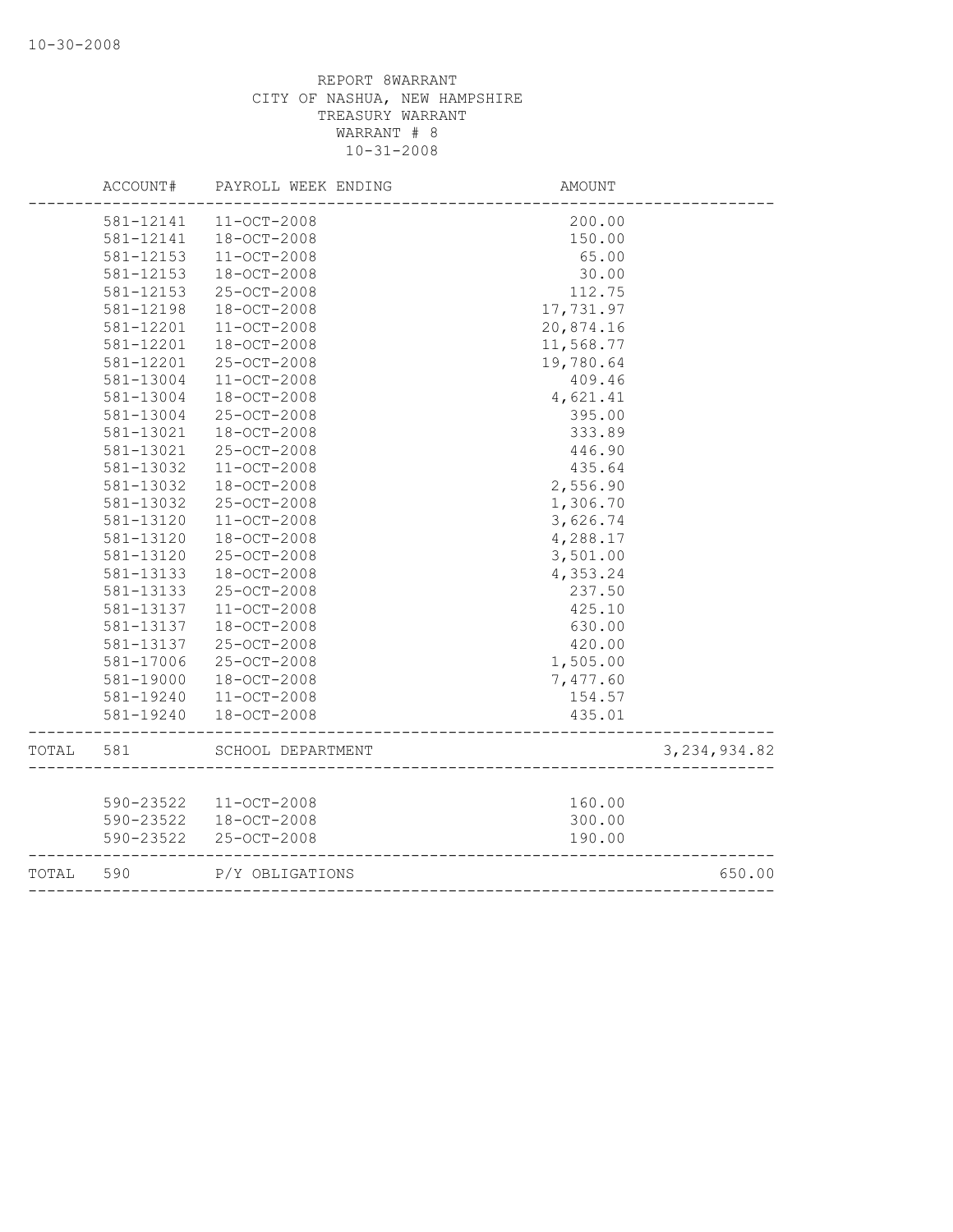REPORT 8WARRANT
CITY OF NASHUA, NEW HAMPSHIRE
TREASURY WARRANT
WARRANT # 8
10-31-2008

| | ACCOUNT# | PAYROLL WEEK ENDING | AMOUNT | |
|---|---|---|---|---|
| | 581-12141 | 11-OCT-2008 | 200.00 | |
| | 581-12141 | 18-OCT-2008 | 150.00 | |
| | 581-12153 | 11-OCT-2008 | 65.00 | |
| | 581-12153 | 18-OCT-2008 | 30.00 | |
| | 581-12153 | 25-OCT-2008 | 112.75 | |
| | 581-12198 | 18-OCT-2008 | 17,731.97 | |
| | 581-12201 | 11-OCT-2008 | 20,874.16 | |
| | 581-12201 | 18-OCT-2008 | 11,568.77 | |
| | 581-12201 | 25-OCT-2008 | 19,780.64 | |
| | 581-13004 | 11-OCT-2008 | 409.46 | |
| | 581-13004 | 18-OCT-2008 | 4,621.41 | |
| | 581-13004 | 25-OCT-2008 | 395.00 | |
| | 581-13021 | 18-OCT-2008 | 333.89 | |
| | 581-13021 | 25-OCT-2008 | 446.90 | |
| | 581-13032 | 11-OCT-2008 | 435.64 | |
| | 581-13032 | 18-OCT-2008 | 2,556.90 | |
| | 581-13032 | 25-OCT-2008 | 1,306.70 | |
| | 581-13120 | 11-OCT-2008 | 3,626.74 | |
| | 581-13120 | 18-OCT-2008 | 4,288.17 | |
| | 581-13120 | 25-OCT-2008 | 3,501.00 | |
| | 581-13133 | 18-OCT-2008 | 4,353.24 | |
| | 581-13133 | 25-OCT-2008 | 237.50 | |
| | 581-13137 | 11-OCT-2008 | 425.10 | |
| | 581-13137 | 18-OCT-2008 | 630.00 | |
| | 581-13137 | 25-OCT-2008 | 420.00 | |
| | 581-17006 | 25-OCT-2008 | 1,505.00 | |
| | 581-19000 | 18-OCT-2008 | 7,477.60 | |
| | 581-19240 | 11-OCT-2008 | 154.57 | |
| | 581-19240 | 18-OCT-2008 | 435.01 | |
| TOTAL | 581 | SCHOOL DEPARTMENT | | 3,234,934.82 |
| | 590-23522 | 11-OCT-2008 | 160.00 | |
| | 590-23522 | 18-OCT-2008 | 300.00 | |
| | 590-23522 | 25-OCT-2008 | 190.00 | |
| TOTAL | 590 | P/Y OBLIGATIONS | | 650.00 |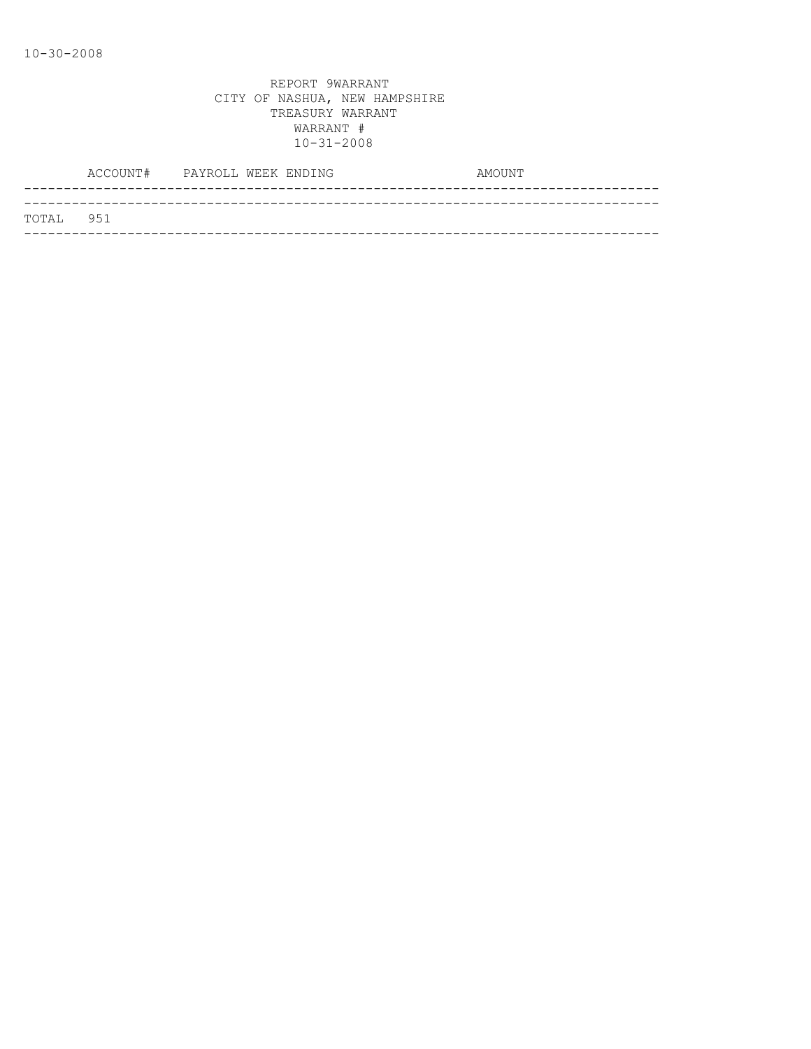10-30-2008

REPORT 9WARRANT
CITY OF NASHUA, NEW HAMPSHIRE
TREASURY WARRANT
WARRANT #
10-31-2008

| ACCOUNT# | PAYROLL WEEK ENDING | AMOUNT |
|---|---|---|
| TOTAL 951 | | |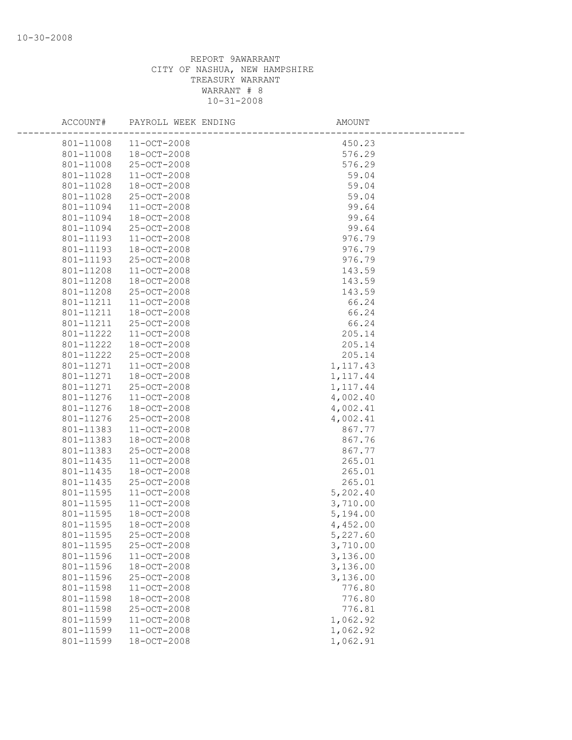REPORT 9AWARRANT
CITY OF NASHUA, NEW HAMPSHIRE
TREASURY WARRANT
WARRANT # 8
10-31-2008

| ACCOUNT# | PAYROLL WEEK ENDING | AMOUNT |
|---|---|---|
| 801-11008 | 11-OCT-2008 | 450.23 |
| 801-11008 | 18-OCT-2008 | 576.29 |
| 801-11008 | 25-OCT-2008 | 576.29 |
| 801-11028 | 11-OCT-2008 | 59.04 |
| 801-11028 | 18-OCT-2008 | 59.04 |
| 801-11028 | 25-OCT-2008 | 59.04 |
| 801-11094 | 11-OCT-2008 | 99.64 |
| 801-11094 | 18-OCT-2008 | 99.64 |
| 801-11094 | 25-OCT-2008 | 99.64 |
| 801-11193 | 11-OCT-2008 | 976.79 |
| 801-11193 | 18-OCT-2008 | 976.79 |
| 801-11193 | 25-OCT-2008 | 976.79 |
| 801-11208 | 11-OCT-2008 | 143.59 |
| 801-11208 | 18-OCT-2008 | 143.59 |
| 801-11208 | 25-OCT-2008 | 143.59 |
| 801-11211 | 11-OCT-2008 | 66.24 |
| 801-11211 | 18-OCT-2008 | 66.24 |
| 801-11211 | 25-OCT-2008 | 66.24 |
| 801-11222 | 11-OCT-2008 | 205.14 |
| 801-11222 | 18-OCT-2008 | 205.14 |
| 801-11222 | 25-OCT-2008 | 205.14 |
| 801-11271 | 11-OCT-2008 | 1,117.43 |
| 801-11271 | 18-OCT-2008 | 1,117.44 |
| 801-11271 | 25-OCT-2008 | 1,117.44 |
| 801-11276 | 11-OCT-2008 | 4,002.40 |
| 801-11276 | 18-OCT-2008 | 4,002.41 |
| 801-11276 | 25-OCT-2008 | 4,002.41 |
| 801-11383 | 11-OCT-2008 | 867.77 |
| 801-11383 | 18-OCT-2008 | 867.76 |
| 801-11383 | 25-OCT-2008 | 867.77 |
| 801-11435 | 11-OCT-2008 | 265.01 |
| 801-11435 | 18-OCT-2008 | 265.01 |
| 801-11435 | 25-OCT-2008 | 265.01 |
| 801-11595 | 11-OCT-2008 | 5,202.40 |
| 801-11595 | 11-OCT-2008 | 3,710.00 |
| 801-11595 | 18-OCT-2008 | 5,194.00 |
| 801-11595 | 18-OCT-2008 | 4,452.00 |
| 801-11595 | 25-OCT-2008 | 5,227.60 |
| 801-11595 | 25-OCT-2008 | 3,710.00 |
| 801-11596 | 11-OCT-2008 | 3,136.00 |
| 801-11596 | 18-OCT-2008 | 3,136.00 |
| 801-11596 | 25-OCT-2008 | 3,136.00 |
| 801-11598 | 11-OCT-2008 | 776.80 |
| 801-11598 | 18-OCT-2008 | 776.80 |
| 801-11598 | 25-OCT-2008 | 776.81 |
| 801-11599 | 11-OCT-2008 | 1,062.92 |
| 801-11599 | 11-OCT-2008 | 1,062.92 |
| 801-11599 | 18-OCT-2008 | 1,062.91 |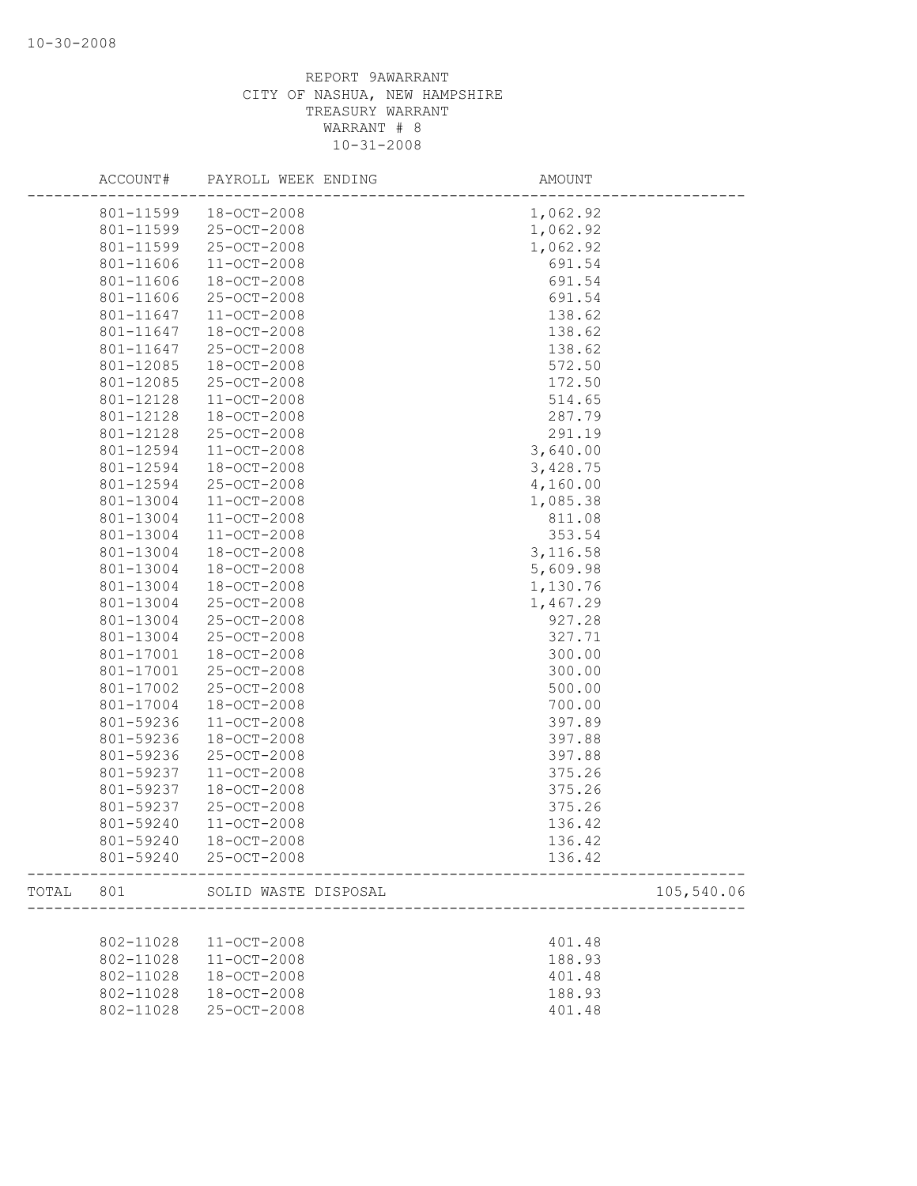REPORT 9AWARRANT
CITY OF NASHUA, NEW HAMPSHIRE
TREASURY WARRANT
WARRANT # 8
10-31-2008

| ACCOUNT# | PAYROLL WEEK ENDING | AMOUNT | |
|---|---|---|---|
| 801-11599 | 18-OCT-2008 | 1,062.92 | |
| 801-11599 | 25-OCT-2008 | 1,062.92 | |
| 801-11599 | 25-OCT-2008 | 1,062.92 | |
| 801-11606 | 11-OCT-2008 | 691.54 | |
| 801-11606 | 18-OCT-2008 | 691.54 | |
| 801-11606 | 25-OCT-2008 | 691.54 | |
| 801-11647 | 11-OCT-2008 | 138.62 | |
| 801-11647 | 18-OCT-2008 | 138.62 | |
| 801-11647 | 25-OCT-2008 | 138.62 | |
| 801-12085 | 18-OCT-2008 | 572.50 | |
| 801-12085 | 25-OCT-2008 | 172.50 | |
| 801-12128 | 11-OCT-2008 | 514.65 | |
| 801-12128 | 18-OCT-2008 | 287.79 | |
| 801-12128 | 25-OCT-2008 | 291.19 | |
| 801-12594 | 11-OCT-2008 | 3,640.00 | |
| 801-12594 | 18-OCT-2008 | 3,428.75 | |
| 801-12594 | 25-OCT-2008 | 4,160.00 | |
| 801-13004 | 11-OCT-2008 | 1,085.38 | |
| 801-13004 | 11-OCT-2008 | 811.08 | |
| 801-13004 | 11-OCT-2008 | 353.54 | |
| 801-13004 | 18-OCT-2008 | 3,116.58 | |
| 801-13004 | 18-OCT-2008 | 5,609.98 | |
| 801-13004 | 18-OCT-2008 | 1,130.76 | |
| 801-13004 | 25-OCT-2008 | 1,467.29 | |
| 801-13004 | 25-OCT-2008 | 927.28 | |
| 801-13004 | 25-OCT-2008 | 327.71 | |
| 801-17001 | 18-OCT-2008 | 300.00 | |
| 801-17001 | 25-OCT-2008 | 300.00 | |
| 801-17002 | 25-OCT-2008 | 500.00 | |
| 801-17004 | 18-OCT-2008 | 700.00 | |
| 801-59236 | 11-OCT-2008 | 397.89 | |
| 801-59236 | 18-OCT-2008 | 397.88 | |
| 801-59236 | 25-OCT-2008 | 397.88 | |
| 801-59237 | 11-OCT-2008 | 375.26 | |
| 801-59237 | 18-OCT-2008 | 375.26 | |
| 801-59237 | 25-OCT-2008 | 375.26 | |
| 801-59240 | 11-OCT-2008 | 136.42 | |
| 801-59240 | 18-OCT-2008 | 136.42 | |
| 801-59240 | 25-OCT-2008 | 136.42 | |
| TOTAL 801 | SOLID WASTE DISPOSAL | | 105,540.06 |
| 802-11028 | 11-OCT-2008 | 401.48 | |
| 802-11028 | 11-OCT-2008 | 188.93 | |
| 802-11028 | 18-OCT-2008 | 401.48 | |
| 802-11028 | 18-OCT-2008 | 188.93 | |
| 802-11028 | 25-OCT-2008 | 401.48 | |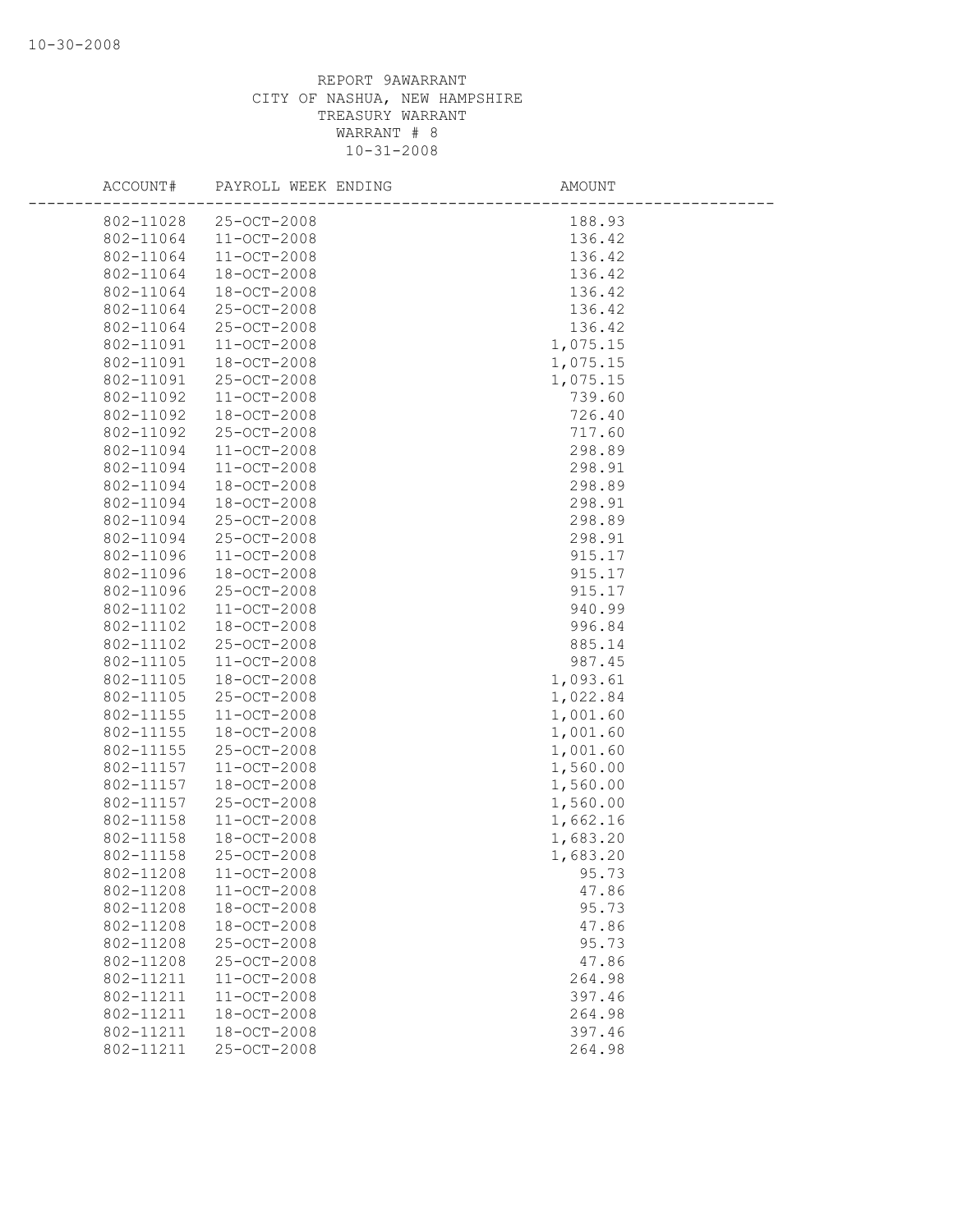REPORT 9AWARRANT
CITY OF NASHUA, NEW HAMPSHIRE
TREASURY WARRANT
WARRANT # 8
10-31-2008

| ACCOUNT# | PAYROLL WEEK ENDING | AMOUNT |
|---|---|---|
| 802-11028 | 25-OCT-2008 | 188.93 |
| 802-11064 | 11-OCT-2008 | 136.42 |
| 802-11064 | 11-OCT-2008 | 136.42 |
| 802-11064 | 18-OCT-2008 | 136.42 |
| 802-11064 | 18-OCT-2008 | 136.42 |
| 802-11064 | 25-OCT-2008 | 136.42 |
| 802-11064 | 25-OCT-2008 | 136.42 |
| 802-11091 | 11-OCT-2008 | 1,075.15 |
| 802-11091 | 18-OCT-2008 | 1,075.15 |
| 802-11091 | 25-OCT-2008 | 1,075.15 |
| 802-11092 | 11-OCT-2008 | 739.60 |
| 802-11092 | 18-OCT-2008 | 726.40 |
| 802-11092 | 25-OCT-2008 | 717.60 |
| 802-11094 | 11-OCT-2008 | 298.89 |
| 802-11094 | 11-OCT-2008 | 298.91 |
| 802-11094 | 18-OCT-2008 | 298.89 |
| 802-11094 | 18-OCT-2008 | 298.91 |
| 802-11094 | 25-OCT-2008 | 298.89 |
| 802-11094 | 25-OCT-2008 | 298.91 |
| 802-11096 | 11-OCT-2008 | 915.17 |
| 802-11096 | 18-OCT-2008 | 915.17 |
| 802-11096 | 25-OCT-2008 | 915.17 |
| 802-11102 | 11-OCT-2008 | 940.99 |
| 802-11102 | 18-OCT-2008 | 996.84 |
| 802-11102 | 25-OCT-2008 | 885.14 |
| 802-11105 | 11-OCT-2008 | 987.45 |
| 802-11105 | 18-OCT-2008 | 1,093.61 |
| 802-11105 | 25-OCT-2008 | 1,022.84 |
| 802-11155 | 11-OCT-2008 | 1,001.60 |
| 802-11155 | 18-OCT-2008 | 1,001.60 |
| 802-11155 | 25-OCT-2008 | 1,001.60 |
| 802-11157 | 11-OCT-2008 | 1,560.00 |
| 802-11157 | 18-OCT-2008 | 1,560.00 |
| 802-11157 | 25-OCT-2008 | 1,560.00 |
| 802-11158 | 11-OCT-2008 | 1,662.16 |
| 802-11158 | 18-OCT-2008 | 1,683.20 |
| 802-11158 | 25-OCT-2008 | 1,683.20 |
| 802-11208 | 11-OCT-2008 | 95.73 |
| 802-11208 | 11-OCT-2008 | 47.86 |
| 802-11208 | 18-OCT-2008 | 95.73 |
| 802-11208 | 18-OCT-2008 | 47.86 |
| 802-11208 | 25-OCT-2008 | 95.73 |
| 802-11208 | 25-OCT-2008 | 47.86 |
| 802-11211 | 11-OCT-2008 | 264.98 |
| 802-11211 | 11-OCT-2008 | 397.46 |
| 802-11211 | 18-OCT-2008 | 264.98 |
| 802-11211 | 18-OCT-2008 | 397.46 |
| 802-11211 | 25-OCT-2008 | 264.98 |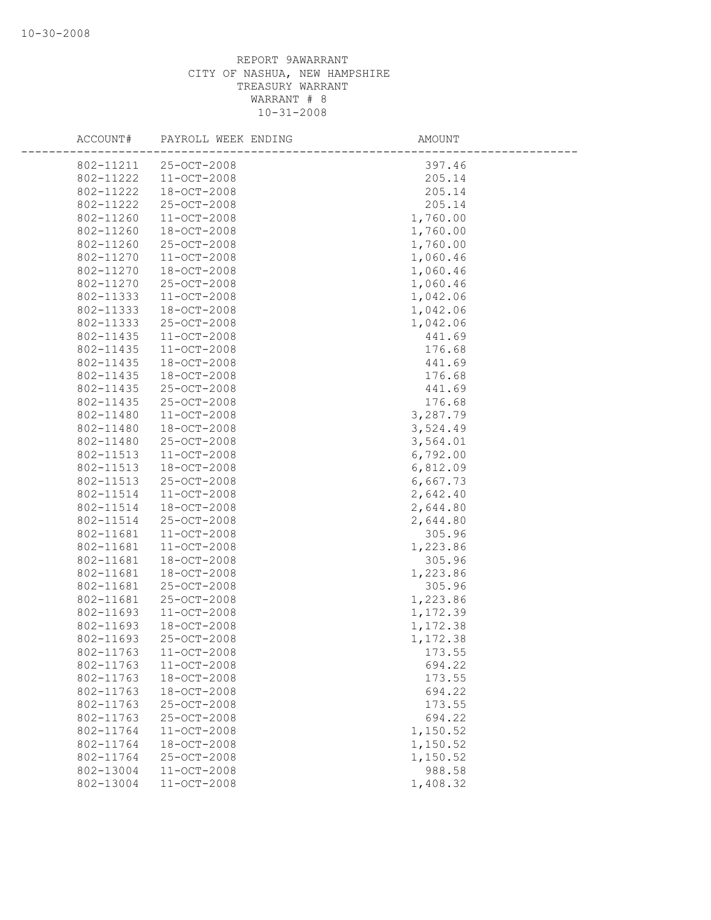REPORT 9AWARRANT
CITY OF NASHUA, NEW HAMPSHIRE
TREASURY WARRANT
WARRANT # 8
10-31-2008

| ACCOUNT# | PAYROLL WEEK ENDING | AMOUNT |
|---|---|---|
| 802-11211 | 25-OCT-2008 | 397.46 |
| 802-11222 | 11-OCT-2008 | 205.14 |
| 802-11222 | 18-OCT-2008 | 205.14 |
| 802-11222 | 25-OCT-2008 | 205.14 |
| 802-11260 | 11-OCT-2008 | 1,760.00 |
| 802-11260 | 18-OCT-2008 | 1,760.00 |
| 802-11260 | 25-OCT-2008 | 1,760.00 |
| 802-11270 | 11-OCT-2008 | 1,060.46 |
| 802-11270 | 18-OCT-2008 | 1,060.46 |
| 802-11270 | 25-OCT-2008 | 1,060.46 |
| 802-11333 | 11-OCT-2008 | 1,042.06 |
| 802-11333 | 18-OCT-2008 | 1,042.06 |
| 802-11333 | 25-OCT-2008 | 1,042.06 |
| 802-11435 | 11-OCT-2008 | 441.69 |
| 802-11435 | 11-OCT-2008 | 176.68 |
| 802-11435 | 18-OCT-2008 | 441.69 |
| 802-11435 | 18-OCT-2008 | 176.68 |
| 802-11435 | 25-OCT-2008 | 441.69 |
| 802-11435 | 25-OCT-2008 | 176.68 |
| 802-11480 | 11-OCT-2008 | 3,287.79 |
| 802-11480 | 18-OCT-2008 | 3,524.49 |
| 802-11480 | 25-OCT-2008 | 3,564.01 |
| 802-11513 | 11-OCT-2008 | 6,792.00 |
| 802-11513 | 18-OCT-2008 | 6,812.09 |
| 802-11513 | 25-OCT-2008 | 6,667.73 |
| 802-11514 | 11-OCT-2008 | 2,642.40 |
| 802-11514 | 18-OCT-2008 | 2,644.80 |
| 802-11514 | 25-OCT-2008 | 2,644.80 |
| 802-11681 | 11-OCT-2008 | 305.96 |
| 802-11681 | 11-OCT-2008 | 1,223.86 |
| 802-11681 | 18-OCT-2008 | 305.96 |
| 802-11681 | 18-OCT-2008 | 1,223.86 |
| 802-11681 | 25-OCT-2008 | 305.96 |
| 802-11681 | 25-OCT-2008 | 1,223.86 |
| 802-11693 | 11-OCT-2008 | 1,172.39 |
| 802-11693 | 18-OCT-2008 | 1,172.38 |
| 802-11693 | 25-OCT-2008 | 1,172.38 |
| 802-11763 | 11-OCT-2008 | 173.55 |
| 802-11763 | 11-OCT-2008 | 694.22 |
| 802-11763 | 18-OCT-2008 | 173.55 |
| 802-11763 | 18-OCT-2008 | 694.22 |
| 802-11763 | 25-OCT-2008 | 173.55 |
| 802-11763 | 25-OCT-2008 | 694.22 |
| 802-11764 | 11-OCT-2008 | 1,150.52 |
| 802-11764 | 18-OCT-2008 | 1,150.52 |
| 802-11764 | 25-OCT-2008 | 1,150.52 |
| 802-13004 | 11-OCT-2008 | 988.58 |
| 802-13004 | 11-OCT-2008 | 1,408.32 |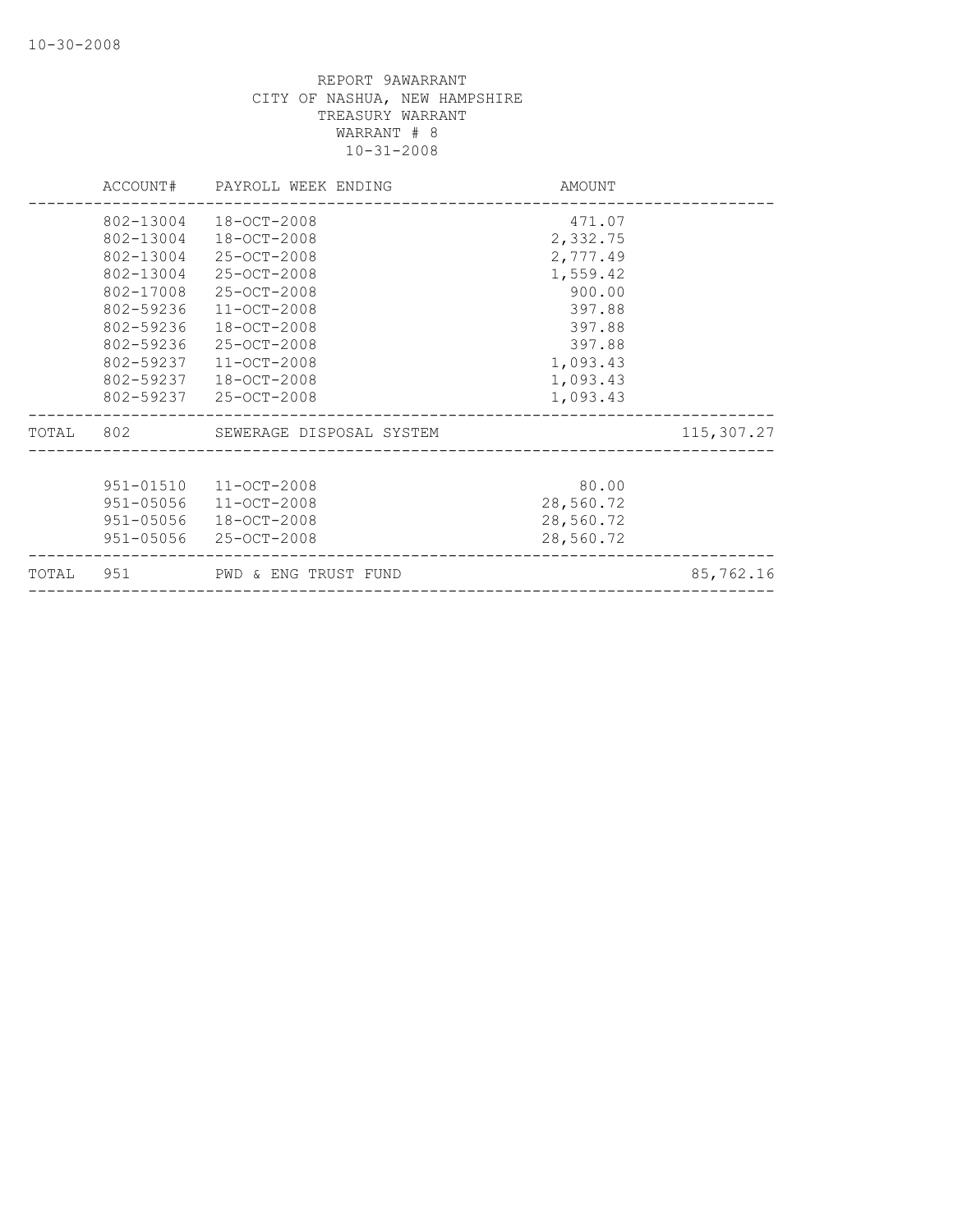REPORT 9AWARRANT
CITY OF NASHUA, NEW HAMPSHIRE
TREASURY WARRANT
WARRANT # 8
10-31-2008

| | ACCOUNT# | PAYROLL WEEK ENDING | AMOUNT | |
|---|---|---|---|---|
| | 802-13004 | 18-OCT-2008 | 471.07 | |
| | 802-13004 | 18-OCT-2008 | 2,332.75 | |
| | 802-13004 | 25-OCT-2008 | 2,777.49 | |
| | 802-13004 | 25-OCT-2008 | 1,559.42 | |
| | 802-17008 | 25-OCT-2008 | 900.00 | |
| | 802-59236 | 11-OCT-2008 | 397.88 | |
| | 802-59236 | 18-OCT-2008 | 397.88 | |
| | 802-59236 | 25-OCT-2008 | 397.88 | |
| | 802-59237 | 11-OCT-2008 | 1,093.43 | |
| | 802-59237 | 18-OCT-2008 | 1,093.43 | |
| | 802-59237 | 25-OCT-2008 | 1,093.43 | |
| TOTAL | 802 | SEWERAGE DISPOSAL SYSTEM | | 115,307.27 |
| | 951-01510 | 11-OCT-2008 | 80.00 | |
| | 951-05056 | 11-OCT-2008 | 28,560.72 | |
| | 951-05056 | 18-OCT-2008 | 28,560.72 | |
| | 951-05056 | 25-OCT-2008 | 28,560.72 | |
| TOTAL | 951 | PWD & ENG TRUST FUND | | 85,762.16 |